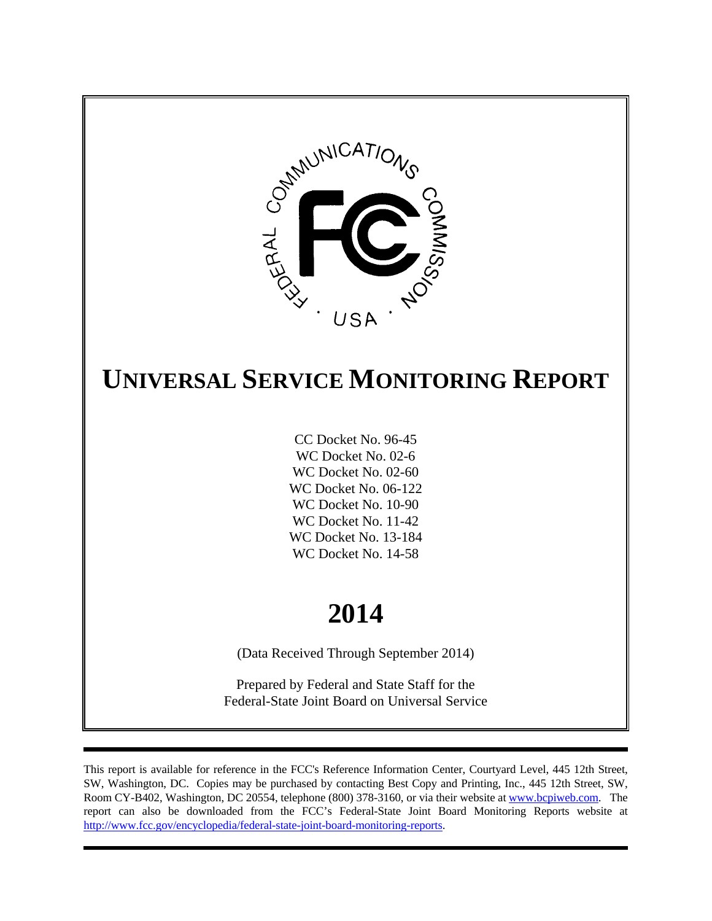# UNIVERSAL SERVICE MONITORING REPORT

CC Docket No. 96-45
WC Docket No. 02-6
WC Docket No. 02-60
WC Docket No. 06-122
WC Docket No. 10-90
WC Docket No. 11-42
WC Docket No. 13-184
WC Docket No. 14-58

# 2014

(Data Received Through September 2014)

Prepared by Federal and State Staff for the
Federal-State Joint Board on Universal Service

This report is available for reference in the FCC's Reference Information Center, Courtyard Level, 445 12th Street, SW, Washington, DC. Copies may be purchased by contacting Best Copy and Printing, Inc., 445 12th Street, SW, Room CY-B402, Washington, DC 20554, telephone (800) 378-3160, or via their website at www.bcpiweb.com. The report can also be downloaded from the FCC's Federal-State Joint Board Monitoring Reports website at http://www.fcc.gov/encyclopedia/federal-state-joint-board-monitoring-reports.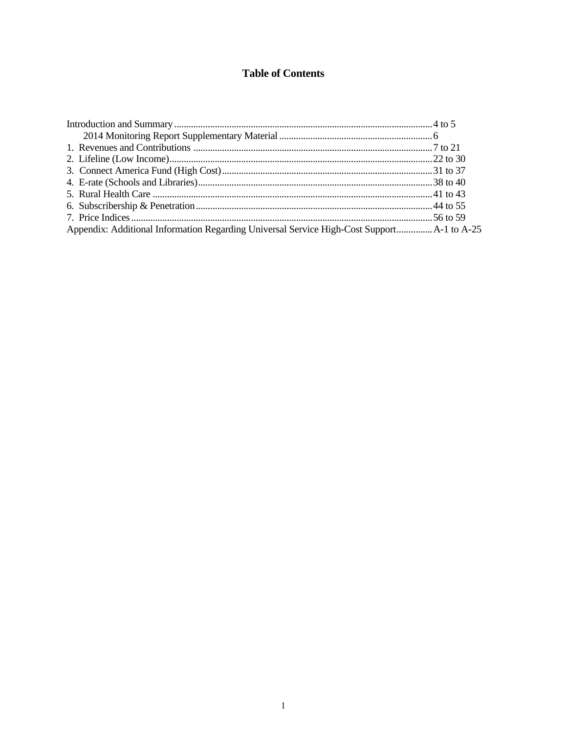# Table of Contents

| | |
|---|---|
| Introduction and Summary | 4 to 5 |
| 2014 Monitoring Report Supplementary Material | 6 |
| 1. Revenues and Contributions | 7 to 21 |
| 2. Lifeline (Low Income) | 22 to 30 |
| 3. Connect America Fund (High Cost) | 31 to 37 |
| 4. E-rate (Schools and Libraries) | 38 to 40 |
| 5. Rural Health Care | 41 to 43 |
| 6. Subscribership & Penetration | 44 to 55 |
| 7. Price Indices | 56 to 59 |
| Appendix: Additional Information Regarding Universal Service High-Cost Support | A-1 to A-25 |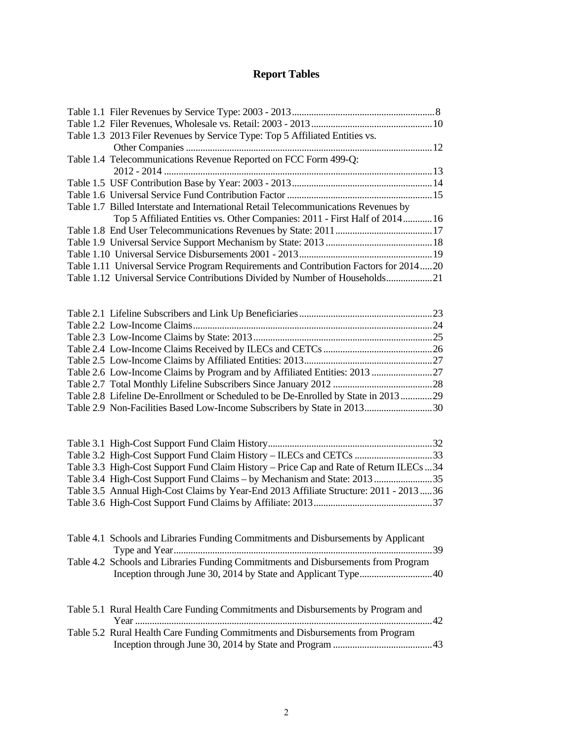# Report Tables

Table 1.1 Filer Revenues by Service Type: 2003 - 2013 ........................................................ 8
Table 1.2 Filer Revenues, Wholesale vs. Retail: 2003 - 2013 ................................................ 10
Table 1.3 2013 Filer Revenues by Service Type: Top 5 Affiliated Entities vs. Other Companies .................................................................................................... 12
Table 1.4 Telecommunications Revenue Reported on FCC Form 499-Q: 2012 - 2014 .............................................................................................................. 13
Table 1.5 USF Contribution Base by Year: 2003 - 2013 ......................................................... 14
Table 1.6 Universal Service Fund Contribution Factor ........................................................... 15
Table 1.7 Billed Interstate and International Retail Telecommunications Revenues by Top 5 Affiliated Entities vs. Other Companies: 2011 - First Half of 2014 ............ 16
Table 1.8 End User Telecommunications Revenues by State: 2011 ........................................ 17
Table 1.9 Universal Service Support Mechanism by State: 2013 ........................................... 18
Table 1.10 Universal Service Disbursements 2001 - 2013 ...................................................... 19
Table 1.11 Universal Service Program Requirements and Contribution Factors for 2014 ..... 20
Table 1.12 Universal Service Contributions Divided by Number of Households .................. 21

Table 2.1 Lifeline Subscribers and Link Up Beneficiaries ...................................................... 23
Table 2.2 Low-Income Claims .................................................................................................. 24
Table 2.3 Low-Income Claims by State: 2013 ......................................................................... 25
Table 2.4 Low-Income Claims Received by ILECs and CETCs ............................................ 26
Table 2.5 Low-Income Claims by Affiliated Entities: 2013 .................................................... 27
Table 2.6 Low-Income Claims by Program and by Affiliated Entities: 2013 ......................... 27
Table 2.7 Total Monthly Lifeline Subscribers Since January 2012 ......................................... 28
Table 2.8 Lifeline De-Enrollment or Scheduled to be De-Enrolled by State in 2013 ............. 29
Table 2.9 Non-Facilities Based Low-Income Subscribers by State in 2013 ............................ 30

Table 3.1 High-Cost Support Fund Claim History ................................................................... 32
Table 3.2 High-Cost Support Fund Claim History – ILECs and CETCs ................................ 33
Table 3.3 High-Cost Support Fund Claim History – Price Cap and Rate of Return ILECs ... 34
Table 3.4 High-Cost Support Fund Claims – by Mechanism and State: 2013 ........................ 35
Table 3.5 Annual High-Cost Claims by Year-End 2013 Affiliate Structure: 2011 - 2013 ..... 36
Table 3.6 High-Cost Support Fund Claims by Affiliate: 2013 ................................................. 37

Table 4.1 Schools and Libraries Funding Commitments and Disbursements by Applicant Type and Year .......................................................................................................... 39
Table 4.2 Schools and Libraries Funding Commitments and Disbursements from Program Inception through June 30, 2014 by State and Applicant Type ............................. 40

Table 5.1 Rural Health Care Funding Commitments and Disbursements by Program and Year .......................................................................................................................... 42
Table 5.2 Rural Health Care Funding Commitments and Disbursements from Program Inception through June 30, 2014 by State and Program ......................................... 43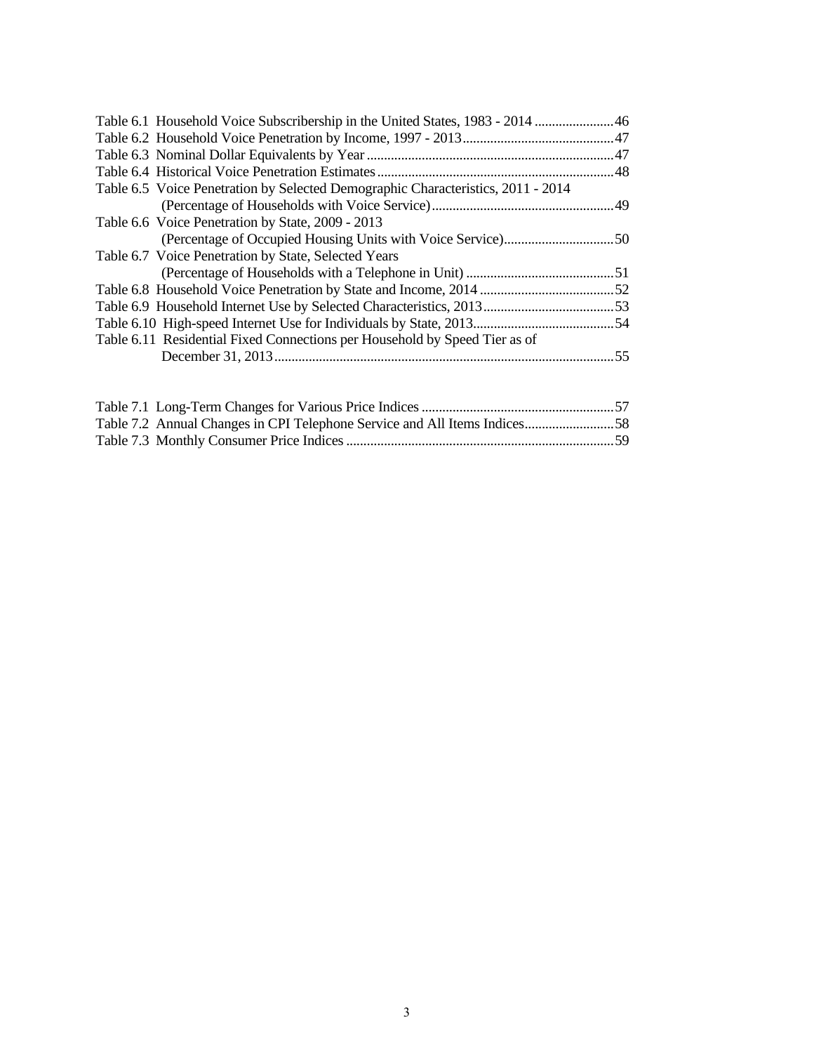Table 6.1 Household Voice Subscribership in the United States, 1983 - 2014 ....................... 46
Table 6.2 Household Voice Penetration by Income, 1997 - 2013 ........................................... 47
Table 6.3 Nominal Dollar Equivalents by Year ....................................................................... 47
Table 6.4 Historical Voice Penetration Estimates .................................................................... 48
Table 6.5 Voice Penetration by Selected Demographic Characteristics, 2011 - 2014
(Percentage of Households with Voice Service) .................................................... 49
Table 6.6 Voice Penetration by State, 2009 - 2013
(Percentage of Occupied Housing Units with Voice Service) ................................ 50
Table 6.7 Voice Penetration by State, Selected Years
(Percentage of Households with a Telephone in Unit) ........................................... 51
Table 6.8 Household Voice Penetration by State and Income, 2014 ....................................... 52
Table 6.9 Household Internet Use by Selected Characteristics, 2013 ...................................... 53
Table 6.10 High-speed Internet Use for Individuals by State, 2013 ......................................... 54
Table 6.11 Residential Fixed Connections per Household by Speed Tier as of
December 31, 2013 ................................................................................................. 55

Table 7.1 Long-Term Changes for Various Price Indices ........................................................ 57
Table 7.2 Annual Changes in CPI Telephone Service and All Items Indices .......................... 58
Table 7.3 Monthly Consumer Price Indices ............................................................................. 59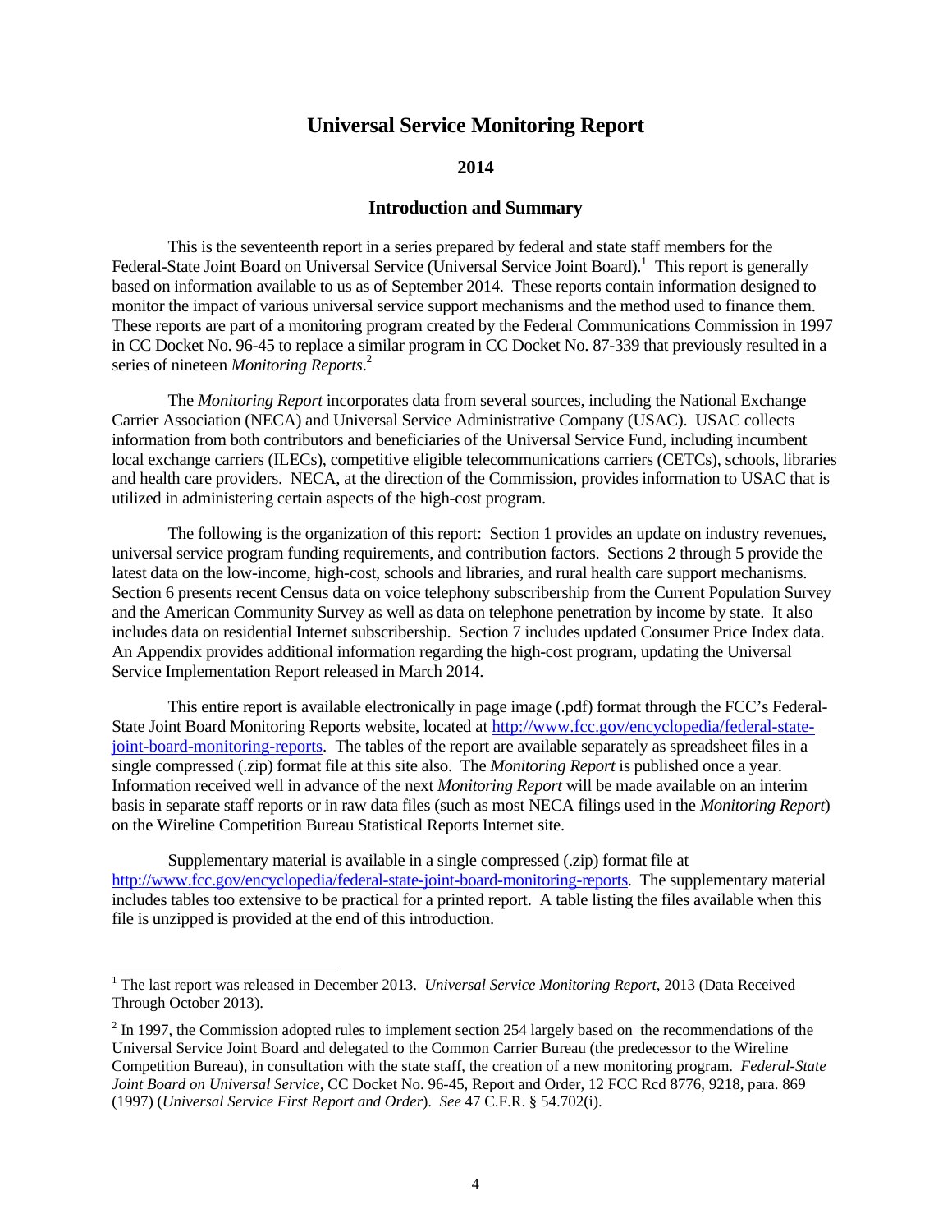# Universal Service Monitoring Report

## 2014

### Introduction and Summary

This is the seventeenth report in a series prepared by federal and state staff members for the Federal-State Joint Board on Universal Service (Universal Service Joint Board).[1] This report is generally based on information available to us as of September 2014. These reports contain information designed to monitor the impact of various universal service support mechanisms and the method used to finance them. These reports are part of a monitoring program created by the Federal Communications Commission in 1997 in CC Docket No. 96-45 to replace a similar program in CC Docket No. 87-339 that previously resulted in a series of nineteen *Monitoring Reports*.[2]

The *Monitoring Report* incorporates data from several sources, including the National Exchange Carrier Association (NECA) and Universal Service Administrative Company (USAC). USAC collects information from both contributors and beneficiaries of the Universal Service Fund, including incumbent local exchange carriers (ILECs), competitive eligible telecommunications carriers (CETCs), schools, libraries and health care providers. NECA, at the direction of the Commission, provides information to USAC that is utilized in administering certain aspects of the high-cost program.

The following is the organization of this report: Section 1 provides an update on industry revenues, universal service program funding requirements, and contribution factors. Sections 2 through 5 provide the latest data on the low-income, high-cost, schools and libraries, and rural health care support mechanisms. Section 6 presents recent Census data on voice telephony subscribership from the Current Population Survey and the American Community Survey as well as data on telephone penetration by income by state. It also includes data on residential Internet subscribership. Section 7 includes updated Consumer Price Index data. An Appendix provides additional information regarding the high-cost program, updating the Universal Service Implementation Report released in March 2014.

This entire report is available electronically in page image (.pdf) format through the FCC's Federal-State Joint Board Monitoring Reports website, located at http://www.fcc.gov/encyclopedia/federal-state-joint-board-monitoring-reports. The tables of the report are available separately as spreadsheet files in a single compressed (.zip) format file at this site also. The *Monitoring Report* is published once a year. Information received well in advance of the next *Monitoring Report* will be made available on an interim basis in separate staff reports or in raw data files (such as most NECA filings used in the *Monitoring Report*) on the Wireline Competition Bureau Statistical Reports Internet site.

Supplementary material is available in a single compressed (.zip) format file at http://www.fcc.gov/encyclopedia/federal-state-joint-board-monitoring-reports. The supplementary material includes tables too extensive to be practical for a printed report. A table listing the files available when this file is unzipped is provided at the end of this introduction.

---

[1] The last report was released in December 2013. *Universal Service Monitoring Report,* 2013 (Data Received Through October 2013).

[2] In 1997, the Commission adopted rules to implement section 254 largely based on the recommendations of the Universal Service Joint Board and delegated to the Common Carrier Bureau (the predecessor to the Wireline Competition Bureau), in consultation with the state staff, the creation of a new monitoring program. *Federal-State Joint Board on Universal Service*, CC Docket No. 96-45, Report and Order, 12 FCC Rcd 8776, 9218, para. 869 (1997) (*Universal Service First Report and Order*). *See* 47 C.F.R. § 54.702(i).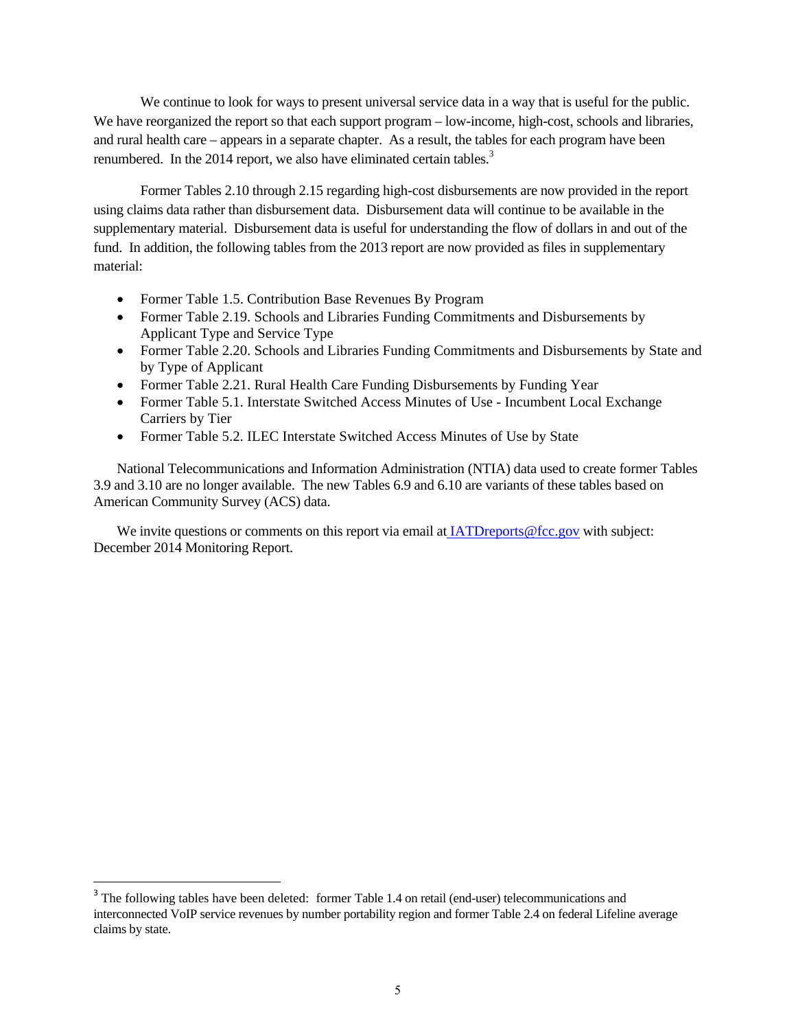We continue to look for ways to present universal service data in a way that is useful for the public. We have reorganized the report so that each support program – low-income, high-cost, schools and libraries, and rural health care – appears in a separate chapter. As a result, the tables for each program have been renumbered. In the 2014 report, we also have eliminated certain tables.[3]

Former Tables 2.10 through 2.15 regarding high-cost disbursements are now provided in the report using claims data rather than disbursement data. Disbursement data will continue to be available in the supplementary material. Disbursement data is useful for understanding the flow of dollars in and out of the fund. In addition, the following tables from the 2013 report are now provided as files in supplementary material:

- Former Table 1.5. Contribution Base Revenues By Program
- Former Table 2.19. Schools and Libraries Funding Commitments and Disbursements by Applicant Type and Service Type
- Former Table 2.20. Schools and Libraries Funding Commitments and Disbursements by State and by Type of Applicant
- Former Table 2.21. Rural Health Care Funding Disbursements by Funding Year
- Former Table 5.1. Interstate Switched Access Minutes of Use - Incumbent Local Exchange Carriers by Tier
- Former Table 5.2. ILEC Interstate Switched Access Minutes of Use by State

National Telecommunications and Information Administration (NTIA) data used to create former Tables 3.9 and 3.10 are no longer available. The new Tables 6.9 and 6.10 are variants of these tables based on American Community Survey (ACS) data.

We invite questions or comments on this report via email at IATDreports@fcc.gov with subject: December 2014 Monitoring Report.

[3] The following tables have been deleted: former Table 1.4 on retail (end-user) telecommunications and interconnected VoIP service revenues by number portability region and former Table 2.4 on federal Lifeline average claims by state.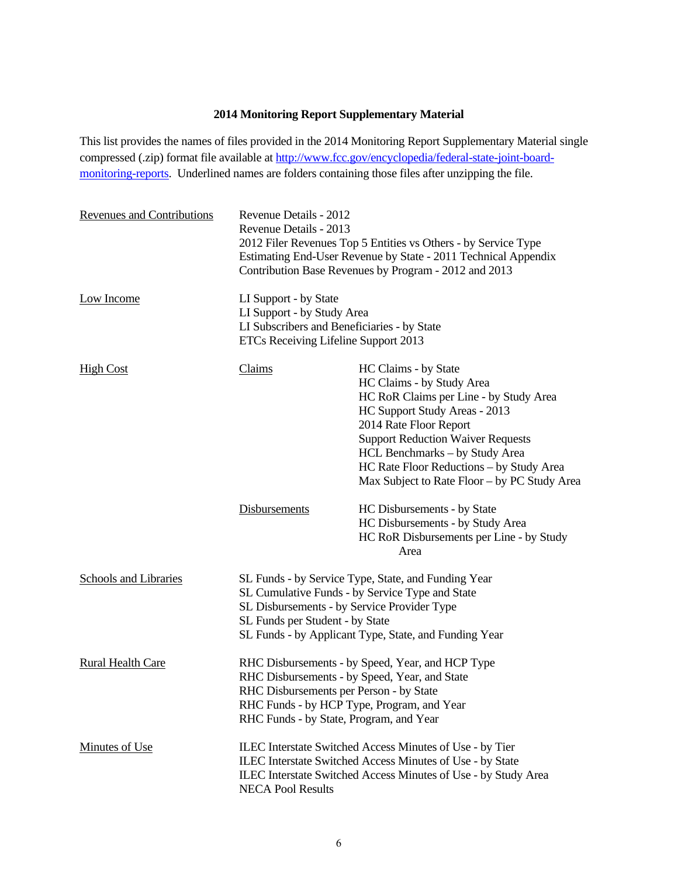**2014 Monitoring Report Supplementary Material**

This list provides the names of files provided in the 2014 Monitoring Report Supplementary Material single compressed (.zip) format file available at [http://www.fcc.gov/encyclopedia/federal-state-joint-board-monitoring-reports](http://www.fcc.gov/encyclopedia/federal-state-joint-board-monitoring-reports). Underlined names are folders containing those files after unzipping the file.

<u>Revenues and Contributions</u>

- Revenue Details - 2012
- Revenue Details - 2013
- 2012 Filer Revenues Top 5 Entities vs Others - by Service Type
- Estimating End-User Revenue by State - 2011 Technical Appendix
- Contribution Base Revenues by Program - 2012 and 2013

<u>Low Income</u>

- LI Support - by State
- LI Support - by Study Area
- LI Subscribers and Beneficiaries - by State
- ETCs Receiving Lifeline Support 2013

<u>High Cost</u>

- <u>Claims</u>
  - HC Claims - by State
  - HC Claims - by Study Area
  - HC RoR Claims per Line - by Study Area
  - HC Support Study Areas - 2013
  - 2014 Rate Floor Report
  - Support Reduction Waiver Requests
  - HCL Benchmarks – by Study Area
  - HC Rate Floor Reductions – by Study Area
  - Max Subject to Rate Floor – by PC Study Area
- <u>Disbursements</u>
  - HC Disbursements - by State
  - HC Disbursements - by Study Area
  - HC RoR Disbursements per Line - by Study Area

<u>Schools and Libraries</u>

- SL Funds - by Service Type, State, and Funding Year
- SL Cumulative Funds - by Service Type and State
- SL Disbursements - by Service Provider Type
- SL Funds per Student - by State
- SL Funds - by Applicant Type, State, and Funding Year

<u>Rural Health Care</u>

- RHC Disbursements - by Speed, Year, and HCP Type
- RHC Disbursements - by Speed, Year, and State
- RHC Disbursements per Person - by State
- RHC Funds - by HCP Type, Program, and Year
- RHC Funds - by State, Program, and Year

<u>Minutes of Use</u>

- ILEC Interstate Switched Access Minutes of Use - by Tier
- ILEC Interstate Switched Access Minutes of Use - by State
- ILEC Interstate Switched Access Minutes of Use - by Study Area
- NECA Pool Results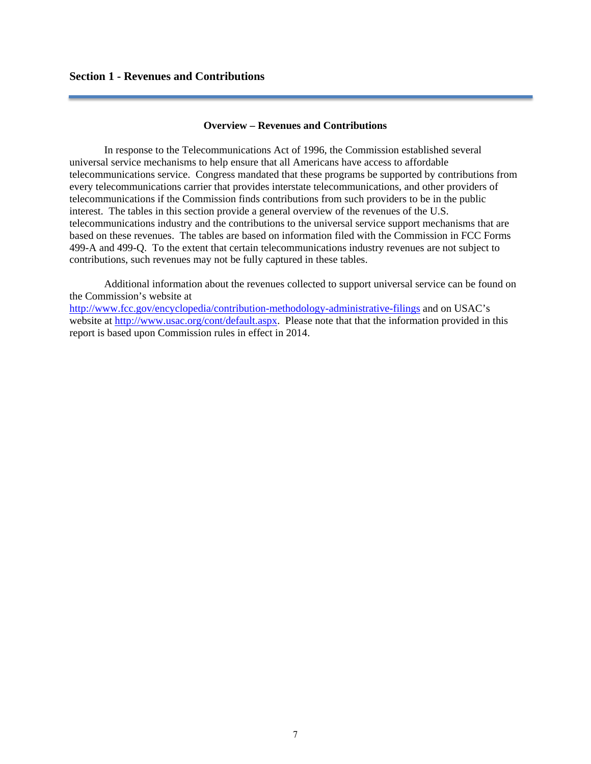## Section 1 - Revenues and Contributions

### Overview – Revenues and Contributions

In response to the Telecommunications Act of 1996, the Commission established several universal service mechanisms to help ensure that all Americans have access to affordable telecommunications service. Congress mandated that these programs be supported by contributions from every telecommunications carrier that provides interstate telecommunications, and other providers of telecommunications if the Commission finds contributions from such providers to be in the public interest. The tables in this section provide a general overview of the revenues of the U.S. telecommunications industry and the contributions to the universal service support mechanisms that are based on these revenues. The tables are based on information filed with the Commission in FCC Forms 499-A and 499-Q. To the extent that certain telecommunications industry revenues are not subject to contributions, such revenues may not be fully captured in these tables.

Additional information about the revenues collected to support universal service can be found on the Commission's website at http://www.fcc.gov/encyclopedia/contribution-methodology-administrative-filings and on USAC's website at http://www.usac.org/cont/default.aspx. Please note that that the information provided in this report is based upon Commission rules in effect in 2014.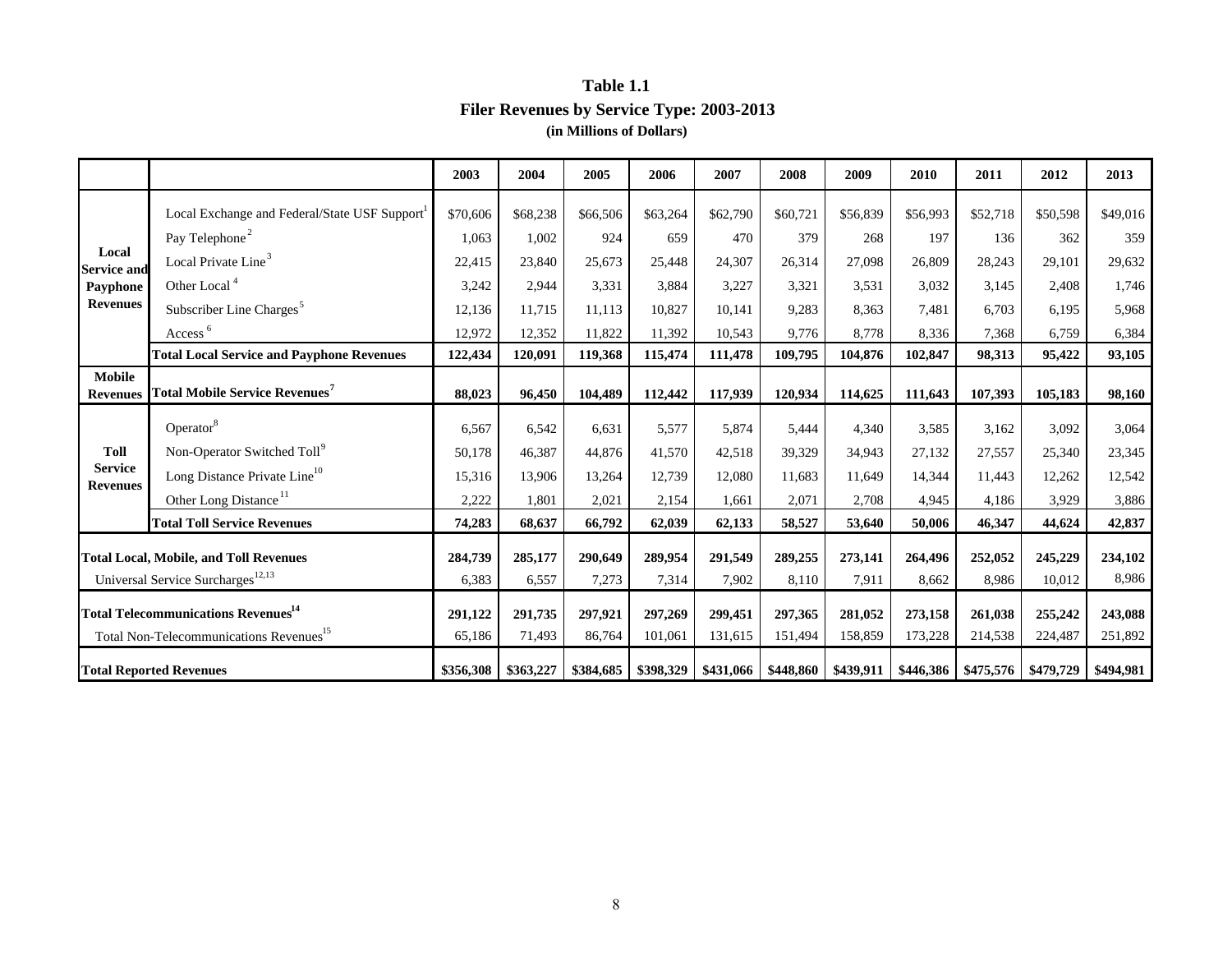**Table 1.1**
**Filer Revenues by Service Type: 2003-2013**
**(in Millions of Dollars)**

| | | 2003 | 2004 | 2005 | 2006 | 2007 | 2008 | 2009 | 2010 | 2011 | 2012 | 2013 |
|---|---|---|---|---|---|---|---|---|---|---|---|---|
| **Local Service and Payphone Revenues** | Local Exchange and Federal/State USF Support[1] | $70,606 | $68,238 | $66,506 | $63,264 | $62,790 | $60,721 | $56,839 | $56,993 | $52,718 | $50,598 | $49,016 |
| | Pay Telephone[2] | 1,063 | 1,002 | 924 | 659 | 470 | 379 | 268 | 197 | 136 | 362 | 359 |
| | Local Private Line[3] | 22,415 | 23,840 | 25,673 | 25,448 | 24,307 | 26,314 | 27,098 | 26,809 | 28,243 | 29,101 | 29,632 |
| | Other Local[4] | 3,242 | 2,944 | 3,331 | 3,884 | 3,227 | 3,321 | 3,531 | 3,032 | 3,145 | 2,408 | 1,746 |
| | Subscriber Line Charges[5] | 12,136 | 11,715 | 11,113 | 10,827 | 10,141 | 9,283 | 8,363 | 7,481 | 6,703 | 6,195 | 5,968 |
| | Access[6] | 12,972 | 12,352 | 11,822 | 11,392 | 10,543 | 9,776 | 8,778 | 8,336 | 7,368 | 6,759 | 6,384 |
| | **Total Local Service and Payphone Revenues** | **122,434** | **120,091** | **119,368** | **115,474** | **111,478** | **109,795** | **104,876** | **102,847** | **98,313** | **95,422** | **93,105** |
| **Mobile Revenues** | **Total Mobile Service Revenues[7]** | **88,023** | **96,450** | **104,489** | **112,442** | **117,939** | **120,934** | **114,625** | **111,643** | **107,393** | **105,183** | **98,160** |
| **Toll Service Revenues** | Operator[8] | 6,567 | 6,542 | 6,631 | 5,577 | 5,874 | 5,444 | 4,340 | 3,585 | 3,162 | 3,092 | 3,064 |
| | Non-Operator Switched Toll[9] | 50,178 | 46,387 | 44,876 | 41,570 | 42,518 | 39,329 | 34,943 | 27,132 | 27,557 | 25,340 | 23,345 |
| | Long Distance Private Line[10] | 15,316 | 13,906 | 13,264 | 12,739 | 12,080 | 11,683 | 11,649 | 14,344 | 11,443 | 12,262 | 12,542 |
| | Other Long Distance[11] | 2,222 | 1,801 | 2,021 | 2,154 | 1,661 | 2,071 | 2,708 | 4,945 | 4,186 | 3,929 | 3,886 |
| | **Total Toll Service Revenues** | **74,283** | **68,637** | **66,792** | **62,039** | **62,133** | **58,527** | **53,640** | **50,006** | **46,347** | **44,624** | **42,837** |
| **Total Local, Mobile, and Toll Revenues** | | **284,739** | **285,177** | **290,649** | **289,954** | **291,549** | **289,255** | **273,141** | **264,496** | **252,052** | **245,229** | **234,102** |
| Universal Service Surcharges[12,13] | | 6,383 | 6,557 | 7,273 | 7,314 | 7,902 | 8,110 | 7,911 | 8,662 | 8,986 | 10,012 | 8,986 |
| **Total Telecommunications Revenues[14]** | | **291,122** | **291,735** | **297,921** | **297,269** | **299,451** | **297,365** | **281,052** | **273,158** | **261,038** | **255,242** | **243,088** |
| Total Non-Telecommunications Revenues[15] | | 65,186 | 71,493 | 86,764 | 101,061 | 131,615 | 151,494 | 158,859 | 173,228 | 214,538 | 224,487 | 251,892 |
| **Total Reported Revenues** | | **$356,308** | **$363,227** | **$384,685** | **$398,329** | **$431,066** | **$448,860** | **$439,911** | **$446,386** | **$475,576** | **$479,729** | **$494,981** |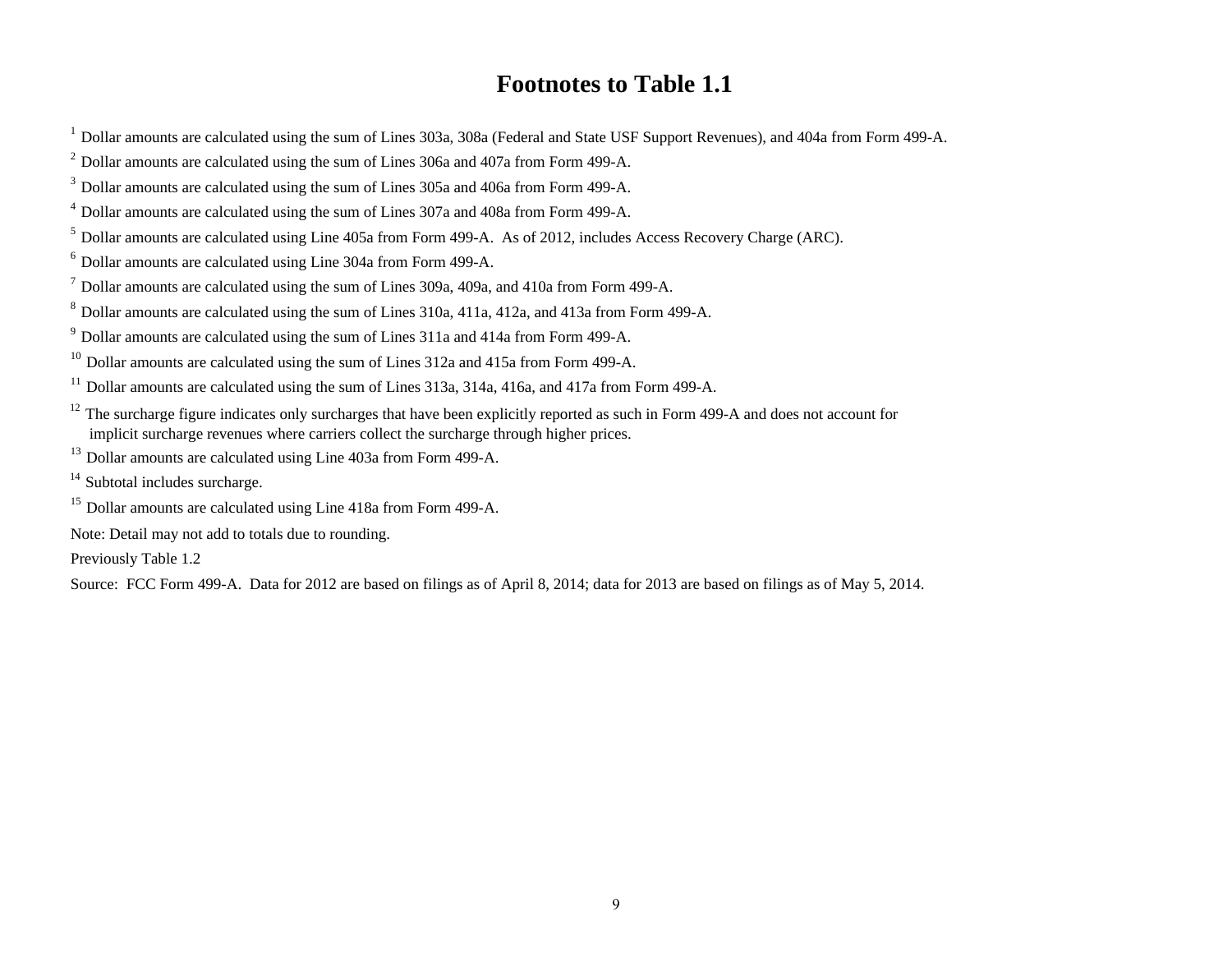# Footnotes to Table 1.1

[1] Dollar amounts are calculated using the sum of Lines 303a, 308a (Federal and State USF Support Revenues), and 404a from Form 499-A.

[2] Dollar amounts are calculated using the sum of Lines 306a and 407a from Form 499-A.

[3] Dollar amounts are calculated using the sum of Lines 305a and 406a from Form 499-A.

[4] Dollar amounts are calculated using the sum of Lines 307a and 408a from Form 499-A.

[5] Dollar amounts are calculated using Line 405a from Form 499-A. As of 2012, includes Access Recovery Charge (ARC).

[6] Dollar amounts are calculated using Line 304a from Form 499-A.

[7] Dollar amounts are calculated using the sum of Lines 309a, 409a, and 410a from Form 499-A.

[8] Dollar amounts are calculated using the sum of Lines 310a, 411a, 412a, and 413a from Form 499-A.

[9] Dollar amounts are calculated using the sum of Lines 311a and 414a from Form 499-A.

[10] Dollar amounts are calculated using the sum of Lines 312a and 415a from Form 499-A.

[11] Dollar amounts are calculated using the sum of Lines 313a, 314a, 416a, and 417a from Form 499-A.

[12] The surcharge figure indicates only surcharges that have been explicitly reported as such in Form 499-A and does not account for implicit surcharge revenues where carriers collect the surcharge through higher prices.

[13] Dollar amounts are calculated using Line 403a from Form 499-A.

[14] Subtotal includes surcharge.

[15] Dollar amounts are calculated using Line 418a from Form 499-A.

Note: Detail may not add to totals due to rounding.

Previously Table 1.2

Source: FCC Form 499-A. Data for 2012 are based on filings as of April 8, 2014; data for 2013 are based on filings as of May 5, 2014.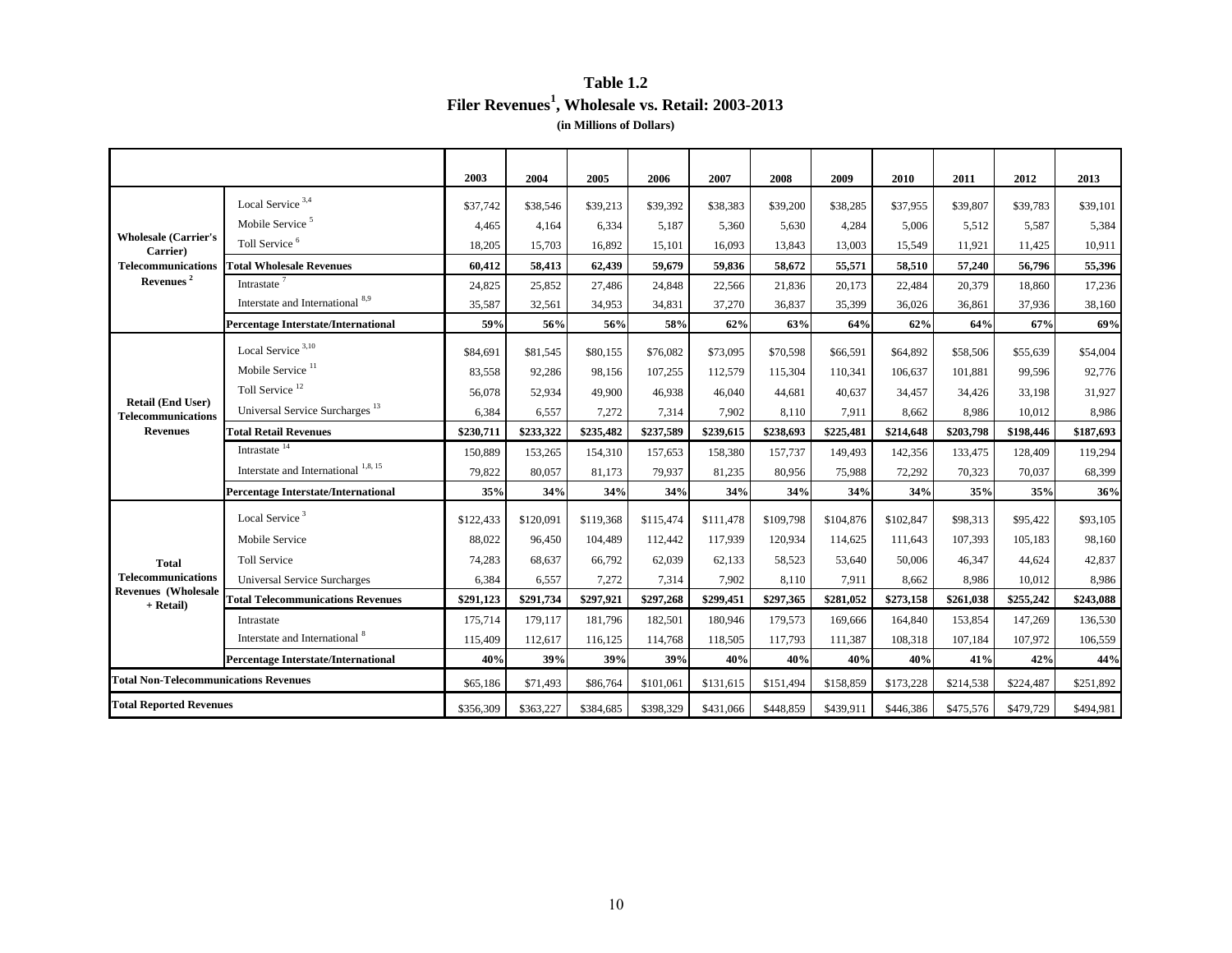**Table 1.2**

**Filer Revenues[1], Wholesale vs. Retail: 2003-2013**

**(in Millions of Dollars)**

| | | 2003 | 2004 | 2005 | 2006 | 2007 | 2008 | 2009 | 2010 | 2011 | 2012 | 2013 |
|---|---|---|---|---|---|---|---|---|---|---|---|---|
| **Wholesale (Carrier's Carrier) Telecommunications Revenues [2]** | Local Service [3,4] | $37,742 | $38,546 | $39,213 | $39,392 | $38,383 | $39,200 | $38,285 | $37,955 | $39,807 | $39,783 | $39,101 |
| | Mobile Service [5] | 4,465 | 4,164 | 6,334 | 5,187 | 5,360 | 5,630 | 4,284 | 5,006 | 5,512 | 5,587 | 5,384 |
| | Toll Service [6] | 18,205 | 15,703 | 16,892 | 15,101 | 16,093 | 13,843 | 13,003 | 15,549 | 11,921 | 11,425 | 10,911 |
| | **Total Wholesale Revenues** | **60,412** | **58,413** | **62,439** | **59,679** | **59,836** | **58,672** | **55,571** | **58,510** | **57,240** | **56,796** | **55,396** |
| | Intrastate [7] | 24,825 | 25,852 | 27,486 | 24,848 | 22,566 | 21,836 | 20,173 | 22,484 | 20,379 | 18,860 | 17,236 |
| | Interstate and International [8,9] | 35,587 | 32,561 | 34,953 | 34,831 | 37,270 | 36,837 | 35,399 | 36,026 | 36,861 | 37,936 | 38,160 |
| | **Percentage Interstate/International** | **59%** | **56%** | **56%** | **58%** | **62%** | **63%** | **64%** | **62%** | **64%** | **67%** | **69%** |
| **Retail (End User) Telecommunications Revenues** | Local Service [3,10] | $84,691 | $81,545 | $80,155 | $76,082 | $73,095 | $70,598 | $66,591 | $64,892 | $58,506 | $55,639 | $54,004 |
| | Mobile Service [11] | 83,558 | 92,286 | 98,156 | 107,255 | 112,579 | 115,304 | 110,341 | 106,637 | 101,881 | 99,596 | 92,776 |
| | Toll Service [12] | 56,078 | 52,934 | 49,900 | 46,938 | 46,040 | 44,681 | 40,637 | 34,457 | 34,426 | 33,198 | 31,927 |
| | Universal Service Surcharges [13] | 6,384 | 6,557 | 7,272 | 7,314 | 7,902 | 8,110 | 7,911 | 8,662 | 8,986 | 10,012 | 8,986 |
| | **Total Retail Revenues** | **$230,711** | **$233,322** | **$235,482** | **$237,589** | **$239,615** | **$238,693** | **$225,481** | **$214,648** | **$203,798** | **$198,446** | **$187,693** |
| | Intrastate [14] | 150,889 | 153,265 | 154,310 | 157,653 | 158,380 | 157,737 | 149,493 | 142,356 | 133,475 | 128,409 | 119,294 |
| | Interstate and International [1,8,15] | 79,822 | 80,057 | 81,173 | 79,937 | 81,235 | 80,956 | 75,988 | 72,292 | 70,323 | 70,037 | 68,399 |
| | **Percentage Interstate/International** | **35%** | **34%** | **34%** | **34%** | **34%** | **34%** | **34%** | **34%** | **35%** | **35%** | **36%** |
| **Total Telecommunications Revenues (Wholesale + Retail)** | Local Service [3] | $122,433 | $120,091 | $119,368 | $115,474 | $111,478 | $109,798 | $104,876 | $102,847 | $98,313 | $95,422 | $93,105 |
| | Mobile Service | 88,022 | 96,450 | 104,489 | 112,442 | 117,939 | 120,934 | 114,625 | 111,643 | 107,393 | 105,183 | 98,160 |
| | Toll Service | 74,283 | 68,637 | 66,792 | 62,039 | 62,133 | 58,523 | 53,640 | 50,006 | 46,347 | 44,624 | 42,837 |
| | Universal Service Surcharges | 6,384 | 6,557 | 7,272 | 7,314 | 7,902 | 8,110 | 7,911 | 8,662 | 8,986 | 10,012 | 8,986 |
| | **Total Telecommunications Revenues** | **$291,123** | **$291,734** | **$297,921** | **$297,268** | **$299,451** | **$297,365** | **$281,052** | **$273,158** | **$261,038** | **$255,242** | **$243,088** |
| | Intrastate | 175,714 | 179,117 | 181,796 | 182,501 | 180,946 | 179,573 | 169,666 | 164,840 | 153,854 | 147,269 | 136,530 |
| | Interstate and International [8] | 115,409 | 112,617 | 116,125 | 114,768 | 118,505 | 117,793 | 111,387 | 108,318 | 107,184 | 107,972 | 106,559 |
| | **Percentage Interstate/International** | **40%** | **39%** | **39%** | **39%** | **40%** | **40%** | **40%** | **40%** | **41%** | **42%** | **44%** |
| **Total Non-Telecommunications Revenues** | | $65,186 | $71,493 | $86,764 | $101,061 | $131,615 | $151,494 | $158,859 | $173,228 | $214,538 | $224,487 | $251,892 |
| **Total Reported Revenues** | | $356,309 | $363,227 | $384,685 | $398,329 | $431,066 | $448,859 | $439,911 | $446,386 | $475,576 | $479,729 | $494,981 |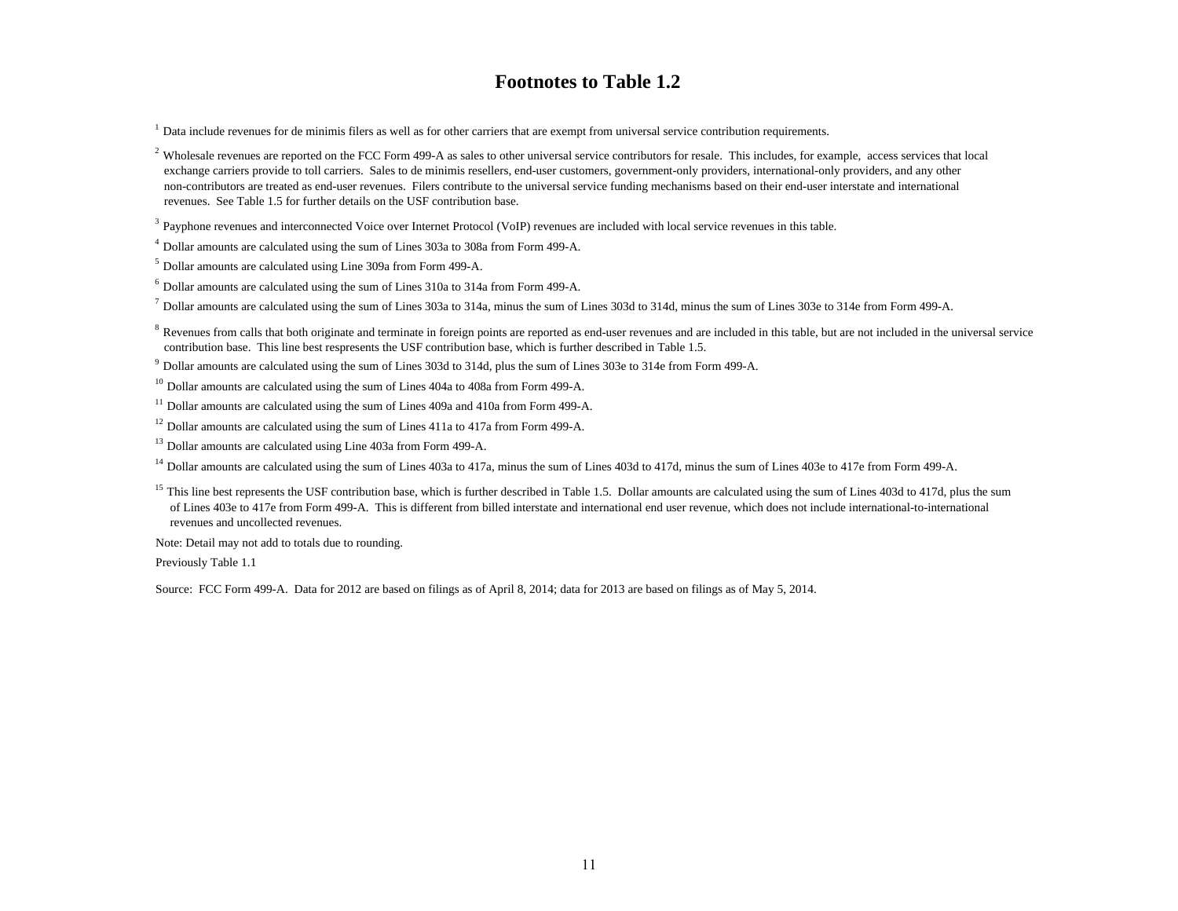# Footnotes to Table 1.2

[1] Data include revenues for de minimis filers as well as for other carriers that are exempt from universal service contribution requirements.

[2] Wholesale revenues are reported on the FCC Form 499-A as sales to other universal service contributors for resale. This includes, for example, access services that local exchange carriers provide to toll carriers. Sales to de minimis resellers, end-user customers, government-only providers, international-only providers, and any other non-contributors are treated as end-user revenues. Filers contribute to the universal service funding mechanisms based on their end-user interstate and international revenues. See Table 1.5 for further details on the USF contribution base.

[3] Payphone revenues and interconnected Voice over Internet Protocol (VoIP) revenues are included with local service revenues in this table.

[4] Dollar amounts are calculated using the sum of Lines 303a to 308a from Form 499-A.

[5] Dollar amounts are calculated using Line 309a from Form 499-A.

[6] Dollar amounts are calculated using the sum of Lines 310a to 314a from Form 499-A.

[7] Dollar amounts are calculated using the sum of Lines 303a to 314a, minus the sum of Lines 303d to 314d, minus the sum of Lines 303e to 314e from Form 499-A.

[8] Revenues from calls that both originate and terminate in foreign points are reported as end-user revenues and are included in this table, but are not included in the universal service contribution base. This line best respresents the USF contribution base, which is further described in Table 1.5.

[9] Dollar amounts are calculated using the sum of Lines 303d to 314d, plus the sum of Lines 303e to 314e from Form 499-A.

[10] Dollar amounts are calculated using the sum of Lines 404a to 408a from Form 499-A.

[11] Dollar amounts are calculated using the sum of Lines 409a and 410a from Form 499-A.

[12] Dollar amounts are calculated using the sum of Lines 411a to 417a from Form 499-A.

[13] Dollar amounts are calculated using Line 403a from Form 499-A.

[14] Dollar amounts are calculated using the sum of Lines 403a to 417a, minus the sum of Lines 403d to 417d, minus the sum of Lines 403e to 417e from Form 499-A.

[15] This line best represents the USF contribution base, which is further described in Table 1.5. Dollar amounts are calculated using the sum of Lines 403d to 417d, plus the sum of Lines 403e to 417e from Form 499-A. This is different from billed interstate and international end user revenue, which does not include international-to-international revenues and uncollected revenues.

Note: Detail may not add to totals due to rounding.

Previously Table 1.1

Source: FCC Form 499-A. Data for 2012 are based on filings as of April 8, 2014; data for 2013 are based on filings as of May 5, 2014.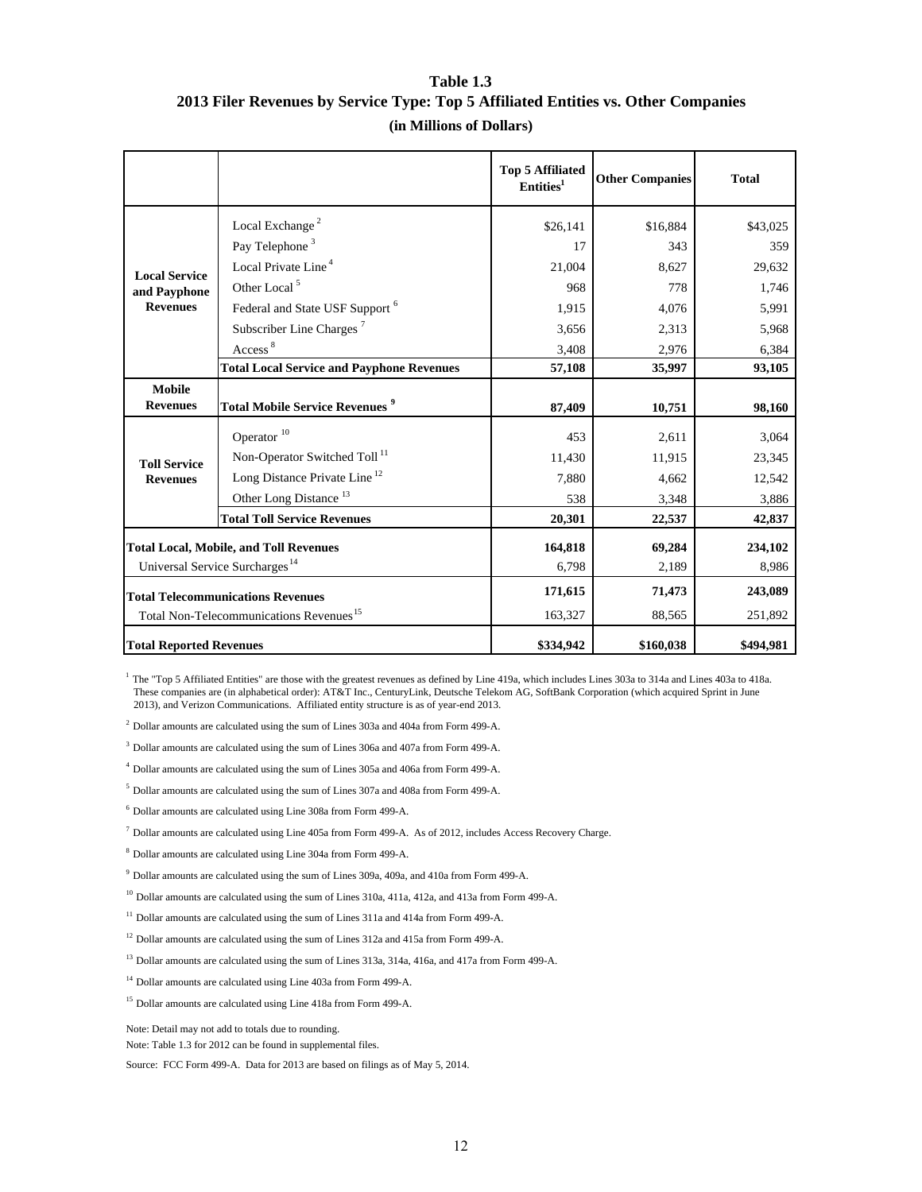**Table 1.3**

**2013 Filer Revenues by Service Type: Top 5 Affiliated Entities vs. Other Companies**

**(in Millions of Dollars)**

| | | Top 5 Affiliated Entities[1] | Other Companies | Total |
|---|---|---|---|---|
| **Local Service and Payphone Revenues** | Local Exchange [2] | $26,141 | $16,884 | $43,025 |
| | Pay Telephone [3] | 17 | 343 | 359 |
| | Local Private Line [4] | 21,004 | 8,627 | 29,632 |
| | Other Local [5] | 968 | 778 | 1,746 |
| | Federal and State USF Support [6] | 1,915 | 4,076 | 5,991 |
| | Subscriber Line Charges [7] | 3,656 | 2,313 | 5,968 |
| | Access [8] | 3,408 | 2,976 | 6,384 |
| | **Total Local Service and Payphone Revenues** | **57,108** | **35,997** | **93,105** |
| **Mobile Revenues** | **Total Mobile Service Revenues [9]** | **87,409** | **10,751** | **98,160** |
| **Toll Service Revenues** | Operator [10] | 453 | 2,611 | 3,064 |
| | Non-Operator Switched Toll [11] | 11,430 | 11,915 | 23,345 |
| | Long Distance Private Line [12] | 7,880 | 4,662 | 12,542 |
| | Other Long Distance [13] | 538 | 3,348 | 3,886 |
| | **Total Toll Service Revenues** | **20,301** | **22,537** | **42,837** |
| **Total Local, Mobile, and Toll Revenues** | | **164,818** | **69,284** | **234,102** |
| Universal Service Surcharges [14] | | 6,798 | 2,189 | 8,986 |
| **Total Telecommunications Revenues** | | **171,615** | **71,473** | **243,089** |
| Total Non-Telecommunications Revenues [15] | | 163,327 | 88,565 | 251,892 |
| **Total Reported Revenues** | | **$334,942** | **$160,038** | **$494,981** |

[1] The "Top 5 Affiliated Entities" are those with the greatest revenues as defined by Line 419a, which includes Lines 303a to 314a and Lines 403a to 418a. These companies are (in alphabetical order): AT&T Inc., CenturyLink, Deutsche Telekom AG, SoftBank Corporation (which acquired Sprint in June 2013), and Verizon Communications. Affiliated entity structure is as of year-end 2013.

[2] Dollar amounts are calculated using the sum of Lines 303a and 404a from Form 499-A.

[3] Dollar amounts are calculated using the sum of Lines 306a and 407a from Form 499-A.

[4] Dollar amounts are calculated using the sum of Lines 305a and 406a from Form 499-A.

[5] Dollar amounts are calculated using the sum of Lines 307a and 408a from Form 499-A.

[6] Dollar amounts are calculated using Line 308a from Form 499-A.

[7] Dollar amounts are calculated using Line 405a from Form 499-A. As of 2012, includes Access Recovery Charge.

[8] Dollar amounts are calculated using Line 304a from Form 499-A.

[9] Dollar amounts are calculated using the sum of Lines 309a, 409a, and 410a from Form 499-A.

[10] Dollar amounts are calculated using the sum of Lines 310a, 411a, 412a, and 413a from Form 499-A.

[11] Dollar amounts are calculated using the sum of Lines 311a and 414a from Form 499-A.

[12] Dollar amounts are calculated using the sum of Lines 312a and 415a from Form 499-A.

[13] Dollar amounts are calculated using the sum of Lines 313a, 314a, 416a, and 417a from Form 499-A.

[14] Dollar amounts are calculated using Line 403a from Form 499-A.

[15] Dollar amounts are calculated using Line 418a from Form 499-A.

Note: Detail may not add to totals due to rounding.

Note: Table 1.3 for 2012 can be found in supplemental files.

Source: FCC Form 499-A. Data for 2013 are based on filings as of May 5, 2014.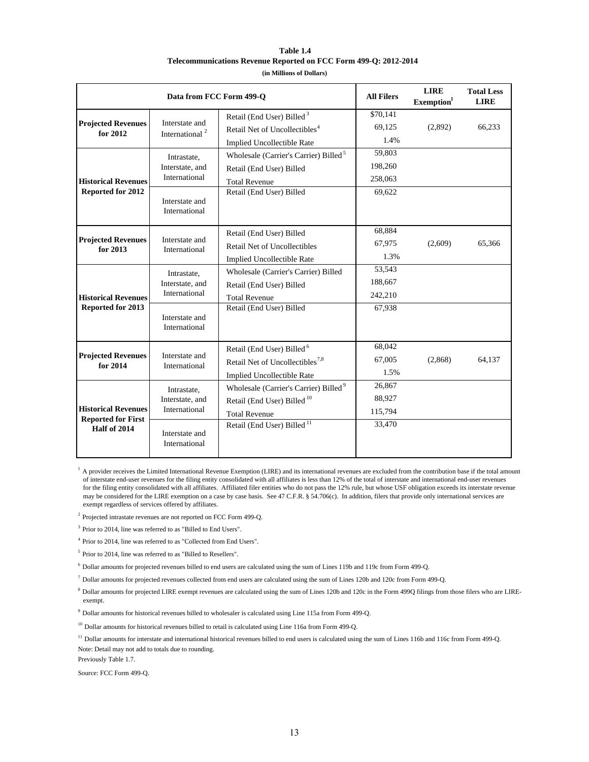**Table 1.4**
**Telecommunications Revenue Reported on FCC Form 499-Q: 2012-2014**
**(in Millions of Dollars)**

| Data from FCC Form 499-Q | | | All Filers | LIRE Exemption[1] | Total Less LIRE |
|---|---|---|---|---|---|
| **Projected Revenues for 2012** | Interstate and International [2] | Retail (End User) Billed [3] | $70,141 | | |
| | | Retail Net of Uncollectibles[4] | 69,125 | (2,892) | 66,233 |
| | | Implied Uncollectible Rate | 1.4% | | |
| **Historical Revenues Reported for 2012** | Intrastate, Interstate, and International | Wholesale (Carrier's Carrier) Billed [5] | 59,803 | | |
| | | Retail (End User) Billed | 198,260 | | |
| | | Total Revenue | 258,063 | | |
| | Interstate and International | Retail (End User) Billed | 69,622 | | |
| **Projected Revenues for 2013** | Interstate and International | Retail (End User) Billed | 68,884 | | |
| | | Retail Net of Uncollectibles | 67,975 | (2,609) | 65,366 |
| | | Implied Uncollectible Rate | 1.3% | | |
| **Historical Revenues Reported for 2013** | Intrastate, Interstate, and International | Wholesale (Carrier's Carrier) Billed | 53,543 | | |
| | | Retail (End User) Billed | 188,667 | | |
| | | Total Revenue | 242,210 | | |
| | Interstate and International | Retail (End User) Billed | 67,938 | | |
| **Projected Revenues for 2014** | Interstate and International | Retail (End User) Billed [6] | 68,042 | | |
| | | Retail Net of Uncollectibles[7,8] | 67,005 | (2,868) | 64,137 |
| | | Implied Uncollectible Rate | 1.5% | | |
| **Historical Revenues Reported for First Half of 2014** | Intrastate, Interstate, and International | Wholesale (Carrier's Carrier) Billed [9] | 26,867 | | |
| | | Retail (End User) Billed [10] | 88,927 | | |
| | | Total Revenue | 115,794 | | |
| | Interstate and International | Retail (End User) Billed [11] | 33,470 | | |

[1] A provider receives the Limited International Revenue Exemption (LIRE) and its international revenues are excluded from the contribution base if the total amount of interstate end-user revenues for the filing entity consolidated with all affiliates is less than 12% of the total of interstate and international end-user revenues for the filing entity consolidated with all affiliates. Affiliated filer entities who do not pass the 12% rule, but whose USF obligation exceeds its interstate revenue may be considered for the LIRE exemption on a case by case basis. See 47 C.F.R. § 54.706(c). In addition, filers that provide only international services are exempt regardless of services offered by affiliates.

[2] Projected intrastate revenues are not reported on FCC Form 499-Q.

[3] Prior to 2014, line was referred to as "Billed to End Users".

[4] Prior to 2014, line was referred to as "Collected from End Users".

[5] Prior to 2014, line was referred to as "Billed to Resellers".

[6] Dollar amounts for projected revenues billed to end users are calculated using the sum of Lines 119b and 119c from Form 499-Q.

[7] Dollar amounts for projected revenues collected from end users are calculated using the sum of Lines 120b and 120c from Form 499-Q.

[8] Dollar amounts for projected LIRE exempt revenues are calculated using the sum of Lines 120b and 120c in the Form 499Q filings from those filers who are LIRE-exempt.

[9] Dollar amounts for historical revenues billed to wholesaler is calculated using Line 115a from Form 499-Q.

[10] Dollar amounts for historical revenues billed to retail is calculated using Line 116a from Form 499-Q.

[11] Dollar amounts for interstate and international historical revenues billed to end users is calculated using the sum of Lines 116b and 116c from Form 499-Q.

Note: Detail may not add to totals due to rounding.

Previously Table 1.7.

Source: FCC Form 499-Q.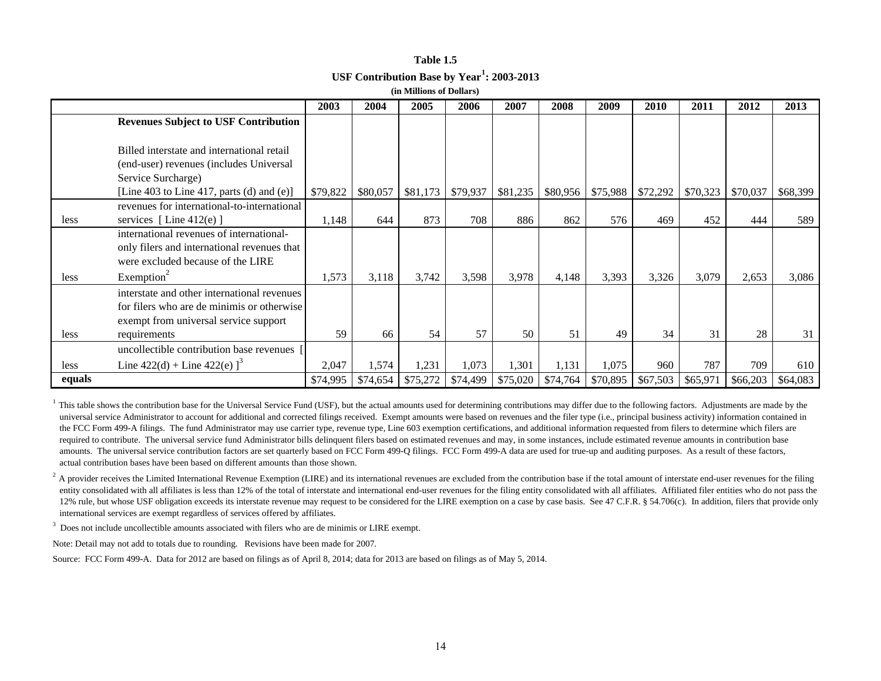**Table 1.5**

**USF Contribution Base by Year[1]: 2003-2013**

**(in Millions of Dollars)**

| | | 2003 | 2004 | 2005 | 2006 | 2007 | 2008 | 2009 | 2010 | 2011 | 2012 | 2013 |
|---|---|---|---|---|---|---|---|---|---|---|---|---|
| | **Revenues Subject to USF Contribution** | | | | | | | | | | | |
| | Billed interstate and international retail (end-user) revenues (includes Universal Service Surcharge) [Line 403 to Line 417, parts (d) and (e)] | $79,822 | $80,057 | $81,173 | $79,937 | $81,235 | $80,956 | $75,988 | $72,292 | $70,323 | $70,037 | $68,399 |
| less | revenues for international-to-international services [ Line 412(e) ] | 1,148 | 644 | 873 | 708 | 886 | 862 | 576 | 469 | 452 | 444 | 589 |
| less | international revenues of international-only filers and international revenues that were excluded because of the LIRE Exemption[2] | 1,573 | 3,118 | 3,742 | 3,598 | 3,978 | 4,148 | 3,393 | 3,326 | 3,079 | 2,653 | 3,086 |
| less | interstate and other international revenues for filers who are de minimis or otherwise exempt from universal service support requirements | 59 | 66 | 54 | 57 | 50 | 51 | 49 | 34 | 31 | 28 | 31 |
| less | uncollectible contribution base revenues [ Line 422(d) + Line 422(e) ][3] | 2,047 | 1,574 | 1,231 | 1,073 | 1,301 | 1,131 | 1,075 | 960 | 787 | 709 | 610 |
| **equals** | | $74,995 | $74,654 | $75,272 | $74,499 | $75,020 | $74,764 | $70,895 | $67,503 | $65,971 | $66,203 | $64,083 |

[1] This table shows the contribution base for the Universal Service Fund (USF), but the actual amounts used for determining contributions may differ due to the following factors. Adjustments are made by the universal service Administrator to account for additional and corrected filings received. Exempt amounts were based on revenues and the filer type (i.e., principal business activity) information contained in the FCC Form 499-A filings. The fund Administrator may use carrier type, revenue type, Line 603 exemption certifications, and additional information requested from filers to determine which filers are required to contribute. The universal service fund Administrator bills delinquent filers based on estimated revenues and may, in some instances, include estimated revenue amounts in contribution base amounts. The universal service contribution factors are set quarterly based on FCC Form 499-Q filings. FCC Form 499-A data are used for true-up and auditing purposes. As a result of these factors, actual contribution bases have been based on different amounts than those shown.

[2] A provider receives the Limited International Revenue Exemption (LIRE) and its international revenues are excluded from the contribution base if the total amount of interstate end-user revenues for the filing entity consolidated with all affiliates is less than 12% of the total of interstate and international end-user revenues for the filing entity consolidated with all affiliates. Affiliated filer entities who do not pass the 12% rule, but whose USF obligation exceeds its interstate revenue may request to be considered for the LIRE exemption on a case by case basis. See 47 C.F.R. § 54.706(c). In addition, filers that provide only international services are exempt regardless of services offered by affiliates.

[3] Does not include uncollectible amounts associated with filers who are de minimis or LIRE exempt.

Note: Detail may not add to totals due to rounding. Revisions have been made for 2007.

Source: FCC Form 499-A. Data for 2012 are based on filings as of April 8, 2014; data for 2013 are based on filings as of May 5, 2014.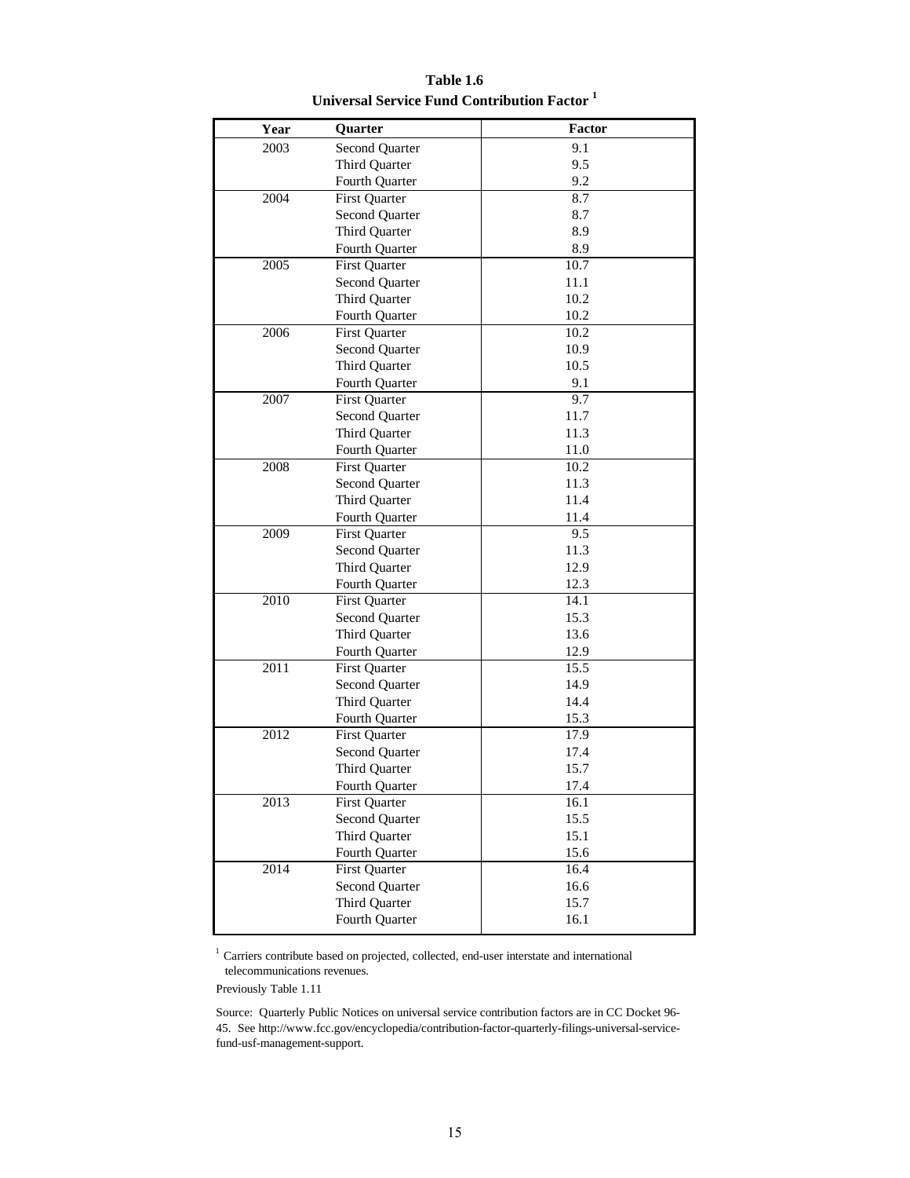**Table 1.6**
**Universal Service Fund Contribution Factor [1]**

| Year | Quarter | Factor |
|---|---|---|
| 2003 | Second Quarter | 9.1 |
| | Third Quarter | 9.5 |
| | Fourth Quarter | 9.2 |
| 2004 | First Quarter | 8.7 |
| | Second Quarter | 8.7 |
| | Third Quarter | 8.9 |
| | Fourth Quarter | 8.9 |
| 2005 | First Quarter | 10.7 |
| | Second Quarter | 11.1 |
| | Third Quarter | 10.2 |
| | Fourth Quarter | 10.2 |
| 2006 | First Quarter | 10.2 |
| | Second Quarter | 10.9 |
| | Third Quarter | 10.5 |
| | Fourth Quarter | 9.1 |
| 2007 | First Quarter | 9.7 |
| | Second Quarter | 11.7 |
| | Third Quarter | 11.3 |
| | Fourth Quarter | 11.0 |
| 2008 | First Quarter | 10.2 |
| | Second Quarter | 11.3 |
| | Third Quarter | 11.4 |
| | Fourth Quarter | 11.4 |
| 2009 | First Quarter | 9.5 |
| | Second Quarter | 11.3 |
| | Third Quarter | 12.9 |
| | Fourth Quarter | 12.3 |
| 2010 | First Quarter | 14.1 |
| | Second Quarter | 15.3 |
| | Third Quarter | 13.6 |
| | Fourth Quarter | 12.9 |
| 2011 | First Quarter | 15.5 |
| | Second Quarter | 14.9 |
| | Third Quarter | 14.4 |
| | Fourth Quarter | 15.3 |
| 2012 | First Quarter | 17.9 |
| | Second Quarter | 17.4 |
| | Third Quarter | 15.7 |
| | Fourth Quarter | 17.4 |
| 2013 | First Quarter | 16.1 |
| | Second Quarter | 15.5 |
| | Third Quarter | 15.1 |
| | Fourth Quarter | 15.6 |
| 2014 | First Quarter | 16.4 |
| | Second Quarter | 16.6 |
| | Third Quarter | 15.7 |
| | Fourth Quarter | 16.1 |

[1] Carriers contribute based on projected, collected, end-user interstate and international telecommunications revenues.

Previously Table 1.11

Source: Quarterly Public Notices on universal service contribution factors are in CC Docket 96-45. See http://www.fcc.gov/encyclopedia/contribution-factor-quarterly-filings-universal-service-fund-usf-management-support.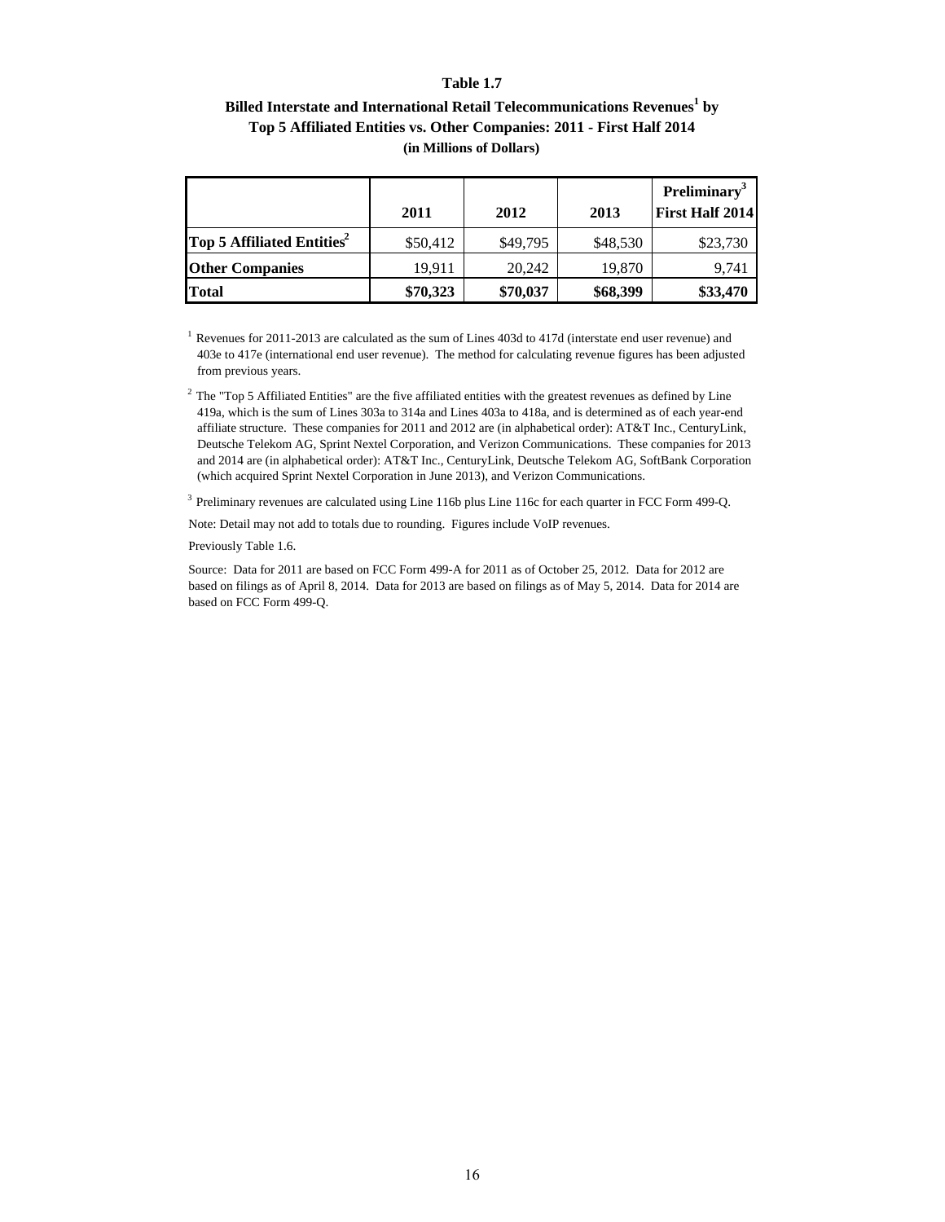**Table 1.7**

**Billed Interstate and International Retail Telecommunications Revenues[1] by Top 5 Affiliated Entities vs. Other Companies: 2011 - First Half 2014**

**(in Millions of Dollars)**

| | 2011 | 2012 | 2013 | Preliminary[3] First Half 2014 |
|---|---|---|---|---|
| **Top 5 Affiliated Entities[2]** | $50,412 | $49,795 | $48,530 | $23,730 |
| **Other Companies** | 19,911 | 20,242 | 19,870 | 9,741 |
| **Total** | **$70,323** | **$70,037** | **$68,399** | **$33,470** |

[1] Revenues for 2011-2013 are calculated as the sum of Lines 403d to 417d (interstate end user revenue) and 403e to 417e (international end user revenue). The method for calculating revenue figures has been adjusted from previous years.

[2] The "Top 5 Affiliated Entities" are the five affiliated entities with the greatest revenues as defined by Line 419a, which is the sum of Lines 303a to 314a and Lines 403a to 418a, and is determined as of each year-end affiliate structure. These companies for 2011 and 2012 are (in alphabetical order): AT&T Inc., CenturyLink, Deutsche Telekom AG, Sprint Nextel Corporation, and Verizon Communications. These companies for 2013 and 2014 are (in alphabetical order): AT&T Inc., CenturyLink, Deutsche Telekom AG, SoftBank Corporation (which acquired Sprint Nextel Corporation in June 2013), and Verizon Communications.

[3] Preliminary revenues are calculated using Line 116b plus Line 116c for each quarter in FCC Form 499-Q.

Note: Detail may not add to totals due to rounding. Figures include VoIP revenues.

Previously Table 1.6.

Source: Data for 2011 are based on FCC Form 499-A for 2011 as of October 25, 2012. Data for 2012 are based on filings as of April 8, 2014. Data for 2013 are based on filings as of May 5, 2014. Data for 2014 are based on FCC Form 499-Q.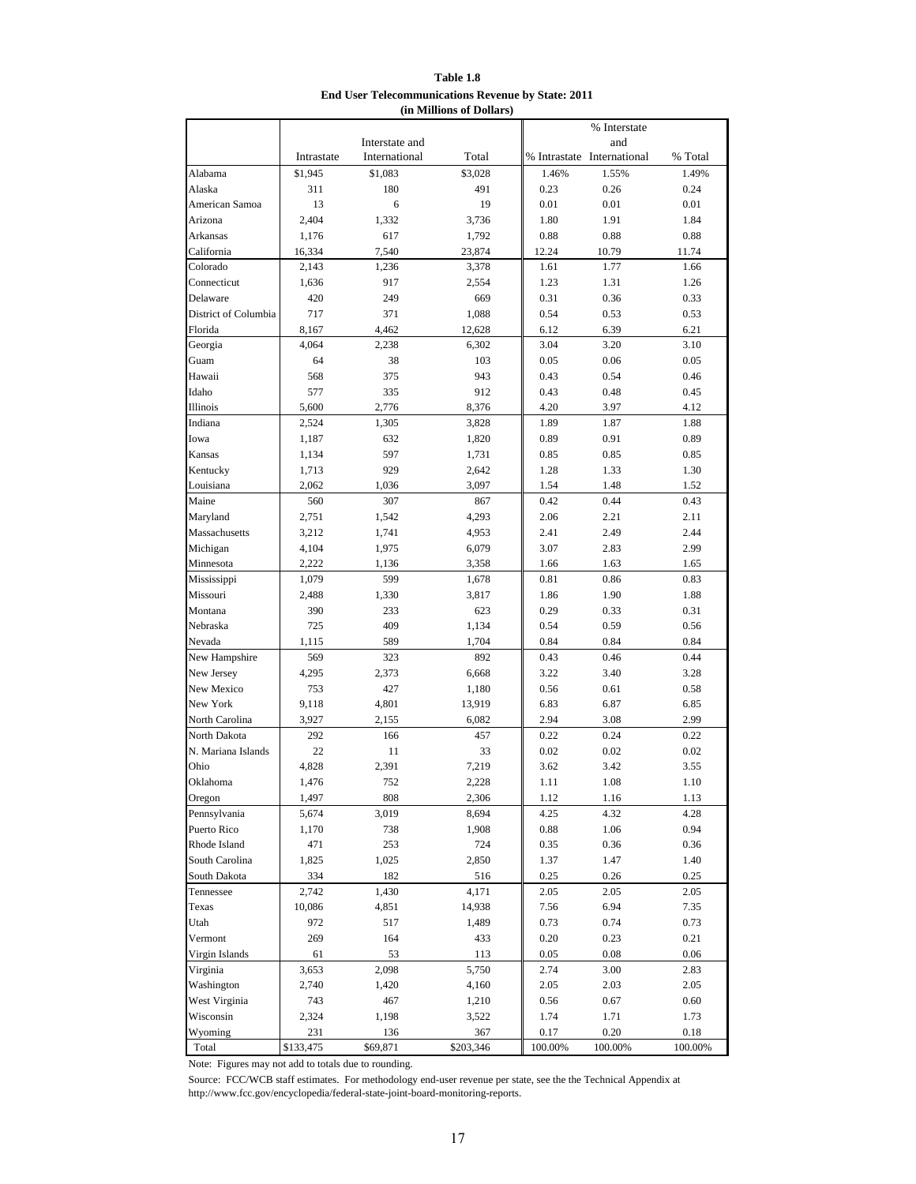**Table 1.8**
**End User Telecommunications Revenue by State: 2011**
**(in Millions of Dollars)**

| | Intrastate | Interstate and International | Total | % Intrastate | % Interstate and International | % Total |
|---|---|---|---|---|---|---|
| Alabama | $1,945 | $1,083 | $3,028 | 1.46% | 1.55% | 1.49% |
| Alaska | 311 | 180 | 491 | 0.23 | 0.26 | 0.24 |
| American Samoa | 13 | 6 | 19 | 0.01 | 0.01 | 0.01 |
| Arizona | 2,404 | 1,332 | 3,736 | 1.80 | 1.91 | 1.84 |
| Arkansas | 1,176 | 617 | 1,792 | 0.88 | 0.88 | 0.88 |
| California | 16,334 | 7,540 | 23,874 | 12.24 | 10.79 | 11.74 |
| Colorado | 2,143 | 1,236 | 3,378 | 1.61 | 1.77 | 1.66 |
| Connecticut | 1,636 | 917 | 2,554 | 1.23 | 1.31 | 1.26 |
| Delaware | 420 | 249 | 669 | 0.31 | 0.36 | 0.33 |
| District of Columbia | 717 | 371 | 1,088 | 0.54 | 0.53 | 0.53 |
| Florida | 8,167 | 4,462 | 12,628 | 6.12 | 6.39 | 6.21 |
| Georgia | 4,064 | 2,238 | 6,302 | 3.04 | 3.20 | 3.10 |
| Guam | 64 | 38 | 103 | 0.05 | 0.06 | 0.05 |
| Hawaii | 568 | 375 | 943 | 0.43 | 0.54 | 0.46 |
| Idaho | 577 | 335 | 912 | 0.43 | 0.48 | 0.45 |
| Illinois | 5,600 | 2,776 | 8,376 | 4.20 | 3.97 | 4.12 |
| Indiana | 2,524 | 1,305 | 3,828 | 1.89 | 1.87 | 1.88 |
| Iowa | 1,187 | 632 | 1,820 | 0.89 | 0.91 | 0.89 |
| Kansas | 1,134 | 597 | 1,731 | 0.85 | 0.85 | 0.85 |
| Kentucky | 1,713 | 929 | 2,642 | 1.28 | 1.33 | 1.30 |
| Louisiana | 2,062 | 1,036 | 3,097 | 1.54 | 1.48 | 1.52 |
| Maine | 560 | 307 | 867 | 0.42 | 0.44 | 0.43 |
| Maryland | 2,751 | 1,542 | 4,293 | 2.06 | 2.21 | 2.11 |
| Massachusetts | 3,212 | 1,741 | 4,953 | 2.41 | 2.49 | 2.44 |
| Michigan | 4,104 | 1,975 | 6,079 | 3.07 | 2.83 | 2.99 |
| Minnesota | 2,222 | 1,136 | 3,358 | 1.66 | 1.63 | 1.65 |
| Mississippi | 1,079 | 599 | 1,678 | 0.81 | 0.86 | 0.83 |
| Missouri | 2,488 | 1,330 | 3,817 | 1.86 | 1.90 | 1.88 |
| Montana | 390 | 233 | 623 | 0.29 | 0.33 | 0.31 |
| Nebraska | 725 | 409 | 1,134 | 0.54 | 0.59 | 0.56 |
| Nevada | 1,115 | 589 | 1,704 | 0.84 | 0.84 | 0.84 |
| New Hampshire | 569 | 323 | 892 | 0.43 | 0.46 | 0.44 |
| New Jersey | 4,295 | 2,373 | 6,668 | 3.22 | 3.40 | 3.28 |
| New Mexico | 753 | 427 | 1,180 | 0.56 | 0.61 | 0.58 |
| New York | 9,118 | 4,801 | 13,919 | 6.83 | 6.87 | 6.85 |
| North Carolina | 3,927 | 2,155 | 6,082 | 2.94 | 3.08 | 2.99 |
| North Dakota | 292 | 166 | 457 | 0.22 | 0.24 | 0.22 |
| N. Mariana Islands | 22 | 11 | 33 | 0.02 | 0.02 | 0.02 |
| Ohio | 4,828 | 2,391 | 7,219 | 3.62 | 3.42 | 3.55 |
| Oklahoma | 1,476 | 752 | 2,228 | 1.11 | 1.08 | 1.10 |
| Oregon | 1,497 | 808 | 2,306 | 1.12 | 1.16 | 1.13 |
| Pennsylvania | 5,674 | 3,019 | 8,694 | 4.25 | 4.32 | 4.28 |
| Puerto Rico | 1,170 | 738 | 1,908 | 0.88 | 1.06 | 0.94 |
| Rhode Island | 471 | 253 | 724 | 0.35 | 0.36 | 0.36 |
| South Carolina | 1,825 | 1,025 | 2,850 | 1.37 | 1.47 | 1.40 |
| South Dakota | 334 | 182 | 516 | 0.25 | 0.26 | 0.25 |
| Tennessee | 2,742 | 1,430 | 4,171 | 2.05 | 2.05 | 2.05 |
| Texas | 10,086 | 4,851 | 14,938 | 7.56 | 6.94 | 7.35 |
| Utah | 972 | 517 | 1,489 | 0.73 | 0.74 | 0.73 |
| Vermont | 269 | 164 | 433 | 0.20 | 0.23 | 0.21 |
| Virgin Islands | 61 | 53 | 113 | 0.05 | 0.08 | 0.06 |
| Virginia | 3,653 | 2,098 | 5,750 | 2.74 | 3.00 | 2.83 |
| Washington | 2,740 | 1,420 | 4,160 | 2.05 | 2.03 | 2.05 |
| West Virginia | 743 | 467 | 1,210 | 0.56 | 0.67 | 0.60 |
| Wisconsin | 2,324 | 1,198 | 3,522 | 1.74 | 1.71 | 1.73 |
| Wyoming | 231 | 136 | 367 | 0.17 | 0.20 | 0.18 |
| Total | $133,475 | $69,871 | $203,346 | 100.00% | 100.00% | 100.00% |

Note: Figures may not add to totals due to rounding.

Source: FCC/WCB staff estimates. For methodology end-user revenue per state, see the the Technical Appendix at http://www.fcc.gov/encyclopedia/federal-state-joint-board-monitoring-reports.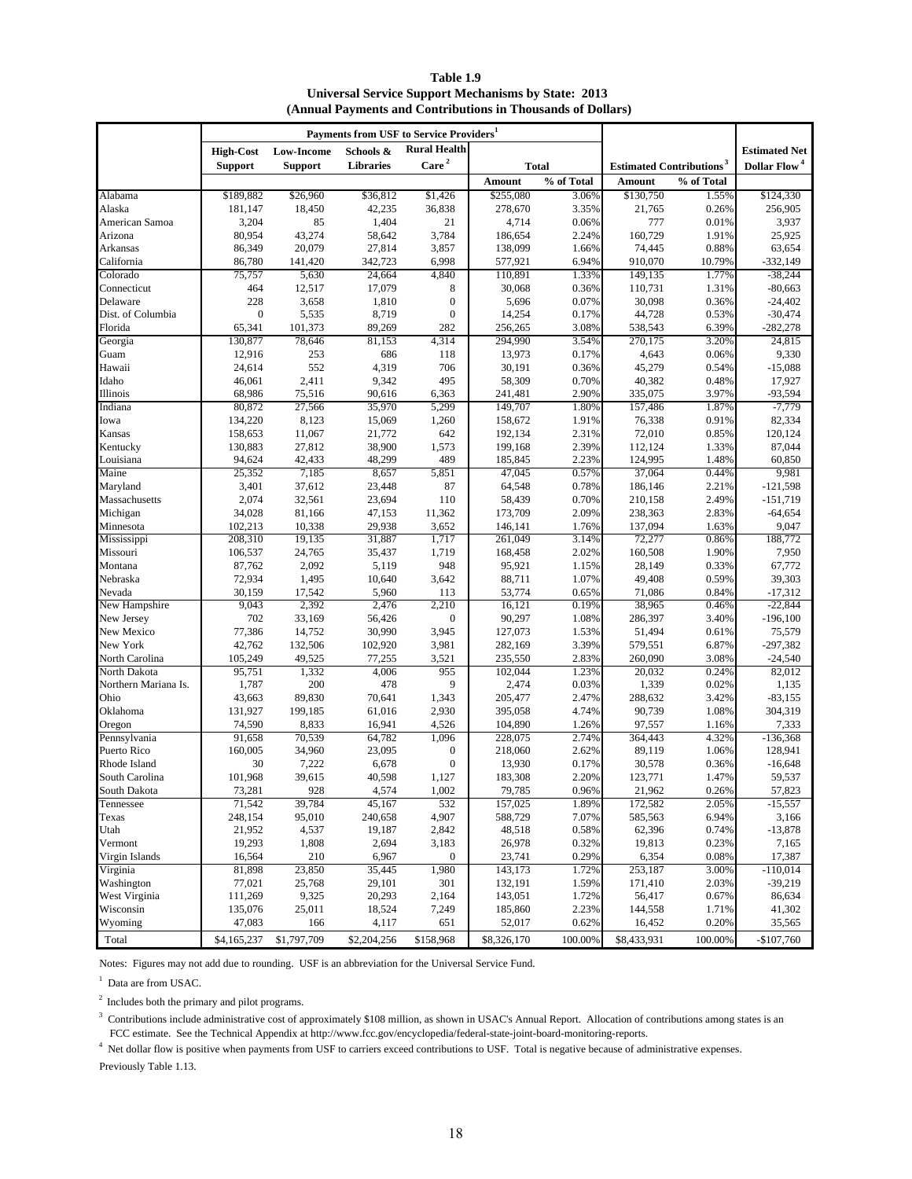**Table 1.9**
**Universal Service Support Mechanisms by State: 2013**
**(Annual Payments and Contributions in Thousands of Dollars)**

| | Payments from USF to Service Providers[1] | | | | | | | | |
|---|---|---|---|---|---|---|---|---|---|
| | High-Cost Support | Low-Income Support | Schools & Libraries | Rural Health Care[2] | Total | | Estimated Contributions[3] | | Estimated Net Dollar Flow[4] |
| | | | | | Amount | % of Total | Amount | % of Total | |
| Alabama | $189,882 | $26,960 | $36,812 | $1,426 | $255,080 | 3.06% | $130,750 | 1.55% | $124,330 |
| Alaska | 181,147 | 18,450 | 42,235 | 36,838 | 278,670 | 3.35% | 21,765 | 0.26% | 256,905 |
| American Samoa | 3,204 | 85 | 1,404 | 21 | 4,714 | 0.06% | 777 | 0.01% | 3,937 |
| Arizona | 80,954 | 43,274 | 58,642 | 3,784 | 186,654 | 2.24% | 160,729 | 1.91% | 25,925 |
| Arkansas | 86,349 | 20,079 | 27,814 | 3,857 | 138,099 | 1.66% | 74,445 | 0.88% | 63,654 |
| California | 86,780 | 141,420 | 342,723 | 6,998 | 577,921 | 6.94% | 910,070 | 10.79% | -332,149 |
| Colorado | 75,757 | 5,630 | 24,664 | 4,840 | 110,891 | 1.33% | 149,135 | 1.77% | -38,244 |
| Connecticut | 464 | 12,517 | 17,079 | 8 | 30,068 | 0.36% | 110,731 | 1.31% | -80,663 |
| Delaware | 228 | 3,658 | 1,810 | 0 | 5,696 | 0.07% | 30,098 | 0.36% | -24,402 |
| Dist. of Columbia | 0 | 5,535 | 8,719 | 0 | 14,254 | 0.17% | 44,728 | 0.53% | -30,474 |
| Florida | 65,341 | 101,373 | 89,269 | 282 | 256,265 | 3.08% | 538,543 | 6.39% | -282,278 |
| Georgia | 130,877 | 78,646 | 81,153 | 4,314 | 294,990 | 3.54% | 270,175 | 3.20% | 24,815 |
| Guam | 12,916 | 253 | 686 | 118 | 13,973 | 0.17% | 4,643 | 0.06% | 9,330 |
| Hawaii | 24,614 | 552 | 4,319 | 706 | 30,191 | 0.36% | 45,279 | 0.54% | -15,088 |
| Idaho | 46,061 | 2,411 | 9,342 | 495 | 58,309 | 0.70% | 40,382 | 0.48% | 17,927 |
| Illinois | 68,986 | 75,516 | 90,616 | 6,363 | 241,481 | 2.90% | 335,075 | 3.97% | -93,594 |
| Indiana | 80,872 | 27,566 | 35,970 | 5,299 | 149,707 | 1.80% | 157,486 | 1.87% | -7,779 |
| Iowa | 134,220 | 8,123 | 15,069 | 1,260 | 158,672 | 1.91% | 76,338 | 0.91% | 82,334 |
| Kansas | 158,653 | 11,067 | 21,772 | 642 | 192,134 | 2.31% | 72,010 | 0.85% | 120,124 |
| Kentucky | 130,883 | 27,812 | 38,900 | 1,573 | 199,168 | 2.39% | 112,124 | 1.33% | 87,044 |
| Louisiana | 94,624 | 42,433 | 48,299 | 489 | 185,845 | 2.23% | 124,995 | 1.48% | 60,850 |
| Maine | 25,352 | 7,185 | 8,657 | 5,851 | 47,045 | 0.57% | 37,064 | 0.44% | 9,981 |
| Maryland | 3,401 | 37,612 | 23,448 | 87 | 64,548 | 0.78% | 186,146 | 2.21% | -121,598 |
| Massachusetts | 2,074 | 32,561 | 23,694 | 110 | 58,439 | 0.70% | 210,158 | 2.49% | -151,719 |
| Michigan | 34,028 | 81,166 | 47,153 | 11,362 | 173,709 | 2.09% | 238,363 | 2.83% | -64,654 |
| Minnesota | 102,213 | 10,338 | 29,938 | 3,652 | 146,141 | 1.76% | 137,094 | 1.63% | 9,047 |
| Mississippi | 208,310 | 19,135 | 31,887 | 1,717 | 261,049 | 3.14% | 72,277 | 0.86% | 188,772 |
| Missouri | 106,537 | 24,765 | 35,437 | 1,719 | 168,458 | 2.02% | 160,508 | 1.90% | 7,950 |
| Montana | 87,762 | 2,092 | 5,119 | 948 | 95,921 | 1.15% | 28,149 | 0.33% | 67,772 |
| Nebraska | 72,934 | 1,495 | 10,640 | 3,642 | 88,711 | 1.07% | 49,408 | 0.59% | 39,303 |
| Nevada | 30,159 | 17,542 | 5,960 | 113 | 53,774 | 0.65% | 71,086 | 0.84% | -17,312 |
| New Hampshire | 9,043 | 2,392 | 2,476 | 2,210 | 16,121 | 0.19% | 38,965 | 0.46% | -22,844 |
| New Jersey | 702 | 33,169 | 56,426 | 0 | 90,297 | 1.08% | 286,397 | 3.40% | -196,100 |
| New Mexico | 77,386 | 14,752 | 30,990 | 3,945 | 127,073 | 1.53% | 51,494 | 0.61% | 75,579 |
| New York | 42,762 | 132,506 | 102,920 | 3,981 | 282,169 | 3.39% | 579,551 | 6.87% | -297,382 |
| North Carolina | 105,249 | 49,525 | 77,255 | 3,521 | 235,550 | 2.83% | 260,090 | 3.08% | -24,540 |
| North Dakota | 95,751 | 1,332 | 4,006 | 955 | 102,044 | 1.23% | 20,032 | 0.24% | 82,012 |
| Northern Mariana Is. | 1,787 | 200 | 478 | 9 | 2,474 | 0.03% | 1,339 | 0.02% | 1,135 |
| Ohio | 43,663 | 89,830 | 70,641 | 1,343 | 205,477 | 2.47% | 288,632 | 3.42% | -83,155 |
| Oklahoma | 131,927 | 199,185 | 61,016 | 2,930 | 395,058 | 4.74% | 90,739 | 1.08% | 304,319 |
| Oregon | 74,590 | 8,833 | 16,941 | 4,526 | 104,890 | 1.26% | 97,557 | 1.16% | 7,333 |
| Pennsylvania | 91,658 | 70,539 | 64,782 | 1,096 | 228,075 | 2.74% | 364,443 | 4.32% | -136,368 |
| Puerto Rico | 160,005 | 34,960 | 23,095 | 0 | 218,060 | 2.62% | 89,119 | 1.06% | 128,941 |
| Rhode Island | 30 | 7,222 | 6,678 | 0 | 13,930 | 0.17% | 30,578 | 0.36% | -16,648 |
| South Carolina | 101,968 | 39,615 | 40,598 | 1,127 | 183,308 | 2.20% | 123,771 | 1.47% | 59,537 |
| South Dakota | 73,281 | 928 | 4,574 | 1,002 | 79,785 | 0.96% | 21,962 | 0.26% | 57,823 |
| Tennessee | 71,542 | 39,784 | 45,167 | 532 | 157,025 | 1.89% | 172,582 | 2.05% | -15,557 |
| Texas | 248,154 | 95,010 | 240,658 | 4,907 | 588,729 | 7.07% | 585,563 | 6.94% | 3,166 |
| Utah | 21,952 | 4,537 | 19,187 | 2,842 | 48,518 | 0.58% | 62,396 | 0.74% | -13,878 |
| Vermont | 19,293 | 1,808 | 2,694 | 3,183 | 26,978 | 0.32% | 19,813 | 0.23% | 7,165 |
| Virgin Islands | 16,564 | 210 | 6,967 | 0 | 23,741 | 0.29% | 6,354 | 0.08% | 17,387 |
| Virginia | 81,898 | 23,850 | 35,445 | 1,980 | 143,173 | 1.72% | 253,187 | 3.00% | -110,014 |
| Washington | 77,021 | 25,768 | 29,101 | 301 | 132,191 | 1.59% | 171,410 | 2.03% | -39,219 |
| West Virginia | 111,269 | 9,325 | 20,293 | 2,164 | 143,051 | 1.72% | 56,417 | 0.67% | 86,634 |
| Wisconsin | 135,076 | 25,011 | 18,524 | 7,249 | 185,860 | 2.23% | 144,558 | 1.71% | 41,302 |
| Wyoming | 47,083 | 166 | 4,117 | 651 | 52,017 | 0.62% | 16,452 | 0.20% | 35,565 |
| Total | $4,165,237 | $1,797,709 | $2,204,256 | $158,968 | $8,326,170 | 100.00% | $8,433,931 | 100.00% | -$107,760 |

Notes: Figures may not add due to rounding. USF is an abbreviation for the Universal Service Fund.

[1] Data are from USAC.

[2] Includes both the primary and pilot programs.

[3] Contributions include administrative cost of approximately $108 million, as shown in USAC's Annual Report. Allocation of contributions among states is an FCC estimate. See the Technical Appendix at http://www.fcc.gov/encyclopedia/federal-state-joint-board-monitoring-reports.

[4] Net dollar flow is positive when payments from USF to carriers exceed contributions to USF. Total is negative because of administrative expenses.

Previously Table 1.13.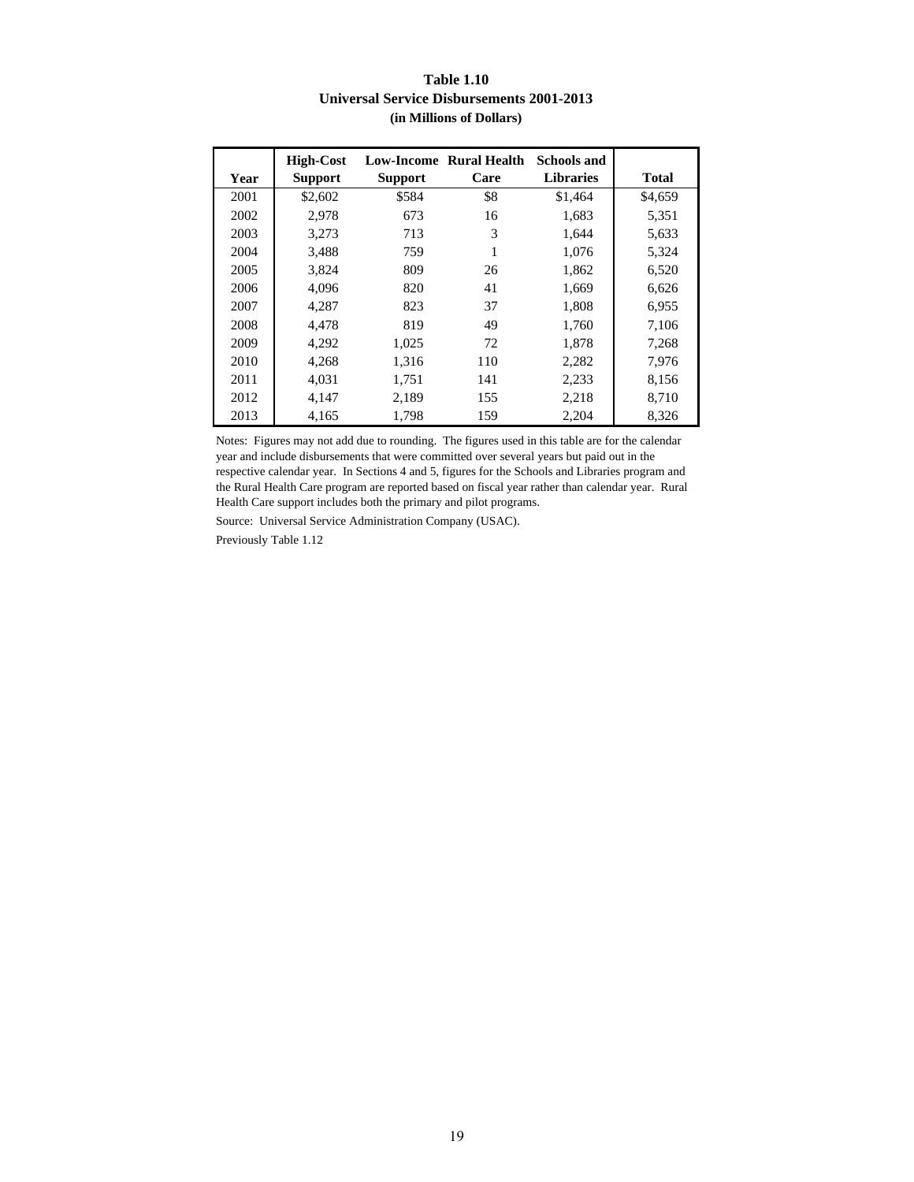**Table 1.10**
**Universal Service Disbursements 2001-2013**
**(in Millions of Dollars)**

| Year | High-Cost Support | Low-Income Support | Rural Health Care | Schools and Libraries | Total |
|---|---|---|---|---|---|
| 2001 | $2,602 | $584 | $8 | $1,464 | $4,659 |
| 2002 | 2,978 | 673 | 16 | 1,683 | 5,351 |
| 2003 | 3,273 | 713 | 3 | 1,644 | 5,633 |
| 2004 | 3,488 | 759 | 1 | 1,076 | 5,324 |
| 2005 | 3,824 | 809 | 26 | 1,862 | 6,520 |
| 2006 | 4,096 | 820 | 41 | 1,669 | 6,626 |
| 2007 | 4,287 | 823 | 37 | 1,808 | 6,955 |
| 2008 | 4,478 | 819 | 49 | 1,760 | 7,106 |
| 2009 | 4,292 | 1,025 | 72 | 1,878 | 7,268 |
| 2010 | 4,268 | 1,316 | 110 | 2,282 | 7,976 |
| 2011 | 4,031 | 1,751 | 141 | 2,233 | 8,156 |
| 2012 | 4,147 | 2,189 | 155 | 2,218 | 8,710 |
| 2013 | 4,165 | 1,798 | 159 | 2,204 | 8,326 |

Notes: Figures may not add due to rounding. The figures used in this table are for the calendar year and include disbursements that were committed over several years but paid out in the respective calendar year. In Sections 4 and 5, figures for the Schools and Libraries program and the Rural Health Care program are reported based on fiscal year rather than calendar year. Rural Health Care support includes both the primary and pilot programs.

Source: Universal Service Administration Company (USAC).

Previously Table 1.12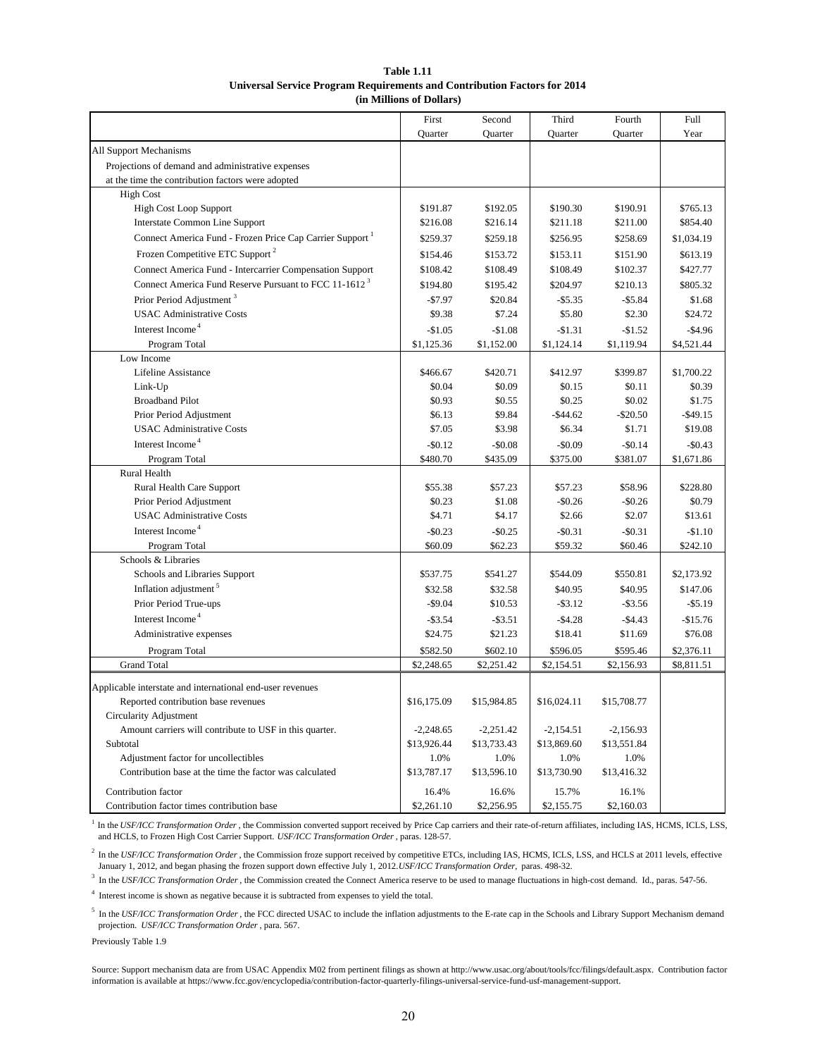**Table 1.11**
**Universal Service Program Requirements and Contribution Factors for 2014**
**(in Millions of Dollars)**

| | First Quarter | Second Quarter | Third Quarter | Fourth Quarter | Full Year |
|---|---|---|---|---|---|
| All Support Mechanisms | | | | | |
| Projections of demand and administrative expenses at the time the contribution factors were adopted | | | | | |
| High Cost | | | | | |
| High Cost Loop Support | $191.87 | $192.05 | $190.30 | $190.91 | $765.13 |
| Interstate Common Line Support | $216.08 | $216.14 | $211.18 | $211.00 | $854.40 |
| Connect America Fund - Frozen Price Cap Carrier Support [1] | $259.37 | $259.18 | $256.95 | $258.69 | $1,034.19 |
| Frozen Competitive ETC Support [2] | $154.46 | $153.72 | $153.11 | $151.90 | $613.19 |
| Connect America Fund - Intercarrier Compensation Support | $108.42 | $108.49 | $108.49 | $102.37 | $427.77 |
| Connect America Fund Reserve Pursuant to FCC 11-1612 [3] | $194.80 | $195.42 | $204.97 | $210.13 | $805.32 |
| Prior Period Adjustment [3] | -$7.97 | $20.84 | -$5.35 | -$5.84 | $1.68 |
| USAC Administrative Costs | $9.38 | $7.24 | $5.80 | $2.30 | $24.72 |
| Interest Income [4] | -$1.05 | -$1.08 | -$1.31 | -$1.52 | -$4.96 |
| Program Total | $1,125.36 | $1,152.00 | $1,124.14 | $1,119.94 | $4,521.44 |
| Low Income | | | | | |
| Lifeline Assistance | $466.67 | $420.71 | $412.97 | $399.87 | $1,700.22 |
| Link-Up | $0.04 | $0.09 | $0.15 | $0.11 | $0.39 |
| Broadband Pilot | $0.93 | $0.55 | $0.25 | $0.02 | $1.75 |
| Prior Period Adjustment | $6.13 | $9.84 | -$44.62 | -$20.50 | -$49.15 |
| USAC Administrative Costs | $7.05 | $3.98 | $6.34 | $1.71 | $19.08 |
| Interest Income [4] | -$0.12 | -$0.08 | -$0.09 | -$0.14 | -$0.43 |
| Program Total | $480.70 | $435.09 | $375.00 | $381.07 | $1,671.86 |
| Rural Health | | | | | |
| Rural Health Care Support | $55.38 | $57.23 | $57.23 | $58.96 | $228.80 |
| Prior Period Adjustment | $0.23 | $1.08 | -$0.26 | -$0.26 | $0.79 |
| USAC Administrative Costs | $4.71 | $4.17 | $2.66 | $2.07 | $13.61 |
| Interest Income [4] | -$0.23 | -$0.25 | -$0.31 | -$0.31 | -$1.10 |
| Program Total | $60.09 | $62.23 | $59.32 | $60.46 | $242.10 |
| Schools & Libraries | | | | | |
| Schools and Libraries Support | $537.75 | $541.27 | $544.09 | $550.81 | $2,173.92 |
| Inflation adjustment [5] | $32.58 | $32.58 | $40.95 | $40.95 | $147.06 |
| Prior Period True-ups | -$9.04 | $10.53 | -$3.12 | -$3.56 | -$5.19 |
| Interest Income [4] | -$3.54 | -$3.51 | -$4.28 | -$4.43 | -$15.76 |
| Administrative expenses | $24.75 | $21.23 | $18.41 | $11.69 | $76.08 |
| Program Total | $582.50 | $602.10 | $596.05 | $595.46 | $2,376.11 |
| Grand Total | $2,248.65 | $2,251.42 | $2,154.51 | $2,156.93 | $8,811.51 |
| Applicable interstate and international end-user revenues | | | | | |
| Reported contribution base revenues | $16,175.09 | $15,984.85 | $16,024.11 | $15,708.77 | |
| Circularity Adjustment | | | | | |
| Amount carriers will contribute to USF in this quarter. | -2,248.65 | -2,251.42 | -2,154.51 | -2,156.93 | |
| Subtotal | $13,926.44 | $13,733.43 | $13,869.60 | $13,551.84 | |
| Adjustment factor for uncollectibles | 1.0% | 1.0% | 1.0% | 1.0% | |
| Contribution base at the time the factor was calculated | $13,787.17 | $13,596.10 | $13,730.90 | $13,416.32 | |
| Contribution factor | 16.4% | 16.6% | 15.7% | 16.1% | |
| Contribution factor times contribution base | $2,261.10 | $2,256.95 | $2,155.75 | $2,160.03 | |

[1] In the *USF/ICC Transformation Order* , the Commission converted support received by Price Cap carriers and their rate-of-return affiliates, including IAS, HCMS, ICLS, LSS, and HCLS, to Frozen High Cost Carrier Support. *USF/ICC Transformation Order* , paras. 128-57.

[2] In the *USF/ICC Transformation Order* , the Commission froze support received by competitive ETCs, including IAS, HCMS, ICLS, LSS, and HCLS at 2011 levels, effective January 1, 2012, and began phasing the frozen support down effective July 1, 2012.*USF/ICC Transformation Order,* paras. 498-32.

[3] In the *USF/ICC Transformation Order* , the Commission created the Connect America reserve to be used to manage fluctuations in high-cost demand. Id., paras. 547-56.

[4] Interest income is shown as negative because it is subtracted from expenses to yield the total.

[5] In the *USF/ICC Transformation Order* , the FCC directed USAC to include the inflation adjustments to the E-rate cap in the Schools and Library Support Mechanism demand projection. *USF/ICC Transformation Order* , para. 567.

Previously Table 1.9

Source: Support mechanism data are from USAC Appendix M02 from pertinent filings as shown at http://www.usac.org/about/tools/fcc/filings/default.aspx. Contribution factor information is available at https://www.fcc.gov/encyclopedia/contribution-factor-quarterly-filings-universal-service-fund-usf-management-support.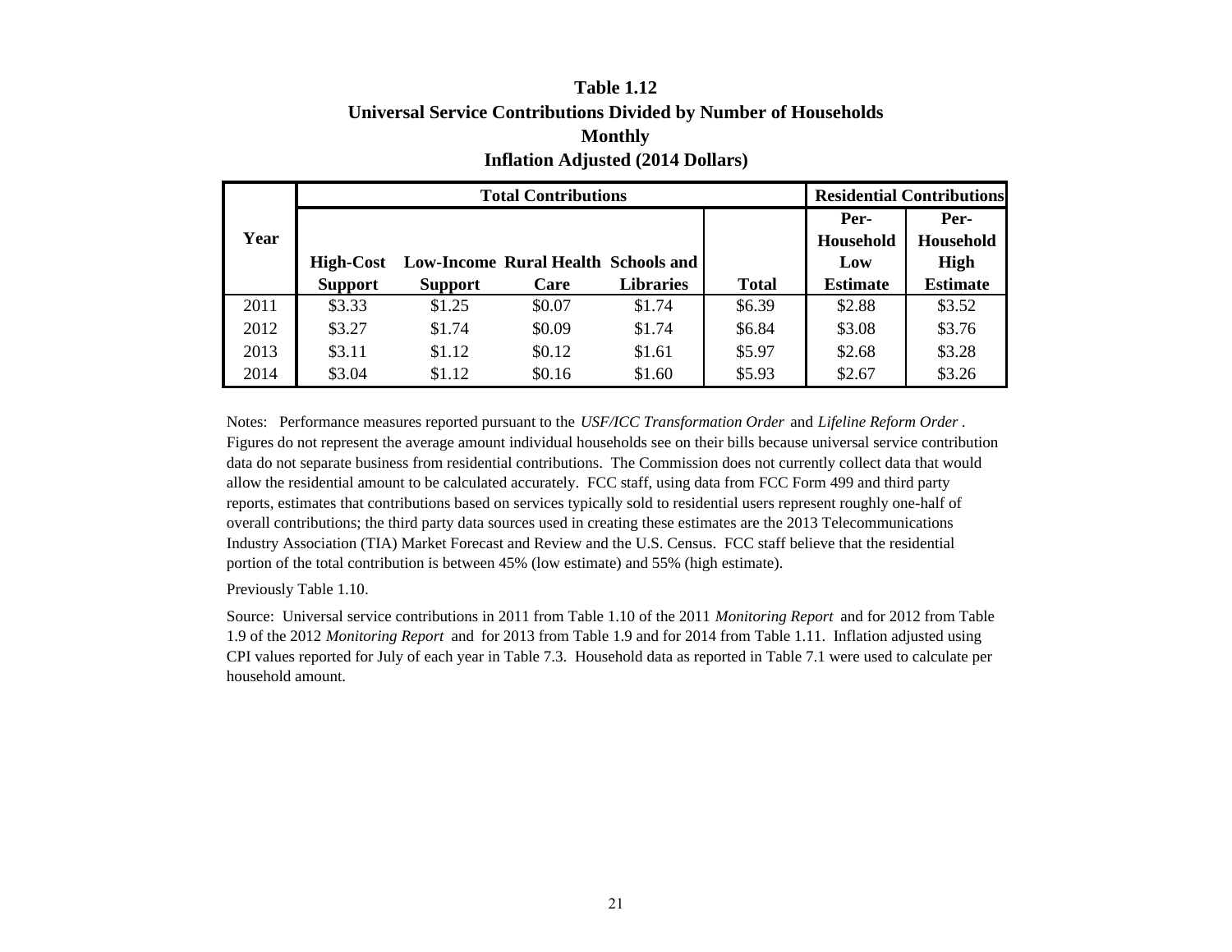**Table 1.12**
**Universal Service Contributions Divided by Number of Households**
**Monthly**
**Inflation Adjusted (2014 Dollars)**

| Year | Total Contributions | | | | | Residential Contributions | |
|---|---|---|---|---|---|---|---|
| | High-Cost Support | Low-Income Support | Rural Health Care | Schools and Libraries | Total | Per-Household Low Estimate | Per-Household High Estimate |
| 2011 | \$3.33 | \$1.25 | \$0.07 | \$1.74 | \$6.39 | \$2.88 | \$3.52 |
| 2012 | \$3.27 | \$1.74 | \$0.09 | \$1.74 | \$6.84 | \$3.08 | \$3.76 |
| 2013 | \$3.11 | \$1.12 | \$0.12 | \$1.61 | \$5.97 | \$2.68 | \$3.28 |
| 2014 | \$3.04 | \$1.12 | \$0.16 | \$1.60 | \$5.93 | \$2.67 | \$3.26 |

Notes: Performance measures reported pursuant to the *USF/ICC Transformation Order* and *Lifeline Reform Order* . Figures do not represent the average amount individual households see on their bills because universal service contribution data do not separate business from residential contributions. The Commission does not currently collect data that would allow the residential amount to be calculated accurately. FCC staff, using data from FCC Form 499 and third party reports, estimates that contributions based on services typically sold to residential users represent roughly one-half of overall contributions; the third party data sources used in creating these estimates are the 2013 Telecommunications Industry Association (TIA) Market Forecast and Review and the U.S. Census. FCC staff believe that the residential portion of the total contribution is between 45% (low estimate) and 55% (high estimate).

Previously Table 1.10.

Source: Universal service contributions in 2011 from Table 1.10 of the 2011 *Monitoring Report* and for 2012 from Table 1.9 of the 2012 *Monitoring Report* and for 2013 from Table 1.9 and for 2014 from Table 1.11. Inflation adjusted using CPI values reported for July of each year in Table 7.3. Household data as reported in Table 7.1 were used to calculate per household amount.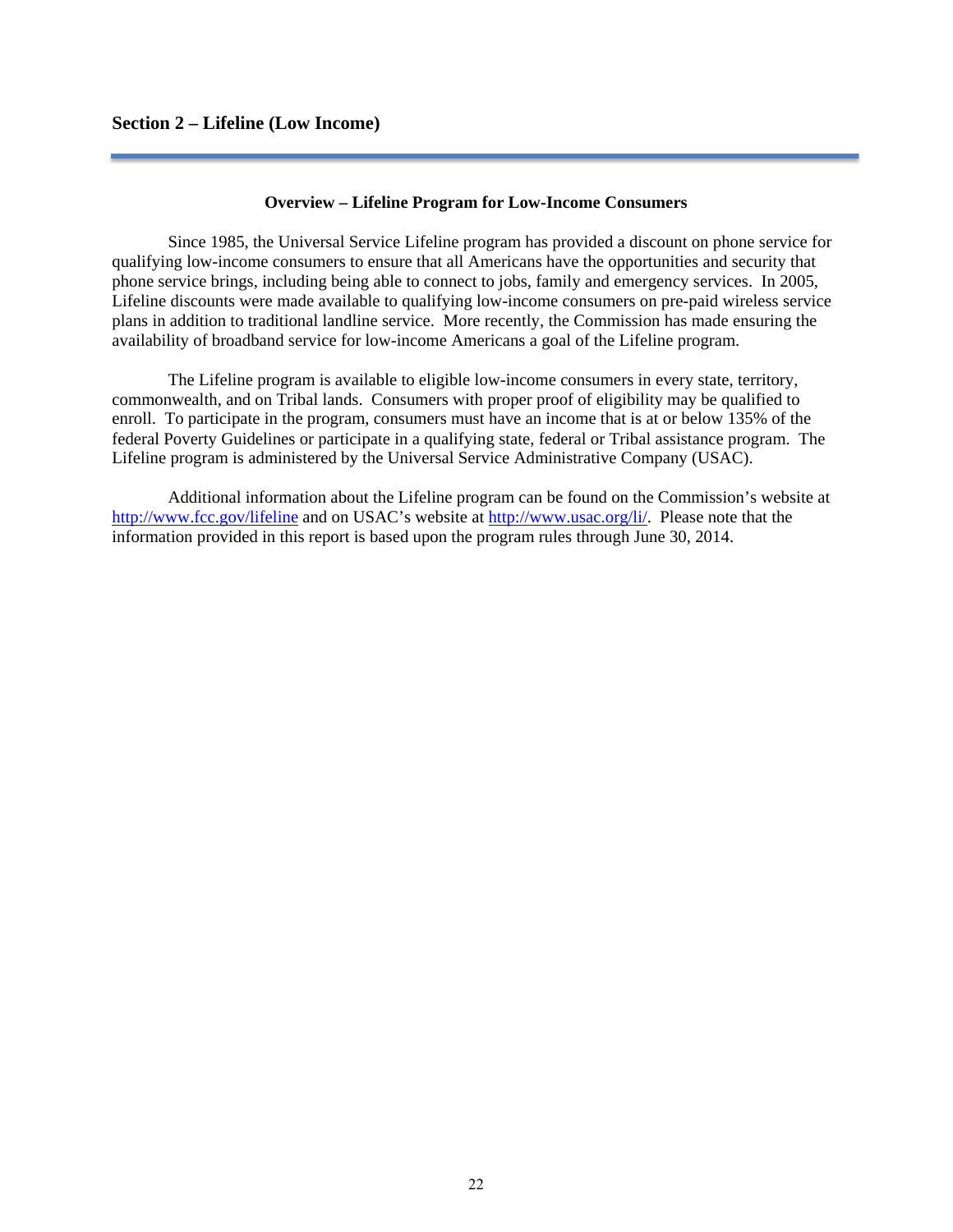## Section 2 – Lifeline (Low Income)

### Overview – Lifeline Program for Low-Income Consumers

Since 1985, the Universal Service Lifeline program has provided a discount on phone service for qualifying low-income consumers to ensure that all Americans have the opportunities and security that phone service brings, including being able to connect to jobs, family and emergency services. In 2005, Lifeline discounts were made available to qualifying low-income consumers on pre-paid wireless service plans in addition to traditional landline service. More recently, the Commission has made ensuring the availability of broadband service for low-income Americans a goal of the Lifeline program.

The Lifeline program is available to eligible low-income consumers in every state, territory, commonwealth, and on Tribal lands. Consumers with proper proof of eligibility may be qualified to enroll. To participate in the program, consumers must have an income that is at or below 135% of the federal Poverty Guidelines or participate in a qualifying state, federal or Tribal assistance program. The Lifeline program is administered by the Universal Service Administrative Company (USAC).

Additional information about the Lifeline program can be found on the Commission's website at http://www.fcc.gov/lifeline and on USAC's website at http://www.usac.org/li/. Please note that the information provided in this report is based upon the program rules through June 30, 2014.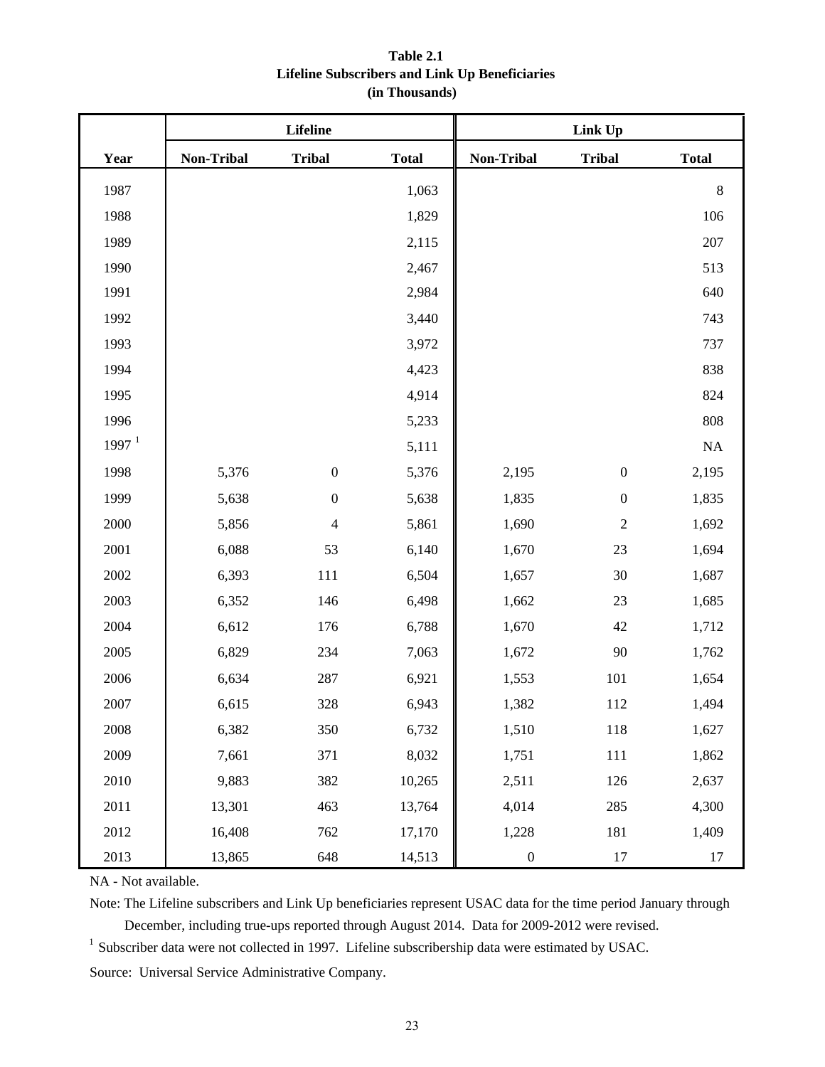**Table 2.1**
**Lifeline Subscribers and Link Up Beneficiaries**
**(in Thousands)**

| | Lifeline | | | Link Up | | |
|---|---|---|---|---|---|---|
| **Year** | **Non-Tribal** | **Tribal** | **Total** | **Non-Tribal** | **Tribal** | **Total** |
| 1987 | | | 1,063 | | | 8 |
| 1988 | | | 1,829 | | | 106 |
| 1989 | | | 2,115 | | | 207 |
| 1990 | | | 2,467 | | | 513 |
| 1991 | | | 2,984 | | | 640 |
| 1992 | | | 3,440 | | | 743 |
| 1993 | | | 3,972 | | | 737 |
| 1994 | | | 4,423 | | | 838 |
| 1995 | | | 4,914 | | | 824 |
| 1996 | | | 5,233 | | | 808 |
| 1997 [1] | | | 5,111 | | | NA |
| 1998 | 5,376 | 0 | 5,376 | 2,195 | 0 | 2,195 |
| 1999 | 5,638 | 0 | 5,638 | 1,835 | 0 | 1,835 |
| 2000 | 5,856 | 4 | 5,861 | 1,690 | 2 | 1,692 |
| 2001 | 6,088 | 53 | 6,140 | 1,670 | 23 | 1,694 |
| 2002 | 6,393 | 111 | 6,504 | 1,657 | 30 | 1,687 |
| 2003 | 6,352 | 146 | 6,498 | 1,662 | 23 | 1,685 |
| 2004 | 6,612 | 176 | 6,788 | 1,670 | 42 | 1,712 |
| 2005 | 6,829 | 234 | 7,063 | 1,672 | 90 | 1,762 |
| 2006 | 6,634 | 287 | 6,921 | 1,553 | 101 | 1,654 |
| 2007 | 6,615 | 328 | 6,943 | 1,382 | 112 | 1,494 |
| 2008 | 6,382 | 350 | 6,732 | 1,510 | 118 | 1,627 |
| 2009 | 7,661 | 371 | 8,032 | 1,751 | 111 | 1,862 |
| 2010 | 9,883 | 382 | 10,265 | 2,511 | 126 | 2,637 |
| 2011 | 13,301 | 463 | 13,764 | 4,014 | 285 | 4,300 |
| 2012 | 16,408 | 762 | 17,170 | 1,228 | 181 | 1,409 |
| 2013 | 13,865 | 648 | 14,513 | 0 | 17 | 17 |

NA - Not available.

Note: The Lifeline subscribers and Link Up beneficiaries represent USAC data for the time period January through December, including true-ups reported through August 2014. Data for 2009-2012 were revised.

[1] Subscriber data were not collected in 1997. Lifeline subscribership data were estimated by USAC.

Source: Universal Service Administrative Company.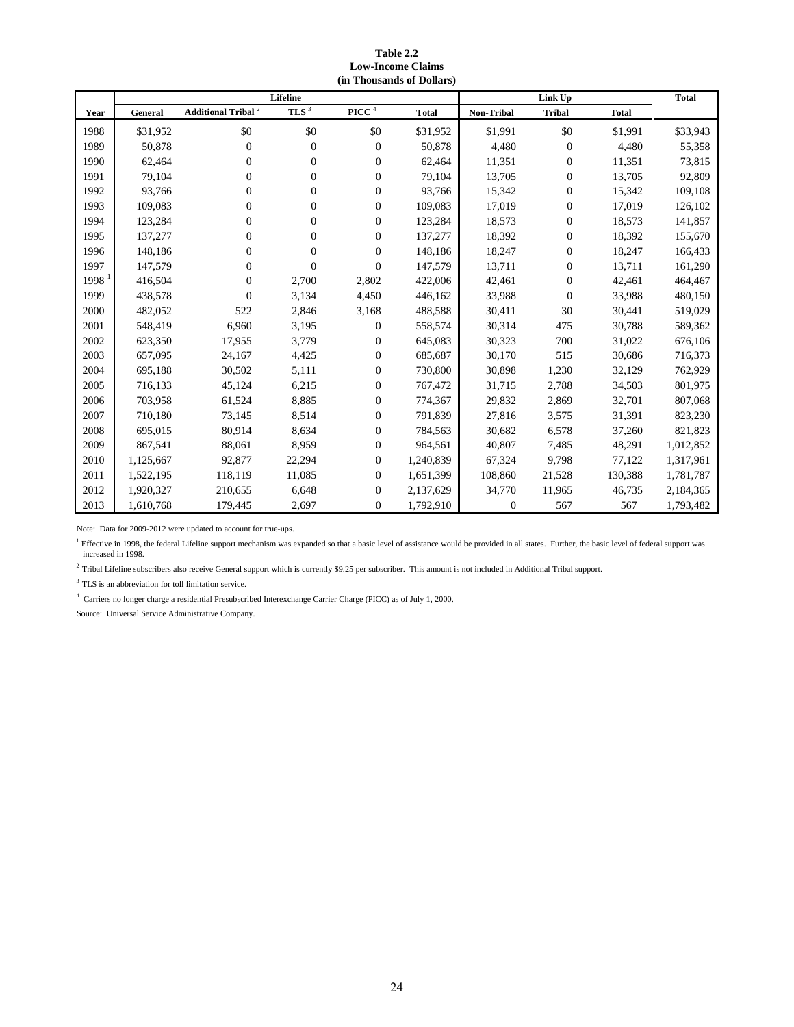**Table 2.2**
**Low-Income Claims**
**(in Thousands of Dollars)**

| Year | Lifeline | | | | | Link Up | | | Total |
|---|---|---|---|---|---|---|---|---|---|
| | General | Additional Tribal [2] | TLS [3] | PICC [4] | Total | Non-Tribal | Tribal | Total | |
| 1988 | $31,952 | $0 | $0 | $0 | $31,952 | $1,991 | $0 | $1,991 | $33,943 |
| 1989 | 50,878 | 0 | 0 | 0 | 50,878 | 4,480 | 0 | 4,480 | 55,358 |
| 1990 | 62,464 | 0 | 0 | 0 | 62,464 | 11,351 | 0 | 11,351 | 73,815 |
| 1991 | 79,104 | 0 | 0 | 0 | 79,104 | 13,705 | 0 | 13,705 | 92,809 |
| 1992 | 93,766 | 0 | 0 | 0 | 93,766 | 15,342 | 0 | 15,342 | 109,108 |
| 1993 | 109,083 | 0 | 0 | 0 | 109,083 | 17,019 | 0 | 17,019 | 126,102 |
| 1994 | 123,284 | 0 | 0 | 0 | 123,284 | 18,573 | 0 | 18,573 | 141,857 |
| 1995 | 137,277 | 0 | 0 | 0 | 137,277 | 18,392 | 0 | 18,392 | 155,670 |
| 1996 | 148,186 | 0 | 0 | 0 | 148,186 | 18,247 | 0 | 18,247 | 166,433 |
| 1997 | 147,579 | 0 | 0 | 0 | 147,579 | 13,711 | 0 | 13,711 | 161,290 |
| 1998 [1] | 416,504 | 0 | 2,700 | 2,802 | 422,006 | 42,461 | 0 | 42,461 | 464,467 |
| 1999 | 438,578 | 0 | 3,134 | 4,450 | 446,162 | 33,988 | 0 | 33,988 | 480,150 |
| 2000 | 482,052 | 522 | 2,846 | 3,168 | 488,588 | 30,411 | 30 | 30,441 | 519,029 |
| 2001 | 548,419 | 6,960 | 3,195 | 0 | 558,574 | 30,314 | 475 | 30,788 | 589,362 |
| 2002 | 623,350 | 17,955 | 3,779 | 0 | 645,083 | 30,323 | 700 | 31,022 | 676,106 |
| 2003 | 657,095 | 24,167 | 4,425 | 0 | 685,687 | 30,170 | 515 | 30,686 | 716,373 |
| 2004 | 695,188 | 30,502 | 5,111 | 0 | 730,800 | 30,898 | 1,230 | 32,129 | 762,929 |
| 2005 | 716,133 | 45,124 | 6,215 | 0 | 767,472 | 31,715 | 2,788 | 34,503 | 801,975 |
| 2006 | 703,958 | 61,524 | 8,885 | 0 | 774,367 | 29,832 | 2,869 | 32,701 | 807,068 |
| 2007 | 710,180 | 73,145 | 8,514 | 0 | 791,839 | 27,816 | 3,575 | 31,391 | 823,230 |
| 2008 | 695,015 | 80,914 | 8,634 | 0 | 784,563 | 30,682 | 6,578 | 37,260 | 821,823 |
| 2009 | 867,541 | 88,061 | 8,959 | 0 | 964,561 | 40,807 | 7,485 | 48,291 | 1,012,852 |
| 2010 | 1,125,667 | 92,877 | 22,294 | 0 | 1,240,839 | 67,324 | 9,798 | 77,122 | 1,317,961 |
| 2011 | 1,522,195 | 118,119 | 11,085 | 0 | 1,651,399 | 108,860 | 21,528 | 130,388 | 1,781,787 |
| 2012 | 1,920,327 | 210,655 | 6,648 | 0 | 2,137,629 | 34,770 | 11,965 | 46,735 | 2,184,365 |
| 2013 | 1,610,768 | 179,445 | 2,697 | 0 | 1,792,910 | 0 | 567 | 567 | 1,793,482 |

Note: Data for 2009-2012 were updated to account for true-ups.

[1] Effective in 1998, the federal Lifeline support mechanism was expanded so that a basic level of assistance would be provided in all states. Further, the basic level of federal support was increased in 1998.

[2] Tribal Lifeline subscribers also receive General support which is currently $9.25 per subscriber. This amount is not included in Additional Tribal support.

[3] TLS is an abbreviation for toll limitation service.

[4] Carriers no longer charge a residential Presubscribed Interexchange Carrier Charge (PICC) as of July 1, 2000.

Source: Universal Service Administrative Company.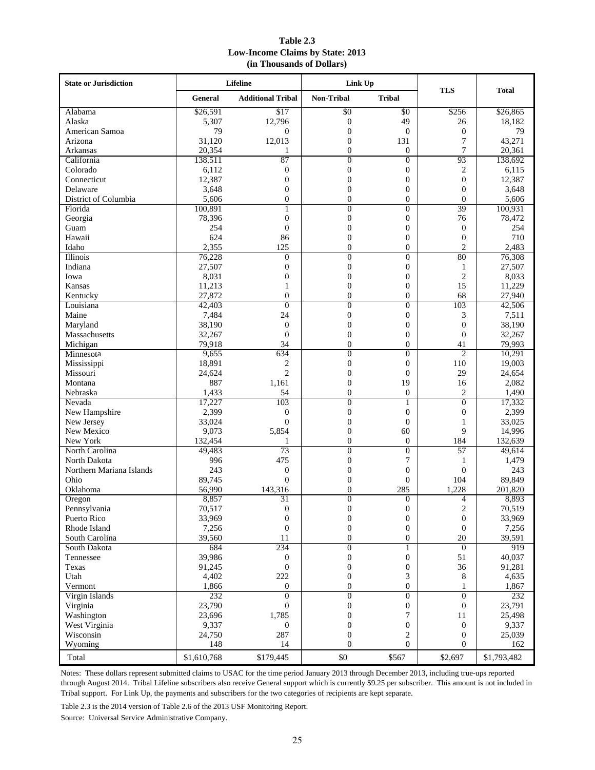**Table 2.3**
**Low-Income Claims by State: 2013**
**(in Thousands of Dollars)**

| State or Jurisdiction | Lifeline | | Link Up | | TLS | Total |
|---|---|---|---|---|---|---|
| | General | Additional Tribal | Non-Tribal | Tribal | | |
| Alabama | $26,591 | $17 | $0 | $0 | $256 | $26,865 |
| Alaska | 5,307 | 12,796 | 0 | 49 | 26 | 18,182 |
| American Samoa | 79 | 0 | 0 | 0 | 0 | 79 |
| Arizona | 31,120 | 12,013 | 0 | 131 | 7 | 43,271 |
| Arkansas | 20,354 | 1 | 0 | 0 | 7 | 20,361 |
| California | 138,511 | 87 | 0 | 0 | 93 | 138,692 |
| Colorado | 6,112 | 0 | 0 | 0 | 2 | 6,115 |
| Connecticut | 12,387 | 0 | 0 | 0 | 0 | 12,387 |
| Delaware | 3,648 | 0 | 0 | 0 | 0 | 3,648 |
| District of Columbia | 5,606 | 0 | 0 | 0 | 0 | 5,606 |
| Florida | 100,891 | 1 | 0 | 0 | 39 | 100,931 |
| Georgia | 78,396 | 0 | 0 | 0 | 76 | 78,472 |
| Guam | 254 | 0 | 0 | 0 | 0 | 254 |
| Hawaii | 624 | 86 | 0 | 0 | 0 | 710 |
| Idaho | 2,355 | 125 | 0 | 0 | 2 | 2,483 |
| Illinois | 76,228 | 0 | 0 | 0 | 80 | 76,308 |
| Indiana | 27,507 | 0 | 0 | 0 | 1 | 27,507 |
| Iowa | 8,031 | 0 | 0 | 0 | 2 | 8,033 |
| Kansas | 11,213 | 1 | 0 | 0 | 15 | 11,229 |
| Kentucky | 27,872 | 0 | 0 | 0 | 68 | 27,940 |
| Louisiana | 42,403 | 0 | 0 | 0 | 103 | 42,506 |
| Maine | 7,484 | 24 | 0 | 0 | 3 | 7,511 |
| Maryland | 38,190 | 0 | 0 | 0 | 0 | 38,190 |
| Massachusetts | 32,267 | 0 | 0 | 0 | 0 | 32,267 |
| Michigan | 79,918 | 34 | 0 | 0 | 41 | 79,993 |
| Minnesota | 9,655 | 634 | 0 | 0 | 2 | 10,291 |
| Mississippi | 18,891 | 2 | 0 | 0 | 110 | 19,003 |
| Missouri | 24,624 | 2 | 0 | 0 | 29 | 24,654 |
| Montana | 887 | 1,161 | 0 | 19 | 16 | 2,082 |
| Nebraska | 1,433 | 54 | 0 | 0 | 2 | 1,490 |
| Nevada | 17,227 | 103 | 0 | 1 | 0 | 17,332 |
| New Hampshire | 2,399 | 0 | 0 | 0 | 0 | 2,399 |
| New Jersey | 33,024 | 0 | 0 | 0 | 1 | 33,025 |
| New Mexico | 9,073 | 5,854 | 0 | 60 | 9 | 14,996 |
| New York | 132,454 | 1 | 0 | 0 | 184 | 132,639 |
| North Carolina | 49,483 | 73 | 0 | 0 | 57 | 49,614 |
| North Dakota | 996 | 475 | 0 | 7 | 1 | 1,479 |
| Northern Mariana Islands | 243 | 0 | 0 | 0 | 0 | 243 |
| Ohio | 89,745 | 0 | 0 | 0 | 104 | 89,849 |
| Oklahoma | 56,990 | 143,316 | 0 | 285 | 1,228 | 201,820 |
| Oregon | 8,857 | 31 | 0 | 0 | 4 | 8,893 |
| Pennsylvania | 70,517 | 0 | 0 | 0 | 2 | 70,519 |
| Puerto Rico | 33,969 | 0 | 0 | 0 | 0 | 33,969 |
| Rhode Island | 7,256 | 0 | 0 | 0 | 0 | 7,256 |
| South Carolina | 39,560 | 11 | 0 | 0 | 20 | 39,591 |
| South Dakota | 684 | 234 | 0 | 1 | 0 | 919 |
| Tennessee | 39,986 | 0 | 0 | 0 | 51 | 40,037 |
| Texas | 91,245 | 0 | 0 | 0 | 36 | 91,281 |
| Utah | 4,402 | 222 | 0 | 3 | 8 | 4,635 |
| Vermont | 1,866 | 0 | 0 | 0 | 1 | 1,867 |
| Virgin Islands | 232 | 0 | 0 | 0 | 0 | 232 |
| Virginia | 23,790 | 0 | 0 | 0 | 0 | 23,791 |
| Washington | 23,696 | 1,785 | 0 | 7 | 11 | 25,498 |
| West Virginia | 9,337 | 0 | 0 | 0 | 0 | 9,337 |
| Wisconsin | 24,750 | 287 | 0 | 2 | 0 | 25,039 |
| Wyoming | 148 | 14 | 0 | 0 | 0 | 162 |
| Total | $1,610,768 | $179,445 | $0 | $567 | $2,697 | $1,793,482 |

Notes: These dollars represent submitted claims to USAC for the time period January 2013 through December 2013, including true-ups reported through August 2014. Tribal Lifeline subscribers also receive General support which is currently $9.25 per subscriber. This amount is not included in Tribal support. For Link Up, the payments and subscribers for the two categories of recipients are kept separate.

Table 2.3 is the 2014 version of Table 2.6 of the 2013 USF Monitoring Report.

Source: Universal Service Administrative Company.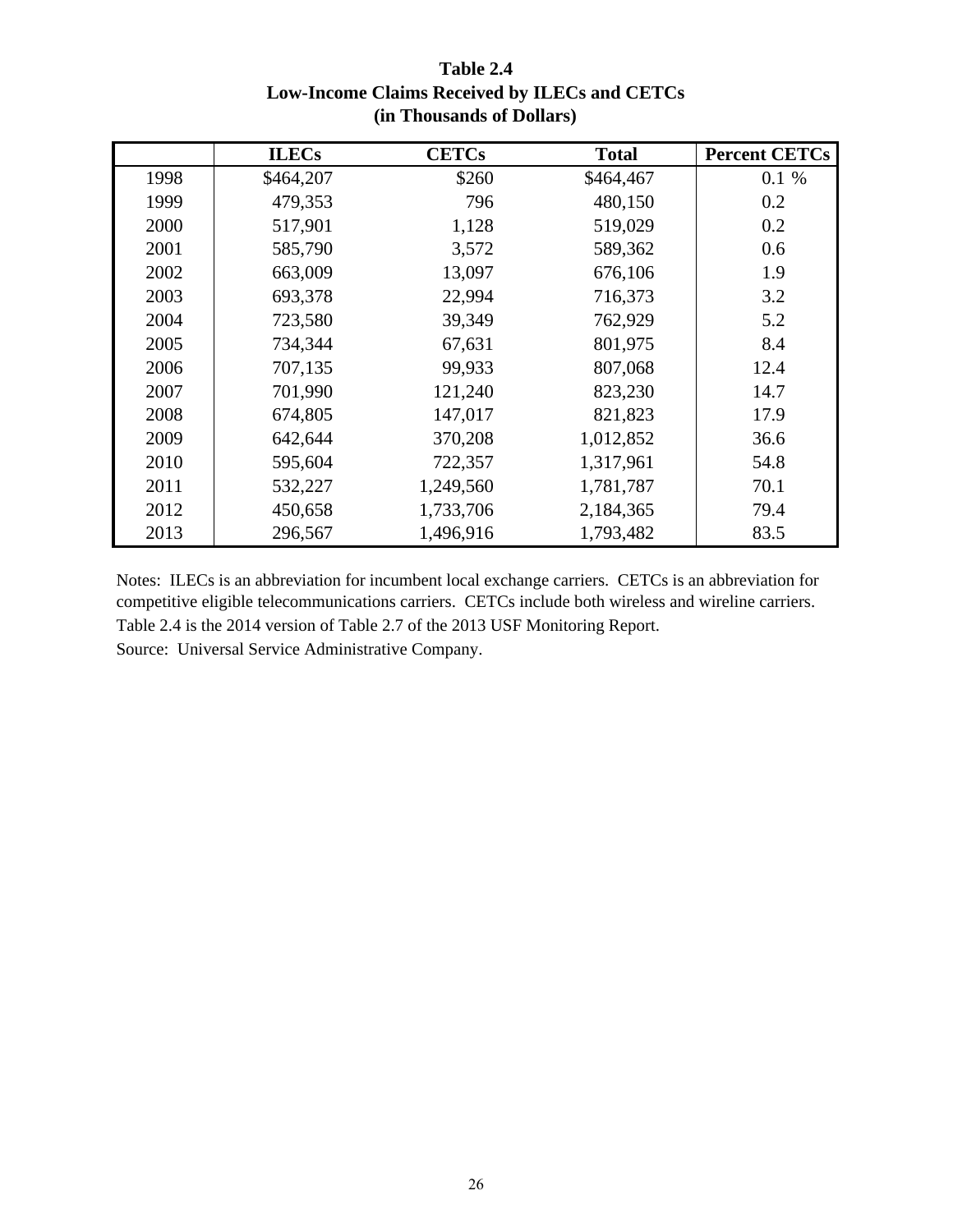# Table 2.4
## Low-Income Claims Received by ILECs and CETCs
### (in Thousands of Dollars)

| | ILECs | CETCs | Total | Percent CETCs |
|---|---|---|---|---|
| 1998 | $464,207 | $260 | $464,467 | 0.1 % |
| 1999 | 479,353 | 796 | 480,150 | 0.2 |
| 2000 | 517,901 | 1,128 | 519,029 | 0.2 |
| 2001 | 585,790 | 3,572 | 589,362 | 0.6 |
| 2002 | 663,009 | 13,097 | 676,106 | 1.9 |
| 2003 | 693,378 | 22,994 | 716,373 | 3.2 |
| 2004 | 723,580 | 39,349 | 762,929 | 5.2 |
| 2005 | 734,344 | 67,631 | 801,975 | 8.4 |
| 2006 | 707,135 | 99,933 | 807,068 | 12.4 |
| 2007 | 701,990 | 121,240 | 823,230 | 14.7 |
| 2008 | 674,805 | 147,017 | 821,823 | 17.9 |
| 2009 | 642,644 | 370,208 | 1,012,852 | 36.6 |
| 2010 | 595,604 | 722,357 | 1,317,961 | 54.8 |
| 2011 | 532,227 | 1,249,560 | 1,781,787 | 70.1 |
| 2012 | 450,658 | 1,733,706 | 2,184,365 | 79.4 |
| 2013 | 296,567 | 1,496,916 | 1,793,482 | 83.5 |

Notes: ILECs is an abbreviation for incumbent local exchange carriers. CETCs is an abbreviation for competitive eligible telecommunications carriers. CETCs include both wireless and wireline carriers. Table 2.4 is the 2014 version of Table 2.7 of the 2013 USF Monitoring Report.

Source: Universal Service Administrative Company.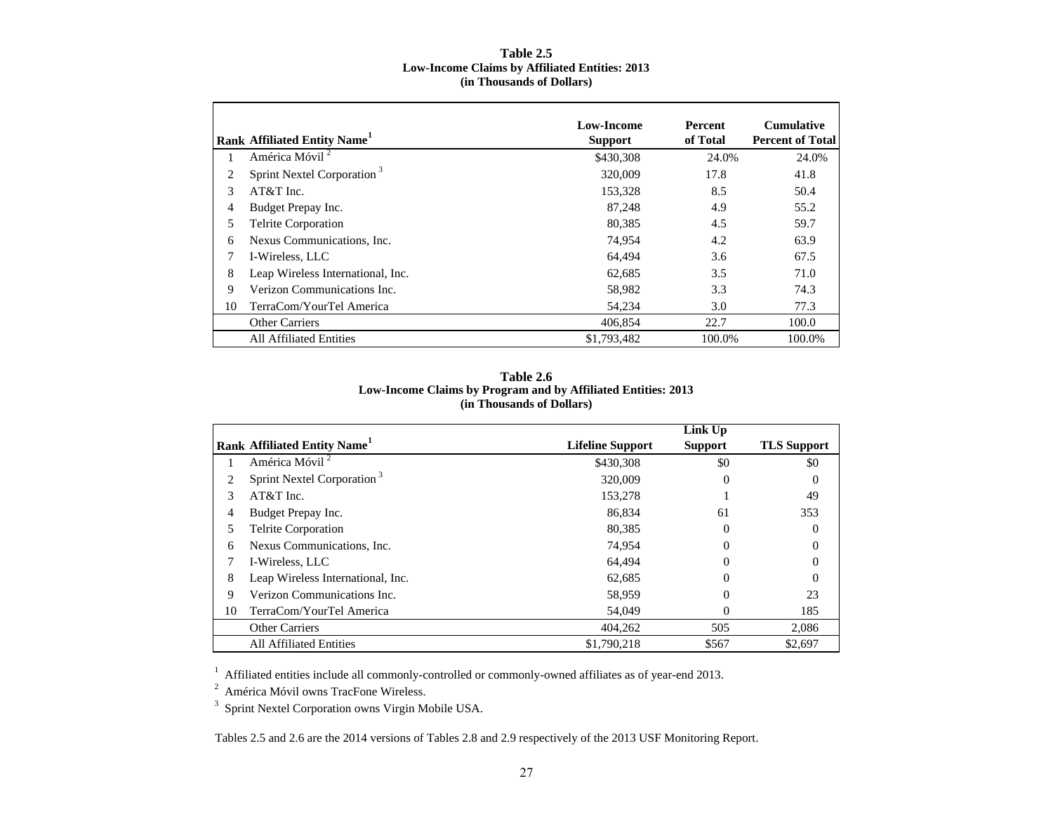**Table 2.5**
**Low-Income Claims by Affiliated Entities: 2013**
**(in Thousands of Dollars)**

| Rank | Affiliated Entity Name[1] | Low-Income Support | Percent of Total | Cumulative Percent of Total |
|---|---|---|---|---|
| 1 | América Móvil [2] | $430,308 | 24.0% | 24.0% |
| 2 | Sprint Nextel Corporation [3] | 320,009 | 17.8 | 41.8 |
| 3 | AT&T Inc. | 153,328 | 8.5 | 50.4 |
| 4 | Budget Prepay Inc. | 87,248 | 4.9 | 55.2 |
| 5 | Telrite Corporation | 80,385 | 4.5 | 59.7 |
| 6 | Nexus Communications, Inc. | 74,954 | 4.2 | 63.9 |
| 7 | I-Wireless, LLC | 64,494 | 3.6 | 67.5 |
| 8 | Leap Wireless International, Inc. | 62,685 | 3.5 | 71.0 |
| 9 | Verizon Communications Inc. | 58,982 | 3.3 | 74.3 |
| 10 | TerraCom/YourTel America | 54,234 | 3.0 | 77.3 |
| | Other Carriers | 406,854 | 22.7 | 100.0 |
| | All Affiliated Entities | $1,793,482 | 100.0% | 100.0% |

**Table 2.6**
**Low-Income Claims by Program and by Affiliated Entities: 2013**
**(in Thousands of Dollars)**

| Rank | Affiliated Entity Name[1] | Lifeline Support | Link Up Support | TLS Support |
|---|---|---|---|---|
| 1 | América Móvil [2] | $430,308 | $0 | $0 |
| 2 | Sprint Nextel Corporation [3] | 320,009 | 0 | 0 |
| 3 | AT&T Inc. | 153,278 | 1 | 49 |
| 4 | Budget Prepay Inc. | 86,834 | 61 | 353 |
| 5 | Telrite Corporation | 80,385 | 0 | 0 |
| 6 | Nexus Communications, Inc. | 74,954 | 0 | 0 |
| 7 | I-Wireless, LLC | 64,494 | 0 | 0 |
| 8 | Leap Wireless International, Inc. | 62,685 | 0 | 0 |
| 9 | Verizon Communications Inc. | 58,959 | 0 | 23 |
| 10 | TerraCom/YourTel America | 54,049 | 0 | 185 |
| | Other Carriers | 404,262 | 505 | 2,086 |
| | All Affiliated Entities | $1,790,218 | $567 | $2,697 |

[1] Affiliated entities include all commonly-controlled or commonly-owned affiliates as of year-end 2013.

[2] América Móvil owns TracFone Wireless.

[3] Sprint Nextel Corporation owns Virgin Mobile USA.

Tables 2.5 and 2.6 are the 2014 versions of Tables 2.8 and 2.9 respectively of the 2013 USF Monitoring Report.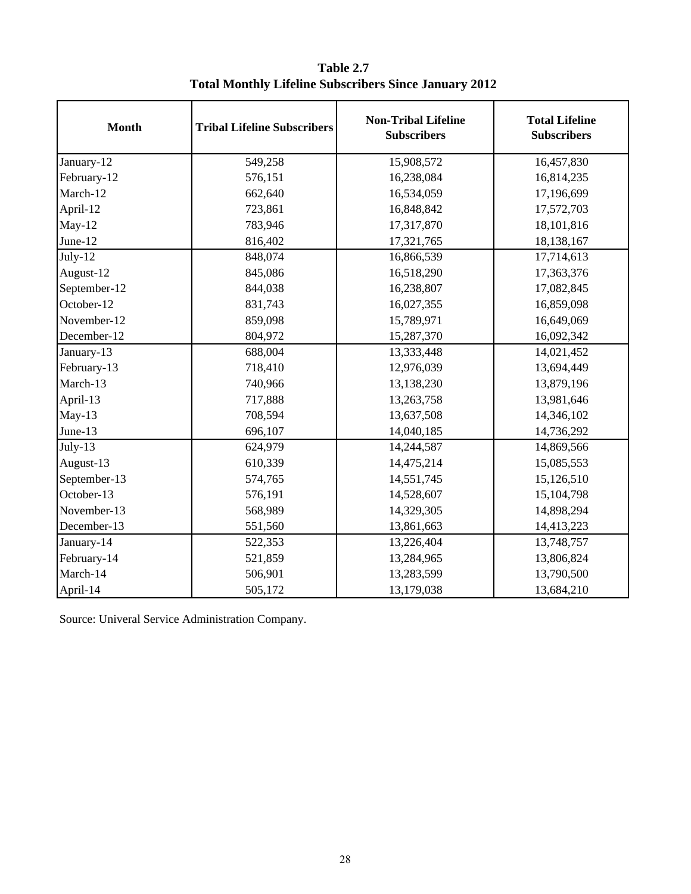**Table 2.7**
**Total Monthly Lifeline Subscribers Since January 2012**

| Month | Tribal Lifeline Subscribers | Non-Tribal Lifeline Subscribers | Total Lifeline Subscribers |
|---|---|---|---|
| January-12 | 549,258 | 15,908,572 | 16,457,830 |
| February-12 | 576,151 | 16,238,084 | 16,814,235 |
| March-12 | 662,640 | 16,534,059 | 17,196,699 |
| April-12 | 723,861 | 16,848,842 | 17,572,703 |
| May-12 | 783,946 | 17,317,870 | 18,101,816 |
| June-12 | 816,402 | 17,321,765 | 18,138,167 |
| July-12 | 848,074 | 16,866,539 | 17,714,613 |
| August-12 | 845,086 | 16,518,290 | 17,363,376 |
| September-12 | 844,038 | 16,238,807 | 17,082,845 |
| October-12 | 831,743 | 16,027,355 | 16,859,098 |
| November-12 | 859,098 | 15,789,971 | 16,649,069 |
| December-12 | 804,972 | 15,287,370 | 16,092,342 |
| January-13 | 688,004 | 13,333,448 | 14,021,452 |
| February-13 | 718,410 | 12,976,039 | 13,694,449 |
| March-13 | 740,966 | 13,138,230 | 13,879,196 |
| April-13 | 717,888 | 13,263,758 | 13,981,646 |
| May-13 | 708,594 | 13,637,508 | 14,346,102 |
| June-13 | 696,107 | 14,040,185 | 14,736,292 |
| July-13 | 624,979 | 14,244,587 | 14,869,566 |
| August-13 | 610,339 | 14,475,214 | 15,085,553 |
| September-13 | 574,765 | 14,551,745 | 15,126,510 |
| October-13 | 576,191 | 14,528,607 | 15,104,798 |
| November-13 | 568,989 | 14,329,305 | 14,898,294 |
| December-13 | 551,560 | 13,861,663 | 14,413,223 |
| January-14 | 522,353 | 13,226,404 | 13,748,757 |
| February-14 | 521,859 | 13,284,965 | 13,806,824 |
| March-14 | 506,901 | 13,283,599 | 13,790,500 |
| April-14 | 505,172 | 13,179,038 | 13,684,210 |

Source: Univeral Service Administration Company.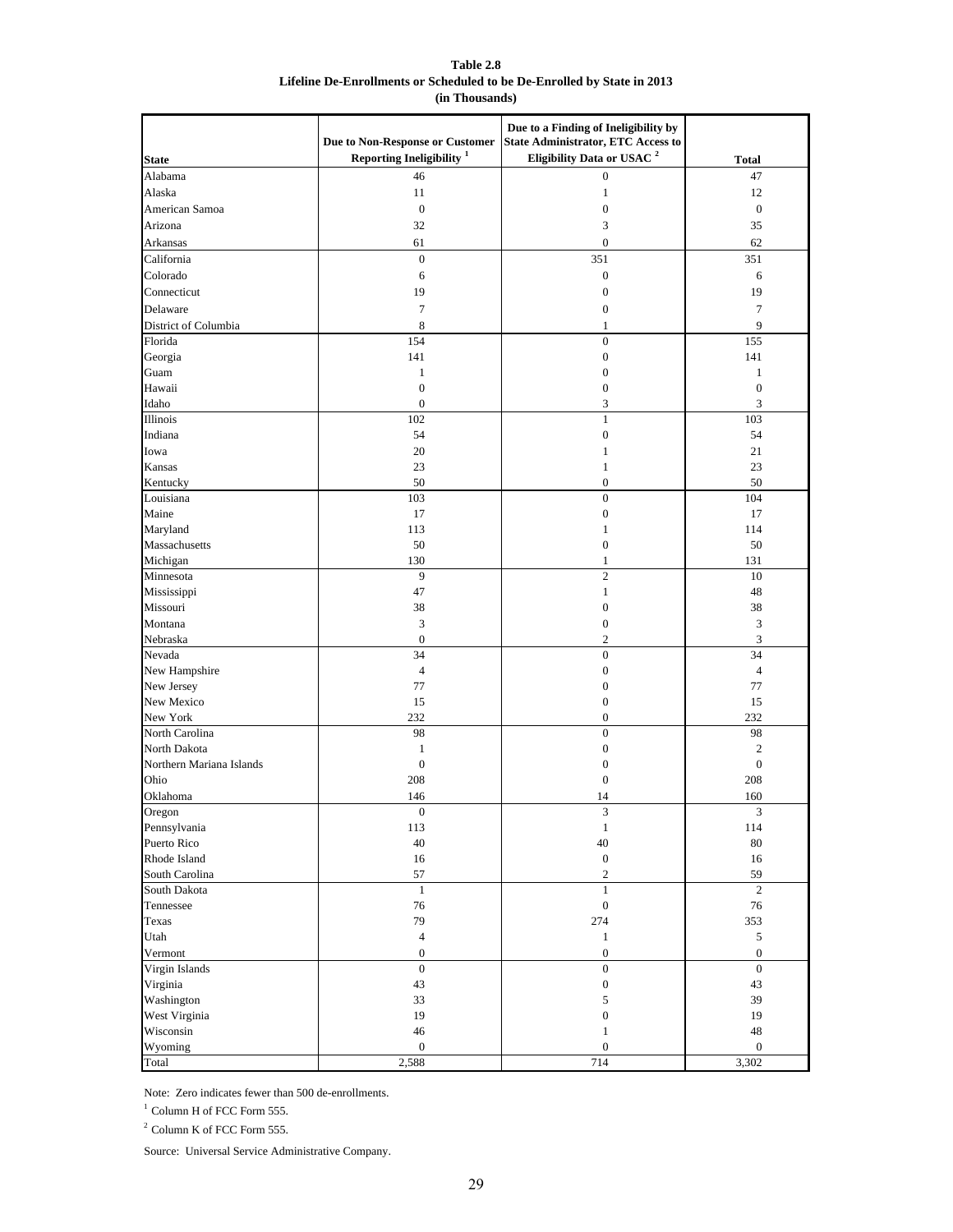**Table 2.8**
**Lifeline De-Enrollments or Scheduled to be De-Enrolled by State in 2013**
**(in Thousands)**

| State | Due to Non-Response or Customer Reporting Ineligibility [1] | Due to a Finding of Ineligibility by State Administrator, ETC Access to Eligibility Data or USAC [2] | Total |
|---|---|---|---|
| Alabama | 46 | 0 | 47 |
| Alaska | 11 | 1 | 12 |
| American Samoa | 0 | 0 | 0 |
| Arizona | 32 | 3 | 35 |
| Arkansas | 61 | 0 | 62 |
| California | 0 | 351 | 351 |
| Colorado | 6 | 0 | 6 |
| Connecticut | 19 | 0 | 19 |
| Delaware | 7 | 0 | 7 |
| District of Columbia | 8 | 1 | 9 |
| Florida | 154 | 0 | 155 |
| Georgia | 141 | 0 | 141 |
| Guam | 1 | 0 | 1 |
| Hawaii | 0 | 0 | 0 |
| Idaho | 0 | 3 | 3 |
| Illinois | 102 | 1 | 103 |
| Indiana | 54 | 0 | 54 |
| Iowa | 20 | 1 | 21 |
| Kansas | 23 | 1 | 23 |
| Kentucky | 50 | 0 | 50 |
| Louisiana | 103 | 0 | 104 |
| Maine | 17 | 0 | 17 |
| Maryland | 113 | 1 | 114 |
| Massachusetts | 50 | 0 | 50 |
| Michigan | 130 | 1 | 131 |
| Minnesota | 9 | 2 | 10 |
| Mississippi | 47 | 1 | 48 |
| Missouri | 38 | 0 | 38 |
| Montana | 3 | 0 | 3 |
| Nebraska | 0 | 2 | 3 |
| Nevada | 34 | 0 | 34 |
| New Hampshire | 4 | 0 | 4 |
| New Jersey | 77 | 0 | 77 |
| New Mexico | 15 | 0 | 15 |
| New York | 232 | 0 | 232 |
| North Carolina | 98 | 0 | 98 |
| North Dakota | 1 | 0 | 2 |
| Northern Mariana Islands | 0 | 0 | 0 |
| Ohio | 208 | 0 | 208 |
| Oklahoma | 146 | 14 | 160 |
| Oregon | 0 | 3 | 3 |
| Pennsylvania | 113 | 1 | 114 |
| Puerto Rico | 40 | 40 | 80 |
| Rhode Island | 16 | 0 | 16 |
| South Carolina | 57 | 2 | 59 |
| South Dakota | 1 | 1 | 2 |
| Tennessee | 76 | 0 | 76 |
| Texas | 79 | 274 | 353 |
| Utah | 4 | 1 | 5 |
| Vermont | 0 | 0 | 0 |
| Virgin Islands | 0 | 0 | 0 |
| Virginia | 43 | 0 | 43 |
| Washington | 33 | 5 | 39 |
| West Virginia | 19 | 0 | 19 |
| Wisconsin | 46 | 1 | 48 |
| Wyoming | 0 | 0 | 0 |
| Total | 2,588 | 714 | 3,302 |

Note: Zero indicates fewer than 500 de-enrollments.

[1] Column H of FCC Form 555.

[2] Column K of FCC Form 555.

Source: Universal Service Administrative Company.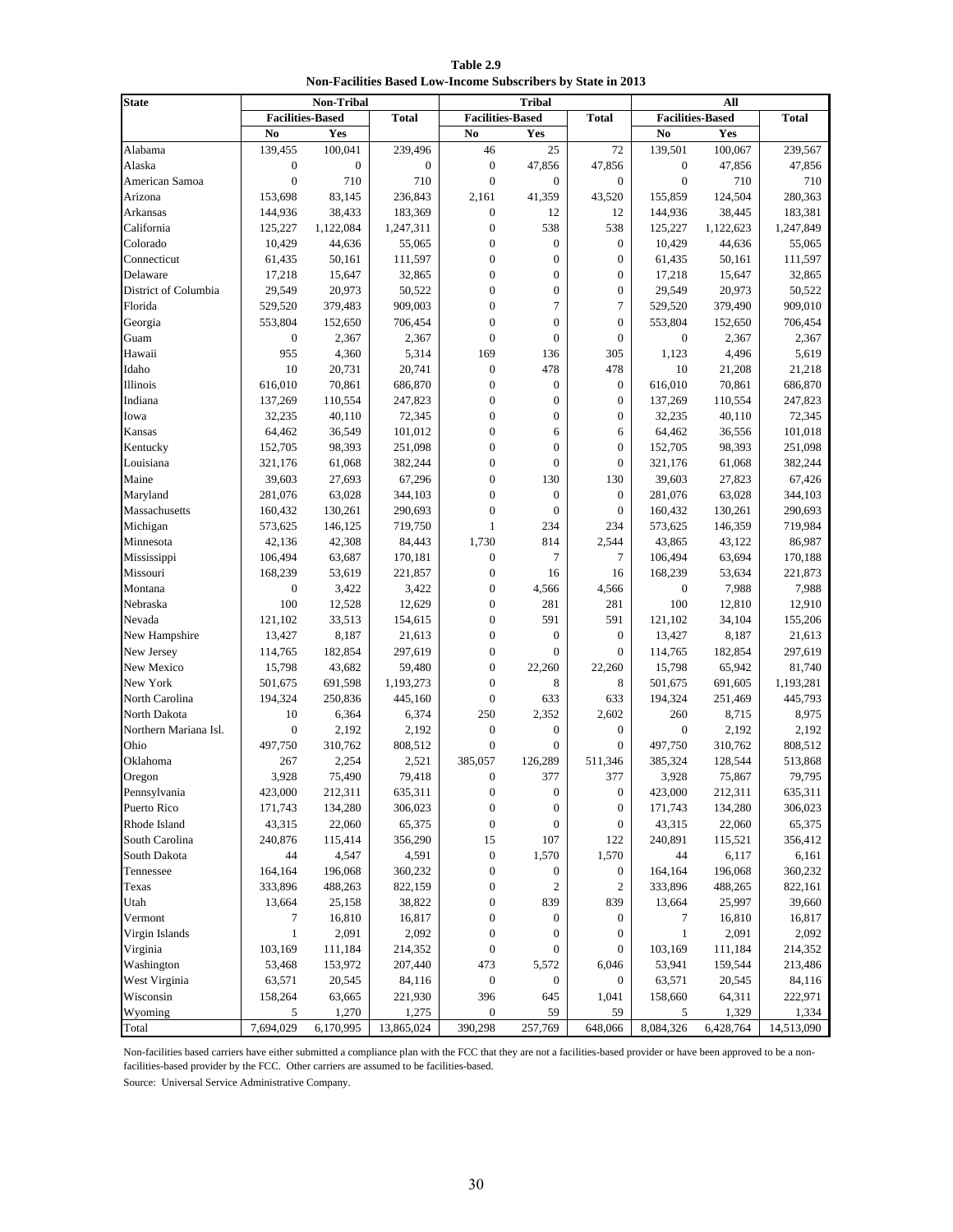**Table 2.9**
**Non-Facilities Based Low-Income Subscribers by State in 2013**

| State | Non-Tribal | | | Tribal | | | All | | |
|---|---|---|---|---|---|---|---|---|---|
| | Facilities-Based | | Total | Facilities-Based | | Total | Facilities-Based | | Total |
| | No | Yes | | No | Yes | | No | Yes | |
| Alabama | 139,455 | 100,041 | 239,496 | 46 | 25 | 72 | 139,501 | 100,067 | 239,567 |
| Alaska | 0 | 0 | 0 | 0 | 47,856 | 47,856 | 0 | 47,856 | 47,856 |
| American Samoa | 0 | 710 | 710 | 0 | 0 | 0 | 0 | 710 | 710 |
| Arizona | 153,698 | 83,145 | 236,843 | 2,161 | 41,359 | 43,520 | 155,859 | 124,504 | 280,363 |
| Arkansas | 144,936 | 38,433 | 183,369 | 0 | 12 | 12 | 144,936 | 38,445 | 183,381 |
| California | 125,227 | 1,122,084 | 1,247,311 | 0 | 538 | 538 | 125,227 | 1,122,623 | 1,247,849 |
| Colorado | 10,429 | 44,636 | 55,065 | 0 | 0 | 0 | 10,429 | 44,636 | 55,065 |
| Connecticut | 61,435 | 50,161 | 111,597 | 0 | 0 | 0 | 61,435 | 50,161 | 111,597 |
| Delaware | 17,218 | 15,647 | 32,865 | 0 | 0 | 0 | 17,218 | 15,647 | 32,865 |
| District of Columbia | 29,549 | 20,973 | 50,522 | 0 | 0 | 0 | 29,549 | 20,973 | 50,522 |
| Florida | 529,520 | 379,483 | 909,003 | 0 | 7 | 7 | 529,520 | 379,490 | 909,010 |
| Georgia | 553,804 | 152,650 | 706,454 | 0 | 0 | 0 | 553,804 | 152,650 | 706,454 |
| Guam | 0 | 2,367 | 2,367 | 0 | 0 | 0 | 0 | 2,367 | 2,367 |
| Hawaii | 955 | 4,360 | 5,314 | 169 | 136 | 305 | 1,123 | 4,496 | 5,619 |
| Idaho | 10 | 20,731 | 20,741 | 0 | 478 | 478 | 10 | 21,208 | 21,218 |
| Illinois | 616,010 | 70,861 | 686,870 | 0 | 0 | 0 | 616,010 | 70,861 | 686,870 |
| Indiana | 137,269 | 110,554 | 247,823 | 0 | 0 | 0 | 137,269 | 110,554 | 247,823 |
| Iowa | 32,235 | 40,110 | 72,345 | 0 | 0 | 0 | 32,235 | 40,110 | 72,345 |
| Kansas | 64,462 | 36,549 | 101,012 | 0 | 6 | 6 | 64,462 | 36,556 | 101,018 |
| Kentucky | 152,705 | 98,393 | 251,098 | 0 | 0 | 0 | 152,705 | 98,393 | 251,098 |
| Louisiana | 321,176 | 61,068 | 382,244 | 0 | 0 | 0 | 321,176 | 61,068 | 382,244 |
| Maine | 39,603 | 27,693 | 67,296 | 0 | 130 | 130 | 39,603 | 27,823 | 67,426 |
| Maryland | 281,076 | 63,028 | 344,103 | 0 | 0 | 0 | 281,076 | 63,028 | 344,103 |
| Massachusetts | 160,432 | 130,261 | 290,693 | 0 | 0 | 0 | 160,432 | 130,261 | 290,693 |
| Michigan | 573,625 | 146,125 | 719,750 | 1 | 234 | 234 | 573,625 | 146,359 | 719,984 |
| Minnesota | 42,136 | 42,308 | 84,443 | 1,730 | 814 | 2,544 | 43,865 | 43,122 | 86,987 |
| Mississippi | 106,494 | 63,687 | 170,181 | 0 | 7 | 7 | 106,494 | 63,694 | 170,188 |
| Missouri | 168,239 | 53,619 | 221,857 | 0 | 16 | 16 | 168,239 | 53,634 | 221,873 |
| Montana | 0 | 3,422 | 3,422 | 0 | 4,566 | 4,566 | 0 | 7,988 | 7,988 |
| Nebraska | 100 | 12,528 | 12,629 | 0 | 281 | 281 | 100 | 12,810 | 12,910 |
| Nevada | 121,102 | 33,513 | 154,615 | 0 | 591 | 591 | 121,102 | 34,104 | 155,206 |
| New Hampshire | 13,427 | 8,187 | 21,613 | 0 | 0 | 0 | 13,427 | 8,187 | 21,613 |
| New Jersey | 114,765 | 182,854 | 297,619 | 0 | 0 | 0 | 114,765 | 182,854 | 297,619 |
| New Mexico | 15,798 | 43,682 | 59,480 | 0 | 22,260 | 22,260 | 15,798 | 65,942 | 81,740 |
| New York | 501,675 | 691,598 | 1,193,273 | 0 | 8 | 8 | 501,675 | 691,605 | 1,193,281 |
| North Carolina | 194,324 | 250,836 | 445,160 | 0 | 633 | 633 | 194,324 | 251,469 | 445,793 |
| North Dakota | 10 | 6,364 | 6,374 | 250 | 2,352 | 2,602 | 260 | 8,715 | 8,975 |
| Northern Mariana Isl. | 0 | 2,192 | 2,192 | 0 | 0 | 0 | 0 | 2,192 | 2,192 |
| Ohio | 497,750 | 310,762 | 808,512 | 0 | 0 | 0 | 497,750 | 310,762 | 808,512 |
| Oklahoma | 267 | 2,254 | 2,521 | 385,057 | 126,289 | 511,346 | 385,324 | 128,544 | 513,868 |
| Oregon | 3,928 | 75,490 | 79,418 | 0 | 377 | 377 | 3,928 | 75,867 | 79,795 |
| Pennsylvania | 423,000 | 212,311 | 635,311 | 0 | 0 | 0 | 423,000 | 212,311 | 635,311 |
| Puerto Rico | 171,743 | 134,280 | 306,023 | 0 | 0 | 0 | 171,743 | 134,280 | 306,023 |
| Rhode Island | 43,315 | 22,060 | 65,375 | 0 | 0 | 0 | 43,315 | 22,060 | 65,375 |
| South Carolina | 240,876 | 115,414 | 356,290 | 15 | 107 | 122 | 240,891 | 115,521 | 356,412 |
| South Dakota | 44 | 4,547 | 4,591 | 0 | 1,570 | 1,570 | 44 | 6,117 | 6,161 |
| Tennessee | 164,164 | 196,068 | 360,232 | 0 | 0 | 0 | 164,164 | 196,068 | 360,232 |
| Texas | 333,896 | 488,263 | 822,159 | 0 | 2 | 2 | 333,896 | 488,265 | 822,161 |
| Utah | 13,664 | 25,158 | 38,822 | 0 | 839 | 839 | 13,664 | 25,997 | 39,660 |
| Vermont | 7 | 16,810 | 16,817 | 0 | 0 | 0 | 7 | 16,810 | 16,817 |
| Virgin Islands | 1 | 2,091 | 2,092 | 0 | 0 | 0 | 1 | 2,091 | 2,092 |
| Virginia | 103,169 | 111,184 | 214,352 | 0 | 0 | 0 | 103,169 | 111,184 | 214,352 |
| Washington | 53,468 | 153,972 | 207,440 | 473 | 5,572 | 6,046 | 53,941 | 159,544 | 213,486 |
| West Virginia | 63,571 | 20,545 | 84,116 | 0 | 0 | 0 | 63,571 | 20,545 | 84,116 |
| Wisconsin | 158,264 | 63,665 | 221,930 | 396 | 645 | 1,041 | 158,660 | 64,311 | 222,971 |
| Wyoming | 5 | 1,270 | 1,275 | 0 | 59 | 59 | 5 | 1,329 | 1,334 |
| Total | 7,694,029 | 6,170,995 | 13,865,024 | 390,298 | 257,769 | 648,066 | 8,084,326 | 6,428,764 | 14,513,090 |

Non-facilities based carriers have either submitted a compliance plan with the FCC that they are not a facilities-based provider or have been approved to be a non-facilities-based provider by the FCC. Other carriers are assumed to be facilities-based.

Source: Universal Service Administrative Company.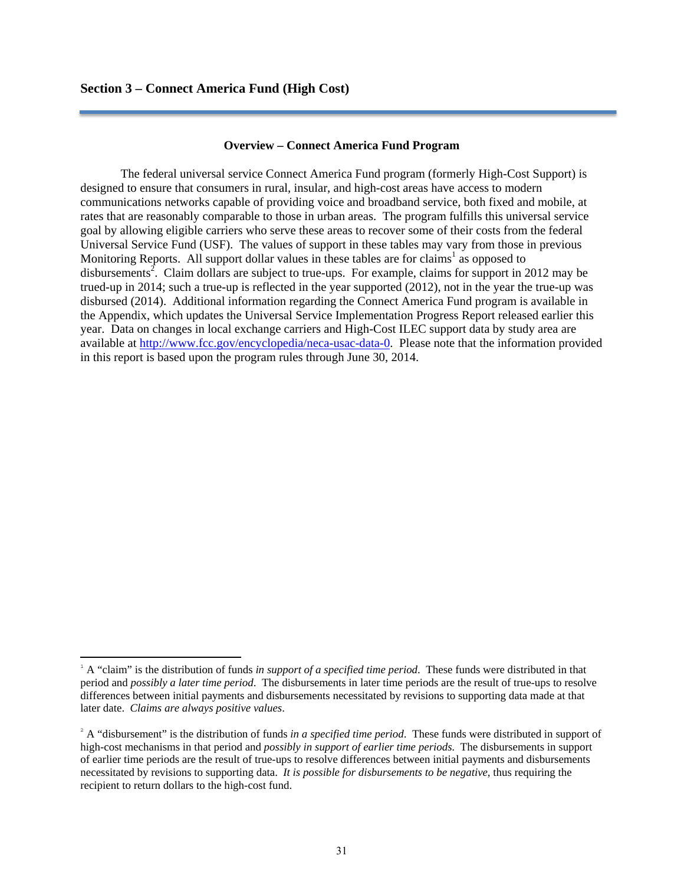## Section 3 – Connect America Fund (High Cost)

### Overview – Connect America Fund Program

The federal universal service Connect America Fund program (formerly High-Cost Support) is designed to ensure that consumers in rural, insular, and high-cost areas have access to modern communications networks capable of providing voice and broadband service, both fixed and mobile, at rates that are reasonably comparable to those in urban areas. The program fulfills this universal service goal by allowing eligible carriers who serve these areas to recover some of their costs from the federal Universal Service Fund (USF). The values of support in these tables may vary from those in previous Monitoring Reports. All support dollar values in these tables are for claims[1] as opposed to disbursements[2]. Claim dollars are subject to true-ups. For example, claims for support in 2012 may be trued-up in 2014; such a true-up is reflected in the year supported (2012), not in the year the true-up was disbursed (2014). Additional information regarding the Connect America Fund program is available in the Appendix, which updates the Universal Service Implementation Progress Report released earlier this year. Data on changes in local exchange carriers and High-Cost ILEC support data by study area are available at http://www.fcc.gov/encyclopedia/neca-usac-data-0. Please note that the information provided in this report is based upon the program rules through June 30, 2014.

---

[1] A "claim" is the distribution of funds *in support of a specified time period*. These funds were distributed in that period and *possibly a later time period*. The disbursements in later time periods are the result of true-ups to resolve differences between initial payments and disbursements necessitated by revisions to supporting data made at that later date. *Claims are always positive values*.

[2] A "disbursement" is the distribution of funds *in a specified time period*. These funds were distributed in support of high-cost mechanisms in that period and *possibly in support of earlier time periods.* The disbursements in support of earlier time periods are the result of true-ups to resolve differences between initial payments and disbursements necessitated by revisions to supporting data. *It is possible for disbursements to be negative*, thus requiring the recipient to return dollars to the high-cost fund.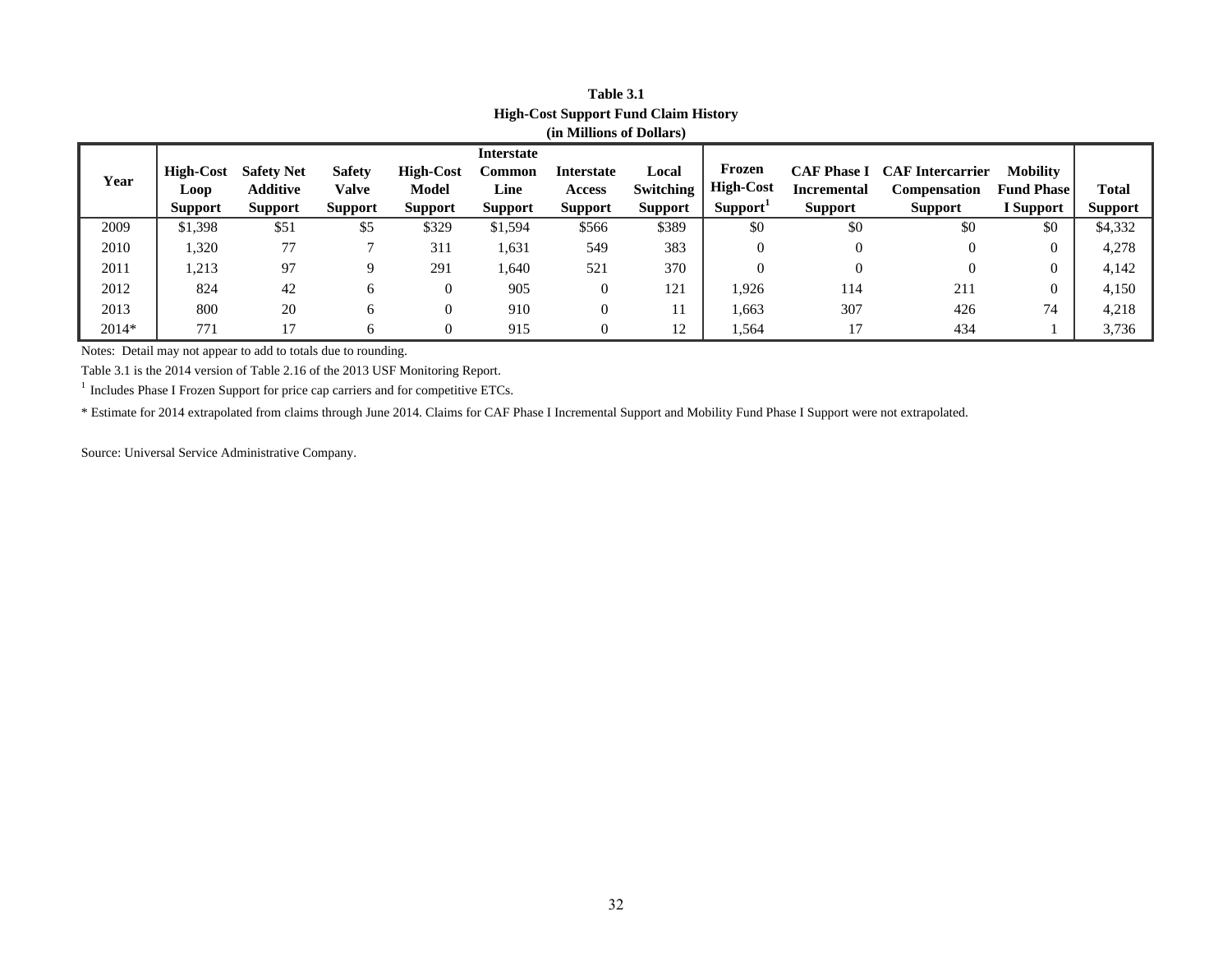**Table 3.1**
**High-Cost Support Fund Claim History**
**(in Millions of Dollars)**

| Year | High-Cost Loop Support | Safety Net Additive Support | Safety Valve Support | High-Cost Model Support | Interstate Common Line Support | Interstate Access Support | Local Switching Support | Frozen High-Cost Support[1] | CAF Phase I Incremental Support | CAF Intercarrier Compensation Support | Mobility Fund Phase I Support | Total Support |
|---|---|---|---|---|---|---|---|---|---|---|---|---|
| 2009 | $1,398 | $51 | $5 | $329 | $1,594 | $566 | $389 | $0 | $0 | $0 | $0 | $4,332 |
| 2010 | 1,320 | 77 | 7 | 311 | 1,631 | 549 | 383 | 0 | 0 | 0 | 0 | 4,278 |
| 2011 | 1,213 | 97 | 9 | 291 | 1,640 | 521 | 370 | 0 | 0 | 0 | 0 | 4,142 |
| 2012 | 824 | 42 | 6 | 0 | 905 | 0 | 121 | 1,926 | 114 | 211 | 0 | 4,150 |
| 2013 | 800 | 20 | 6 | 0 | 910 | 0 | 11 | 1,663 | 307 | 426 | 74 | 4,218 |
| 2014* | 771 | 17 | 6 | 0 | 915 | 0 | 12 | 1,564 | 17 | 434 | 1 | 3,736 |

Notes: Detail may not appear to add to totals due to rounding.

Table 3.1 is the 2014 version of Table 2.16 of the 2013 USF Monitoring Report.

[1] Includes Phase I Frozen Support for price cap carriers and for competitive ETCs.

* Estimate for 2014 extrapolated from claims through June 2014. Claims for CAF Phase I Incremental Support and Mobility Fund Phase I Support were not extrapolated.

Source: Universal Service Administrative Company.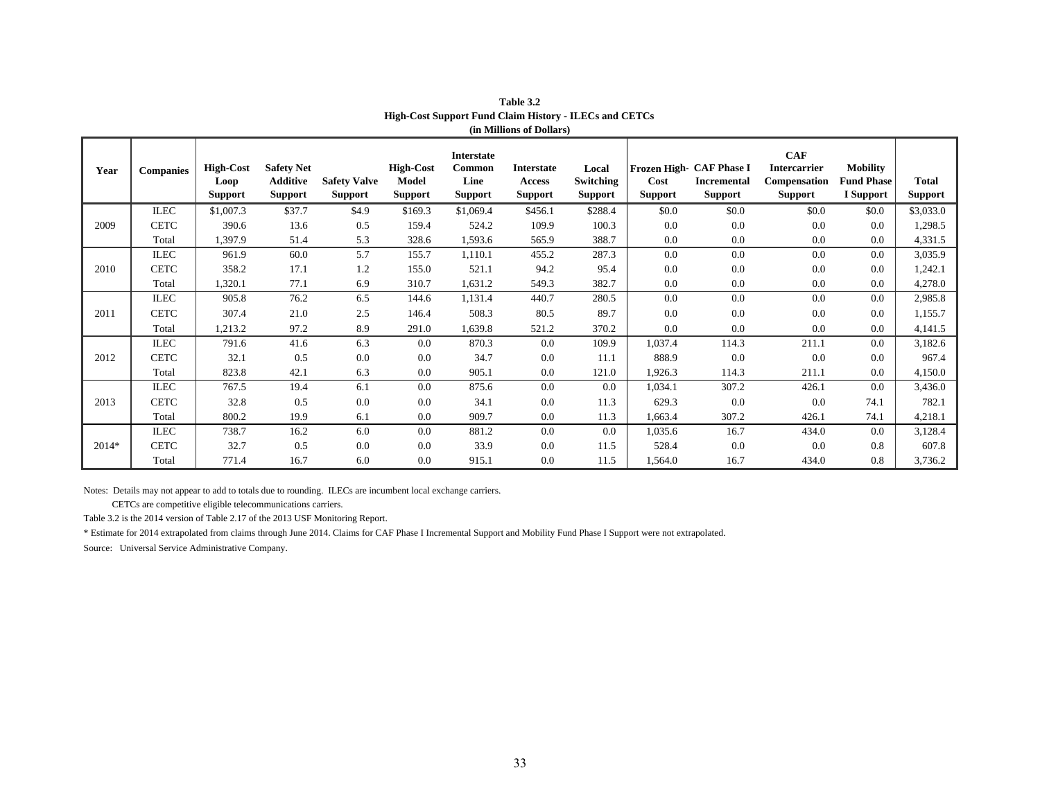**Table 3.2**
**High-Cost Support Fund Claim History - ILECs and CETCs**
**(in Millions of Dollars)**

| Year | Companies | High-Cost Loop Support | Safety Net Additive Support | Safety Valve Support | High-Cost Model Support | Interstate Common Line Support | Interstate Access Support | Local Switching Support | Frozen High-Cost Support | CAF Phase I Incremental Support | CAF Intercarrier Compensation Support | Mobility Fund Phase I Support | Total Support |
|---|---|---|---|---|---|---|---|---|---|---|---|---|---|
| 2009 | ILEC | $1,007.3 | $37.7 | $4.9 | $169.3 | $1,069.4 | $456.1 | $288.4 | $0.0 | $0.0 | $0.0 | $0.0 | $3,033.0 |
| | CETC | 390.6 | 13.6 | 0.5 | 159.4 | 524.2 | 109.9 | 100.3 | 0.0 | 0.0 | 0.0 | 0.0 | 1,298.5 |
| | Total | 1,397.9 | 51.4 | 5.3 | 328.6 | 1,593.6 | 565.9 | 388.7 | 0.0 | 0.0 | 0.0 | 0.0 | 4,331.5 |
| 2010 | ILEC | 961.9 | 60.0 | 5.7 | 155.7 | 1,110.1 | 455.2 | 287.3 | 0.0 | 0.0 | 0.0 | 0.0 | 3,035.9 |
| | CETC | 358.2 | 17.1 | 1.2 | 155.0 | 521.1 | 94.2 | 95.4 | 0.0 | 0.0 | 0.0 | 0.0 | 1,242.1 |
| | Total | 1,320.1 | 77.1 | 6.9 | 310.7 | 1,631.2 | 549.3 | 382.7 | 0.0 | 0.0 | 0.0 | 0.0 | 4,278.0 |
| 2011 | ILEC | 905.8 | 76.2 | 6.5 | 144.6 | 1,131.4 | 440.7 | 280.5 | 0.0 | 0.0 | 0.0 | 0.0 | 2,985.8 |
| | CETC | 307.4 | 21.0 | 2.5 | 146.4 | 508.3 | 80.5 | 89.7 | 0.0 | 0.0 | 0.0 | 0.0 | 1,155.7 |
| | Total | 1,213.2 | 97.2 | 8.9 | 291.0 | 1,639.8 | 521.2 | 370.2 | 0.0 | 0.0 | 0.0 | 0.0 | 4,141.5 |
| 2012 | ILEC | 791.6 | 41.6 | 6.3 | 0.0 | 870.3 | 0.0 | 109.9 | 1,037.4 | 114.3 | 211.1 | 0.0 | 3,182.6 |
| | CETC | 32.1 | 0.5 | 0.0 | 0.0 | 34.7 | 0.0 | 11.1 | 888.9 | 0.0 | 0.0 | 0.0 | 967.4 |
| | Total | 823.8 | 42.1 | 6.3 | 0.0 | 905.1 | 0.0 | 121.0 | 1,926.3 | 114.3 | 211.1 | 0.0 | 4,150.0 |
| 2013 | ILEC | 767.5 | 19.4 | 6.1 | 0.0 | 875.6 | 0.0 | 0.0 | 1,034.1 | 307.2 | 426.1 | 0.0 | 3,436.0 |
| | CETC | 32.8 | 0.5 | 0.0 | 0.0 | 34.1 | 0.0 | 11.3 | 629.3 | 0.0 | 0.0 | 74.1 | 782.1 |
| | Total | 800.2 | 19.9 | 6.1 | 0.0 | 909.7 | 0.0 | 11.3 | 1,663.4 | 307.2 | 426.1 | 74.1 | 4,218.1 |
| 2014* | ILEC | 738.7 | 16.2 | 6.0 | 0.0 | 881.2 | 0.0 | 0.0 | 1,035.6 | 16.7 | 434.0 | 0.0 | 3,128.4 |
| | CETC | 32.7 | 0.5 | 0.0 | 0.0 | 33.9 | 0.0 | 11.5 | 528.4 | 0.0 | 0.0 | 0.8 | 607.8 |
| | Total | 771.4 | 16.7 | 6.0 | 0.0 | 915.1 | 0.0 | 11.5 | 1,564.0 | 16.7 | 434.0 | 0.8 | 3,736.2 |

Notes: Details may not appear to add to totals due to rounding. ILECs are incumbent local exchange carriers.
CETCs are competitive eligible telecommunications carriers.

Table 3.2 is the 2014 version of Table 2.17 of the 2013 USF Monitoring Report.

* Estimate for 2014 extrapolated from claims through June 2014. Claims for CAF Phase I Incremental Support and Mobility Fund Phase I Support were not extrapolated.

Source: Universal Service Administrative Company.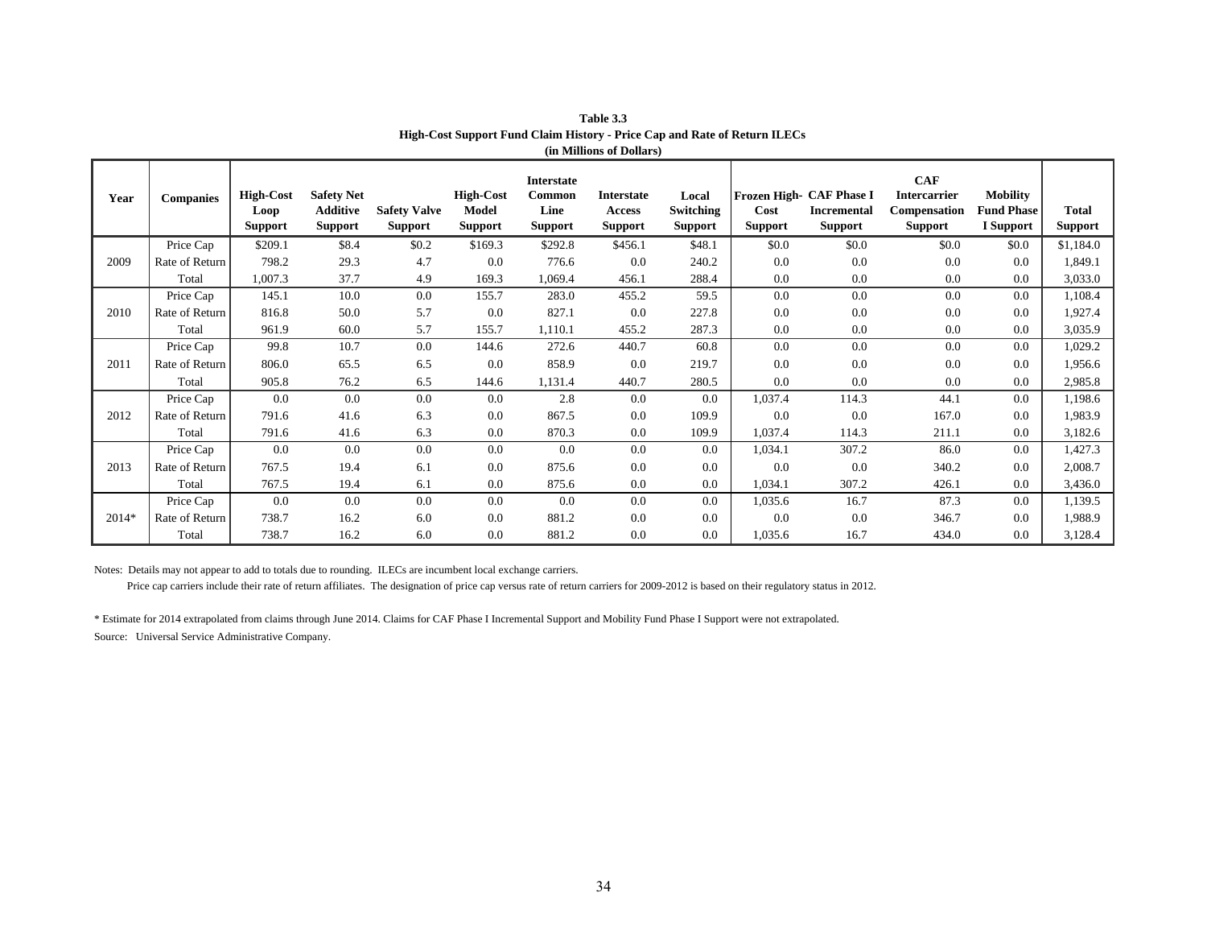**Table 3.3**
**High-Cost Support Fund Claim History - Price Cap and Rate of Return ILECs**
**(in Millions of Dollars)**

| Year | Companies | High-Cost Loop Support | Safety Net Additive Support | Safety Valve Support | High-Cost Model Support | Interstate Common Line Support | Interstate Access Support | Local Switching Support | Frozen High-Cost Support | CAF Phase I Incremental Support | CAF Intercarrier Compensation Support | Mobility Fund Phase I Support | Total Support |
|---|---|---|---|---|---|---|---|---|---|---|---|---|---|
| 2009 | Price Cap | $209.1 | $8.4 | $0.2 | $169.3 | $292.8 | $456.1 | $48.1 | $0.0 | $0.0 | $0.0 | $0.0 | $1,184.0 |
| | Rate of Return | 798.2 | 29.3 | 4.7 | 0.0 | 776.6 | 0.0 | 240.2 | 0.0 | 0.0 | 0.0 | 0.0 | 1,849.1 |
| | Total | 1,007.3 | 37.7 | 4.9 | 169.3 | 1,069.4 | 456.1 | 288.4 | 0.0 | 0.0 | 0.0 | 0.0 | 3,033.0 |
| 2010 | Price Cap | 145.1 | 10.0 | 0.0 | 155.7 | 283.0 | 455.2 | 59.5 | 0.0 | 0.0 | 0.0 | 0.0 | 1,108.4 |
| | Rate of Return | 816.8 | 50.0 | 5.7 | 0.0 | 827.1 | 0.0 | 227.8 | 0.0 | 0.0 | 0.0 | 0.0 | 1,927.4 |
| | Total | 961.9 | 60.0 | 5.7 | 155.7 | 1,110.1 | 455.2 | 287.3 | 0.0 | 0.0 | 0.0 | 0.0 | 3,035.9 |
| 2011 | Price Cap | 99.8 | 10.7 | 0.0 | 144.6 | 272.6 | 440.7 | 60.8 | 0.0 | 0.0 | 0.0 | 0.0 | 1,029.2 |
| | Rate of Return | 806.0 | 65.5 | 6.5 | 0.0 | 858.9 | 0.0 | 219.7 | 0.0 | 0.0 | 0.0 | 0.0 | 1,956.6 |
| | Total | 905.8 | 76.2 | 6.5 | 144.6 | 1,131.4 | 440.7 | 280.5 | 0.0 | 0.0 | 0.0 | 0.0 | 2,985.8 |
| 2012 | Price Cap | 0.0 | 0.0 | 0.0 | 0.0 | 2.8 | 0.0 | 0.0 | 1,037.4 | 114.3 | 44.1 | 0.0 | 1,198.6 |
| | Rate of Return | 791.6 | 41.6 | 6.3 | 0.0 | 867.5 | 0.0 | 109.9 | 0.0 | 0.0 | 167.0 | 0.0 | 1,983.9 |
| | Total | 791.6 | 41.6 | 6.3 | 0.0 | 870.3 | 0.0 | 109.9 | 1,037.4 | 114.3 | 211.1 | 0.0 | 3,182.6 |
| 2013 | Price Cap | 0.0 | 0.0 | 0.0 | 0.0 | 0.0 | 0.0 | 0.0 | 1,034.1 | 307.2 | 86.0 | 0.0 | 1,427.3 |
| | Rate of Return | 767.5 | 19.4 | 6.1 | 0.0 | 875.6 | 0.0 | 0.0 | 0.0 | 0.0 | 340.2 | 0.0 | 2,008.7 |
| | Total | 767.5 | 19.4 | 6.1 | 0.0 | 875.6 | 0.0 | 0.0 | 1,034.1 | 307.2 | 426.1 | 0.0 | 3,436.0 |
| 2014* | Price Cap | 0.0 | 0.0 | 0.0 | 0.0 | 0.0 | 0.0 | 0.0 | 1,035.6 | 16.7 | 87.3 | 0.0 | 1,139.5 |
| | Rate of Return | 738.7 | 16.2 | 6.0 | 0.0 | 881.2 | 0.0 | 0.0 | 0.0 | 0.0 | 346.7 | 0.0 | 1,988.9 |
| | Total | 738.7 | 16.2 | 6.0 | 0.0 | 881.2 | 0.0 | 0.0 | 1,035.6 | 16.7 | 434.0 | 0.0 | 3,128.4 |

Notes: Details may not appear to add to totals due to rounding. ILECs are incumbent local exchange carriers.

Price cap carriers include their rate of return affiliates. The designation of price cap versus rate of return carriers for 2009-2012 is based on their regulatory status in 2012.

* Estimate for 2014 extrapolated from claims through June 2014. Claims for CAF Phase I Incremental Support and Mobility Fund Phase I Support were not extrapolated.

Source: Universal Service Administrative Company.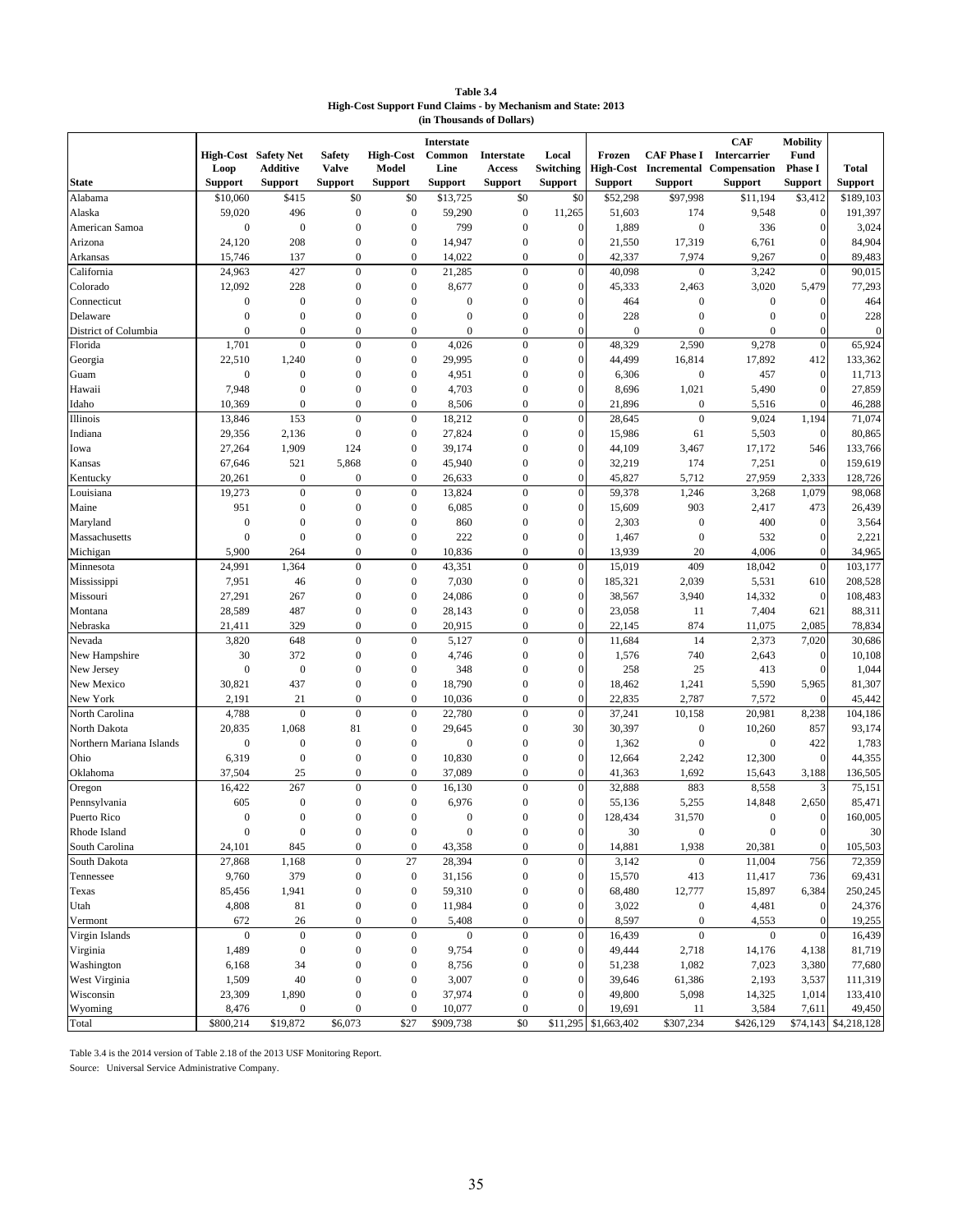**Table 3.4**
**High-Cost Support Fund Claims - by Mechanism and State: 2013**
**(in Thousands of Dollars)**

| State | High-Cost Loop Support | Safety Net Additive Support | Safety Valve Support | High-Cost Model Support | Interstate Common Line Support | Interstate Access Support | Local Switching Support | Frozen High-Cost Support | CAF Phase I Incremental Support | CAF Intercarrier Compensation Support | Mobility Fund Phase I Support | Total Support |
|---|---|---|---|---|---|---|---|---|---|---|---|---|
| Alabama | $10,060 | $415 | $0 | $0 | $13,725 | $0 | $0 | $52,298 | $97,998 | $11,194 | $3,412 | $189,103 |
| Alaska | 59,020 | 496 | 0 | 0 | 59,290 | 0 | 11,265 | 51,603 | 174 | 9,548 | 0 | 191,397 |
| American Samoa | 0 | 0 | 0 | 0 | 799 | 0 | 0 | 1,889 | 0 | 336 | 0 | 3,024 |
| Arizona | 24,120 | 208 | 0 | 0 | 14,947 | 0 | 0 | 21,550 | 17,319 | 6,761 | 0 | 84,904 |
| Arkansas | 15,746 | 137 | 0 | 0 | 14,022 | 0 | 0 | 42,337 | 7,974 | 9,267 | 0 | 89,483 |
| California | 24,963 | 427 | 0 | 0 | 21,285 | 0 | 0 | 40,098 | 0 | 3,242 | 0 | 90,015 |
| Colorado | 12,092 | 228 | 0 | 0 | 8,677 | 0 | 0 | 45,333 | 2,463 | 3,020 | 5,479 | 77,293 |
| Connecticut | 0 | 0 | 0 | 0 | 0 | 0 | 0 | 464 | 0 | 0 | 0 | 464 |
| Delaware | 0 | 0 | 0 | 0 | 0 | 0 | 0 | 228 | 0 | 0 | 0 | 228 |
| District of Columbia | 0 | 0 | 0 | 0 | 0 | 0 | 0 | 0 | 0 | 0 | 0 | 0 |
| Florida | 1,701 | 0 | 0 | 0 | 4,026 | 0 | 0 | 48,329 | 2,590 | 9,278 | 0 | 65,924 |
| Georgia | 22,510 | 1,240 | 0 | 0 | 29,995 | 0 | 0 | 44,499 | 16,814 | 17,892 | 412 | 133,362 |
| Guam | 0 | 0 | 0 | 0 | 4,951 | 0 | 0 | 6,306 | 0 | 457 | 0 | 11,713 |
| Hawaii | 7,948 | 0 | 0 | 0 | 4,703 | 0 | 0 | 8,696 | 1,021 | 5,490 | 0 | 27,859 |
| Idaho | 10,369 | 0 | 0 | 0 | 8,506 | 0 | 0 | 21,896 | 0 | 5,516 | 0 | 46,288 |
| Illinois | 13,846 | 153 | 0 | 0 | 18,212 | 0 | 0 | 28,645 | 0 | 9,024 | 1,194 | 71,074 |
| Indiana | 29,356 | 2,136 | 0 | 0 | 27,824 | 0 | 0 | 15,986 | 61 | 5,503 | 0 | 80,865 |
| Iowa | 27,264 | 1,909 | 124 | 0 | 39,174 | 0 | 0 | 44,109 | 3,467 | 17,172 | 546 | 133,766 |
| Kansas | 67,646 | 521 | 5,868 | 0 | 45,940 | 0 | 0 | 32,219 | 174 | 7,251 | 0 | 159,619 |
| Kentucky | 20,261 | 0 | 0 | 0 | 26,633 | 0 | 0 | 45,827 | 5,712 | 27,959 | 2,333 | 128,726 |
| Louisiana | 19,273 | 0 | 0 | 0 | 13,824 | 0 | 0 | 59,378 | 1,246 | 3,268 | 1,079 | 98,068 |
| Maine | 951 | 0 | 0 | 0 | 6,085 | 0 | 0 | 15,609 | 903 | 2,417 | 473 | 26,439 |
| Maryland | 0 | 0 | 0 | 0 | 860 | 0 | 0 | 2,303 | 0 | 400 | 0 | 3,564 |
| Massachusetts | 0 | 0 | 0 | 0 | 222 | 0 | 0 | 1,467 | 0 | 532 | 0 | 2,221 |
| Michigan | 5,900 | 264 | 0 | 0 | 10,836 | 0 | 0 | 13,939 | 20 | 4,006 | 0 | 34,965 |
| Minnesota | 24,991 | 1,364 | 0 | 0 | 43,351 | 0 | 0 | 15,019 | 409 | 18,042 | 0 | 103,177 |
| Mississippi | 7,951 | 46 | 0 | 0 | 7,030 | 0 | 0 | 185,321 | 2,039 | 5,531 | 610 | 208,528 |
| Missouri | 27,291 | 267 | 0 | 0 | 24,086 | 0 | 0 | 38,567 | 3,940 | 14,332 | 0 | 108,483 |
| Montana | 28,589 | 487 | 0 | 0 | 28,143 | 0 | 0 | 23,058 | 11 | 7,404 | 621 | 88,311 |
| Nebraska | 21,411 | 329 | 0 | 0 | 20,915 | 0 | 0 | 22,145 | 874 | 11,075 | 2,085 | 78,834 |
| Nevada | 3,820 | 648 | 0 | 0 | 5,127 | 0 | 0 | 11,684 | 14 | 2,373 | 7,020 | 30,686 |
| New Hampshire | 30 | 372 | 0 | 0 | 4,746 | 0 | 0 | 1,576 | 740 | 2,643 | 0 | 10,108 |
| New Jersey | 0 | 0 | 0 | 0 | 348 | 0 | 0 | 258 | 25 | 413 | 0 | 1,044 |
| New Mexico | 30,821 | 437 | 0 | 0 | 18,790 | 0 | 0 | 18,462 | 1,241 | 5,590 | 5,965 | 81,307 |
| New York | 2,191 | 21 | 0 | 0 | 10,036 | 0 | 0 | 22,835 | 2,787 | 7,572 | 0 | 45,442 |
| North Carolina | 4,788 | 0 | 0 | 0 | 22,780 | 0 | 0 | 37,241 | 10,158 | 20,981 | 8,238 | 104,186 |
| North Dakota | 20,835 | 1,068 | 81 | 0 | 29,645 | 0 | 30 | 30,397 | 0 | 10,260 | 857 | 93,174 |
| Northern Mariana Islands | 0 | 0 | 0 | 0 | 0 | 0 | 0 | 1,362 | 0 | 0 | 422 | 1,783 |
| Ohio | 6,319 | 0 | 0 | 0 | 10,830 | 0 | 0 | 12,664 | 2,242 | 12,300 | 0 | 44,355 |
| Oklahoma | 37,504 | 25 | 0 | 0 | 37,089 | 0 | 0 | 41,363 | 1,692 | 15,643 | 3,188 | 136,505 |
| Oregon | 16,422 | 267 | 0 | 0 | 16,130 | 0 | 0 | 32,888 | 883 | 8,558 | 3 | 75,151 |
| Pennsylvania | 605 | 0 | 0 | 0 | 6,976 | 0 | 0 | 55,136 | 5,255 | 14,848 | 2,650 | 85,471 |
| Puerto Rico | 0 | 0 | 0 | 0 | 0 | 0 | 0 | 128,434 | 31,570 | 0 | 0 | 160,005 |
| Rhode Island | 0 | 0 | 0 | 0 | 0 | 0 | 0 | 30 | 0 | 0 | 0 | 30 |
| South Carolina | 24,101 | 845 | 0 | 0 | 43,358 | 0 | 0 | 14,881 | 1,938 | 20,381 | 0 | 105,503 |
| South Dakota | 27,868 | 1,168 | 0 | 27 | 28,394 | 0 | 0 | 3,142 | 0 | 11,004 | 756 | 72,359 |
| Tennessee | 9,760 | 379 | 0 | 0 | 31,156 | 0 | 0 | 15,570 | 413 | 11,417 | 736 | 69,431 |
| Texas | 85,456 | 1,941 | 0 | 0 | 59,310 | 0 | 0 | 68,480 | 12,777 | 15,897 | 6,384 | 250,245 |
| Utah | 4,808 | 81 | 0 | 0 | 11,984 | 0 | 0 | 3,022 | 0 | 4,481 | 0 | 24,376 |
| Vermont | 672 | 26 | 0 | 0 | 5,408 | 0 | 0 | 8,597 | 0 | 4,553 | 0 | 19,255 |
| Virgin Islands | 0 | 0 | 0 | 0 | 0 | 0 | 0 | 16,439 | 0 | 0 | 0 | 16,439 |
| Virginia | 1,489 | 0 | 0 | 0 | 9,754 | 0 | 0 | 49,444 | 2,718 | 14,176 | 4,138 | 81,719 |
| Washington | 6,168 | 34 | 0 | 0 | 8,756 | 0 | 0 | 51,238 | 1,082 | 7,023 | 3,380 | 77,680 |
| West Virginia | 1,509 | 40 | 0 | 0 | 3,007 | 0 | 0 | 39,646 | 61,386 | 2,193 | 3,537 | 111,319 |
| Wisconsin | 23,309 | 1,890 | 0 | 0 | 37,974 | 0 | 0 | 49,800 | 5,098 | 14,325 | 1,014 | 133,410 |
| Wyoming | 8,476 | 0 | 0 | 0 | 10,077 | 0 | 0 | 19,691 | 11 | 3,584 | 7,611 | 49,450 |
| Total | $800,214 | $19,872 | $6,073 | $27 | $909,738 | $0 | $11,295 | $1,663,402 | $307,234 | $426,129 | $74,143 | $4,218,128 |

Table 3.4 is the 2014 version of Table 2.18 of the 2013 USF Monitoring Report.

Source: Universal Service Administrative Company.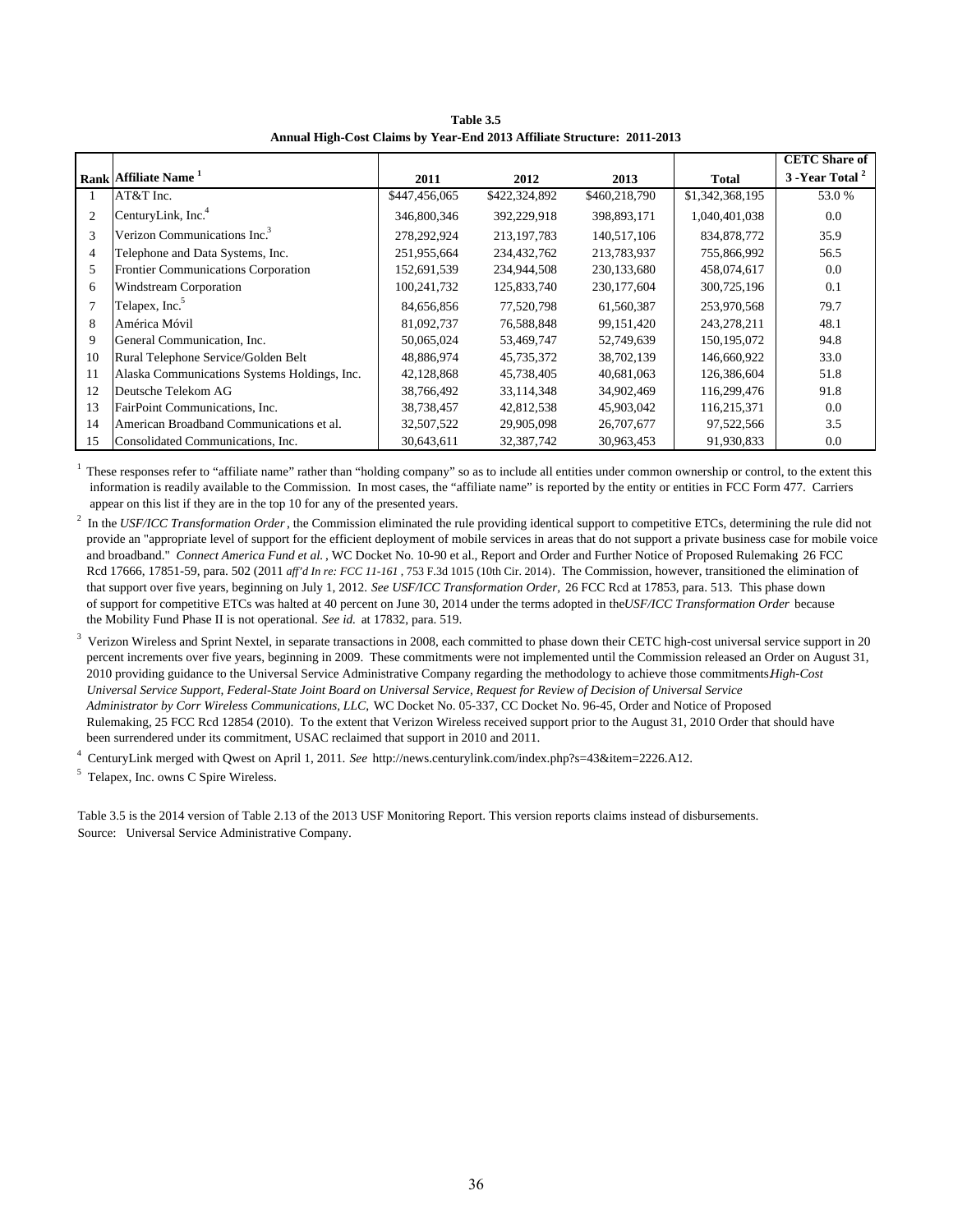**Table 3.5**
**Annual High-Cost Claims by Year-End 2013 Affiliate Structure: 2011-2013**

| Rank | Affiliate Name [1] | 2011 | 2012 | 2013 | Total | CETC Share of 3 -Year Total [2] |
|---|---|---|---|---|---|---|
| 1 | AT&T Inc. | $447,456,065 | $422,324,892 | $460,218,790 | $1,342,368,195 | 53.0 % |
| 2 | CenturyLink, Inc.[4] | 346,800,346 | 392,229,918 | 398,893,171 | 1,040,401,038 | 0.0 |
| 3 | Verizon Communications Inc.[3] | 278,292,924 | 213,197,783 | 140,517,106 | 834,878,772 | 35.9 |
| 4 | Telephone and Data Systems, Inc. | 251,955,664 | 234,432,762 | 213,783,937 | 755,866,992 | 56.5 |
| 5 | Frontier Communications Corporation | 152,691,539 | 234,944,508 | 230,133,680 | 458,074,617 | 0.0 |
| 6 | Windstream Corporation | 100,241,732 | 125,833,740 | 230,177,604 | 300,725,196 | 0.1 |
| 7 | Telapex, Inc.[5] | 84,656,856 | 77,520,798 | 61,560,387 | 253,970,568 | 79.7 |
| 8 | América Móvil | 81,092,737 | 76,588,848 | 99,151,420 | 243,278,211 | 48.1 |
| 9 | General Communication, Inc. | 50,065,024 | 53,469,747 | 52,749,639 | 150,195,072 | 94.8 |
| 10 | Rural Telephone Service/Golden Belt | 48,886,974 | 45,735,372 | 38,702,139 | 146,660,922 | 33.0 |
| 11 | Alaska Communications Systems Holdings, Inc. | 42,128,868 | 45,738,405 | 40,681,063 | 126,386,604 | 51.8 |
| 12 | Deutsche Telekom AG | 38,766,492 | 33,114,348 | 34,902,469 | 116,299,476 | 91.8 |
| 13 | FairPoint Communications, Inc. | 38,738,457 | 42,812,538 | 45,903,042 | 116,215,371 | 0.0 |
| 14 | American Broadband Communications et al. | 32,507,522 | 29,905,098 | 26,707,677 | 97,522,566 | 3.5 |
| 15 | Consolidated Communications, Inc. | 30,643,611 | 32,387,742 | 30,963,453 | 91,930,833 | 0.0 |

[1] These responses refer to "affiliate name" rather than "holding company" so as to include all entities under common ownership or control, to the extent this information is readily available to the Commission. In most cases, the "affiliate name" is reported by the entity or entities in FCC Form 477. Carriers appear on this list if they are in the top 10 for any of the presented years.

[2] In the *USF/ICC Transformation Order*, the Commission eliminated the rule providing identical support to competitive ETCs, determining the rule did not provide an "appropriate level of support for the efficient deployment of mobile services in areas that do not support a private business case for mobile voice and broadband." *Connect America Fund et al.*, WC Docket No. 10-90 et al., Report and Order and Further Notice of Proposed Rulemaking 26 FCC Rcd 17666, 17851-59, para. 502 (2011 *aff'd In re: FCC 11-161*, 753 F.3d 1015 (10th Cir. 2014). The Commission, however, transitioned the elimination of that support over five years, beginning on July 1, 2012. *See USF/ICC Transformation Order*, 26 FCC Rcd at 17853, para. 513. This phase down of support for competitive ETCs was halted at 40 percent on June 30, 2014 under the terms adopted in the *USF/ICC Transformation Order* because the Mobility Fund Phase II is not operational. *See id.* at 17832, para. 519.

[3] Verizon Wireless and Sprint Nextel, in separate transactions in 2008, each committed to phase down their CETC high-cost universal service support in 20 percent increments over five years, beginning in 2009. These commitments were not implemented until the Commission released an Order on August 31, 2010 providing guidance to the Universal Service Administrative Company regarding the methodology to achieve those commitments. *High-Cost Universal Service Support, Federal-State Joint Board on Universal Service, Request for Review of Decision of Universal Service Administrator by Corr Wireless Communications, LLC,* WC Docket No. 05-337, CC Docket No. 96-45, Order and Notice of Proposed Rulemaking, 25 FCC Rcd 12854 (2010). To the extent that Verizon Wireless received support prior to the August 31, 2010 Order that should have been surrendered under its commitment, USAC reclaimed that support in 2010 and 2011.

[4] CenturyLink merged with Qwest on April 1, 2011. *See* http://news.centurylink.com/index.php?s=43&item=2226.A12.

[5] Telapex, Inc. owns C Spire Wireless.

Table 3.5 is the 2014 version of Table 2.13 of the 2013 USF Monitoring Report. This version reports claims instead of disbursements.

Source: Universal Service Administrative Company.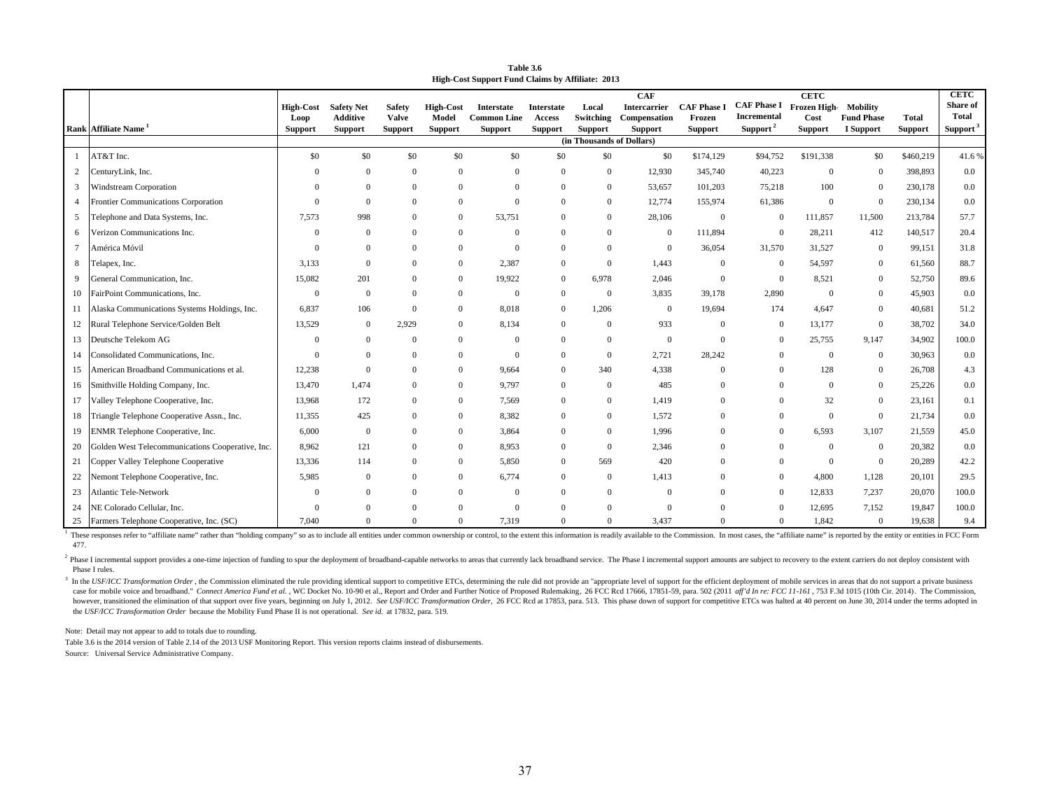**Table 3.6**
**High-Cost Support Fund Claims by Affiliate: 2013**

| Rank | Affiliate Name [1] | High-Cost Loop Support | Safety Net Additive Support | Safety Valve Support | High-Cost Model Support | Interstate Common Line Support | Interstate Access Support | Local Switching Support | CAF Intercarrier Compensation Support | CAF Phase I Frozen Support | CAF Phase I Incremental Support [2] | CETC Frozen High-Cost Support | Mobility Fund Phase I Support | Total Support | CETC Share of Total Support [3] |
|---|---|---|---|---|---|---|---|---|---|---|---|---|---|---|---|
| | | (in Thousands of Dollars) | | | | | | | | | | | | | |
| 1 | AT&T Inc. | $0 | $0 | $0 | $0 | $0 | $0 | $0 | $0 | $174,129 | $94,752 | $191,338 | $0 | $460,219 | 41.6 % |
| 2 | CenturyLink, Inc. | 0 | 0 | 0 | 0 | 0 | 0 | 0 | 12,930 | 345,740 | 40,223 | 0 | 0 | 398,893 | 0.0 |
| 3 | Windstream Corporation | 0 | 0 | 0 | 0 | 0 | 0 | 0 | 53,657 | 101,203 | 75,218 | 100 | 0 | 230,178 | 0.0 |
| 4 | Frontier Communications Corporation | 0 | 0 | 0 | 0 | 0 | 0 | 0 | 12,774 | 155,974 | 61,386 | 0 | 0 | 230,134 | 0.0 |
| 5 | Telephone and Data Systems, Inc. | 7,573 | 998 | 0 | 0 | 53,751 | 0 | 0 | 28,106 | 0 | 0 | 111,857 | 11,500 | 213,784 | 57.7 |
| 6 | Verizon Communications Inc. | 0 | 0 | 0 | 0 | 0 | 0 | 0 | 0 | 111,894 | 0 | 28,211 | 412 | 140,517 | 20.4 |
| 7 | América Móvil | 0 | 0 | 0 | 0 | 0 | 0 | 0 | 0 | 36,054 | 31,570 | 31,527 | 0 | 99,151 | 31.8 |
| 8 | Telapex, Inc. | 3,133 | 0 | 0 | 0 | 2,387 | 0 | 0 | 1,443 | 0 | 0 | 54,597 | 0 | 61,560 | 88.7 |
| 9 | General Communication, Inc. | 15,082 | 201 | 0 | 0 | 19,922 | 0 | 6,978 | 2,046 | 0 | 0 | 8,521 | 0 | 52,750 | 89.6 |
| 10 | FairPoint Communications, Inc. | 0 | 0 | 0 | 0 | 0 | 0 | 0 | 3,835 | 39,178 | 2,890 | 0 | 0 | 45,903 | 0.0 |
| 11 | Alaska Communications Systems Holdings, Inc. | 6,837 | 106 | 0 | 0 | 8,018 | 0 | 1,206 | 0 | 19,694 | 174 | 4,647 | 0 | 40,681 | 51.2 |
| 12 | Rural Telephone Service/Golden Belt | 13,529 | 0 | 2,929 | 0 | 8,134 | 0 | 0 | 933 | 0 | 0 | 13,177 | 0 | 38,702 | 34.0 |
| 13 | Deutsche Telekom AG | 0 | 0 | 0 | 0 | 0 | 0 | 0 | 0 | 0 | 0 | 25,755 | 9,147 | 34,902 | 100.0 |
| 14 | Consolidated Communications, Inc. | 0 | 0 | 0 | 0 | 0 | 0 | 0 | 2,721 | 28,242 | 0 | 0 | 0 | 30,963 | 0.0 |
| 15 | American Broadband Communications et al. | 12,238 | 0 | 0 | 0 | 9,664 | 0 | 340 | 4,338 | 0 | 0 | 128 | 0 | 26,708 | 4.3 |
| 16 | Smithville Holding Company, Inc. | 13,470 | 1,474 | 0 | 0 | 9,797 | 0 | 0 | 485 | 0 | 0 | 0 | 0 | 25,226 | 0.0 |
| 17 | Valley Telephone Cooperative, Inc. | 13,968 | 172 | 0 | 0 | 7,569 | 0 | 0 | 1,419 | 0 | 0 | 32 | 0 | 23,161 | 0.1 |
| 18 | Triangle Telephone Cooperative Assn., Inc. | 11,355 | 425 | 0 | 0 | 8,382 | 0 | 0 | 1,572 | 0 | 0 | 0 | 0 | 21,734 | 0.0 |
| 19 | ENMR Telephone Cooperative, Inc. | 6,000 | 0 | 0 | 0 | 3,864 | 0 | 0 | 1,996 | 0 | 0 | 6,593 | 3,107 | 21,559 | 45.0 |
| 20 | Golden West Telecommunications Cooperative, Inc. | 8,962 | 121 | 0 | 0 | 8,953 | 0 | 0 | 2,346 | 0 | 0 | 0 | 0 | 20,382 | 0.0 |
| 21 | Copper Valley Telephone Cooperative | 13,336 | 114 | 0 | 0 | 5,850 | 0 | 569 | 420 | 0 | 0 | 0 | 0 | 20,289 | 42.2 |
| 22 | Nemont Telephone Cooperative, Inc. | 5,985 | 0 | 0 | 0 | 6,774 | 0 | 0 | 1,413 | 0 | 0 | 4,800 | 1,128 | 20,101 | 29.5 |
| 23 | Atlantic Tele-Network | 0 | 0 | 0 | 0 | 0 | 0 | 0 | 0 | 0 | 0 | 12,833 | 7,237 | 20,070 | 100.0 |
| 24 | NE Colorado Cellular, Inc. | 0 | 0 | 0 | 0 | 0 | 0 | 0 | 0 | 0 | 0 | 12,695 | 7,152 | 19,847 | 100.0 |
| 25 | Farmers Telephone Cooperative, Inc. (SC) | 7,040 | 0 | 0 | 0 | 7,319 | 0 | 0 | 3,437 | 0 | 0 | 1,842 | 0 | 19,638 | 9.4 |

[1] These responses refer to "affiliate name" rather than "holding company" so as to include all entities under common ownership or control, to the extent this information is readily available to the Commission. In most cases, the "affiliate name" is reported by the entity or entities in FCC Form 477.

[2] Phase I incremental support provides a one-time injection of funding to spur the deployment of broadband-capable networks to areas that currently lack broadband service. The Phase I incremental support amounts are subject to recovery to the extent carriers do not deploy consistent with Phase I rules.

[3] In the *USF/ICC Transformation Order*, the Commission eliminated the rule providing identical support to competitive ETCs, determining the rule did not provide an "appropriate level of support for the efficient deployment of mobile services in areas that do not support a private business case for mobile voice and broadband." *Connect America Fund et al.*, WC Docket No. 10-90 et al., Report and Order and Further Notice of Proposed Rulemaking, 26 FCC Rcd 17666, 17851-59, para. 502 (2011 *aff'd In re: FCC 11-161*, 753 F.3d 1015 (10th Cir. 2014). The Commission, however, transitioned the elimination of that support over five years, beginning on July 1, 2012. *See USF/ICC Transformation Order*, 26 FCC Rcd at 17853, para. 513. This phase down of support for competitive ETCs was halted at 40 percent on June 30, 2014 under the terms adopted in the *USF/ICC Transformation Order* because the Mobility Fund Phase II is not operational. *See id.* at 17832, para. 519.

Note: Detail may not appear to add to totals due to rounding.

Table 3.6 is the 2014 version of Table 2.14 of the 2013 USF Monitoring Report. This version reports claims instead of disbursements.

Source: Universal Service Administrative Company.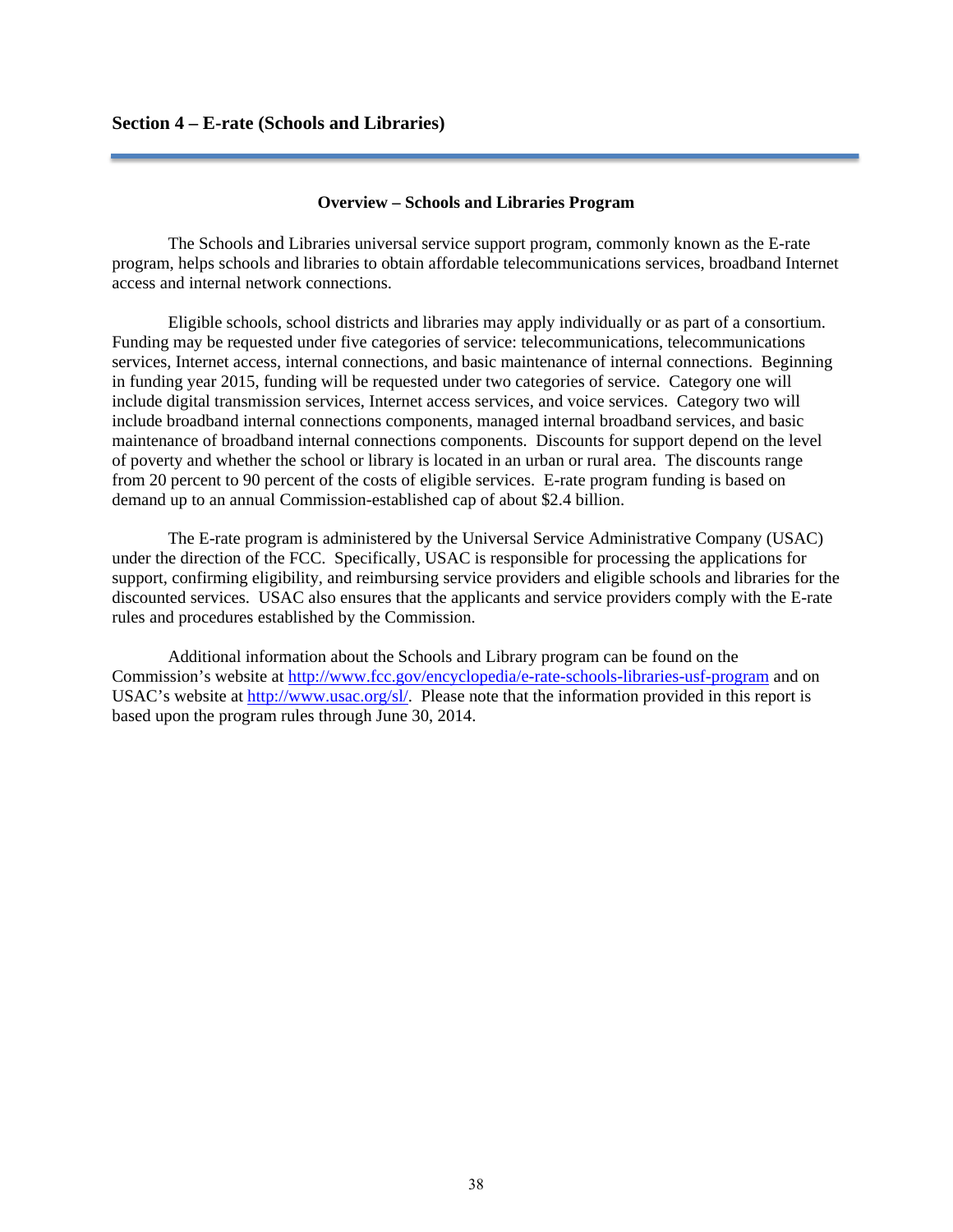## Section 4 – E-rate (Schools and Libraries)

### Overview – Schools and Libraries Program

The Schools and Libraries universal service support program, commonly known as the E-rate program, helps schools and libraries to obtain affordable telecommunications services, broadband Internet access and internal network connections.

Eligible schools, school districts and libraries may apply individually or as part of a consortium. Funding may be requested under five categories of service: telecommunications, telecommunications services, Internet access, internal connections, and basic maintenance of internal connections. Beginning in funding year 2015, funding will be requested under two categories of service. Category one will include digital transmission services, Internet access services, and voice services. Category two will include broadband internal connections components, managed internal broadband services, and basic maintenance of broadband internal connections components. Discounts for support depend on the level of poverty and whether the school or library is located in an urban or rural area. The discounts range from 20 percent to 90 percent of the costs of eligible services. E-rate program funding is based on demand up to an annual Commission-established cap of about $2.4 billion.

The E-rate program is administered by the Universal Service Administrative Company (USAC) under the direction of the FCC. Specifically, USAC is responsible for processing the applications for support, confirming eligibility, and reimbursing service providers and eligible schools and libraries for the discounted services. USAC also ensures that the applicants and service providers comply with the E-rate rules and procedures established by the Commission.

Additional information about the Schools and Library program can be found on the Commission's website at [http://www.fcc.gov/encyclopedia/e-rate-schools-libraries-usf-program](http://www.fcc.gov/encyclopedia/e-rate-schools-libraries-usf-program) and on USAC's website at [http://www.usac.org/sl/](http://www.usac.org/sl/). Please note that the information provided in this report is based upon the program rules through June 30, 2014.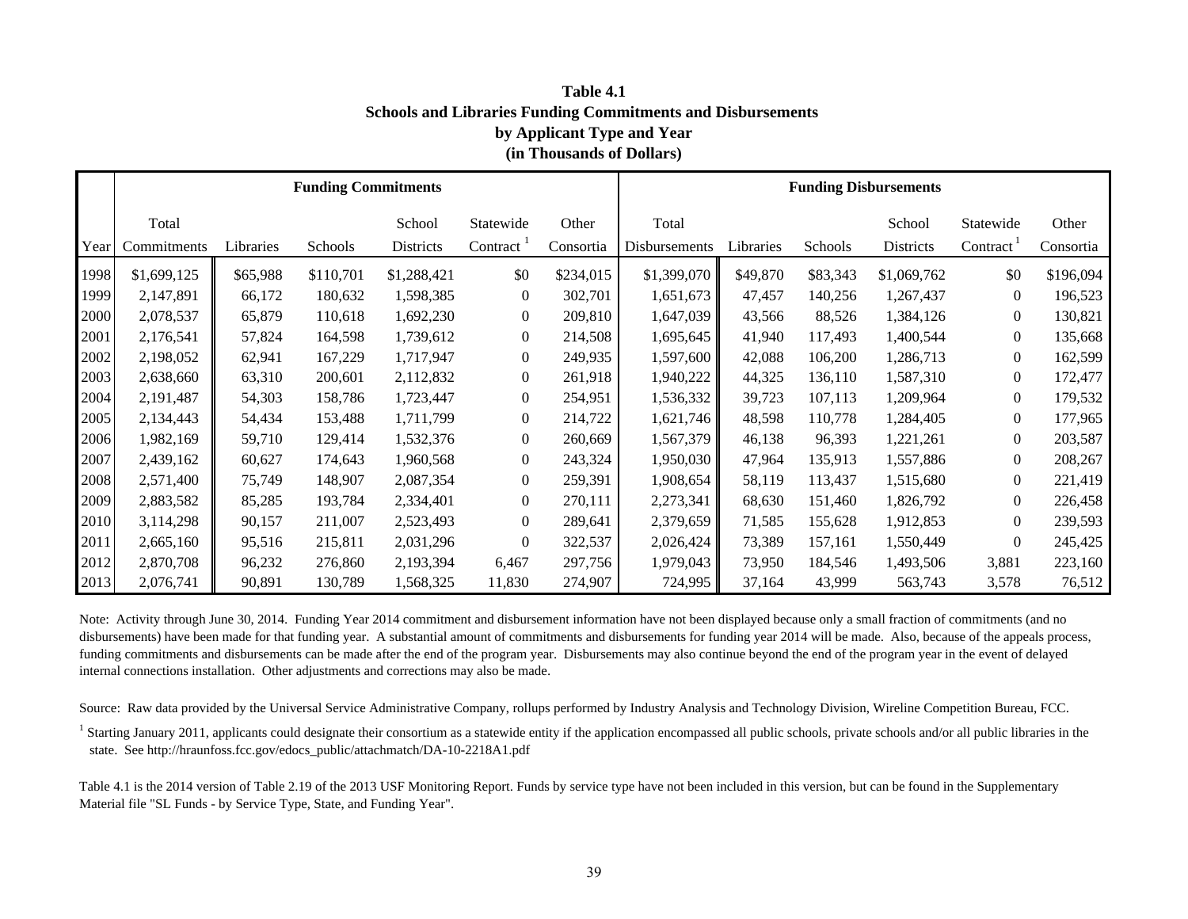**Table 4.1**
**Schools and Libraries Funding Commitments and Disbursements**
**by Applicant Type and Year**
**(in Thousands of Dollars)**

| | Funding Commitments | | | | | | Funding Disbursements | | | | | |
|---|---|---|---|---|---|---|---|---|---|---|---|---|
| Year | Total Commitments | Libraries | Schools | School Districts | Statewide Contract [1] | Other Consortia | Total Disbursements | Libraries | Schools | School Districts | Statewide Contract [1] | Other Consortia |
| 1998 | $1,699,125 | $65,988 | $110,701 | $1,288,421 | $0 | $234,015 | $1,399,070 | $49,870 | $83,343 | $1,069,762 | $0 | $196,094 |
| 1999 | 2,147,891 | 66,172 | 180,632 | 1,598,385 | 0 | 302,701 | 1,651,673 | 47,457 | 140,256 | 1,267,437 | 0 | 196,523 |
| 2000 | 2,078,537 | 65,879 | 110,618 | 1,692,230 | 0 | 209,810 | 1,647,039 | 43,566 | 88,526 | 1,384,126 | 0 | 130,821 |
| 2001 | 2,176,541 | 57,824 | 164,598 | 1,739,612 | 0 | 214,508 | 1,695,645 | 41,940 | 117,493 | 1,400,544 | 0 | 135,668 |
| 2002 | 2,198,052 | 62,941 | 167,229 | 1,717,947 | 0 | 249,935 | 1,597,600 | 42,088 | 106,200 | 1,286,713 | 0 | 162,599 |
| 2003 | 2,638,660 | 63,310 | 200,601 | 2,112,832 | 0 | 261,918 | 1,940,222 | 44,325 | 136,110 | 1,587,310 | 0 | 172,477 |
| 2004 | 2,191,487 | 54,303 | 158,786 | 1,723,447 | 0 | 254,951 | 1,536,332 | 39,723 | 107,113 | 1,209,964 | 0 | 179,532 |
| 2005 | 2,134,443 | 54,434 | 153,488 | 1,711,799 | 0 | 214,722 | 1,621,746 | 48,598 | 110,778 | 1,284,405 | 0 | 177,965 |
| 2006 | 1,982,169 | 59,710 | 129,414 | 1,532,376 | 0 | 260,669 | 1,567,379 | 46,138 | 96,393 | 1,221,261 | 0 | 203,587 |
| 2007 | 2,439,162 | 60,627 | 174,643 | 1,960,568 | 0 | 243,324 | 1,950,030 | 47,964 | 135,913 | 1,557,886 | 0 | 208,267 |
| 2008 | 2,571,400 | 75,749 | 148,907 | 2,087,354 | 0 | 259,391 | 1,908,654 | 58,119 | 113,437 | 1,515,680 | 0 | 221,419 |
| 2009 | 2,883,582 | 85,285 | 193,784 | 2,334,401 | 0 | 270,111 | 2,273,341 | 68,630 | 151,460 | 1,826,792 | 0 | 226,458 |
| 2010 | 3,114,298 | 90,157 | 211,007 | 2,523,493 | 0 | 289,641 | 2,379,659 | 71,585 | 155,628 | 1,912,853 | 0 | 239,593 |
| 2011 | 2,665,160 | 95,516 | 215,811 | 2,031,296 | 0 | 322,537 | 2,026,424 | 73,389 | 157,161 | 1,550,449 | 0 | 245,425 |
| 2012 | 2,870,708 | 96,232 | 276,860 | 2,193,394 | 6,467 | 297,756 | 1,979,043 | 73,950 | 184,546 | 1,493,506 | 3,881 | 223,160 |
| 2013 | 2,076,741 | 90,891 | 130,789 | 1,568,325 | 11,830 | 274,907 | 724,995 | 37,164 | 43,999 | 563,743 | 3,578 | 76,512 |

Note: Activity through June 30, 2014. Funding Year 2014 commitment and disbursement information have not been displayed because only a small fraction of commitments (and no disbursements) have been made for that funding year. A substantial amount of commitments and disbursements for funding year 2014 will be made. Also, because of the appeals process, funding commitments and disbursements can be made after the end of the program year. Disbursements may also continue beyond the end of the program year in the event of delayed internal connections installation. Other adjustments and corrections may also be made.

Source: Raw data provided by the Universal Service Administrative Company, rollups performed by Industry Analysis and Technology Division, Wireline Competition Bureau, FCC.

[1] Starting January 2011, applicants could designate their consortium as a statewide entity if the application encompassed all public schools, private schools and/or all public libraries in the state. See http://hraunfoss.fcc.gov/edocs_public/attachmatch/DA-10-2218A1.pdf

Table 4.1 is the 2014 version of Table 2.19 of the 2013 USF Monitoring Report. Funds by service type have not been included in this version, but can be found in the Supplementary Material file "SL Funds - by Service Type, State, and Funding Year".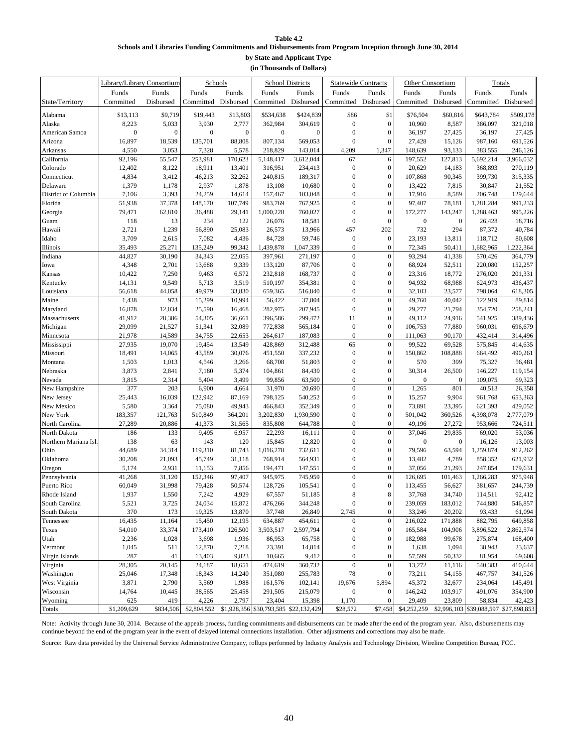**Table 4.2**
**Schools and Libraries Funding Commitments and Disbursements from Program Inception through June 30, 2014**
**by State and Applicant Type**
**(in Thousands of Dollars)**

| | Library/Library Consortium | | Schools | | School Districts | | Statewide Contracts | | Other Consortium | | Totals | |
|---|---|---|---|---|---|---|---|---|---|---|---|---|
| State/Territory | Funds Committed | Funds Disbursed | Funds Committed | Funds Disbursed | Funds Committed | Funds Disbursed | Funds Committed | Funds Disbursed | Funds Committed | Funds Disbursed | Funds Committed | Funds Disbursed |
| Alabama | $13,113 | $9,719 | $19,443 | $13,803 | $534,638 | $424,839 | $86 | $1 | $76,504 | $60,816 | $643,784 | $509,178 |
| Alaska | 8,223 | 5,033 | 3,930 | 2,777 | 362,984 | 304,619 | 0 | 0 | 10,960 | 8,587 | 386,097 | 321,018 |
| American Samoa | 0 | 0 | 0 | 0 | 0 | 0 | 0 | 0 | 36,197 | 27,425 | 36,197 | 27,425 |
| Arizona | 16,897 | 18,539 | 135,701 | 88,808 | 807,134 | 569,053 | 0 | 0 | 27,428 | 15,126 | 987,160 | 691,526 |
| Arkansas | 4,550 | 3,053 | 7,328 | 5,578 | 218,829 | 143,014 | 4,209 | 1,347 | 148,639 | 93,133 | 383,555 | 246,126 |
| California | 92,196 | 55,547 | 253,981 | 170,623 | 5,148,417 | 3,612,044 | 67 | 6 | 197,552 | 127,813 | 5,692,214 | 3,966,032 |
| Colorado | 12,402 | 8,122 | 18,911 | 13,401 | 316,951 | 234,413 | 0 | 0 | 20,629 | 14,183 | 368,893 | 270,119 |
| Connecticut | 4,834 | 3,412 | 46,213 | 32,262 | 240,815 | 189,317 | 0 | 0 | 107,868 | 90,345 | 399,730 | 315,335 |
| Delaware | 1,379 | 1,178 | 2,937 | 1,878 | 13,108 | 10,680 | 0 | 0 | 13,422 | 7,815 | 30,847 | 21,552 |
| District of Columbia | 7,106 | 3,393 | 24,259 | 14,614 | 157,467 | 103,048 | 0 | 0 | 17,916 | 8,589 | 206,748 | 129,644 |
| Florida | 51,938 | 37,378 | 148,170 | 107,749 | 983,769 | 767,925 | 0 | 0 | 97,407 | 78,181 | 1,281,284 | 991,233 |
| Georgia | 79,471 | 62,810 | 36,488 | 29,141 | 1,000,228 | 760,027 | 0 | 0 | 172,277 | 143,247 | 1,288,463 | 995,226 |
| Guam | 118 | 13 | 234 | 122 | 26,076 | 18,581 | 0 | 0 | 0 | 0 | 26,428 | 18,716 |
| Hawaii | 2,721 | 1,239 | 56,890 | 25,083 | 26,573 | 13,966 | 457 | 202 | 732 | 294 | 87,372 | 40,784 |
| Idaho | 3,709 | 2,615 | 7,082 | 4,436 | 84,728 | 59,746 | 0 | 0 | 23,193 | 13,811 | 118,712 | 80,608 |
| Illinois | 35,493 | 25,271 | 135,249 | 99,342 | 1,439,878 | 1,047,339 | 0 | 0 | 72,345 | 50,411 | 1,682,965 | 1,222,364 |
| Indiana | 44,827 | 30,190 | 34,343 | 22,055 | 397,961 | 271,197 | 0 | 0 | 93,294 | 41,338 | 570,426 | 364,779 |
| Iowa | 4,348 | 2,701 | 13,688 | 9,339 | 133,120 | 87,706 | 0 | 0 | 68,924 | 52,511 | 220,080 | 152,257 |
| Kansas | 10,422 | 7,250 | 9,463 | 6,572 | 232,818 | 168,737 | 0 | 0 | 23,316 | 18,772 | 276,020 | 201,331 |
| Kentucky | 14,131 | 9,549 | 5,713 | 3,519 | 510,197 | 354,381 | 0 | 0 | 94,932 | 68,988 | 624,973 | 436,437 |
| Louisiana | 56,618 | 44,058 | 49,979 | 33,830 | 659,365 | 516,840 | 0 | 0 | 32,103 | 23,577 | 798,064 | 618,305 |
| Maine | 1,438 | 973 | 15,299 | 10,994 | 56,422 | 37,804 | 0 | 0 | 49,760 | 40,042 | 122,919 | 89,814 |
| Maryland | 16,878 | 12,034 | 25,590 | 16,468 | 282,975 | 207,945 | 0 | 0 | 29,277 | 21,794 | 354,720 | 258,241 |
| Massachusetts | 41,912 | 28,386 | 54,305 | 36,661 | 396,586 | 299,472 | 11 | 0 | 49,112 | 24,916 | 541,925 | 389,436 |
| Michigan | 29,099 | 21,527 | 51,341 | 32,089 | 772,838 | 565,184 | 0 | 0 | 106,753 | 77,880 | 960,031 | 696,679 |
| Minnesota | 21,978 | 14,589 | 34,755 | 22,653 | 264,617 | 187,083 | 0 | 0 | 111,063 | 90,170 | 432,414 | 314,496 |
| Mississippi | 27,935 | 19,070 | 19,454 | 13,549 | 428,869 | 312,488 | 65 | 0 | 99,522 | 69,528 | 575,845 | 414,635 |
| Missouri | 18,491 | 14,065 | 43,589 | 30,076 | 451,550 | 337,232 | 0 | 0 | 150,862 | 108,888 | 664,492 | 490,261 |
| Montana | 1,503 | 1,013 | 4,546 | 3,266 | 68,708 | 51,803 | 0 | 0 | 570 | 399 | 75,327 | 56,481 |
| Nebraska | 3,873 | 2,841 | 7,180 | 5,374 | 104,861 | 84,439 | 0 | 0 | 30,314 | 26,500 | 146,227 | 119,154 |
| Nevada | 3,815 | 2,314 | 5,404 | 3,499 | 99,856 | 63,509 | 0 | 0 | 0 | 0 | 109,075 | 69,323 |
| New Hampshire | 377 | 203 | 6,900 | 4,664 | 31,970 | 20,690 | 0 | 0 | 1,265 | 801 | 40,513 | 26,358 |
| New Jersey | 25,443 | 16,039 | 122,942 | 87,169 | 798,125 | 540,252 | 0 | 0 | 15,257 | 9,904 | 961,768 | 653,363 |
| New Mexico | 5,580 | 3,364 | 75,080 | 49,943 | 466,843 | 352,349 | 0 | 0 | 73,891 | 23,395 | 621,393 | 429,052 |
| New York | 183,357 | 121,763 | 510,849 | 364,201 | 3,202,830 | 1,930,590 | 0 | 0 | 501,042 | 360,526 | 4,398,078 | 2,777,079 |
| North Carolina | 27,289 | 20,886 | 41,373 | 31,565 | 835,808 | 644,788 | 0 | 0 | 49,196 | 27,272 | 953,666 | 724,511 |
| North Dakota | 186 | 133 | 9,495 | 6,957 | 22,293 | 16,111 | 0 | 0 | 37,046 | 29,835 | 69,020 | 53,036 |
| Northern Mariana Isl. | 138 | 63 | 143 | 120 | 15,845 | 12,820 | 0 | 0 | 0 | 0 | 16,126 | 13,003 |
| Ohio | 44,689 | 34,314 | 119,310 | 81,743 | 1,016,278 | 732,611 | 0 | 0 | 79,596 | 63,594 | 1,259,874 | 912,262 |
| Oklahoma | 30,208 | 21,093 | 45,749 | 31,118 | 768,914 | 564,931 | 0 | 0 | 13,482 | 4,789 | 858,352 | 621,932 |
| Oregon | 5,174 | 2,931 | 11,153 | 7,856 | 194,471 | 147,551 | 0 | 0 | 37,056 | 21,293 | 247,854 | 179,631 |
| Pennsylvania | 41,268 | 31,120 | 152,346 | 97,407 | 945,975 | 745,959 | 0 | 0 | 126,695 | 101,463 | 1,266,283 | 975,948 |
| Puerto Rico | 60,049 | 31,998 | 79,428 | 50,574 | 128,726 | 105,541 | 0 | 0 | 113,455 | 56,627 | 381,657 | 244,739 |
| Rhode Island | 1,937 | 1,550 | 7,242 | 4,929 | 67,557 | 51,185 | 8 | 8 | 37,768 | 34,740 | 114,511 | 92,412 |
| South Carolina | 5,521 | 3,725 | 24,034 | 15,872 | 476,266 | 344,248 | 0 | 0 | 239,059 | 183,012 | 744,880 | 546,857 |
| South Dakota | 370 | 173 | 19,325 | 13,870 | 37,748 | 26,849 | 2,745 | 0 | 33,246 | 20,202 | 93,433 | 61,094 |
| Tennessee | 16,435 | 11,164 | 15,450 | 12,195 | 634,887 | 454,611 | 0 | 0 | 216,022 | 171,888 | 882,795 | 649,858 |
| Texas | 54,010 | 33,374 | 173,410 | 126,500 | 3,503,517 | 2,597,794 | 0 | 0 | 165,584 | 104,906 | 3,896,522 | 2,862,574 |
| Utah | 2,236 | 1,028 | 3,698 | 1,936 | 86,953 | 65,758 | 0 | 0 | 182,988 | 99,678 | 275,874 | 168,400 |
| Vermont | 1,045 | 511 | 12,870 | 7,218 | 23,391 | 14,814 | 0 | 0 | 1,638 | 1,094 | 38,943 | 23,637 |
| Virgin Islands | 287 | 41 | 13,403 | 9,823 | 10,665 | 9,412 | 0 | 0 | 57,599 | 50,332 | 81,954 | 69,608 |
| Virginia | 28,305 | 20,145 | 24,187 | 18,651 | 474,619 | 360,732 | 0 | 0 | 13,272 | 11,116 | 540,383 | 410,644 |
| Washington | 25,046 | 17,348 | 18,343 | 14,240 | 351,080 | 255,783 | 78 | 0 | 73,211 | 54,155 | 467,757 | 341,526 |
| West Virginia | 3,871 | 2,790 | 3,569 | 1,988 | 161,576 | 102,141 | 19,676 | 5,894 | 45,372 | 32,677 | 234,064 | 145,491 |
| Wisconsin | 14,764 | 10,445 | 38,565 | 25,458 | 291,505 | 215,079 | 0 | 0 | 146,242 | 103,917 | 491,076 | 354,900 |
| Wyoming | 625 | 419 | 4,226 | 2,797 | 23,404 | 15,398 | 1,170 | 0 | 29,409 | 23,809 | 58,834 | 42,423 |
| Totals | $1,209,629 | $834,506 | $2,804,552 | $1,928,356 | $30,793,585 | $22,132,429 | $28,572 | $7,458 | $4,252,259 | $2,996,103 | $39,088,597 | $27,898,853 |

Note: Activity through June 30, 2014. Because of the appeals process, funding commitments and disbursements can be made after the end of the program year. Also, disbursements may continue beyond the end of the program year in the event of delayed internal connections installation. Other adjustments and corrections may also be made.

Source: Raw data provided by the Universal Service Administrative Company, rollups performed by Industry Analysis and Technology Division, Wireline Competition Bureau, FCC.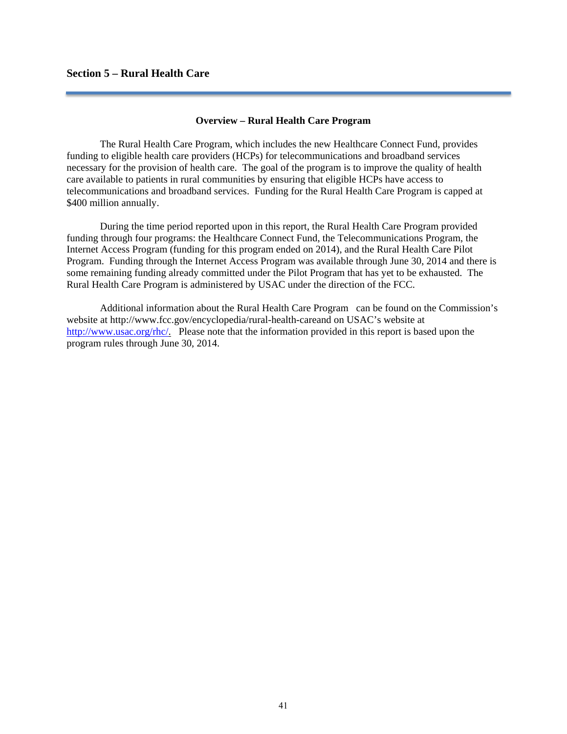## Section 5 – Rural Health Care

### Overview – Rural Health Care Program

The Rural Health Care Program, which includes the new Healthcare Connect Fund, provides funding to eligible health care providers (HCPs) for telecommunications and broadband services necessary for the provision of health care. The goal of the program is to improve the quality of health care available to patients in rural communities by ensuring that eligible HCPs have access to telecommunications and broadband services. Funding for the Rural Health Care Program is capped at $400 million annually.

During the time period reported upon in this report, the Rural Health Care Program provided funding through four programs: the Healthcare Connect Fund, the Telecommunications Program, the Internet Access Program (funding for this program ended on 2014), and the Rural Health Care Pilot Program. Funding through the Internet Access Program was available through June 30, 2014 and there is some remaining funding already committed under the Pilot Program that has yet to be exhausted. The Rural Health Care Program is administered by USAC under the direction of the FCC.

Additional information about the Rural Health Care Program can be found on the Commission's website at http://www.fcc.gov/encyclopedia/rural-health-careand on USAC's website at http://www.usac.org/rhc/. Please note that the information provided in this report is based upon the program rules through June 30, 2014.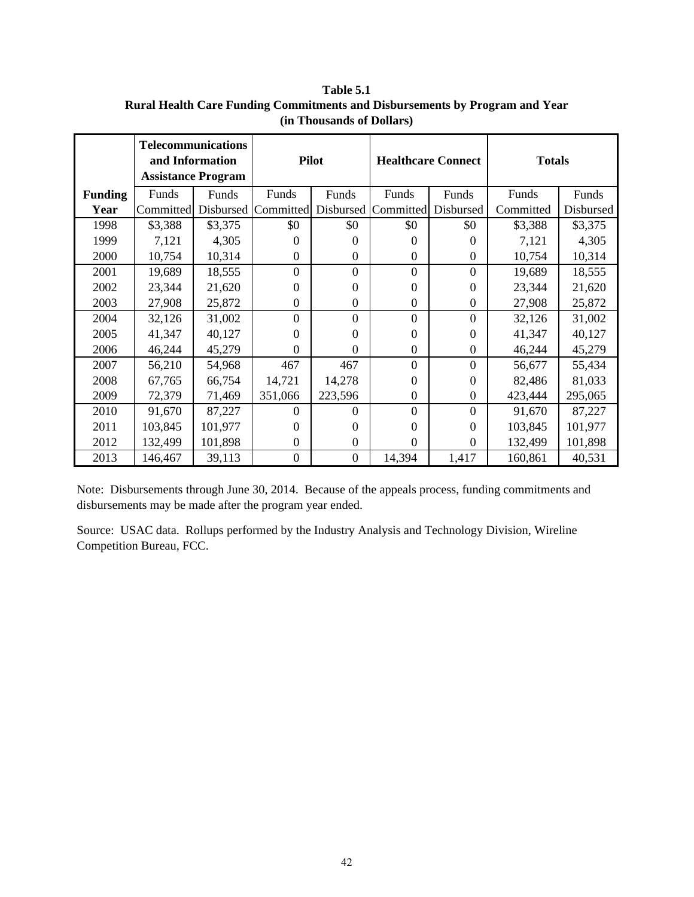**Table 5.1**
**Rural Health Care Funding Commitments and Disbursements by Program and Year**
**(in Thousands of Dollars)**

| | **Telecommunications and Information Assistance Program** | | **Pilot** | | **Healthcare Connect** | | **Totals** | |
|---|---|---|---|---|---|---|---|---|
| **Funding Year** | Funds Committed | Funds Disbursed | Funds Committed | Funds Disbursed | Funds Committed | Funds Disbursed | Funds Committed | Funds Disbursed |
| 1998 | $3,388 | $3,375 | $0 | $0 | $0 | $0 | $3,388 | $3,375 |
| 1999 | 7,121 | 4,305 | 0 | 0 | 0 | 0 | 7,121 | 4,305 |
| 2000 | 10,754 | 10,314 | 0 | 0 | 0 | 0 | 10,754 | 10,314 |
| 2001 | 19,689 | 18,555 | 0 | 0 | 0 | 0 | 19,689 | 18,555 |
| 2002 | 23,344 | 21,620 | 0 | 0 | 0 | 0 | 23,344 | 21,620 |
| 2003 | 27,908 | 25,872 | 0 | 0 | 0 | 0 | 27,908 | 25,872 |
| 2004 | 32,126 | 31,002 | 0 | 0 | 0 | 0 | 32,126 | 31,002 |
| 2005 | 41,347 | 40,127 | 0 | 0 | 0 | 0 | 41,347 | 40,127 |
| 2006 | 46,244 | 45,279 | 0 | 0 | 0 | 0 | 46,244 | 45,279 |
| 2007 | 56,210 | 54,968 | 467 | 467 | 0 | 0 | 56,677 | 55,434 |
| 2008 | 67,765 | 66,754 | 14,721 | 14,278 | 0 | 0 | 82,486 | 81,033 |
| 2009 | 72,379 | 71,469 | 351,066 | 223,596 | 0 | 0 | 423,444 | 295,065 |
| 2010 | 91,670 | 87,227 | 0 | 0 | 0 | 0 | 91,670 | 87,227 |
| 2011 | 103,845 | 101,977 | 0 | 0 | 0 | 0 | 103,845 | 101,977 |
| 2012 | 132,499 | 101,898 | 0 | 0 | 0 | 0 | 132,499 | 101,898 |
| 2013 | 146,467 | 39,113 | 0 | 0 | 14,394 | 1,417 | 160,861 | 40,531 |

Note: Disbursements through June 30, 2014. Because of the appeals process, funding commitments and disbursements may be made after the program year ended.

Source: USAC data. Rollups performed by the Industry Analysis and Technology Division, Wireline Competition Bureau, FCC.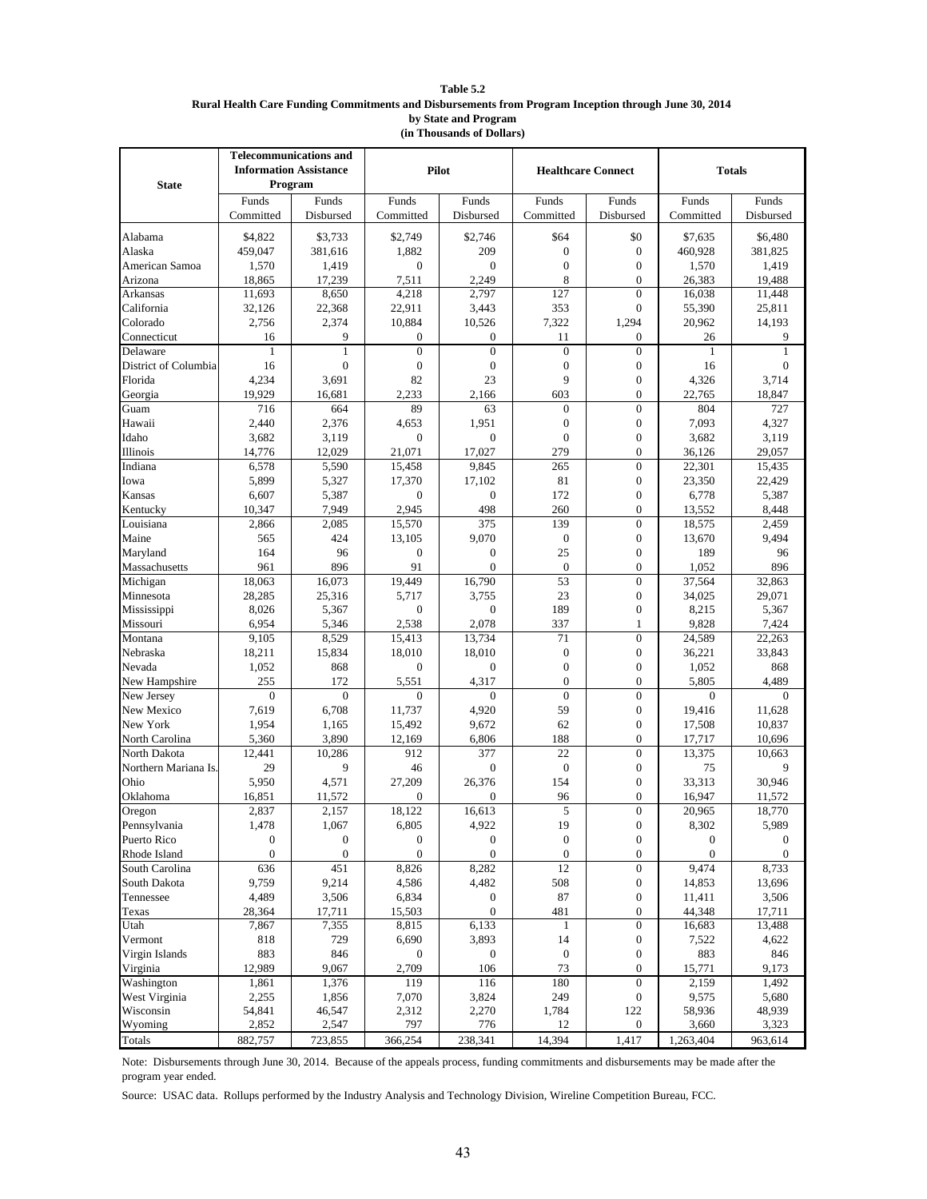**Table 5.2**
**Rural Health Care Funding Commitments and Disbursements from Program Inception through June 30, 2014**
**by State and Program**
**(in Thousands of Dollars)**

| State | Telecommunications and Information Assistance Program | | Pilot | | Healthcare Connect | | Totals | |
|---|---|---|---|---|---|---|---|---|
| | Funds Committed | Funds Disbursed | Funds Committed | Funds Disbursed | Funds Committed | Funds Disbursed | Funds Committed | Funds Disbursed |
| Alabama | $4,822 | $3,733 | $2,749 | $2,746 | $64 | $0 | $7,635 | $6,480 |
| Alaska | 459,047 | 381,616 | 1,882 | 209 | 0 | 0 | 460,928 | 381,825 |
| American Samoa | 1,570 | 1,419 | 0 | 0 | 0 | 0 | 1,570 | 1,419 |
| Arizona | 18,865 | 17,239 | 7,511 | 2,249 | 8 | 0 | 26,383 | 19,488 |
| Arkansas | 11,693 | 8,650 | 4,218 | 2,797 | 127 | 0 | 16,038 | 11,448 |
| California | 32,126 | 22,368 | 22,911 | 3,443 | 353 | 0 | 55,390 | 25,811 |
| Colorado | 2,756 | 2,374 | 10,884 | 10,526 | 7,322 | 1,294 | 20,962 | 14,193 |
| Connecticut | 16 | 9 | 0 | 0 | 11 | 0 | 26 | 9 |
| Delaware | 1 | 1 | 0 | 0 | 0 | 0 | 1 | 1 |
| District of Columbia | 16 | 0 | 0 | 0 | 0 | 0 | 16 | 0 |
| Florida | 4,234 | 3,691 | 82 | 23 | 9 | 0 | 4,326 | 3,714 |
| Georgia | 19,929 | 16,681 | 2,233 | 2,166 | 603 | 0 | 22,765 | 18,847 |
| Guam | 716 | 664 | 89 | 63 | 0 | 0 | 804 | 727 |
| Hawaii | 2,440 | 2,376 | 4,653 | 1,951 | 0 | 0 | 7,093 | 4,327 |
| Idaho | 3,682 | 3,119 | 0 | 0 | 0 | 0 | 3,682 | 3,119 |
| Illinois | 14,776 | 12,029 | 21,071 | 17,027 | 279 | 0 | 36,126 | 29,057 |
| Indiana | 6,578 | 5,590 | 15,458 | 9,845 | 265 | 0 | 22,301 | 15,435 |
| Iowa | 5,899 | 5,327 | 17,370 | 17,102 | 81 | 0 | 23,350 | 22,429 |
| Kansas | 6,607 | 5,387 | 0 | 0 | 172 | 0 | 6,778 | 5,387 |
| Kentucky | 10,347 | 7,949 | 2,945 | 498 | 260 | 0 | 13,552 | 8,448 |
| Louisiana | 2,866 | 2,085 | 15,570 | 375 | 139 | 0 | 18,575 | 2,459 |
| Maine | 565 | 424 | 13,105 | 9,070 | 0 | 0 | 13,670 | 9,494 |
| Maryland | 164 | 96 | 0 | 0 | 25 | 0 | 189 | 96 |
| Massachusetts | 961 | 896 | 91 | 0 | 0 | 0 | 1,052 | 896 |
| Michigan | 18,063 | 16,073 | 19,449 | 16,790 | 53 | 0 | 37,564 | 32,863 |
| Minnesota | 28,285 | 25,316 | 5,717 | 3,755 | 23 | 0 | 34,025 | 29,071 |
| Mississippi | 8,026 | 5,367 | 0 | 0 | 189 | 0 | 8,215 | 5,367 |
| Missouri | 6,954 | 5,346 | 2,538 | 2,078 | 337 | 1 | 9,828 | 7,424 |
| Montana | 9,105 | 8,529 | 15,413 | 13,734 | 71 | 0 | 24,589 | 22,263 |
| Nebraska | 18,211 | 15,834 | 18,010 | 18,010 | 0 | 0 | 36,221 | 33,843 |
| Nevada | 1,052 | 868 | 0 | 0 | 0 | 0 | 1,052 | 868 |
| New Hampshire | 255 | 172 | 5,551 | 4,317 | 0 | 0 | 5,805 | 4,489 |
| New Jersey | 0 | 0 | 0 | 0 | 0 | 0 | 0 | 0 |
| New Mexico | 7,619 | 6,708 | 11,737 | 4,920 | 59 | 0 | 19,416 | 11,628 |
| New York | 1,954 | 1,165 | 15,492 | 9,672 | 62 | 0 | 17,508 | 10,837 |
| North Carolina | 5,360 | 3,890 | 12,169 | 6,806 | 188 | 0 | 17,717 | 10,696 |
| North Dakota | 12,441 | 10,286 | 912 | 377 | 22 | 0 | 13,375 | 10,663 |
| Northern Mariana Is. | 29 | 9 | 46 | 0 | 0 | 0 | 75 | 9 |
| Ohio | 5,950 | 4,571 | 27,209 | 26,376 | 154 | 0 | 33,313 | 30,946 |
| Oklahoma | 16,851 | 11,572 | 0 | 0 | 96 | 0 | 16,947 | 11,572 |
| Oregon | 2,837 | 2,157 | 18,122 | 16,613 | 5 | 0 | 20,965 | 18,770 |
| Pennsylvania | 1,478 | 1,067 | 6,805 | 4,922 | 19 | 0 | 8,302 | 5,989 |
| Puerto Rico | 0 | 0 | 0 | 0 | 0 | 0 | 0 | 0 |
| Rhode Island | 0 | 0 | 0 | 0 | 0 | 0 | 0 | 0 |
| South Carolina | 636 | 451 | 8,826 | 8,282 | 12 | 0 | 9,474 | 8,733 |
| South Dakota | 9,759 | 9,214 | 4,586 | 4,482 | 508 | 0 | 14,853 | 13,696 |
| Tennessee | 4,489 | 3,506 | 6,834 | 0 | 87 | 0 | 11,411 | 3,506 |
| Texas | 28,364 | 17,711 | 15,503 | 0 | 481 | 0 | 44,348 | 17,711 |
| Utah | 7,867 | 7,355 | 8,815 | 6,133 | 1 | 0 | 16,683 | 13,488 |
| Vermont | 818 | 729 | 6,690 | 3,893 | 14 | 0 | 7,522 | 4,622 |
| Virgin Islands | 883 | 846 | 0 | 0 | 0 | 0 | 883 | 846 |
| Virginia | 12,989 | 9,067 | 2,709 | 106 | 73 | 0 | 15,771 | 9,173 |
| Washington | 1,861 | 1,376 | 119 | 116 | 180 | 0 | 2,159 | 1,492 |
| West Virginia | 2,255 | 1,856 | 7,070 | 3,824 | 249 | 0 | 9,575 | 5,680 |
| Wisconsin | 54,841 | 46,547 | 2,312 | 2,270 | 1,784 | 122 | 58,936 | 48,939 |
| Wyoming | 2,852 | 2,547 | 797 | 776 | 12 | 0 | 3,660 | 3,323 |
| Totals | 882,757 | 723,855 | 366,254 | 238,341 | 14,394 | 1,417 | 1,263,404 | 963,614 |

Note: Disbursements through June 30, 2014. Because of the appeals process, funding commitments and disbursements may be made after the program year ended.

Source: USAC data. Rollups performed by the Industry Analysis and Technology Division, Wireline Competition Bureau, FCC.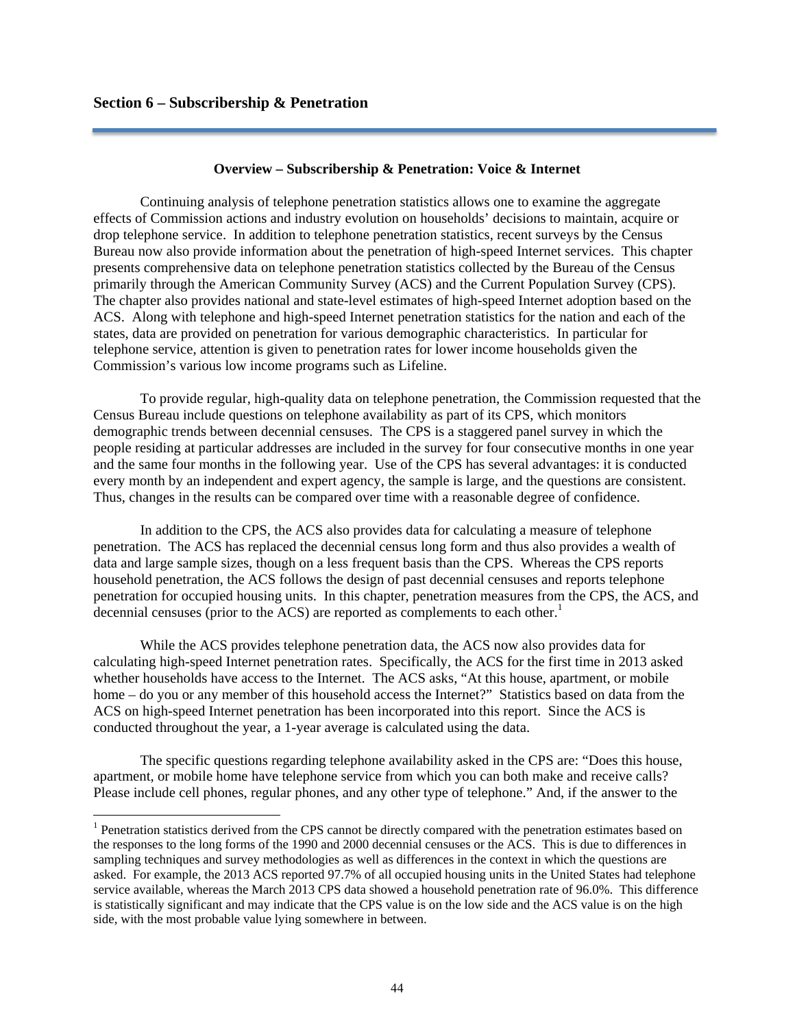## Section 6 – Subscribership & Penetration

### Overview – Subscribership & Penetration: Voice & Internet

Continuing analysis of telephone penetration statistics allows one to examine the aggregate effects of Commission actions and industry evolution on households' decisions to maintain, acquire or drop telephone service. In addition to telephone penetration statistics, recent surveys by the Census Bureau now also provide information about the penetration of high-speed Internet services. This chapter presents comprehensive data on telephone penetration statistics collected by the Bureau of the Census primarily through the American Community Survey (ACS) and the Current Population Survey (CPS). The chapter also provides national and state-level estimates of high-speed Internet adoption based on the ACS. Along with telephone and high-speed Internet penetration statistics for the nation and each of the states, data are provided on penetration for various demographic characteristics. In particular for telephone service, attention is given to penetration rates for lower income households given the Commission's various low income programs such as Lifeline.

To provide regular, high-quality data on telephone penetration, the Commission requested that the Census Bureau include questions on telephone availability as part of its CPS, which monitors demographic trends between decennial censuses. The CPS is a staggered panel survey in which the people residing at particular addresses are included in the survey for four consecutive months in one year and the same four months in the following year. Use of the CPS has several advantages: it is conducted every month by an independent and expert agency, the sample is large, and the questions are consistent. Thus, changes in the results can be compared over time with a reasonable degree of confidence.

In addition to the CPS, the ACS also provides data for calculating a measure of telephone penetration. The ACS has replaced the decennial census long form and thus also provides a wealth of data and large sample sizes, though on a less frequent basis than the CPS. Whereas the CPS reports household penetration, the ACS follows the design of past decennial censuses and reports telephone penetration for occupied housing units. In this chapter, penetration measures from the CPS, the ACS, and decennial censuses (prior to the ACS) are reported as complements to each other.[1]

While the ACS provides telephone penetration data, the ACS now also provides data for calculating high-speed Internet penetration rates. Specifically, the ACS for the first time in 2013 asked whether households have access to the Internet. The ACS asks, "At this house, apartment, or mobile home – do you or any member of this household access the Internet?" Statistics based on data from the ACS on high-speed Internet penetration has been incorporated into this report. Since the ACS is conducted throughout the year, a 1-year average is calculated using the data.

The specific questions regarding telephone availability asked in the CPS are: "Does this house, apartment, or mobile home have telephone service from which you can both make and receive calls? Please include cell phones, regular phones, and any other type of telephone." And, if the answer to the

---

[1] Penetration statistics derived from the CPS cannot be directly compared with the penetration estimates based on the responses to the long forms of the 1990 and 2000 decennial censuses or the ACS. This is due to differences in sampling techniques and survey methodologies as well as differences in the context in which the questions are asked. For example, the 2013 ACS reported 97.7% of all occupied housing units in the United States had telephone service available, whereas the March 2013 CPS data showed a household penetration rate of 96.0%. This difference is statistically significant and may indicate that the CPS value is on the low side and the ACS value is on the high side, with the most probable value lying somewhere in between.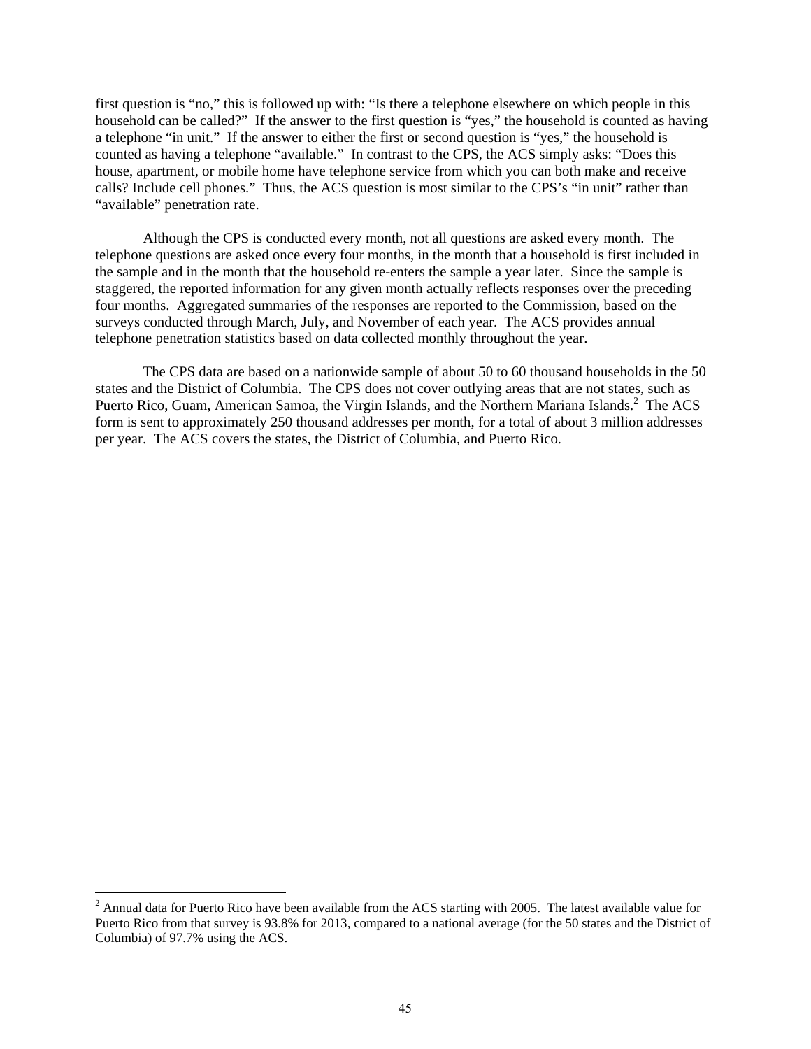first question is "no," this is followed up with: "Is there a telephone elsewhere on which people in this household can be called?" If the answer to the first question is "yes," the household is counted as having a telephone "in unit." If the answer to either the first or second question is "yes," the household is counted as having a telephone "available." In contrast to the CPS, the ACS simply asks: "Does this house, apartment, or mobile home have telephone service from which you can both make and receive calls? Include cell phones." Thus, the ACS question is most similar to the CPS's "in unit" rather than "available" penetration rate.

Although the CPS is conducted every month, not all questions are asked every month. The telephone questions are asked once every four months, in the month that a household is first included in the sample and in the month that the household re-enters the sample a year later. Since the sample is staggered, the reported information for any given month actually reflects responses over the preceding four months. Aggregated summaries of the responses are reported to the Commission, based on the surveys conducted through March, July, and November of each year. The ACS provides annual telephone penetration statistics based on data collected monthly throughout the year.

The CPS data are based on a nationwide sample of about 50 to 60 thousand households in the 50 states and the District of Columbia. The CPS does not cover outlying areas that are not states, such as Puerto Rico, Guam, American Samoa, the Virgin Islands, and the Northern Mariana Islands.[2] The ACS form is sent to approximately 250 thousand addresses per month, for a total of about 3 million addresses per year. The ACS covers the states, the District of Columbia, and Puerto Rico.

[2] Annual data for Puerto Rico have been available from the ACS starting with 2005. The latest available value for Puerto Rico from that survey is 93.8% for 2013, compared to a national average (for the 50 states and the District of Columbia) of 97.7% using the ACS.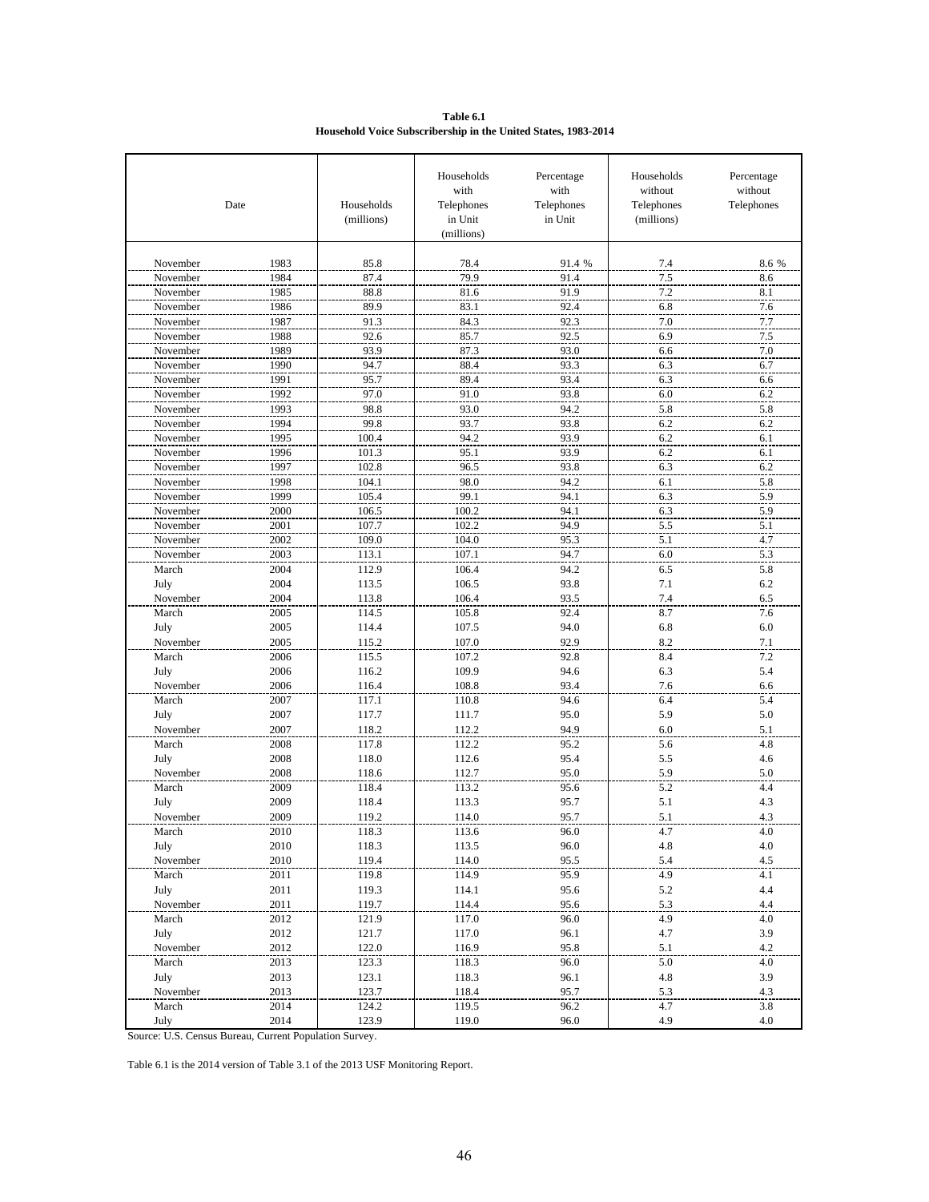**Table 6.1**
**Household Voice Subscribership in the United States, 1983-2014**

| Date | | Households (millions) | Households with Telephones in Unit (millions) | Percentage with Telephones in Unit | Households without Telephones (millions) | Percentage without Telephones |
|---|---|---|---|---|---|---|
| November | 1983 | 85.8 | 78.4 | 91.4 % | 7.4 | 8.6 % |
| November | 1984 | 87.4 | 79.9 | 91.4 | 7.5 | 8.6 |
| November | 1985 | 88.8 | 81.6 | 91.9 | 7.2 | 8.1 |
| November | 1986 | 89.9 | 83.1 | 92.4 | 6.8 | 7.6 |
| November | 1987 | 91.3 | 84.3 | 92.3 | 7.0 | 7.7 |
| November | 1988 | 92.6 | 85.7 | 92.5 | 6.9 | 7.5 |
| November | 1989 | 93.9 | 87.3 | 93.0 | 6.6 | 7.0 |
| November | 1990 | 94.7 | 88.4 | 93.3 | 6.3 | 6.7 |
| November | 1991 | 95.7 | 89.4 | 93.4 | 6.3 | 6.6 |
| November | 1992 | 97.0 | 91.0 | 93.8 | 6.0 | 6.2 |
| November | 1993 | 98.8 | 93.0 | 94.2 | 5.8 | 5.8 |
| November | 1994 | 99.8 | 93.7 | 93.8 | 6.2 | 6.2 |
| November | 1995 | 100.4 | 94.2 | 93.9 | 6.2 | 6.1 |
| November | 1996 | 101.3 | 95.1 | 93.9 | 6.2 | 6.1 |
| November | 1997 | 102.8 | 96.5 | 93.8 | 6.3 | 6.2 |
| November | 1998 | 104.1 | 98.0 | 94.2 | 6.1 | 5.8 |
| November | 1999 | 105.4 | 99.1 | 94.1 | 6.3 | 5.9 |
| November | 2000 | 106.5 | 100.2 | 94.1 | 6.3 | 5.9 |
| November | 2001 | 107.7 | 102.2 | 94.9 | 5.5 | 5.1 |
| November | 2002 | 109.0 | 104.0 | 95.3 | 5.1 | 4.7 |
| November | 2003 | 113.1 | 107.1 | 94.7 | 6.0 | 5.3 |
| March | 2004 | 112.9 | 106.4 | 94.2 | 6.5 | 5.8 |
| July | 2004 | 113.5 | 106.5 | 93.8 | 7.1 | 6.2 |
| November | 2004 | 113.8 | 106.4 | 93.5 | 7.4 | 6.5 |
| March | 2005 | 114.5 | 105.8 | 92.4 | 8.7 | 7.6 |
| July | 2005 | 114.4 | 107.5 | 94.0 | 6.8 | 6.0 |
| November | 2005 | 115.2 | 107.0 | 92.9 | 8.2 | 7.1 |
| March | 2006 | 115.5 | 107.2 | 92.8 | 8.4 | 7.2 |
| July | 2006 | 116.2 | 109.9 | 94.6 | 6.3 | 5.4 |
| November | 2006 | 116.4 | 108.8 | 93.4 | 7.6 | 6.6 |
| March | 2007 | 117.1 | 110.8 | 94.6 | 6.4 | 5.4 |
| July | 2007 | 117.7 | 111.7 | 95.0 | 5.9 | 5.0 |
| November | 2007 | 118.2 | 112.2 | 94.9 | 6.0 | 5.1 |
| March | 2008 | 117.8 | 112.2 | 95.2 | 5.6 | 4.8 |
| July | 2008 | 118.0 | 112.6 | 95.4 | 5.5 | 4.6 |
| November | 2008 | 118.6 | 112.7 | 95.0 | 5.9 | 5.0 |
| March | 2009 | 118.4 | 113.2 | 95.6 | 5.2 | 4.4 |
| July | 2009 | 118.4 | 113.3 | 95.7 | 5.1 | 4.3 |
| November | 2009 | 119.2 | 114.0 | 95.7 | 5.1 | 4.3 |
| March | 2010 | 118.3 | 113.6 | 96.0 | 4.7 | 4.0 |
| July | 2010 | 118.3 | 113.5 | 96.0 | 4.8 | 4.0 |
| November | 2010 | 119.4 | 114.0 | 95.5 | 5.4 | 4.5 |
| March | 2011 | 119.8 | 114.9 | 95.9 | 4.9 | 4.1 |
| July | 2011 | 119.3 | 114.1 | 95.6 | 5.2 | 4.4 |
| November | 2011 | 119.7 | 114.4 | 95.6 | 5.3 | 4.4 |
| March | 2012 | 121.9 | 117.0 | 96.0 | 4.9 | 4.0 |
| July | 2012 | 121.7 | 117.0 | 96.1 | 4.7 | 3.9 |
| November | 2012 | 122.0 | 116.9 | 95.8 | 5.1 | 4.2 |
| March | 2013 | 123.3 | 118.3 | 96.0 | 5.0 | 4.0 |
| July | 2013 | 123.1 | 118.3 | 96.1 | 4.8 | 3.9 |
| November | 2013 | 123.7 | 118.4 | 95.7 | 5.3 | 4.3 |
| March | 2014 | 124.2 | 119.5 | 96.2 | 4.7 | 3.8 |
| July | 2014 | 123.9 | 119.0 | 96.0 | 4.9 | 4.0 |

Source: U.S. Census Bureau, Current Population Survey.

Table 6.1 is the 2014 version of Table 3.1 of the 2013 USF Monitoring Report.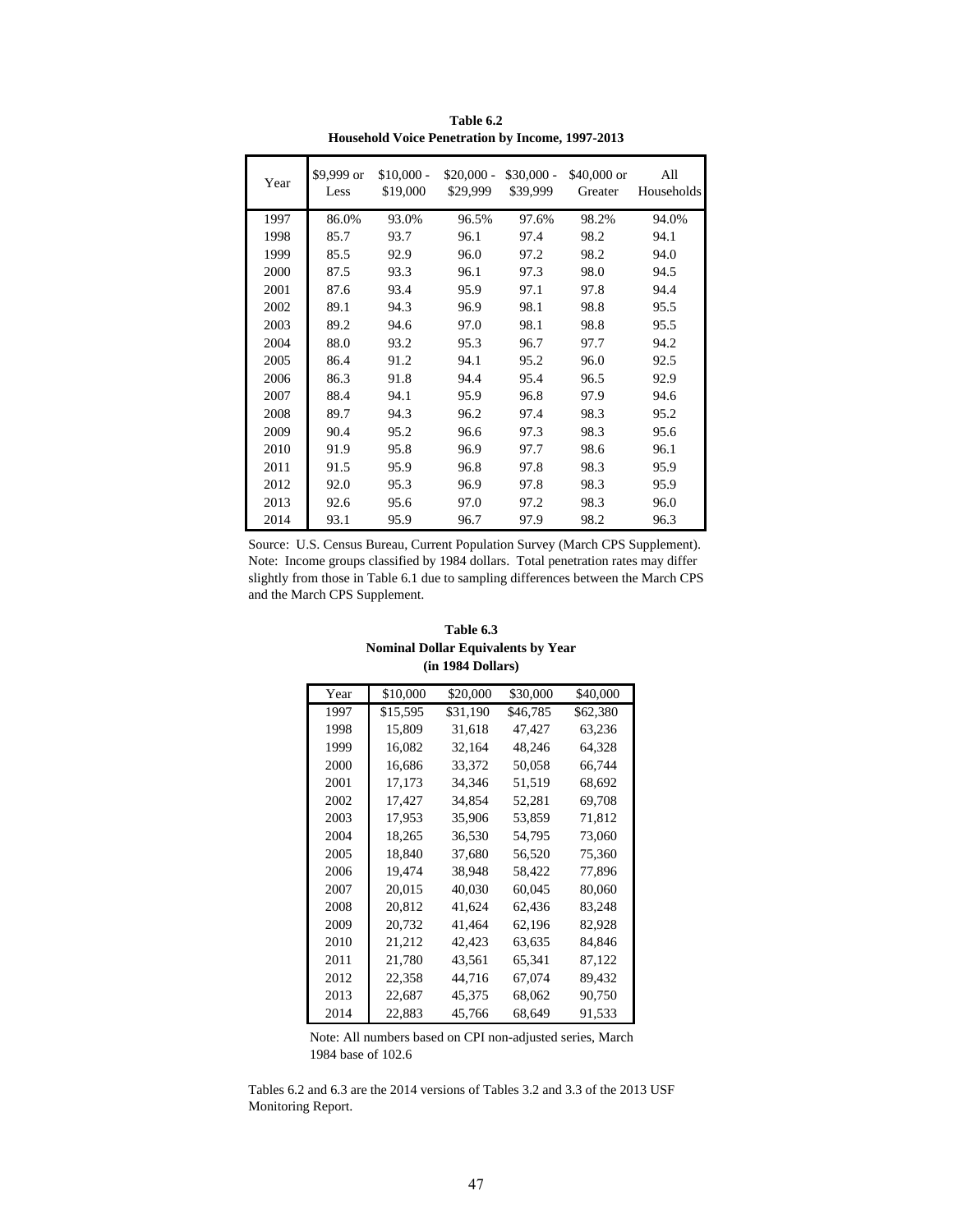**Table 6.2**
**Household Voice Penetration by Income, 1997-2013**

| Year | $9,999 or Less | $10,000 - $19,000 | $20,000 - $29,999 | $30,000 - $39,999 | $40,000 or Greater | All Households |
|---|---|---|---|---|---|---|
| 1997 | 86.0% | 93.0% | 96.5% | 97.6% | 98.2% | 94.0% |
| 1998 | 85.7 | 93.7 | 96.1 | 97.4 | 98.2 | 94.1 |
| 1999 | 85.5 | 92.9 | 96.0 | 97.2 | 98.2 | 94.0 |
| 2000 | 87.5 | 93.3 | 96.1 | 97.3 | 98.0 | 94.5 |
| 2001 | 87.6 | 93.4 | 95.9 | 97.1 | 97.8 | 94.4 |
| 2002 | 89.1 | 94.3 | 96.9 | 98.1 | 98.8 | 95.5 |
| 2003 | 89.2 | 94.6 | 97.0 | 98.1 | 98.8 | 95.5 |
| 2004 | 88.0 | 93.2 | 95.3 | 96.7 | 97.7 | 94.2 |
| 2005 | 86.4 | 91.2 | 94.1 | 95.2 | 96.0 | 92.5 |
| 2006 | 86.3 | 91.8 | 94.4 | 95.4 | 96.5 | 92.9 |
| 2007 | 88.4 | 94.1 | 95.9 | 96.8 | 97.9 | 94.6 |
| 2008 | 89.7 | 94.3 | 96.2 | 97.4 | 98.3 | 95.2 |
| 2009 | 90.4 | 95.2 | 96.6 | 97.3 | 98.3 | 95.6 |
| 2010 | 91.9 | 95.8 | 96.9 | 97.7 | 98.6 | 96.1 |
| 2011 | 91.5 | 95.9 | 96.8 | 97.8 | 98.3 | 95.9 |
| 2012 | 92.0 | 95.3 | 96.9 | 97.8 | 98.3 | 95.9 |
| 2013 | 92.6 | 95.6 | 97.0 | 97.2 | 98.3 | 96.0 |
| 2014 | 93.1 | 95.9 | 96.7 | 97.9 | 98.2 | 96.3 |

Source: U.S. Census Bureau, Current Population Survey (March CPS Supplement).
Note: Income groups classified by 1984 dollars. Total penetration rates may differ slightly from those in Table 6.1 due to sampling differences between the March CPS and the March CPS Supplement.

**Table 6.3**
**Nominal Dollar Equivalents by Year**
**(in 1984 Dollars)**

| Year | $10,000 | $20,000 | $30,000 | $40,000 |
|---|---|---|---|---|
| 1997 | $15,595 | $31,190 | $46,785 | $62,380 |
| 1998 | 15,809 | 31,618 | 47,427 | 63,236 |
| 1999 | 16,082 | 32,164 | 48,246 | 64,328 |
| 2000 | 16,686 | 33,372 | 50,058 | 66,744 |
| 2001 | 17,173 | 34,346 | 51,519 | 68,692 |
| 2002 | 17,427 | 34,854 | 52,281 | 69,708 |
| 2003 | 17,953 | 35,906 | 53,859 | 71,812 |
| 2004 | 18,265 | 36,530 | 54,795 | 73,060 |
| 2005 | 18,840 | 37,680 | 56,520 | 75,360 |
| 2006 | 19,474 | 38,948 | 58,422 | 77,896 |
| 2007 | 20,015 | 40,030 | 60,045 | 80,060 |
| 2008 | 20,812 | 41,624 | 62,436 | 83,248 |
| 2009 | 20,732 | 41,464 | 62,196 | 82,928 |
| 2010 | 21,212 | 42,423 | 63,635 | 84,846 |
| 2011 | 21,780 | 43,561 | 65,341 | 87,122 |
| 2012 | 22,358 | 44,716 | 67,074 | 89,432 |
| 2013 | 22,687 | 45,375 | 68,062 | 90,750 |
| 2014 | 22,883 | 45,766 | 68,649 | 91,533 |

Note: All numbers based on CPI non-adjusted series, March 1984 base of 102.6

Tables 6.2 and 6.3 are the 2014 versions of Tables 3.2 and 3.3 of the 2013 USF Monitoring Report.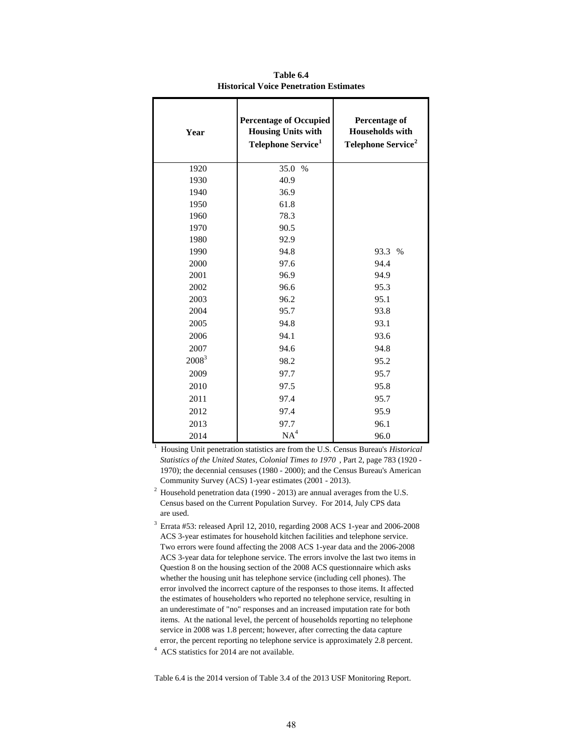**Table 6.4**
**Historical Voice Penetration Estimates**

| Year | Percentage of Occupied Housing Units with Telephone Service[1] | Percentage of Households with Telephone Service[2] |
|---|---|---|
| 1920 | 35.0 % | |
| 1930 | 40.9 | |
| 1940 | 36.9 | |
| 1950 | 61.8 | |
| 1960 | 78.3 | |
| 1970 | 90.5 | |
| 1980 | 92.9 | |
| 1990 | 94.8 | 93.3 % |
| 2000 | 97.6 | 94.4 |
| 2001 | 96.9 | 94.9 |
| 2002 | 96.6 | 95.3 |
| 2003 | 96.2 | 95.1 |
| 2004 | 95.7 | 93.8 |
| 2005 | 94.8 | 93.1 |
| 2006 | 94.1 | 93.6 |
| 2007 | 94.6 | 94.8 |
| 2008[3] | 98.2 | 95.2 |
| 2009 | 97.7 | 95.7 |
| 2010 | 97.5 | 95.8 |
| 2011 | 97.4 | 95.7 |
| 2012 | 97.4 | 95.9 |
| 2013 | 97.7 | 96.1 |
| 2014 | NA[4] | 96.0 |

[1] Housing Unit penetration statistics are from the U.S. Census Bureau's *Historical Statistics of the United States, Colonial Times to 1970* , Part 2, page 783 (1920 - 1970); the decennial censuses (1980 - 2000); and the Census Bureau's American Community Survey (ACS) 1-year estimates (2001 - 2013).

[2] Household penetration data (1990 - 2013) are annual averages from the U.S. Census based on the Current Population Survey. For 2014, July CPS data are used.

[3] Errata #53: released April 12, 2010, regarding 2008 ACS 1-year and 2006-2008 ACS 3-year estimates for household kitchen facilities and telephone service. Two errors were found affecting the 2008 ACS 1-year data and the 2006-2008 ACS 3-year data for telephone service. The errors involve the last two items in Question 8 on the housing section of the 2008 ACS questionnaire which asks whether the housing unit has telephone service (including cell phones). The error involved the incorrect capture of the responses to those items. It affected the estimates of householders who reported no telephone service, resulting in an underestimate of "no" responses and an increased imputation rate for both items. At the national level, the percent of households reporting no telephone service in 2008 was 1.8 percent; however, after correcting the data capture error, the percent reporting no telephone service is approximately 2.8 percent.

[4] ACS statistics for 2014 are not available.

Table 6.4 is the 2014 version of Table 3.4 of the 2013 USF Monitoring Report.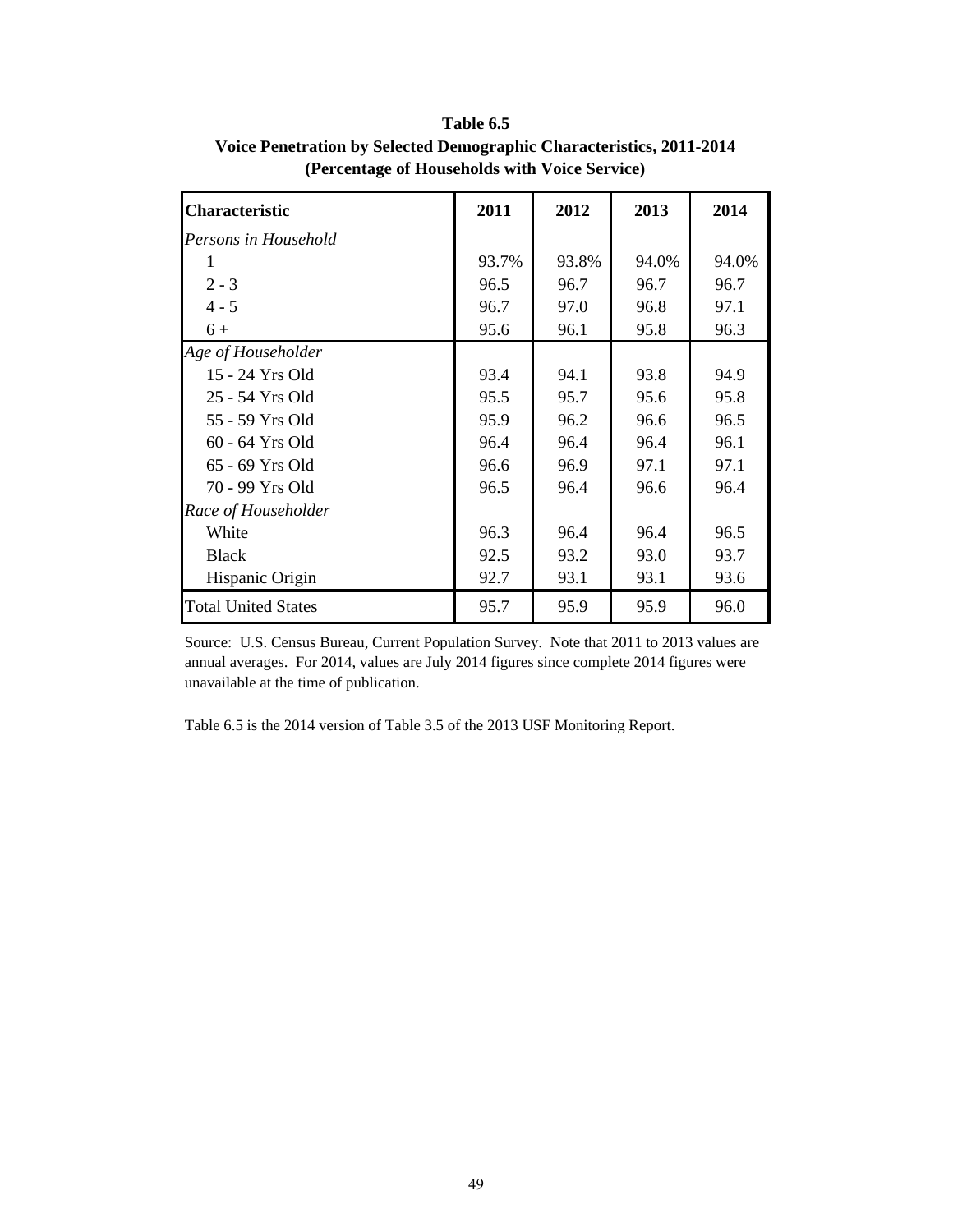**Table 6.5**
**Voice Penetration by Selected Demographic Characteristics, 2011-2014**
**(Percentage of Households with Voice Service)**

| Characteristic | 2011 | 2012 | 2013 | 2014 |
|---|---|---|---|---|
| *Persons in Household* | | | | |
| 1 | 93.7% | 93.8% | 94.0% | 94.0% |
| 2 - 3 | 96.5 | 96.7 | 96.7 | 96.7 |
| 4 - 5 | 96.7 | 97.0 | 96.8 | 97.1 |
| 6 + | 95.6 | 96.1 | 95.8 | 96.3 |
| *Age of Householder* | | | | |
| 15 - 24 Yrs Old | 93.4 | 94.1 | 93.8 | 94.9 |
| 25 - 54 Yrs Old | 95.5 | 95.7 | 95.6 | 95.8 |
| 55 - 59 Yrs Old | 95.9 | 96.2 | 96.6 | 96.5 |
| 60 - 64 Yrs Old | 96.4 | 96.4 | 96.4 | 96.1 |
| 65 - 69 Yrs Old | 96.6 | 96.9 | 97.1 | 97.1 |
| 70 - 99 Yrs Old | 96.5 | 96.4 | 96.6 | 96.4 |
| *Race of Householder* | | | | |
| White | 96.3 | 96.4 | 96.4 | 96.5 |
| Black | 92.5 | 93.2 | 93.0 | 93.7 |
| Hispanic Origin | 92.7 | 93.1 | 93.1 | 93.6 |
| Total United States | 95.7 | 95.9 | 95.9 | 96.0 |

Source: U.S. Census Bureau, Current Population Survey. Note that 2011 to 2013 values are annual averages. For 2014, values are July 2014 figures since complete 2014 figures were unavailable at the time of publication.

Table 6.5 is the 2014 version of Table 3.5 of the 2013 USF Monitoring Report.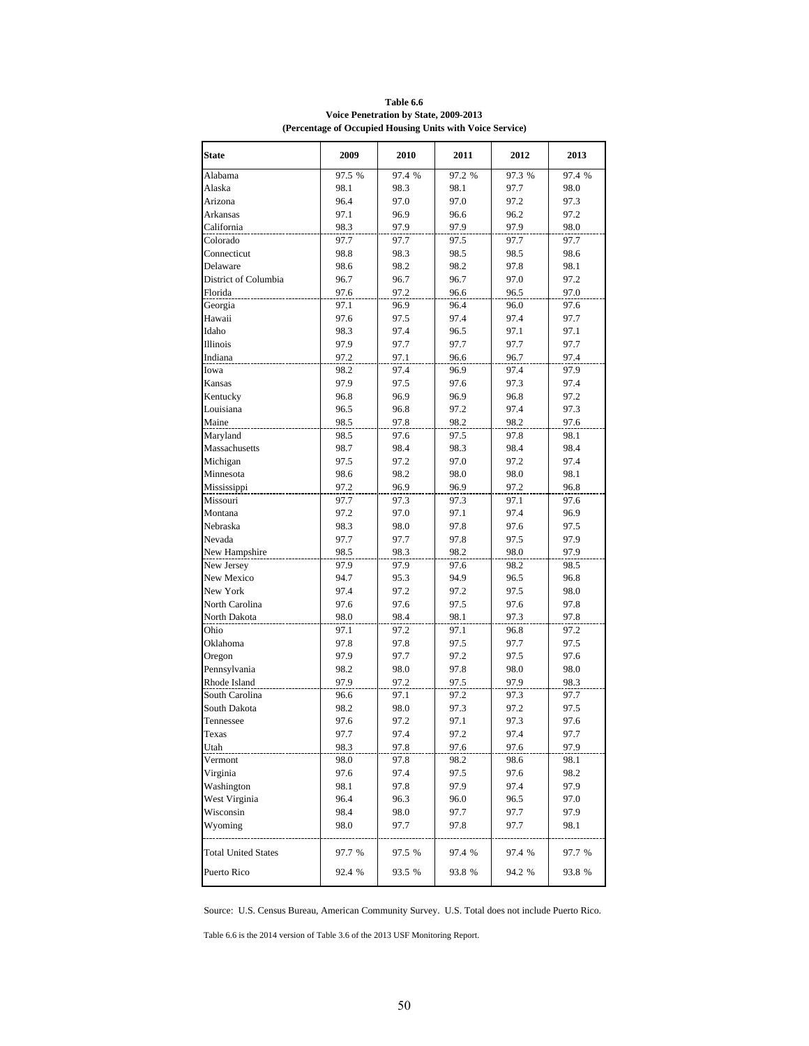**Table 6.6**
**Voice Penetration by State, 2009-2013**
**(Percentage of Occupied Housing Units with Voice Service)**

| State | 2009 | 2010 | 2011 | 2012 | 2013 |
|---|---|---|---|---|---|
| Alabama | 97.5 % | 97.4 % | 97.2 % | 97.3 % | 97.4 % |
| Alaska | 98.1 | 98.3 | 98.1 | 97.7 | 98.0 |
| Arizona | 96.4 | 97.0 | 97.0 | 97.2 | 97.3 |
| Arkansas | 97.1 | 96.9 | 96.6 | 96.2 | 97.2 |
| California | 98.3 | 97.9 | 97.9 | 97.9 | 98.0 |
| Colorado | 97.7 | 97.7 | 97.5 | 97.7 | 97.7 |
| Connecticut | 98.8 | 98.3 | 98.5 | 98.5 | 98.6 |
| Delaware | 98.6 | 98.2 | 98.2 | 97.8 | 98.1 |
| District of Columbia | 96.7 | 96.7 | 96.7 | 97.0 | 97.2 |
| Florida | 97.6 | 97.2 | 96.6 | 96.5 | 97.0 |
| Georgia | 97.1 | 96.9 | 96.4 | 96.0 | 97.6 |
| Hawaii | 97.6 | 97.5 | 97.4 | 97.4 | 97.7 |
| Idaho | 98.3 | 97.4 | 96.5 | 97.1 | 97.1 |
| Illinois | 97.9 | 97.7 | 97.7 | 97.7 | 97.7 |
| Indiana | 97.2 | 97.1 | 96.6 | 96.7 | 97.4 |
| Iowa | 98.2 | 97.4 | 96.9 | 97.4 | 97.9 |
| Kansas | 97.9 | 97.5 | 97.6 | 97.3 | 97.4 |
| Kentucky | 96.8 | 96.9 | 96.9 | 96.8 | 97.2 |
| Louisiana | 96.5 | 96.8 | 97.2 | 97.4 | 97.3 |
| Maine | 98.5 | 97.8 | 98.2 | 98.2 | 97.6 |
| Maryland | 98.5 | 97.6 | 97.5 | 97.8 | 98.1 |
| Massachusetts | 98.7 | 98.4 | 98.3 | 98.4 | 98.4 |
| Michigan | 97.5 | 97.2 | 97.0 | 97.2 | 97.4 |
| Minnesota | 98.6 | 98.2 | 98.0 | 98.0 | 98.1 |
| Mississippi | 97.2 | 96.9 | 96.9 | 97.2 | 96.8 |
| Missouri | 97.7 | 97.3 | 97.3 | 97.1 | 97.6 |
| Montana | 97.2 | 97.0 | 97.1 | 97.4 | 96.9 |
| Nebraska | 98.3 | 98.0 | 97.8 | 97.6 | 97.5 |
| Nevada | 97.7 | 97.7 | 97.8 | 97.5 | 97.9 |
| New Hampshire | 98.5 | 98.3 | 98.2 | 98.0 | 97.9 |
| New Jersey | 97.9 | 97.9 | 97.6 | 98.2 | 98.5 |
| New Mexico | 94.7 | 95.3 | 94.9 | 96.5 | 96.8 |
| New York | 97.4 | 97.2 | 97.2 | 97.5 | 98.0 |
| North Carolina | 97.6 | 97.6 | 97.5 | 97.6 | 97.8 |
| North Dakota | 98.0 | 98.4 | 98.1 | 97.3 | 97.8 |
| Ohio | 97.1 | 97.2 | 97.1 | 96.8 | 97.2 |
| Oklahoma | 97.8 | 97.8 | 97.5 | 97.7 | 97.5 |
| Oregon | 97.9 | 97.7 | 97.2 | 97.5 | 97.6 |
| Pennsylvania | 98.2 | 98.0 | 97.8 | 98.0 | 98.0 |
| Rhode Island | 97.9 | 97.2 | 97.5 | 97.9 | 98.3 |
| South Carolina | 96.6 | 97.1 | 97.2 | 97.3 | 97.7 |
| South Dakota | 98.2 | 98.0 | 97.3 | 97.2 | 97.5 |
| Tennessee | 97.6 | 97.2 | 97.1 | 97.3 | 97.6 |
| Texas | 97.7 | 97.4 | 97.2 | 97.4 | 97.7 |
| Utah | 98.3 | 97.8 | 97.6 | 97.6 | 97.9 |
| Vermont | 98.0 | 97.8 | 98.2 | 98.6 | 98.1 |
| Virginia | 97.6 | 97.4 | 97.5 | 97.6 | 98.2 |
| Washington | 98.1 | 97.8 | 97.9 | 97.4 | 97.9 |
| West Virginia | 96.4 | 96.3 | 96.0 | 96.5 | 97.0 |
| Wisconsin | 98.4 | 98.0 | 97.7 | 97.7 | 97.9 |
| Wyoming | 98.0 | 97.7 | 97.8 | 97.7 | 98.1 |
| Total United States | 97.7 % | 97.5 % | 97.4 % | 97.4 % | 97.7 % |
| Puerto Rico | 92.4 % | 93.5 % | 93.8 % | 94.2 % | 93.8 % |

Source: U.S. Census Bureau, American Community Survey. U.S. Total does not include Puerto Rico.

Table 6.6 is the 2014 version of Table 3.6 of the 2013 USF Monitoring Report.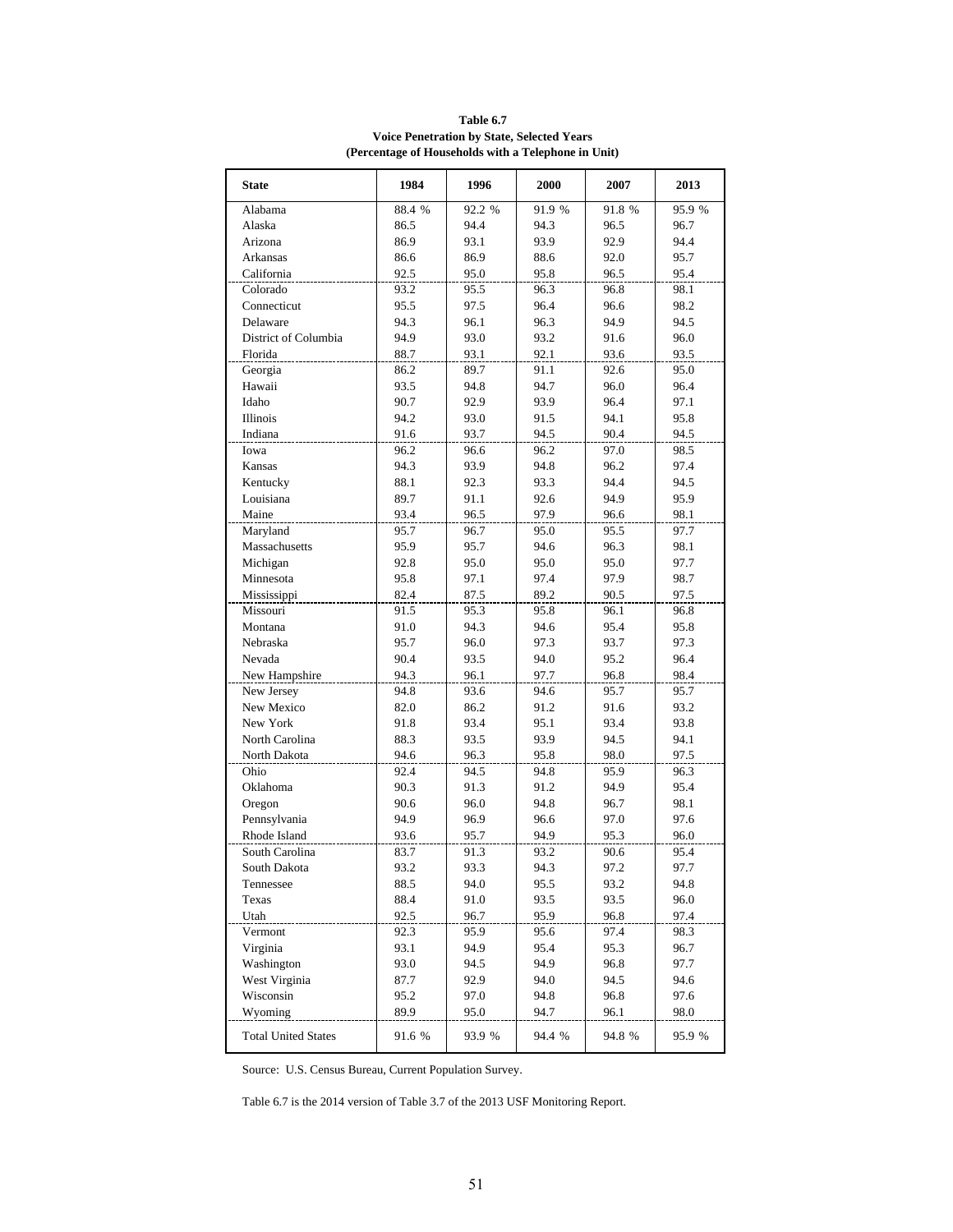**Table 6.7**
**Voice Penetration by State, Selected Years**
**(Percentage of Households with a Telephone in Unit)**

| State | 1984 | 1996 | 2000 | 2007 | 2013 |
|---|---|---|---|---|---|
| Alabama | 88.4 % | 92.2 % | 91.9 % | 91.8 % | 95.9 % |
| Alaska | 86.5 | 94.4 | 94.3 | 96.5 | 96.7 |
| Arizona | 86.9 | 93.1 | 93.9 | 92.9 | 94.4 |
| Arkansas | 86.6 | 86.9 | 88.6 | 92.0 | 95.7 |
| California | 92.5 | 95.0 | 95.8 | 96.5 | 95.4 |
| Colorado | 93.2 | 95.5 | 96.3 | 96.8 | 98.1 |
| Connecticut | 95.5 | 97.5 | 96.4 | 96.6 | 98.2 |
| Delaware | 94.3 | 96.1 | 96.3 | 94.9 | 94.5 |
| District of Columbia | 94.9 | 93.0 | 93.2 | 91.6 | 96.0 |
| Florida | 88.7 | 93.1 | 92.1 | 93.6 | 93.5 |
| Georgia | 86.2 | 89.7 | 91.1 | 92.6 | 95.0 |
| Hawaii | 93.5 | 94.8 | 94.7 | 96.0 | 96.4 |
| Idaho | 90.7 | 92.9 | 93.9 | 96.4 | 97.1 |
| Illinois | 94.2 | 93.0 | 91.5 | 94.1 | 95.8 |
| Indiana | 91.6 | 93.7 | 94.5 | 90.4 | 94.5 |
| Iowa | 96.2 | 96.6 | 96.2 | 97.0 | 98.5 |
| Kansas | 94.3 | 93.9 | 94.8 | 96.2 | 97.4 |
| Kentucky | 88.1 | 92.3 | 93.3 | 94.4 | 94.5 |
| Louisiana | 89.7 | 91.1 | 92.6 | 94.9 | 95.9 |
| Maine | 93.4 | 96.5 | 97.9 | 96.6 | 98.1 |
| Maryland | 95.7 | 96.7 | 95.0 | 95.5 | 97.7 |
| Massachusetts | 95.9 | 95.7 | 94.6 | 96.3 | 98.1 |
| Michigan | 92.8 | 95.0 | 95.0 | 95.0 | 97.7 |
| Minnesota | 95.8 | 97.1 | 97.4 | 97.9 | 98.7 |
| Mississippi | 82.4 | 87.5 | 89.2 | 90.5 | 97.5 |
| Missouri | 91.5 | 95.3 | 95.8 | 96.1 | 96.8 |
| Montana | 91.0 | 94.3 | 94.6 | 95.4 | 95.8 |
| Nebraska | 95.7 | 96.0 | 97.3 | 93.7 | 97.3 |
| Nevada | 90.4 | 93.5 | 94.0 | 95.2 | 96.4 |
| New Hampshire | 94.3 | 96.1 | 97.7 | 96.8 | 98.4 |
| New Jersey | 94.8 | 93.6 | 94.6 | 95.7 | 95.7 |
| New Mexico | 82.0 | 86.2 | 91.2 | 91.6 | 93.2 |
| New York | 91.8 | 93.4 | 95.1 | 93.4 | 93.8 |
| North Carolina | 88.3 | 93.5 | 93.9 | 94.5 | 94.1 |
| North Dakota | 94.6 | 96.3 | 95.8 | 98.0 | 97.5 |
| Ohio | 92.4 | 94.5 | 94.8 | 95.9 | 96.3 |
| Oklahoma | 90.3 | 91.3 | 91.2 | 94.9 | 95.4 |
| Oregon | 90.6 | 96.0 | 94.8 | 96.7 | 98.1 |
| Pennsylvania | 94.9 | 96.9 | 96.6 | 97.0 | 97.6 |
| Rhode Island | 93.6 | 95.7 | 94.9 | 95.3 | 96.0 |
| South Carolina | 83.7 | 91.3 | 93.2 | 90.6 | 95.4 |
| South Dakota | 93.2 | 93.3 | 94.3 | 97.2 | 97.7 |
| Tennessee | 88.5 | 94.0 | 95.5 | 93.2 | 94.8 |
| Texas | 88.4 | 91.0 | 93.5 | 93.5 | 96.0 |
| Utah | 92.5 | 96.7 | 95.9 | 96.8 | 97.4 |
| Vermont | 92.3 | 95.9 | 95.6 | 97.4 | 98.3 |
| Virginia | 93.1 | 94.9 | 95.4 | 95.3 | 96.7 |
| Washington | 93.0 | 94.5 | 94.9 | 96.8 | 97.7 |
| West Virginia | 87.7 | 92.9 | 94.0 | 94.5 | 94.6 |
| Wisconsin | 95.2 | 97.0 | 94.8 | 96.8 | 97.6 |
| Wyoming | 89.9 | 95.0 | 94.7 | 96.1 | 98.0 |
| Total United States | 91.6 % | 93.9 % | 94.4 % | 94.8 % | 95.9 % |

Source: U.S. Census Bureau, Current Population Survey.

Table 6.7 is the 2014 version of Table 3.7 of the 2013 USF Monitoring Report.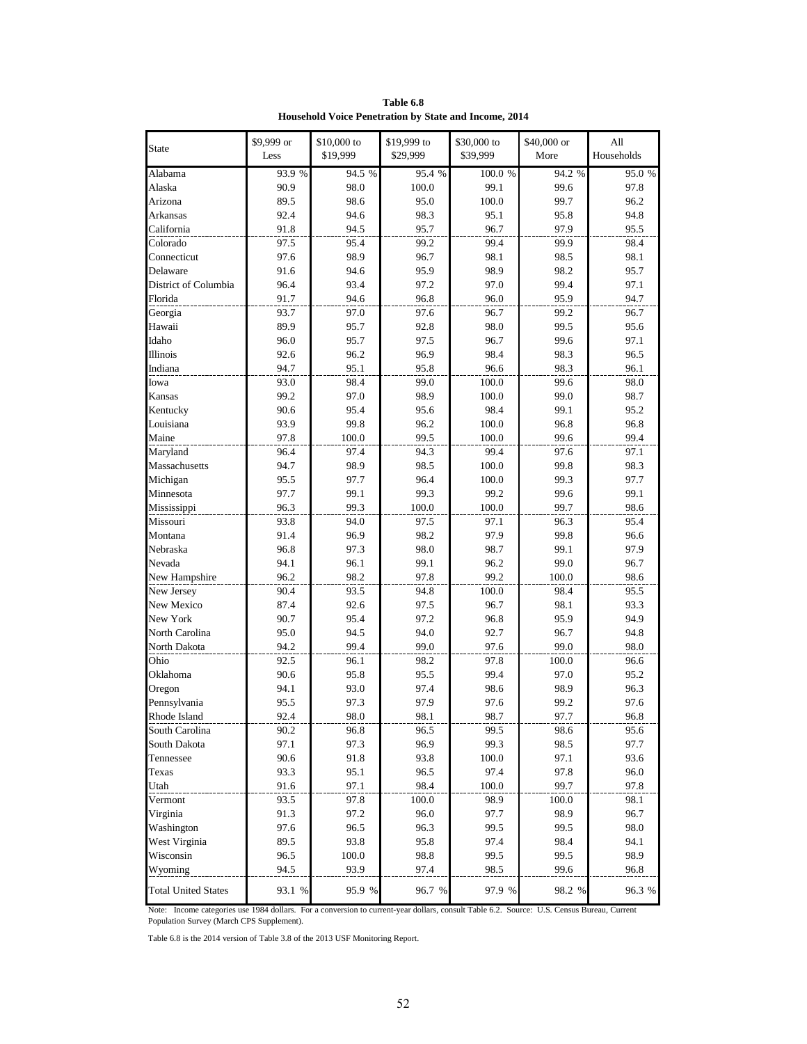**Table 6.8**
**Household Voice Penetration by State and Income, 2014**

| State | \$9,999 or Less | \$10,000 to \$19,999 | \$19,999 to \$29,999 | \$30,000 to \$39,999 | \$40,000 or More | All Households |
|---|---|---|---|---|---|---|
| Alabama | 93.9 % | 94.5 % | 95.4 % | 100.0 % | 94.2 % | 95.0 % |
| Alaska | 90.9 | 98.0 | 100.0 | 99.1 | 99.6 | 97.8 |
| Arizona | 89.5 | 98.6 | 95.0 | 100.0 | 99.7 | 96.2 |
| Arkansas | 92.4 | 94.6 | 98.3 | 95.1 | 95.8 | 94.8 |
| California | 91.8 | 94.5 | 95.7 | 96.7 | 97.9 | 95.5 |
| Colorado | 97.5 | 95.4 | 99.2 | 99.4 | 99.9 | 98.4 |
| Connecticut | 97.6 | 98.9 | 96.7 | 98.1 | 98.5 | 98.1 |
| Delaware | 91.6 | 94.6 | 95.9 | 98.9 | 98.2 | 95.7 |
| District of Columbia | 96.4 | 93.4 | 97.2 | 97.0 | 99.4 | 97.1 |
| Florida | 91.7 | 94.6 | 96.8 | 96.0 | 95.9 | 94.7 |
| Georgia | 93.7 | 97.0 | 97.6 | 96.7 | 99.2 | 96.7 |
| Hawaii | 89.9 | 95.7 | 92.8 | 98.0 | 99.5 | 95.6 |
| Idaho | 96.0 | 95.7 | 97.5 | 96.7 | 99.6 | 97.1 |
| Illinois | 92.6 | 96.2 | 96.9 | 98.4 | 98.3 | 96.5 |
| Indiana | 94.7 | 95.1 | 95.8 | 96.6 | 98.3 | 96.1 |
| Iowa | 93.0 | 98.4 | 99.0 | 100.0 | 99.6 | 98.0 |
| Kansas | 99.2 | 97.0 | 98.9 | 100.0 | 99.0 | 98.7 |
| Kentucky | 90.6 | 95.4 | 95.6 | 98.4 | 99.1 | 95.2 |
| Louisiana | 93.9 | 99.8 | 96.2 | 100.0 | 96.8 | 96.8 |
| Maine | 97.8 | 100.0 | 99.5 | 100.0 | 99.6 | 99.4 |
| Maryland | 96.4 | 97.4 | 94.3 | 99.4 | 97.6 | 97.1 |
| Massachusetts | 94.7 | 98.9 | 98.5 | 100.0 | 99.8 | 98.3 |
| Michigan | 95.5 | 97.7 | 96.4 | 100.0 | 99.3 | 97.7 |
| Minnesota | 97.7 | 99.1 | 99.3 | 99.2 | 99.6 | 99.1 |
| Mississippi | 96.3 | 99.3 | 100.0 | 100.0 | 99.7 | 98.6 |
| Missouri | 93.8 | 94.0 | 97.5 | 97.1 | 96.3 | 95.4 |
| Montana | 91.4 | 96.9 | 98.2 | 97.9 | 99.8 | 96.6 |
| Nebraska | 96.8 | 97.3 | 98.0 | 98.7 | 99.1 | 97.9 |
| Nevada | 94.1 | 96.1 | 99.1 | 96.2 | 99.0 | 96.7 |
| New Hampshire | 96.2 | 98.2 | 97.8 | 99.2 | 100.0 | 98.6 |
| New Jersey | 90.4 | 93.5 | 94.8 | 100.0 | 98.4 | 95.5 |
| New Mexico | 87.4 | 92.6 | 97.5 | 96.7 | 98.1 | 93.3 |
| New York | 90.7 | 95.4 | 97.2 | 96.8 | 95.9 | 94.9 |
| North Carolina | 95.0 | 94.5 | 94.0 | 92.7 | 96.7 | 94.8 |
| North Dakota | 94.2 | 99.4 | 99.0 | 97.6 | 99.0 | 98.0 |
| Ohio | 92.5 | 96.1 | 98.2 | 97.8 | 100.0 | 96.6 |
| Oklahoma | 90.6 | 95.8 | 95.5 | 99.4 | 97.0 | 95.2 |
| Oregon | 94.1 | 93.0 | 97.4 | 98.6 | 98.9 | 96.3 |
| Pennsylvania | 95.5 | 97.3 | 97.9 | 97.6 | 99.2 | 97.6 |
| Rhode Island | 92.4 | 98.0 | 98.1 | 98.7 | 97.7 | 96.8 |
| South Carolina | 90.2 | 96.8 | 96.5 | 99.5 | 98.6 | 95.6 |
| South Dakota | 97.1 | 97.3 | 96.9 | 99.3 | 98.5 | 97.7 |
| Tennessee | 90.6 | 91.8 | 93.8 | 100.0 | 97.1 | 93.6 |
| Texas | 93.3 | 95.1 | 96.5 | 97.4 | 97.8 | 96.0 |
| Utah | 91.6 | 97.1 | 98.4 | 100.0 | 99.7 | 97.8 |
| Vermont | 93.5 | 97.8 | 100.0 | 98.9 | 100.0 | 98.1 |
| Virginia | 91.3 | 97.2 | 96.0 | 97.7 | 98.9 | 96.7 |
| Washington | 97.6 | 96.5 | 96.3 | 99.5 | 99.5 | 98.0 |
| West Virginia | 89.5 | 93.8 | 95.8 | 97.4 | 98.4 | 94.1 |
| Wisconsin | 96.5 | 100.0 | 98.8 | 99.5 | 99.5 | 98.9 |
| Wyoming | 94.5 | 93.9 | 97.4 | 98.5 | 99.6 | 96.8 |
| Total United States | 93.1 % | 95.9 % | 96.7 % | 97.9 % | 98.2 % | 96.3 % |

Note: Income categories use 1984 dollars. For a conversion to current-year dollars, consult Table 6.2. Source: U.S. Census Bureau, Current Population Survey (March CPS Supplement).

Table 6.8 is the 2014 version of Table 3.8 of the 2013 USF Monitoring Report.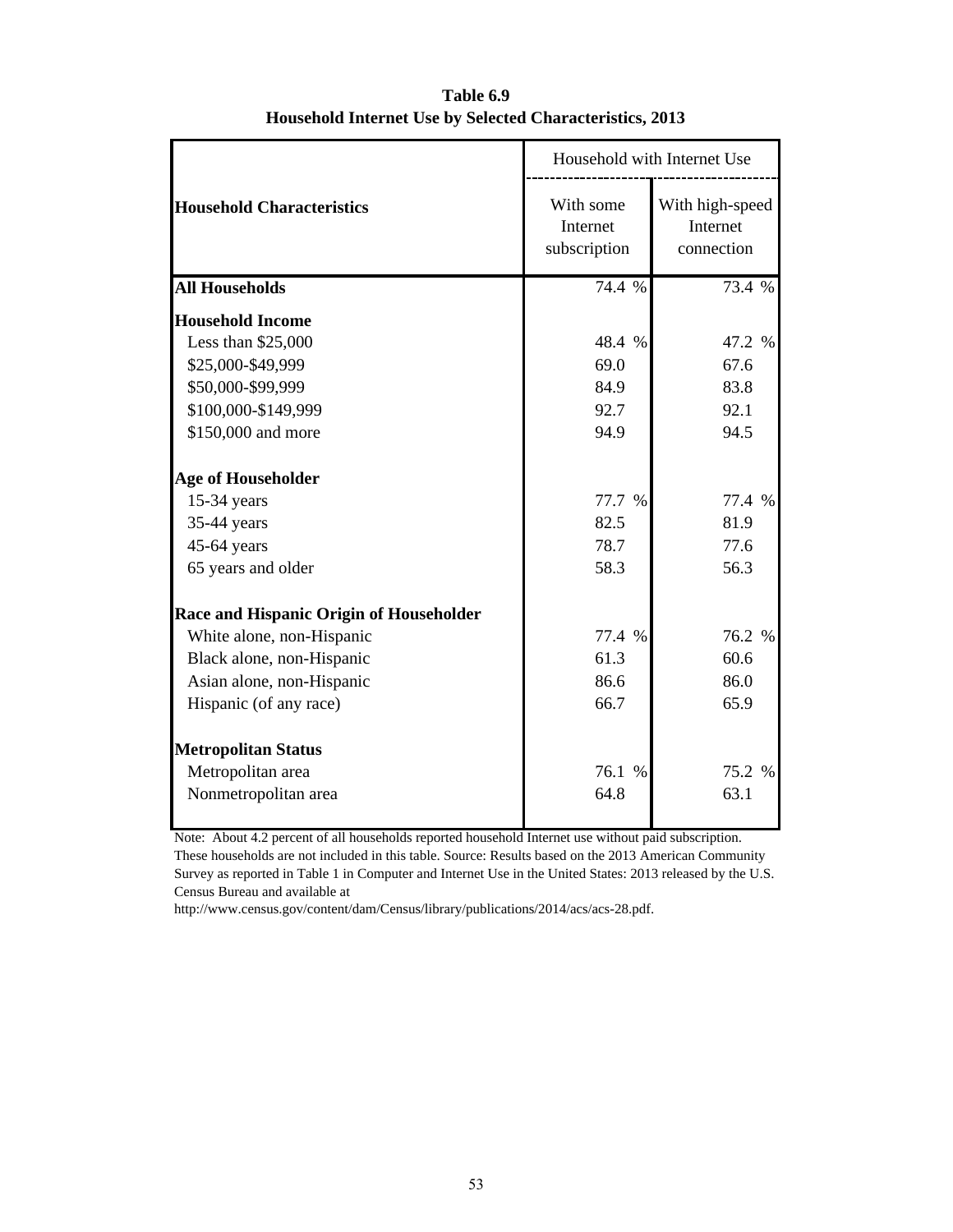**Table 6.9**
**Household Internet Use by Selected Characteristics, 2013**

| Household Characteristics | Household with Internet Use | |
|---|---|---|
| | With some Internet subscription | With high-speed Internet connection |
| **All Households** | 74.4 % | 73.4 % |
| **Household Income** | | |
| Less than $25,000 | 48.4 % | 47.2 % |
| $25,000-$49,999 | 69.0 | 67.6 |
| $50,000-$99,999 | 84.9 | 83.8 |
| $100,000-$149,999 | 92.7 | 92.1 |
| $150,000 and more | 94.9 | 94.5 |
| **Age of Householder** | | |
| 15-34 years | 77.7 % | 77.4 % |
| 35-44 years | 82.5 | 81.9 |
| 45-64 years | 78.7 | 77.6 |
| 65 years and older | 58.3 | 56.3 |
| **Race and Hispanic Origin of Householder** | | |
| White alone, non-Hispanic | 77.4 % | 76.2 % |
| Black alone, non-Hispanic | 61.3 | 60.6 |
| Asian alone, non-Hispanic | 86.6 | 86.0 |
| Hispanic (of any race) | 66.7 | 65.9 |
| **Metropolitan Status** | | |
| Metropolitan area | 76.1 % | 75.2 % |
| Nonmetropolitan area | 64.8 | 63.1 |

Note: About 4.2 percent of all households reported household Internet use without paid subscription. These households are not included in this table. Source: Results based on the 2013 American Community Survey as reported in Table 1 in Computer and Internet Use in the United States: 2013 released by the U.S. Census Bureau and available at http://www.census.gov/content/dam/Census/library/publications/2014/acs/acs-28.pdf.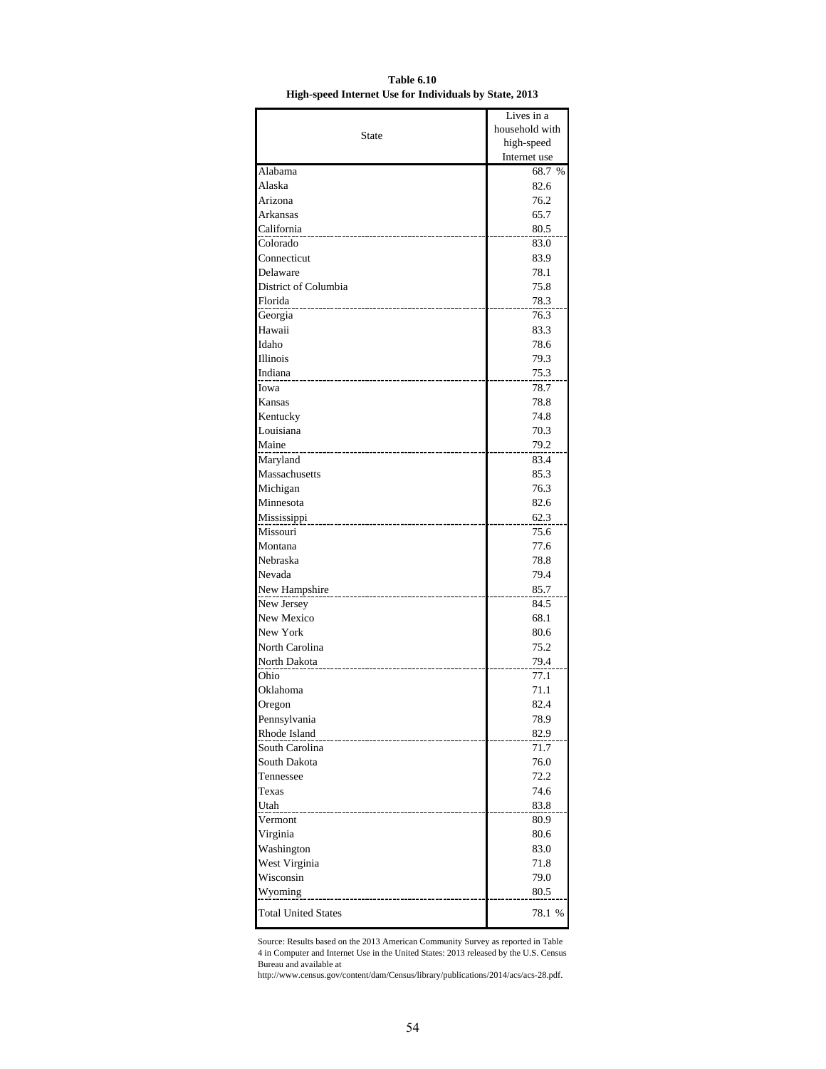**Table 6.10**
**High-speed Internet Use for Individuals by State, 2013**

| State | Lives in a household with high-speed Internet use |
|---|---|
| Alabama | 68.7 % |
| Alaska | 82.6 |
| Arizona | 76.2 |
| Arkansas | 65.7 |
| California | 80.5 |
| Colorado | 83.0 |
| Connecticut | 83.9 |
| Delaware | 78.1 |
| District of Columbia | 75.8 |
| Florida | 78.3 |
| Georgia | 76.3 |
| Hawaii | 83.3 |
| Idaho | 78.6 |
| Illinois | 79.3 |
| Indiana | 75.3 |
| Iowa | 78.7 |
| Kansas | 78.8 |
| Kentucky | 74.8 |
| Louisiana | 70.3 |
| Maine | 79.2 |
| Maryland | 83.4 |
| Massachusetts | 85.3 |
| Michigan | 76.3 |
| Minnesota | 82.6 |
| Mississippi | 62.3 |
| Missouri | 75.6 |
| Montana | 77.6 |
| Nebraska | 78.8 |
| Nevada | 79.4 |
| New Hampshire | 85.7 |
| New Jersey | 84.5 |
| New Mexico | 68.1 |
| New York | 80.6 |
| North Carolina | 75.2 |
| North Dakota | 79.4 |
| Ohio | 77.1 |
| Oklahoma | 71.1 |
| Oregon | 82.4 |
| Pennsylvania | 78.9 |
| Rhode Island | 82.9 |
| South Carolina | 71.7 |
| South Dakota | 76.0 |
| Tennessee | 72.2 |
| Texas | 74.6 |
| Utah | 83.8 |
| Vermont | 80.9 |
| Virginia | 80.6 |
| Washington | 83.0 |
| West Virginia | 71.8 |
| Wisconsin | 79.0 |
| Wyoming | 80.5 |
| Total United States | 78.1 % |

Source: Results based on the 2013 American Community Survey as reported in Table 4 in Computer and Internet Use in the United States: 2013 released by the U.S. Census Bureau and available at http://www.census.gov/content/dam/Census/library/publications/2014/acs/acs-28.pdf.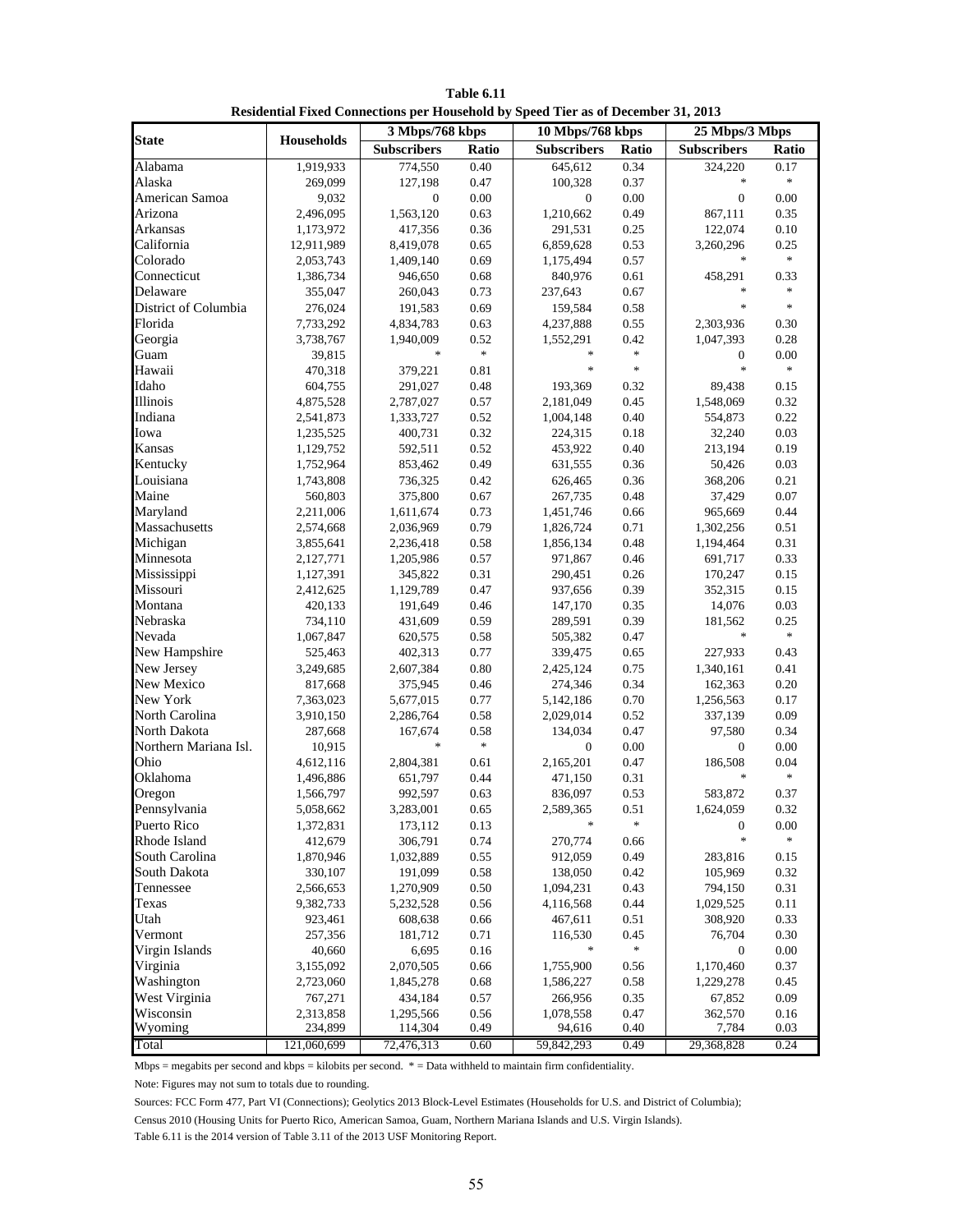**Table 6.11**
**Residential Fixed Connections per Household by Speed Tier as of December 31, 2013**

| State | Households | 3 Mbps/768 kbps | | 10 Mbps/768 kbps | | 25 Mbps/3 Mbps | |
|---|---|---|---|---|---|---|---|
| | | Subscribers | Ratio | Subscribers | Ratio | Subscribers | Ratio |
| Alabama | 1,919,933 | 774,550 | 0.40 | 645,612 | 0.34 | 324,220 | 0.17 |
| Alaska | 269,099 | 127,198 | 0.47 | 100,328 | 0.37 | * | * |
| American Samoa | 9,032 | 0 | 0.00 | 0 | 0.00 | 0 | 0.00 |
| Arizona | 2,496,095 | 1,563,120 | 0.63 | 1,210,662 | 0.49 | 867,111 | 0.35 |
| Arkansas | 1,173,972 | 417,356 | 0.36 | 291,531 | 0.25 | 122,074 | 0.10 |
| California | 12,911,989 | 8,419,078 | 0.65 | 6,859,628 | 0.53 | 3,260,296 | 0.25 |
| Colorado | 2,053,743 | 1,409,140 | 0.69 | 1,175,494 | 0.57 | * | * |
| Connecticut | 1,386,734 | 946,650 | 0.68 | 840,976 | 0.61 | 458,291 | 0.33 |
| Delaware | 355,047 | 260,043 | 0.73 | 237,643 | 0.67 | * | * |
| District of Columbia | 276,024 | 191,583 | 0.69 | 159,584 | 0.58 | * | * |
| Florida | 7,733,292 | 4,834,783 | 0.63 | 4,237,888 | 0.55 | 2,303,936 | 0.30 |
| Georgia | 3,738,767 | 1,940,009 | 0.52 | 1,552,291 | 0.42 | 1,047,393 | 0.28 |
| Guam | 39,815 | * | * | * | * | 0 | 0.00 |
| Hawaii | 470,318 | 379,221 | 0.81 | * | * | * | * |
| Idaho | 604,755 | 291,027 | 0.48 | 193,369 | 0.32 | 89,438 | 0.15 |
| Illinois | 4,875,528 | 2,787,027 | 0.57 | 2,181,049 | 0.45 | 1,548,069 | 0.32 |
| Indiana | 2,541,873 | 1,333,727 | 0.52 | 1,004,148 | 0.40 | 554,873 | 0.22 |
| Iowa | 1,235,525 | 400,731 | 0.32 | 224,315 | 0.18 | 32,240 | 0.03 |
| Kansas | 1,129,752 | 592,511 | 0.52 | 453,922 | 0.40 | 213,194 | 0.19 |
| Kentucky | 1,752,964 | 853,462 | 0.49 | 631,555 | 0.36 | 50,426 | 0.03 |
| Louisiana | 1,743,808 | 736,325 | 0.42 | 626,465 | 0.36 | 368,206 | 0.21 |
| Maine | 560,803 | 375,800 | 0.67 | 267,735 | 0.48 | 37,429 | 0.07 |
| Maryland | 2,211,006 | 1,611,674 | 0.73 | 1,451,746 | 0.66 | 965,669 | 0.44 |
| Massachusetts | 2,574,668 | 2,036,969 | 0.79 | 1,826,724 | 0.71 | 1,302,256 | 0.51 |
| Michigan | 3,855,641 | 2,236,418 | 0.58 | 1,856,134 | 0.48 | 1,194,464 | 0.31 |
| Minnesota | 2,127,771 | 1,205,986 | 0.57 | 971,867 | 0.46 | 691,717 | 0.33 |
| Mississippi | 1,127,391 | 345,822 | 0.31 | 290,451 | 0.26 | 170,247 | 0.15 |
| Missouri | 2,412,625 | 1,129,789 | 0.47 | 937,656 | 0.39 | 352,315 | 0.15 |
| Montana | 420,133 | 191,649 | 0.46 | 147,170 | 0.35 | 14,076 | 0.03 |
| Nebraska | 734,110 | 431,609 | 0.59 | 289,591 | 0.39 | 181,562 | 0.25 |
| Nevada | 1,067,847 | 620,575 | 0.58 | 505,382 | 0.47 | * | * |
| New Hampshire | 525,463 | 402,313 | 0.77 | 339,475 | 0.65 | 227,933 | 0.43 |
| New Jersey | 3,249,685 | 2,607,384 | 0.80 | 2,425,124 | 0.75 | 1,340,161 | 0.41 |
| New Mexico | 817,668 | 375,945 | 0.46 | 274,346 | 0.34 | 162,363 | 0.20 |
| New York | 7,363,023 | 5,677,015 | 0.77 | 5,142,186 | 0.70 | 1,256,563 | 0.17 |
| North Carolina | 3,910,150 | 2,286,764 | 0.58 | 2,029,014 | 0.52 | 337,139 | 0.09 |
| North Dakota | 287,668 | 167,674 | 0.58 | 134,034 | 0.47 | 97,580 | 0.34 |
| Northern Mariana Isl. | 10,915 | * | * | 0 | 0.00 | 0 | 0.00 |
| Ohio | 4,612,116 | 2,804,381 | 0.61 | 2,165,201 | 0.47 | 186,508 | 0.04 |
| Oklahoma | 1,496,886 | 651,797 | 0.44 | 471,150 | 0.31 | * | * |
| Oregon | 1,566,797 | 992,597 | 0.63 | 836,097 | 0.53 | 583,872 | 0.37 |
| Pennsylvania | 5,058,662 | 3,283,001 | 0.65 | 2,589,365 | 0.51 | 1,624,059 | 0.32 |
| Puerto Rico | 1,372,831 | 173,112 | 0.13 | * | * | 0 | 0.00 |
| Rhode Island | 412,679 | 306,791 | 0.74 | 270,774 | 0.66 | * | * |
| South Carolina | 1,870,946 | 1,032,889 | 0.55 | 912,059 | 0.49 | 283,816 | 0.15 |
| South Dakota | 330,107 | 191,099 | 0.58 | 138,050 | 0.42 | 105,969 | 0.32 |
| Tennessee | 2,566,653 | 1,270,909 | 0.50 | 1,094,231 | 0.43 | 794,150 | 0.31 |
| Texas | 9,382,733 | 5,232,528 | 0.56 | 4,116,568 | 0.44 | 1,029,525 | 0.11 |
| Utah | 923,461 | 608,638 | 0.66 | 467,611 | 0.51 | 308,920 | 0.33 |
| Vermont | 257,356 | 181,712 | 0.71 | 116,530 | 0.45 | 76,704 | 0.30 |
| Virgin Islands | 40,660 | 6,695 | 0.16 | * | * | 0 | 0.00 |
| Virginia | 3,155,092 | 2,070,505 | 0.66 | 1,755,900 | 0.56 | 1,170,460 | 0.37 |
| Washington | 2,723,060 | 1,845,278 | 0.68 | 1,586,227 | 0.58 | 1,229,278 | 0.45 |
| West Virginia | 767,271 | 434,184 | 0.57 | 266,956 | 0.35 | 67,852 | 0.09 |
| Wisconsin | 2,313,858 | 1,295,566 | 0.56 | 1,078,558 | 0.47 | 362,570 | 0.16 |
| Wyoming | 234,899 | 114,304 | 0.49 | 94,616 | 0.40 | 7,784 | 0.03 |
| Total | 121,060,699 | 72,476,313 | 0.60 | 59,842,293 | 0.49 | 29,368,828 | 0.24 |

Mbps = megabits per second and kbps = kilobits per second. * = Data withheld to maintain firm confidentiality.

Note: Figures may not sum to totals due to rounding.

Sources: FCC Form 477, Part VI (Connections); Geolytics 2013 Block-Level Estimates (Households for U.S. and District of Columbia);

Census 2010 (Housing Units for Puerto Rico, American Samoa, Guam, Northern Mariana Islands and U.S. Virgin Islands).

Table 6.11 is the 2014 version of Table 3.11 of the 2013 USF Monitoring Report.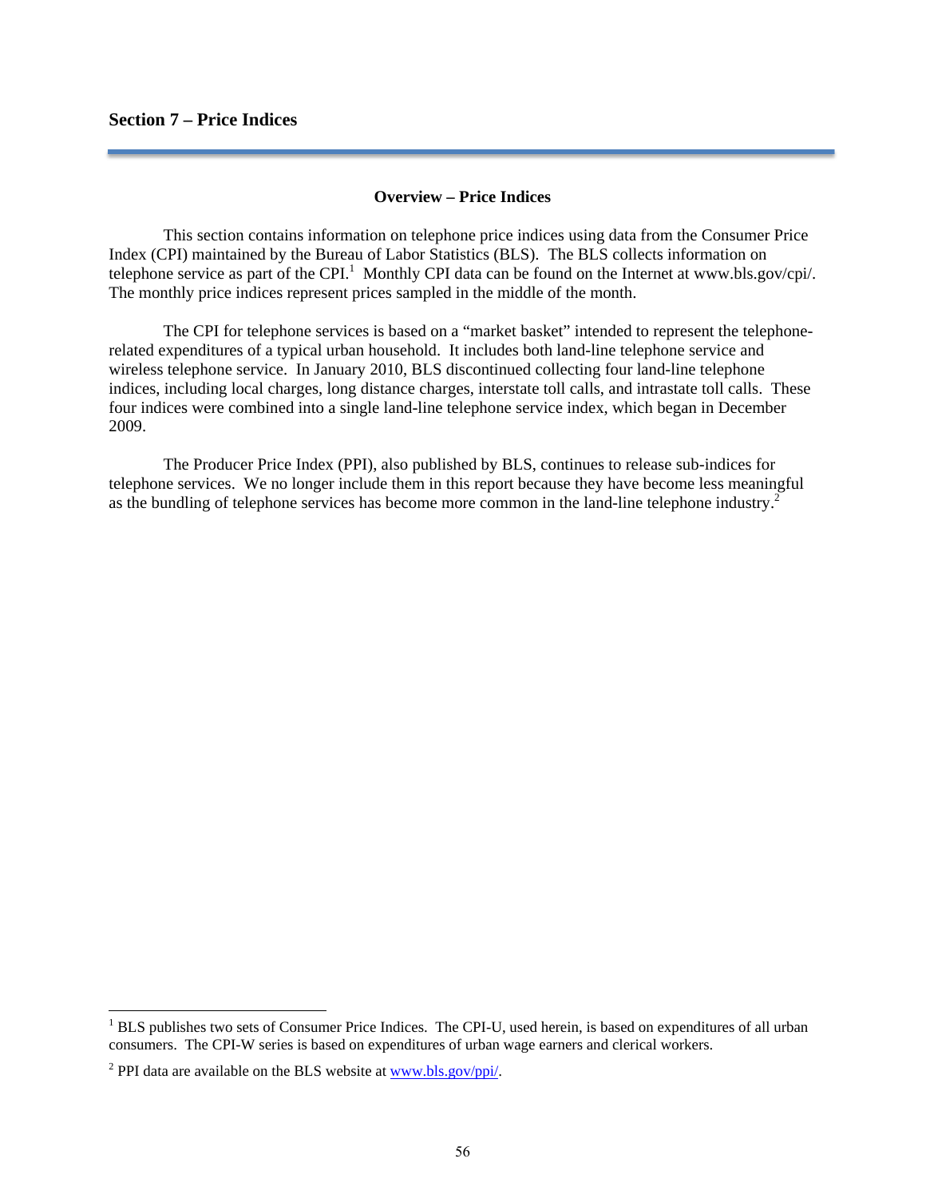## Section 7 – Price Indices

### Overview – Price Indices

This section contains information on telephone price indices using data from the Consumer Price Index (CPI) maintained by the Bureau of Labor Statistics (BLS). The BLS collects information on telephone service as part of the CPI.[1] Monthly CPI data can be found on the Internet at www.bls.gov/cpi/. The monthly price indices represent prices sampled in the middle of the month.

The CPI for telephone services is based on a "market basket" intended to represent the telephone-related expenditures of a typical urban household. It includes both land-line telephone service and wireless telephone service. In January 2010, BLS discontinued collecting four land-line telephone indices, including local charges, long distance charges, interstate toll calls, and intrastate toll calls. These four indices were combined into a single land-line telephone service index, which began in December 2009.

The Producer Price Index (PPI), also published by BLS, continues to release sub-indices for telephone services. We no longer include them in this report because they have become less meaningful as the bundling of telephone services has become more common in the land-line telephone industry.[2]

---

[1] BLS publishes two sets of Consumer Price Indices. The CPI-U, used herein, is based on expenditures of all urban consumers. The CPI-W series is based on expenditures of urban wage earners and clerical workers.

[2] PPI data are available on the BLS website at www.bls.gov/ppi/.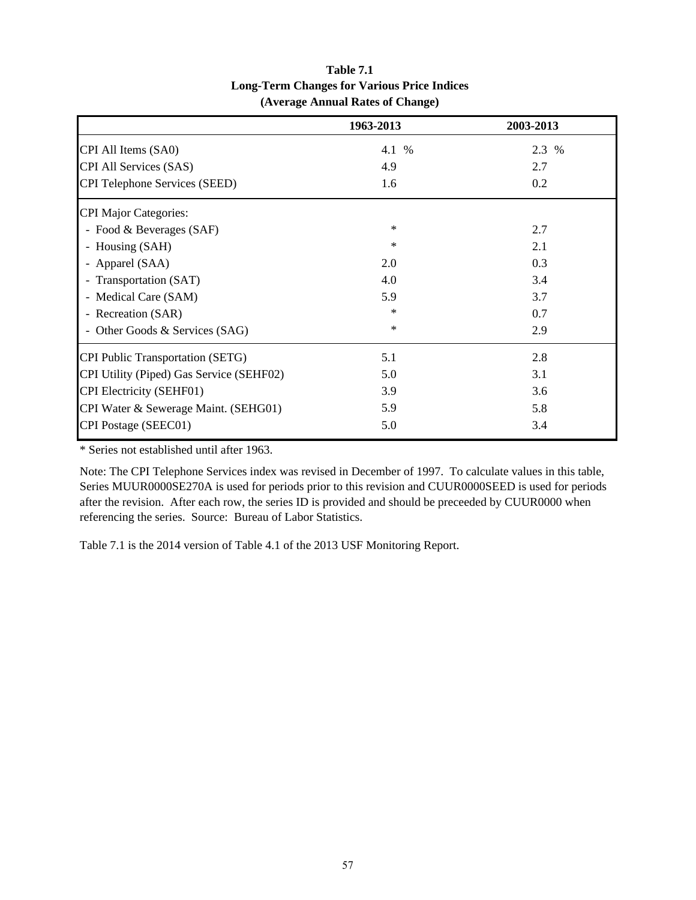**Table 7.1**
**Long-Term Changes for Various Price Indices**
**(Average Annual Rates of Change)**

| | 1963-2013 | 2003-2013 |
|---|---|---|
| CPI All Items (SA0) | 4.1 % | 2.3 % |
| CPI All Services (SAS) | 4.9 | 2.7 |
| CPI Telephone Services (SEED) | 1.6 | 0.2 |
| CPI Major Categories: | | |
| - Food & Beverages (SAF) | * | 2.7 |
| - Housing (SAH) | * | 2.1 |
| - Apparel (SAA) | 2.0 | 0.3 |
| - Transportation (SAT) | 4.0 | 3.4 |
| - Medical Care (SAM) | 5.9 | 3.7 |
| - Recreation (SAR) | * | 0.7 |
| - Other Goods & Services (SAG) | * | 2.9 |
| CPI Public Transportation (SETG) | 5.1 | 2.8 |
| CPI Utility (Piped) Gas Service (SEHF02) | 5.0 | 3.1 |
| CPI Electricity (SEHF01) | 3.9 | 3.6 |
| CPI Water & Sewerage Maint. (SEHG01) | 5.9 | 5.8 |
| CPI Postage (SEEC01) | 5.0 | 3.4 |

* Series not established until after 1963.

Note: The CPI Telephone Services index was revised in December of 1997. To calculate values in this table, Series MUUR0000SE270A is used for periods prior to this revision and CUUR0000SEED is used for periods after the revision. After each row, the series ID is provided and should be preceeded by CUUR0000 when referencing the series. Source: Bureau of Labor Statistics.

Table 7.1 is the 2014 version of Table 4.1 of the 2013 USF Monitoring Report.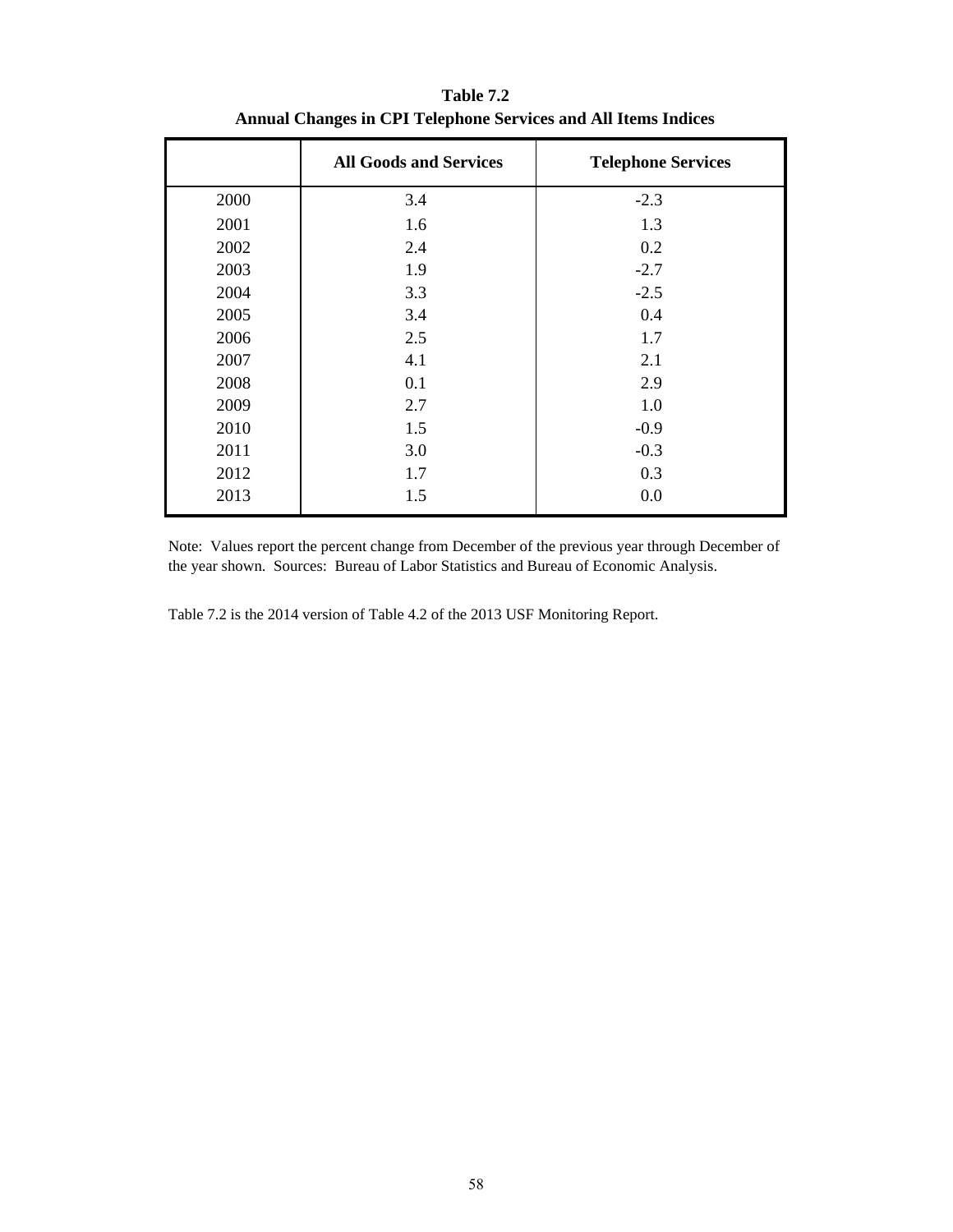**Table 7.2**
**Annual Changes in CPI Telephone Services and All Items Indices**

| | All Goods and Services | Telephone Services |
|---|---|---|
| 2000 | 3.4 | -2.3 |
| 2001 | 1.6 | 1.3 |
| 2002 | 2.4 | 0.2 |
| 2003 | 1.9 | -2.7 |
| 2004 | 3.3 | -2.5 |
| 2005 | 3.4 | 0.4 |
| 2006 | 2.5 | 1.7 |
| 2007 | 4.1 | 2.1 |
| 2008 | 0.1 | 2.9 |
| 2009 | 2.7 | 1.0 |
| 2010 | 1.5 | -0.9 |
| 2011 | 3.0 | -0.3 |
| 2012 | 1.7 | 0.3 |
| 2013 | 1.5 | 0.0 |

Note: Values report the percent change from December of the previous year through December of the year shown. Sources: Bureau of Labor Statistics and Bureau of Economic Analysis.

Table 7.2 is the 2014 version of Table 4.2 of the 2013 USF Monitoring Report.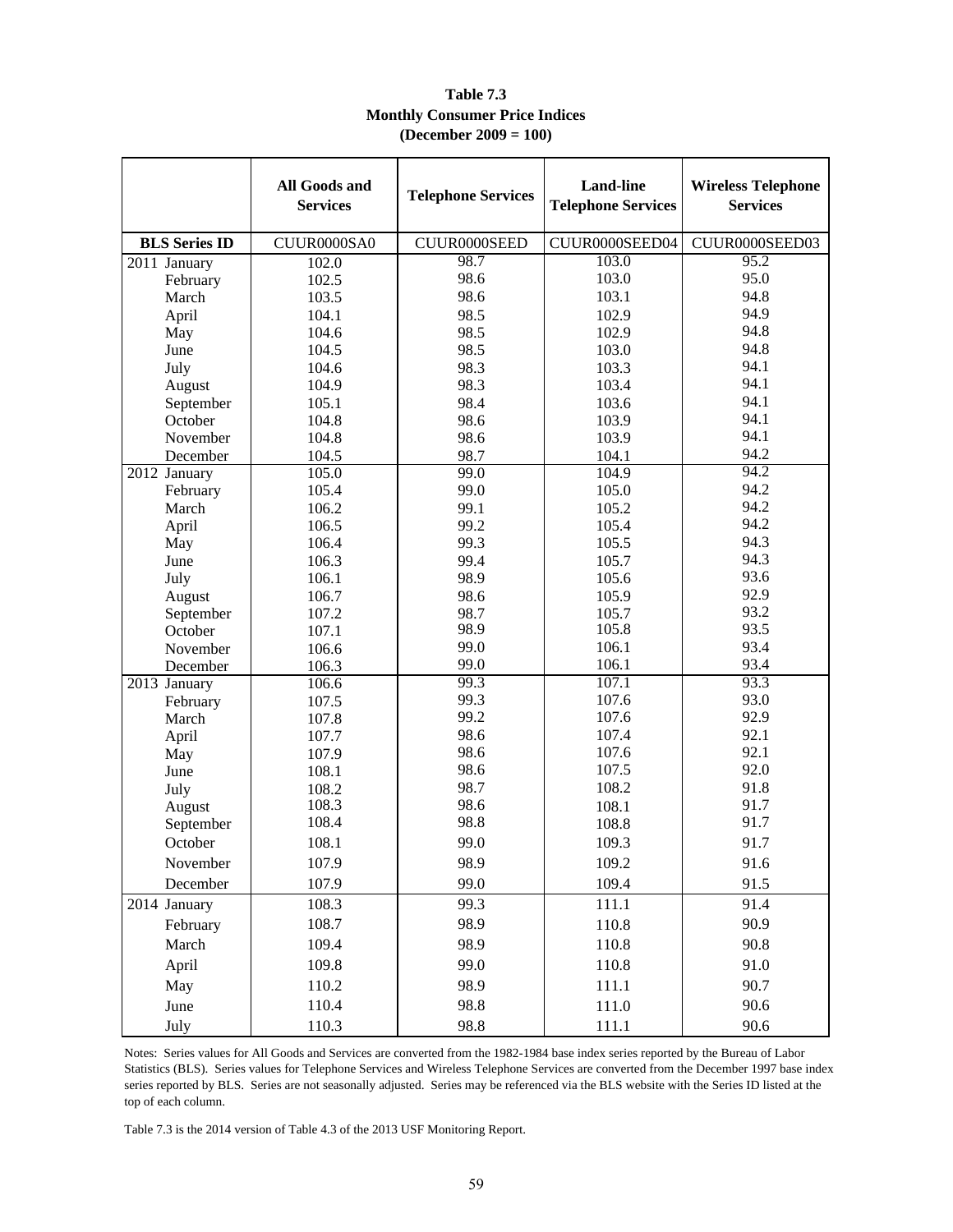**Table 7.3**
**Monthly Consumer Price Indices**
**(December 2009 = 100)**

| | All Goods and Services | Telephone Services | Land-line Telephone Services | Wireless Telephone Services |
|---|---|---|---|---|
| **BLS Series ID** | CUUR0000SA0 | CUUR0000SEED | CUUR0000SEED04 | CUUR0000SEED03 |
| 2011 January | 102.0 | 98.7 | 103.0 | 95.2 |
| February | 102.5 | 98.6 | 103.0 | 95.0 |
| March | 103.5 | 98.6 | 103.1 | 94.8 |
| April | 104.1 | 98.5 | 102.9 | 94.9 |
| May | 104.6 | 98.5 | 102.9 | 94.8 |
| June | 104.5 | 98.5 | 103.0 | 94.8 |
| July | 104.6 | 98.3 | 103.3 | 94.1 |
| August | 104.9 | 98.3 | 103.4 | 94.1 |
| September | 105.1 | 98.4 | 103.6 | 94.1 |
| October | 104.8 | 98.6 | 103.9 | 94.1 |
| November | 104.8 | 98.6 | 103.9 | 94.1 |
| December | 104.5 | 98.7 | 104.1 | 94.2 |
| 2012 January | 105.0 | 99.0 | 104.9 | 94.2 |
| February | 105.4 | 99.0 | 105.0 | 94.2 |
| March | 106.2 | 99.1 | 105.2 | 94.2 |
| April | 106.5 | 99.2 | 105.4 | 94.2 |
| May | 106.4 | 99.3 | 105.5 | 94.3 |
| June | 106.3 | 99.4 | 105.7 | 94.3 |
| July | 106.1 | 98.9 | 105.6 | 93.6 |
| August | 106.7 | 98.6 | 105.9 | 92.9 |
| September | 107.2 | 98.7 | 105.7 | 93.2 |
| October | 107.1 | 98.9 | 105.8 | 93.5 |
| November | 106.6 | 99.0 | 106.1 | 93.4 |
| December | 106.3 | 99.0 | 106.1 | 93.4 |
| 2013 January | 106.6 | 99.3 | 107.1 | 93.3 |
| February | 107.5 | 99.3 | 107.6 | 93.0 |
| March | 107.8 | 99.2 | 107.6 | 92.9 |
| April | 107.7 | 98.6 | 107.4 | 92.1 |
| May | 107.9 | 98.6 | 107.6 | 92.1 |
| June | 108.1 | 98.6 | 107.5 | 92.0 |
| July | 108.2 | 98.7 | 108.2 | 91.8 |
| August | 108.3 | 98.6 | 108.1 | 91.7 |
| September | 108.4 | 98.8 | 108.8 | 91.7 |
| October | 108.1 | 99.0 | 109.3 | 91.7 |
| November | 107.9 | 98.9 | 109.2 | 91.6 |
| December | 107.9 | 99.0 | 109.4 | 91.5 |
| 2014 January | 108.3 | 99.3 | 111.1 | 91.4 |
| February | 108.7 | 98.9 | 110.8 | 90.9 |
| March | 109.4 | 98.9 | 110.8 | 90.8 |
| April | 109.8 | 99.0 | 110.8 | 91.0 |
| May | 110.2 | 98.9 | 111.1 | 90.7 |
| June | 110.4 | 98.8 | 111.0 | 90.6 |
| July | 110.3 | 98.8 | 111.1 | 90.6 |

Notes: Series values for All Goods and Services are converted from the 1982-1984 base index series reported by the Bureau of Labor Statistics (BLS). Series values for Telephone Services and Wireless Telephone Services are converted from the December 1997 base index series reported by BLS. Series are not seasonally adjusted. Series may be referenced via the BLS website with the Series ID listed at the top of each column.

Table 7.3 is the 2014 version of Table 4.3 of the 2013 USF Monitoring Report.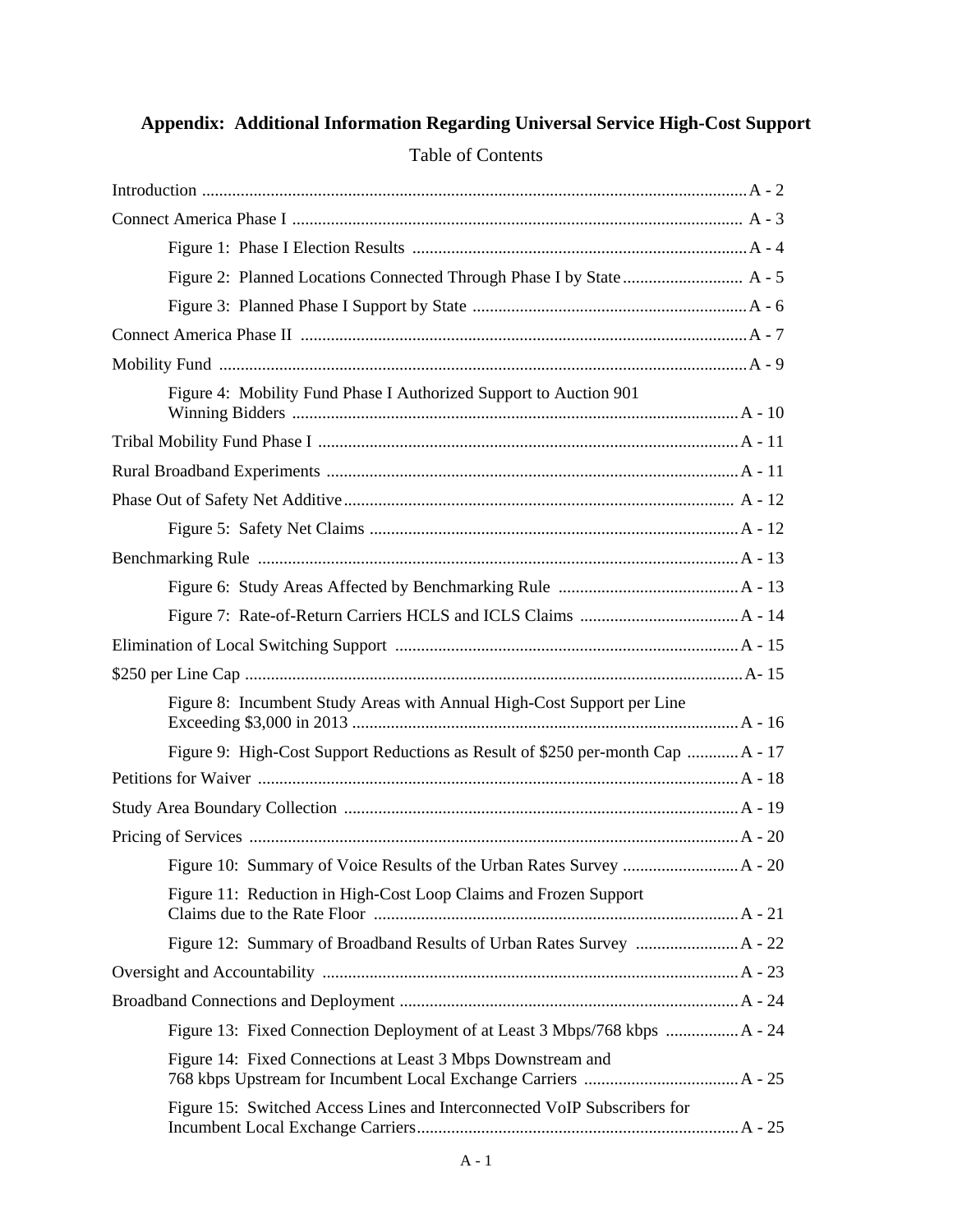## Appendix: Additional Information Regarding Universal Service High-Cost Support

Table of Contents

Introduction .......... A - 2

Connect America Phase I .......... A - 3

- Figure 1: Phase I Election Results .......... A - 4
- Figure 2: Planned Locations Connected Through Phase I by State .......... A - 5
- Figure 3: Planned Phase I Support by State .......... A - 6

Connect America Phase II .......... A - 7

Mobility Fund .......... A - 9

- Figure 4: Mobility Fund Phase I Authorized Support to Auction 901 Winning Bidders .......... A - 10

Tribal Mobility Fund Phase I .......... A - 11

Rural Broadband Experiments .......... A - 11

Phase Out of Safety Net Additive .......... A - 12

- Figure 5: Safety Net Claims .......... A - 12

Benchmarking Rule .......... A - 13

- Figure 6: Study Areas Affected by Benchmarking Rule .......... A - 13
- Figure 7: Rate-of-Return Carriers HCLS and ICLS Claims .......... A - 14

Elimination of Local Switching Support .......... A - 15

$250 per Line Cap .......... A- 15

- Figure 8: Incumbent Study Areas with Annual High-Cost Support per Line Exceeding $3,000 in 2013 .......... A - 16
- Figure 9: High-Cost Support Reductions as Result of $250 per-month Cap .......... A - 17

Petitions for Waiver .......... A - 18

Study Area Boundary Collection .......... A - 19

Pricing of Services .......... A - 20

- Figure 10: Summary of Voice Results of the Urban Rates Survey .......... A - 20
- Figure 11: Reduction in High-Cost Loop Claims and Frozen Support Claims due to the Rate Floor .......... A - 21
- Figure 12: Summary of Broadband Results of Urban Rates Survey .......... A - 22

Oversight and Accountability .......... A - 23

Broadband Connections and Deployment .......... A - 24

- Figure 13: Fixed Connection Deployment of at Least 3 Mbps/768 kbps .......... A - 24
- Figure 14: Fixed Connections at Least 3 Mbps Downstream and 768 kbps Upstream for Incumbent Local Exchange Carriers .......... A - 25
- Figure 15: Switched Access Lines and Interconnected VoIP Subscribers for Incumbent Local Exchange Carriers .......... A - 25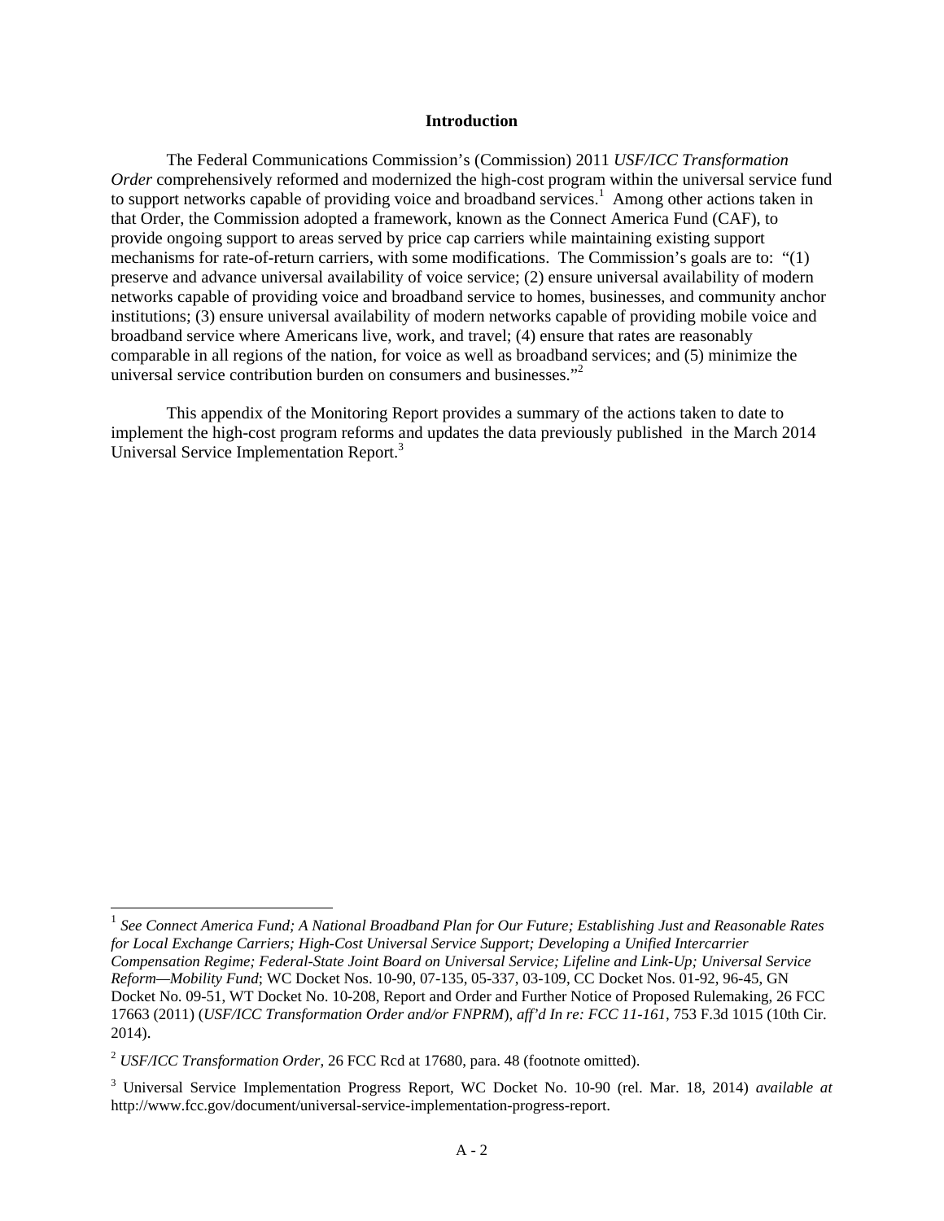## Introduction

The Federal Communications Commission's (Commission) 2011 *USF/ICC Transformation Order* comprehensively reformed and modernized the high-cost program within the universal service fund to support networks capable of providing voice and broadband services.[1] Among other actions taken in that Order, the Commission adopted a framework, known as the Connect America Fund (CAF), to provide ongoing support to areas served by price cap carriers while maintaining existing support mechanisms for rate-of-return carriers, with some modifications. The Commission's goals are to: "(1) preserve and advance universal availability of voice service; (2) ensure universal availability of modern networks capable of providing voice and broadband service to homes, businesses, and community anchor institutions; (3) ensure universal availability of modern networks capable of providing mobile voice and broadband service where Americans live, work, and travel; (4) ensure that rates are reasonably comparable in all regions of the nation, for voice as well as broadband services; and (5) minimize the universal service contribution burden on consumers and businesses."[2]

This appendix of the Monitoring Report provides a summary of the actions taken to date to implement the high-cost program reforms and updates the data previously published in the March 2014 Universal Service Implementation Report.[3]

---

[1] *See Connect America Fund; A National Broadband Plan for Our Future; Establishing Just and Reasonable Rates for Local Exchange Carriers; High-Cost Universal Service Support; Developing a Unified Intercarrier Compensation Regime; Federal-State Joint Board on Universal Service; Lifeline and Link-Up; Universal Service Reform—Mobility Fund*; WC Docket Nos. 10-90, 07-135, 05-337, 03-109, CC Docket Nos. 01-92, 96-45, GN Docket No. 09-51, WT Docket No. 10-208, Report and Order and Further Notice of Proposed Rulemaking, 26 FCC 17663 (2011) (*USF/ICC Transformation Order and/or FNPRM*), *aff'd In re: FCC 11-161*, 753 F.3d 1015 (10th Cir. 2014).

[2] *USF/ICC Transformation Order*, 26 FCC Rcd at 17680, para. 48 (footnote omitted).

[3] Universal Service Implementation Progress Report, WC Docket No. 10-90 (rel. Mar. 18, 2014) *available at* http://www.fcc.gov/document/universal-service-implementation-progress-report.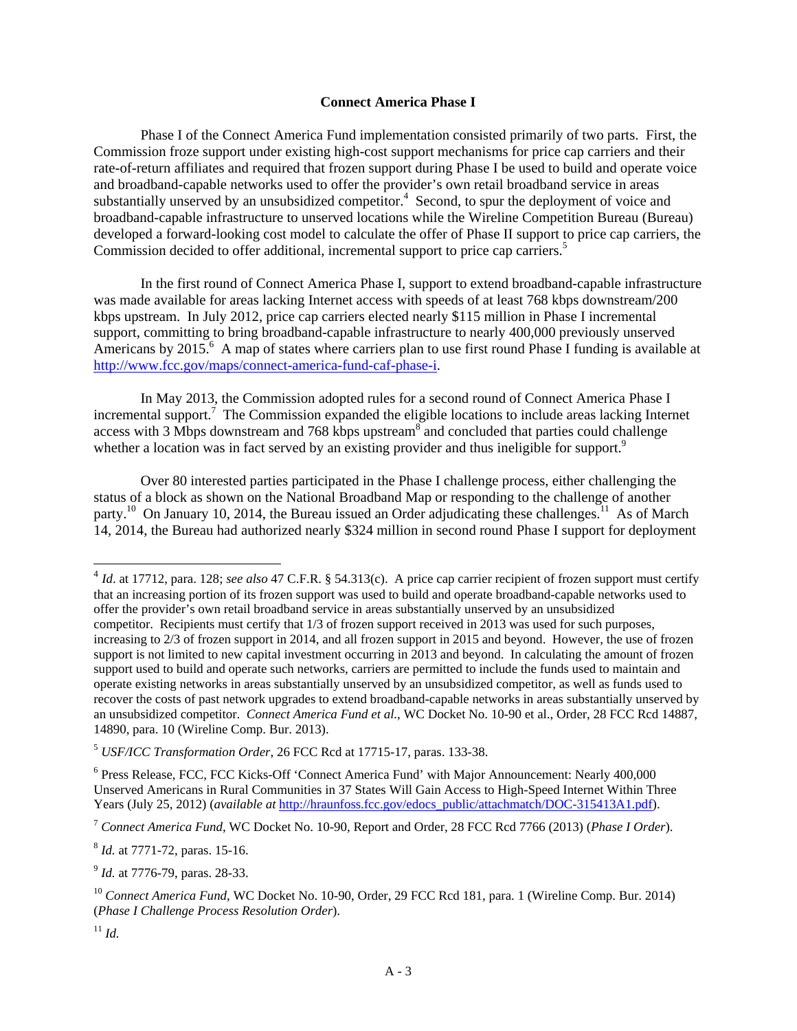## Connect America Phase I

Phase I of the Connect America Fund implementation consisted primarily of two parts. First, the Commission froze support under existing high-cost support mechanisms for price cap carriers and their rate-of-return affiliates and required that frozen support during Phase I be used to build and operate voice and broadband-capable networks used to offer the provider's own retail broadband service in areas substantially unserved by an unsubsidized competitor.[4] Second, to spur the deployment of voice and broadband-capable infrastructure to unserved locations while the Wireline Competition Bureau (Bureau) developed a forward-looking cost model to calculate the offer of Phase II support to price cap carriers, the Commission decided to offer additional, incremental support to price cap carriers.[5]

In the first round of Connect America Phase I, support to extend broadband-capable infrastructure was made available for areas lacking Internet access with speeds of at least 768 kbps downstream/200 kbps upstream. In July 2012, price cap carriers elected nearly $115 million in Phase I incremental support, committing to bring broadband-capable infrastructure to nearly 400,000 previously unserved Americans by 2015.[6] A map of states where carriers plan to use first round Phase I funding is available at http://www.fcc.gov/maps/connect-america-fund-caf-phase-i.

In May 2013, the Commission adopted rules for a second round of Connect America Phase I incremental support.[7] The Commission expanded the eligible locations to include areas lacking Internet access with 3 Mbps downstream and 768 kbps upstream[8] and concluded that parties could challenge whether a location was in fact served by an existing provider and thus ineligible for support.[9]

Over 80 interested parties participated in the Phase I challenge process, either challenging the status of a block as shown on the National Broadband Map or responding to the challenge of another party.[10] On January 10, 2014, the Bureau issued an Order adjudicating these challenges.[11] As of March 14, 2014, the Bureau had authorized nearly $324 million in second round Phase I support for deployment

---

[4] *Id*. at 17712, para. 128; *see also* 47 C.F.R. § 54.313(c). A price cap carrier recipient of frozen support must certify that an increasing portion of its frozen support was used to build and operate broadband-capable networks used to offer the provider's own retail broadband service in areas substantially unserved by an unsubsidized competitor. Recipients must certify that 1/3 of frozen support received in 2013 was used for such purposes, increasing to 2/3 of frozen support in 2014, and all frozen support in 2015 and beyond. However, the use of frozen support is not limited to new capital investment occurring in 2013 and beyond. In calculating the amount of frozen support used to build and operate such networks, carriers are permitted to include the funds used to maintain and operate existing networks in areas substantially unserved by an unsubsidized competitor, as well as funds used to recover the costs of past network upgrades to extend broadband-capable networks in areas substantially unserved by an unsubsidized competitor. *Connect America Fund et al.*, WC Docket No. 10-90 et al., Order, 28 FCC Rcd 14887, 14890, para. 10 (Wireline Comp. Bur. 2013).

[5] *USF/ICC Transformation Order*, 26 FCC Rcd at 17715-17, paras. 133-38.

[6] Press Release, FCC, FCC Kicks-Off 'Connect America Fund' with Major Announcement: Nearly 400,000 Unserved Americans in Rural Communities in 37 States Will Gain Access to High-Speed Internet Within Three Years (July 25, 2012) (*available at* http://hraunfoss.fcc.gov/edocs_public/attachmatch/DOC-315413A1.pdf).

[7] *Connect America Fund*, WC Docket No. 10-90, Report and Order, 28 FCC Rcd 7766 (2013) (*Phase I Order*).

[8] *Id.* at 7771-72, paras. 15-16.

[9] *Id.* at 7776-79, paras. 28-33.

[10] *Connect America Fund*, WC Docket No. 10-90, Order, 29 FCC Rcd 181, para. 1 (Wireline Comp. Bur. 2014) (*Phase I Challenge Process Resolution Order*).

[11] *Id.*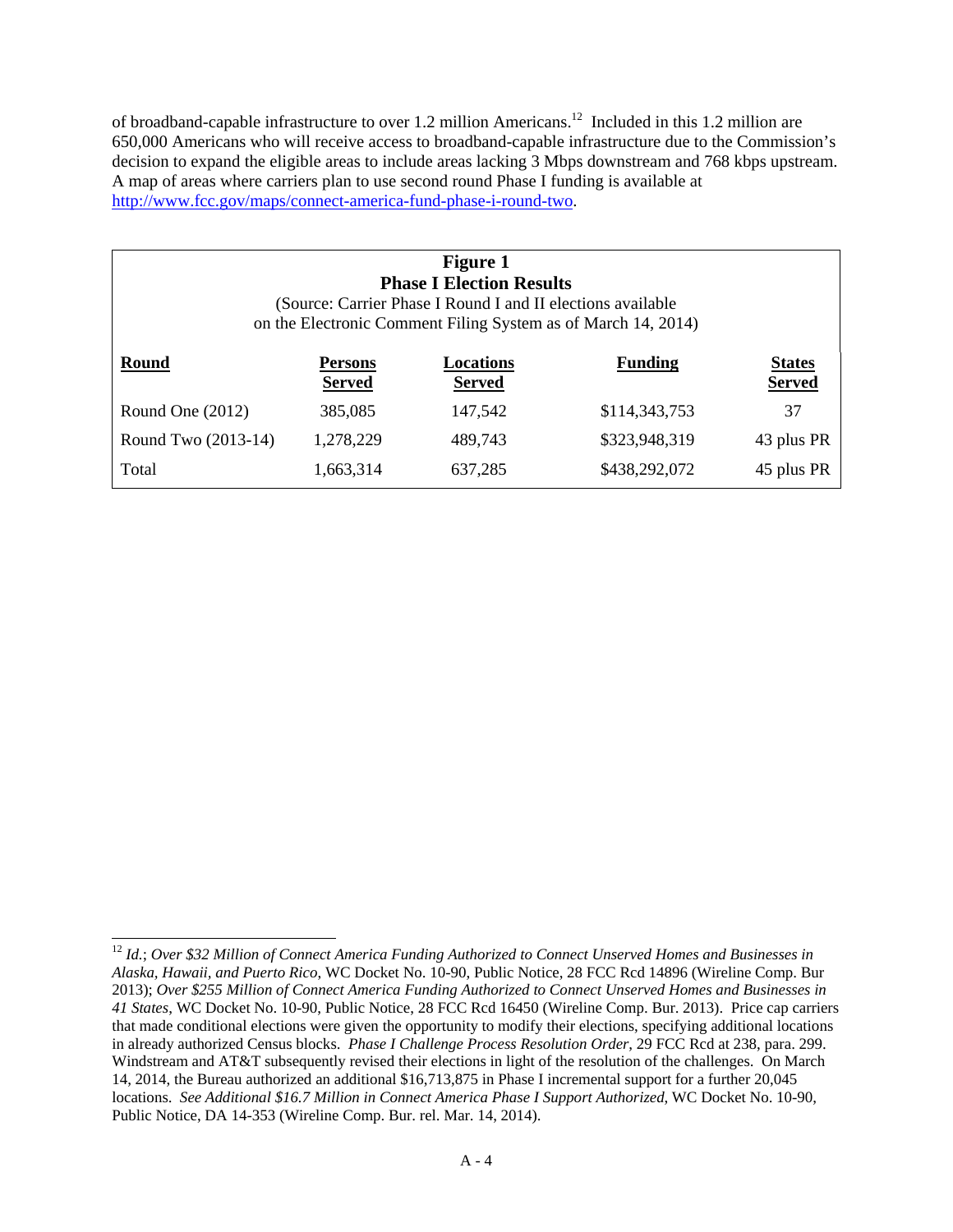of broadband-capable infrastructure to over 1.2 million Americans.[12] Included in this 1.2 million are 650,000 Americans who will receive access to broadband-capable infrastructure due to the Commission's decision to expand the eligible areas to include areas lacking 3 Mbps downstream and 768 kbps upstream. A map of areas where carriers plan to use second round Phase I funding is available at http://www.fcc.gov/maps/connect-america-fund-phase-i-round-two.

**Figure 1**
**Phase I Election Results**
(Source: Carrier Phase I Round I and II elections available on the Electronic Comment Filing System as of March 14, 2014)

| Round | Persons Served | Locations Served | Funding | States Served |
|---|---|---|---|---|
| Round One (2012) | 385,085 | 147,542 | $114,343,753 | 37 |
| Round Two (2013-14) | 1,278,229 | 489,743 | $323,948,319 | 43 plus PR |
| Total | 1,663,314 | 637,285 | $438,292,072 | 45 plus PR |

[12] *Id.*; *Over $32 Million of Connect America Funding Authorized to Connect Unserved Homes and Businesses in Alaska, Hawaii, and Puerto Rico*, WC Docket No. 10-90, Public Notice, 28 FCC Rcd 14896 (Wireline Comp. Bur 2013); *Over $255 Million of Connect America Funding Authorized to Connect Unserved Homes and Businesses in 41 States*, WC Docket No. 10-90, Public Notice, 28 FCC Rcd 16450 (Wireline Comp. Bur. 2013). Price cap carriers that made conditional elections were given the opportunity to modify their elections, specifying additional locations in already authorized Census blocks. *Phase I Challenge Process Resolution Order*, 29 FCC Rcd at 238, para. 299. Windstream and AT&T subsequently revised their elections in light of the resolution of the challenges. On March 14, 2014, the Bureau authorized an additional $16,713,875 in Phase I incremental support for a further 20,045 locations. *See Additional $16.7 Million in Connect America Phase I Support Authorized*, WC Docket No. 10-90, Public Notice, DA 14-353 (Wireline Comp. Bur. rel. Mar. 14, 2014).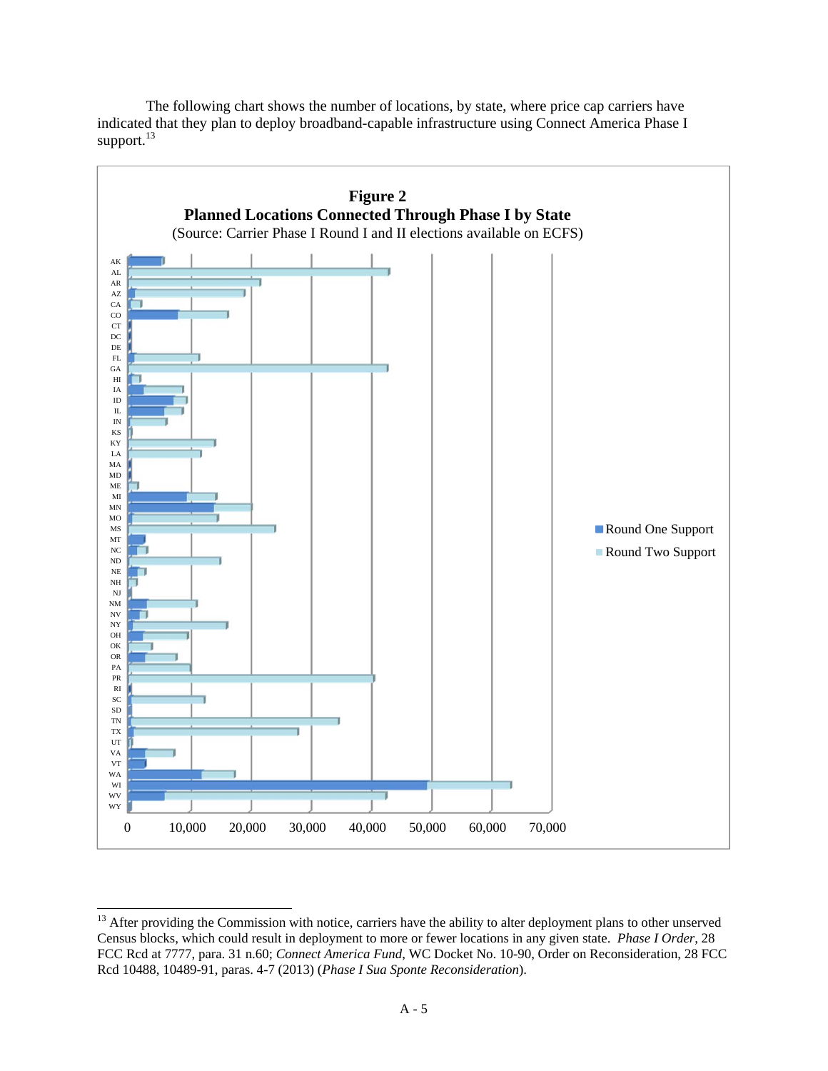The following chart shows the number of locations, by state, where price cap carriers have indicated that they plan to deploy broadband-capable infrastructure using Connect America Phase I support.[13]

**Figure 2**
**Planned Locations Connected Through Phase I by State**
(Source: Carrier Phase I Round I and II elections available on ECFS)

---

[13] After providing the Commission with notice, carriers have the ability to alter deployment plans to other unserved Census blocks, which could result in deployment to more or fewer locations in any given state. *Phase I Order*, 28 FCC Rcd at 7777, para. 31 n.60; *Connect America Fund*, WC Docket No. 10-90, Order on Reconsideration, 28 FCC Rcd 10488, 10489-91, paras. 4-7 (2013) (*Phase I Sua Sponte Reconsideration*).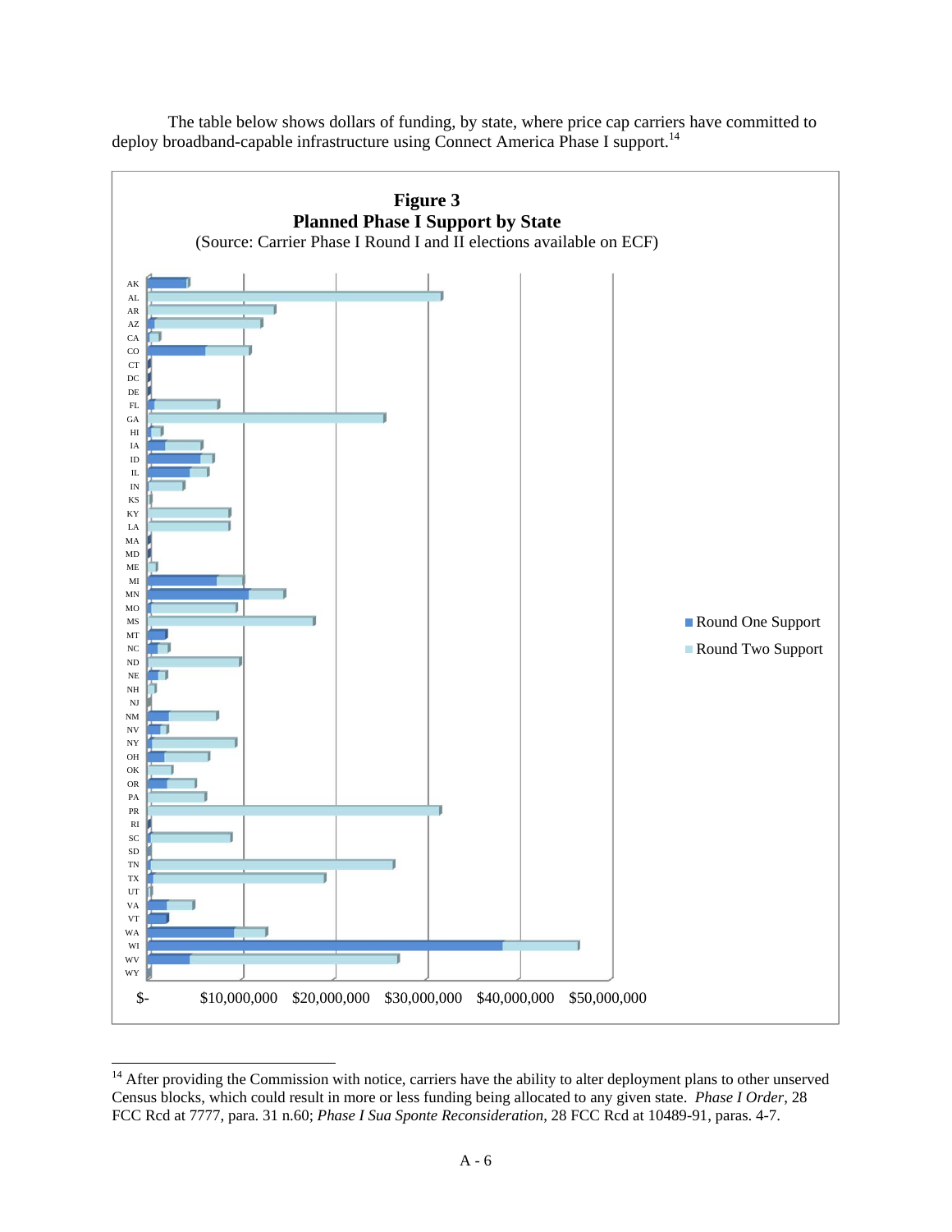The table below shows dollars of funding, by state, where price cap carriers have committed to deploy broadband-capable infrastructure using Connect America Phase I support.[14]

**Figure 3**
**Planned Phase I Support by State**
(Source: Carrier Phase I Round I and II elections available on ECF)

AK
AL
AR
AZ
CA
CO
CT
DC
DE
FL
GA
HI
IA
ID
IL
IN
KS
KY
LA
MA
MD
ME
MI
MN
MO
MS
MT
NC
ND
NE
NH
NJ
NM
NV
NY
OH
OK
OR
PA
PR
RI
SC
SD
TN
TX
UT
VA
VT
WA
WI
WV
WY

$- $10,000,000 $20,000,000 $30,000,000 $40,000,000 $50,000,000

Round One Support
Round Two Support

---

[14] After providing the Commission with notice, carriers have the ability to alter deployment plans to other unserved Census blocks, which could result in more or less funding being allocated to any given state. *Phase I Order*, 28 FCC Rcd at 7777, para. 31 n.60; *Phase I Sua Sponte Reconsideration*, 28 FCC Rcd at 10489-91, paras. 4-7.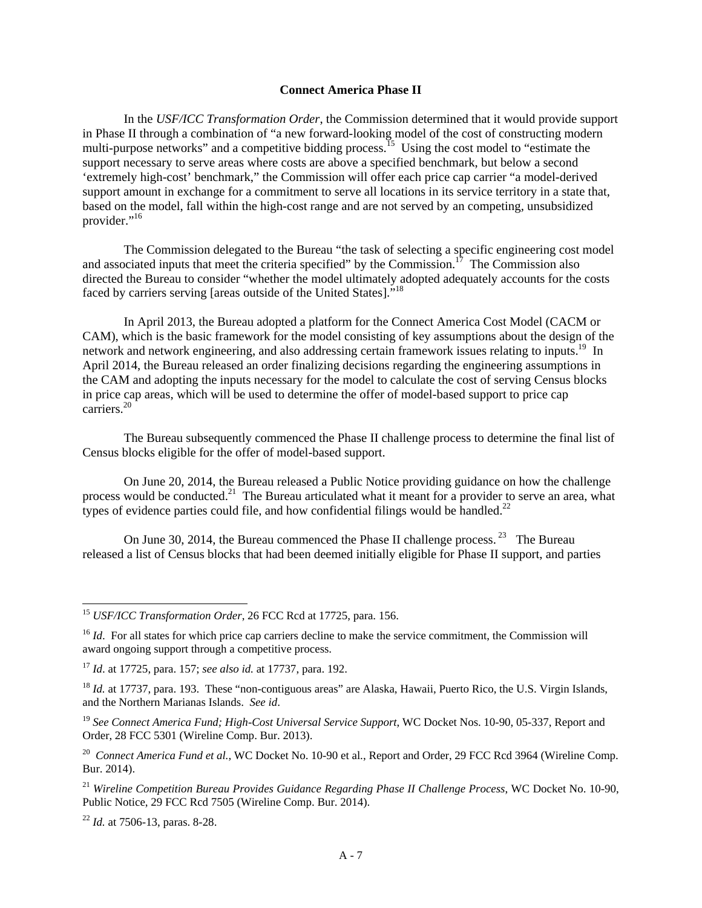## Connect America Phase II

In the *USF/ICC Transformation Order*, the Commission determined that it would provide support in Phase II through a combination of "a new forward-looking model of the cost of constructing modern multi-purpose networks" and a competitive bidding process.[15] Using the cost model to "estimate the support necessary to serve areas where costs are above a specified benchmark, but below a second 'extremely high-cost' benchmark," the Commission will offer each price cap carrier "a model-derived support amount in exchange for a commitment to serve all locations in its service territory in a state that, based on the model, fall within the high-cost range and are not served by an competing, unsubsidized provider."[16]

The Commission delegated to the Bureau "the task of selecting a specific engineering cost model and associated inputs that meet the criteria specified" by the Commission.[17] The Commission also directed the Bureau to consider "whether the model ultimately adopted adequately accounts for the costs faced by carriers serving [areas outside of the United States]."[18]

In April 2013, the Bureau adopted a platform for the Connect America Cost Model (CACM or CAM), which is the basic framework for the model consisting of key assumptions about the design of the network and network engineering, and also addressing certain framework issues relating to inputs.[19] In April 2014, the Bureau released an order finalizing decisions regarding the engineering assumptions in the CAM and adopting the inputs necessary for the model to calculate the cost of serving Census blocks in price cap areas, which will be used to determine the offer of model-based support to price cap carriers.[20]

The Bureau subsequently commenced the Phase II challenge process to determine the final list of Census blocks eligible for the offer of model-based support.

On June 20, 2014, the Bureau released a Public Notice providing guidance on how the challenge process would be conducted.[21] The Bureau articulated what it meant for a provider to serve an area, what types of evidence parties could file, and how confidential filings would be handled.[22]

On June 30, 2014, the Bureau commenced the Phase II challenge process.[23] The Bureau released a list of Census blocks that had been deemed initially eligible for Phase II support, and parties

---

[15] *USF/ICC Transformation Order*, 26 FCC Rcd at 17725, para. 156.

[16] *Id*. For all states for which price cap carriers decline to make the service commitment, the Commission will award ongoing support through a competitive process.

[17] *Id*. at 17725, para. 157; *see also id.* at 17737, para. 192.

[18] *Id.* at 17737, para. 193. These "non-contiguous areas" are Alaska, Hawaii, Puerto Rico, the U.S. Virgin Islands, and the Northern Marianas Islands. *See id*.

[19] *See Connect America Fund; High-Cost Universal Service Support*, WC Docket Nos. 10-90, 05-337, Report and Order, 28 FCC 5301 (Wireline Comp. Bur. 2013).

[20] *Connect America Fund et al.*, WC Docket No. 10-90 et al., Report and Order, 29 FCC Rcd 3964 (Wireline Comp. Bur. 2014).

[21] *Wireline Competition Bureau Provides Guidance Regarding Phase II Challenge Process*, WC Docket No. 10-90, Public Notice, 29 FCC Rcd 7505 (Wireline Comp. Bur. 2014).

[22] *Id.* at 7506-13, paras. 8-28.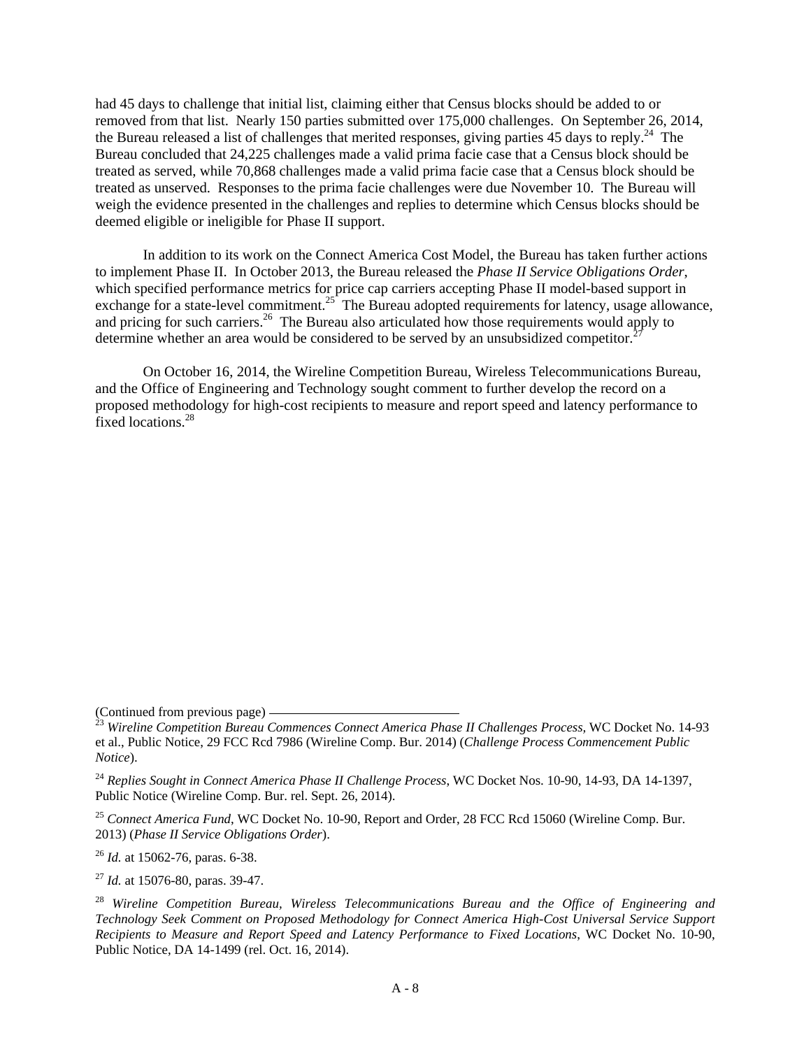had 45 days to challenge that initial list, claiming either that Census blocks should be added to or removed from that list. Nearly 150 parties submitted over 175,000 challenges. On September 26, 2014, the Bureau released a list of challenges that merited responses, giving parties 45 days to reply.[24] The Bureau concluded that 24,225 challenges made a valid prima facie case that a Census block should be treated as served, while 70,868 challenges made a valid prima facie case that a Census block should be treated as unserved. Responses to the prima facie challenges were due November 10. The Bureau will weigh the evidence presented in the challenges and replies to determine which Census blocks should be deemed eligible or ineligible for Phase II support.

In addition to its work on the Connect America Cost Model, the Bureau has taken further actions to implement Phase II. In October 2013, the Bureau released the *Phase II Service Obligations Order*, which specified performance metrics for price cap carriers accepting Phase II model-based support in exchange for a state-level commitment.[25] The Bureau adopted requirements for latency, usage allowance, and pricing for such carriers.[26] The Bureau also articulated how those requirements would apply to determine whether an area would be considered to be served by an unsubsidized competitor.[27]

On October 16, 2014, the Wireline Competition Bureau, Wireless Telecommunications Bureau, and the Office of Engineering and Technology sought comment to further develop the record on a proposed methodology for high-cost recipients to measure and report speed and latency performance to fixed locations.[28]

(Continued from previous page)

[23] *Wireline Competition Bureau Commences Connect America Phase II Challenges Process*, WC Docket No. 14-93 et al., Public Notice, 29 FCC Rcd 7986 (Wireline Comp. Bur. 2014) (*Challenge Process Commencement Public Notice*).

[24] *Replies Sought in Connect America Phase II Challenge Process*, WC Docket Nos. 10-90, 14-93, DA 14-1397, Public Notice (Wireline Comp. Bur. rel. Sept. 26, 2014).

[25] *Connect America Fund*, WC Docket No. 10-90, Report and Order, 28 FCC Rcd 15060 (Wireline Comp. Bur. 2013) (*Phase II Service Obligations Order*).

[26] *Id.* at 15062-76, paras. 6-38.

[27] *Id.* at 15076-80, paras. 39-47.

[28] *Wireline Competition Bureau, Wireless Telecommunications Bureau and the Office of Engineering and Technology Seek Comment on Proposed Methodology for Connect America High-Cost Universal Service Support Recipients to Measure and Report Speed and Latency Performance to Fixed Locations*, WC Docket No. 10-90, Public Notice, DA 14-1499 (rel. Oct. 16, 2014).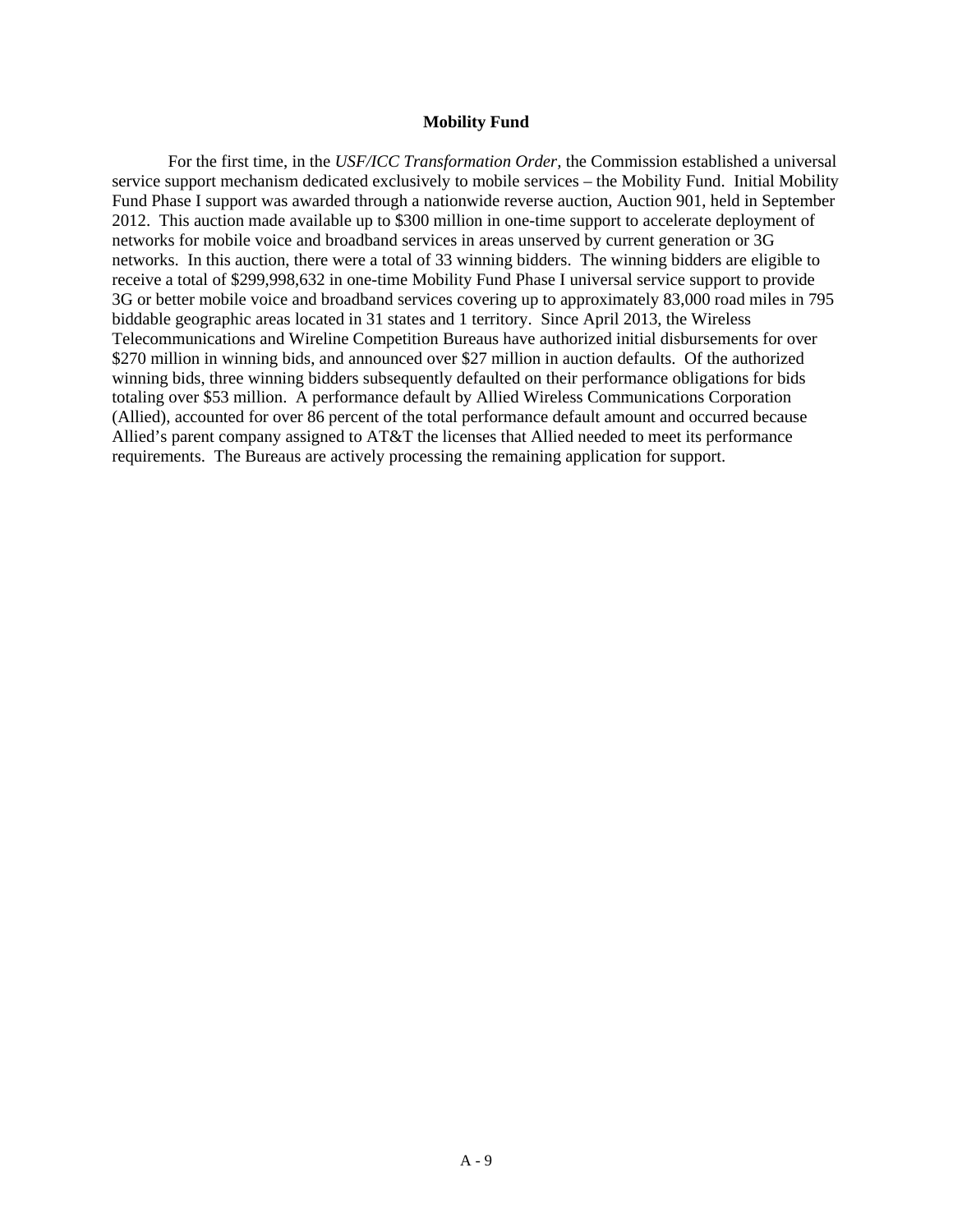## Mobility Fund

For the first time, in the *USF/ICC Transformation Order*, the Commission established a universal service support mechanism dedicated exclusively to mobile services – the Mobility Fund. Initial Mobility Fund Phase I support was awarded through a nationwide reverse auction, Auction 901, held in September 2012. This auction made available up to $300 million in one-time support to accelerate deployment of networks for mobile voice and broadband services in areas unserved by current generation or 3G networks. In this auction, there were a total of 33 winning bidders. The winning bidders are eligible to receive a total of $299,998,632 in one-time Mobility Fund Phase I universal service support to provide 3G or better mobile voice and broadband services covering up to approximately 83,000 road miles in 795 biddable geographic areas located in 31 states and 1 territory. Since April 2013, the Wireless Telecommunications and Wireline Competition Bureaus have authorized initial disbursements for over $270 million in winning bids, and announced over $27 million in auction defaults. Of the authorized winning bids, three winning bidders subsequently defaulted on their performance obligations for bids totaling over $53 million. A performance default by Allied Wireless Communications Corporation (Allied), accounted for over 86 percent of the total performance default amount and occurred because Allied's parent company assigned to AT&T the licenses that Allied needed to meet its performance requirements. The Bureaus are actively processing the remaining application for support.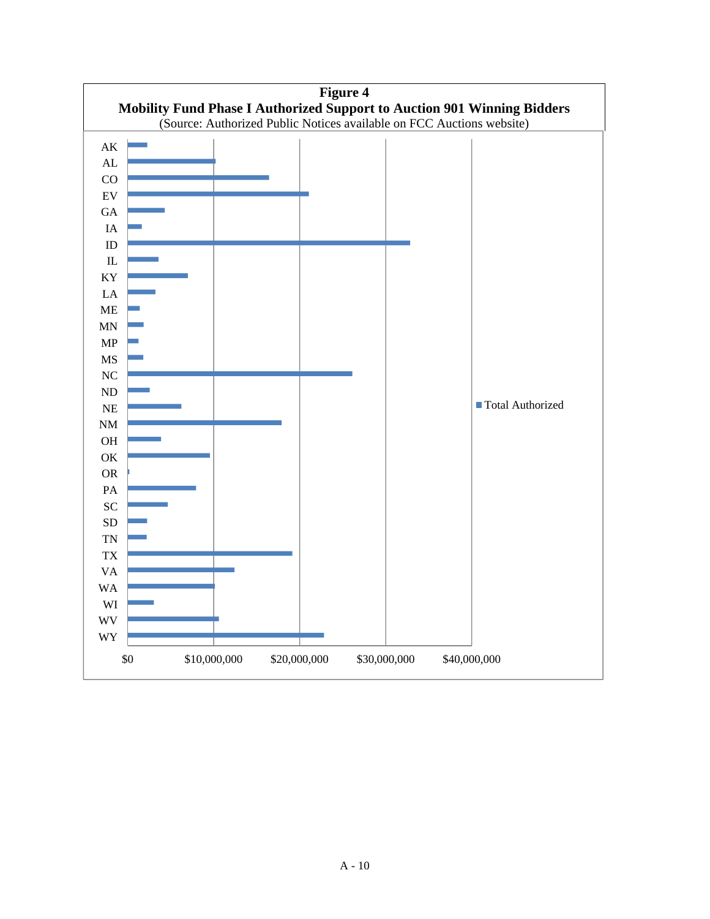**Figure 4**

**Mobility Fund Phase I Authorized Support to Auction 901 Winning Bidders**

(Source: Authorized Public Notices available on FCC Auctions website)

AK
AL
CO
EV
GA
IA
ID
IL
KY
LA
ME
MN
MP
MS
NC
ND
NE
NM
OH
OK
OR
PA
SC
SD
TN
TX
VA
WA
WI
WV
WY

$0 $10,000,000 $20,000,000 $30,000,000 $40,000,000

■ Total Authorized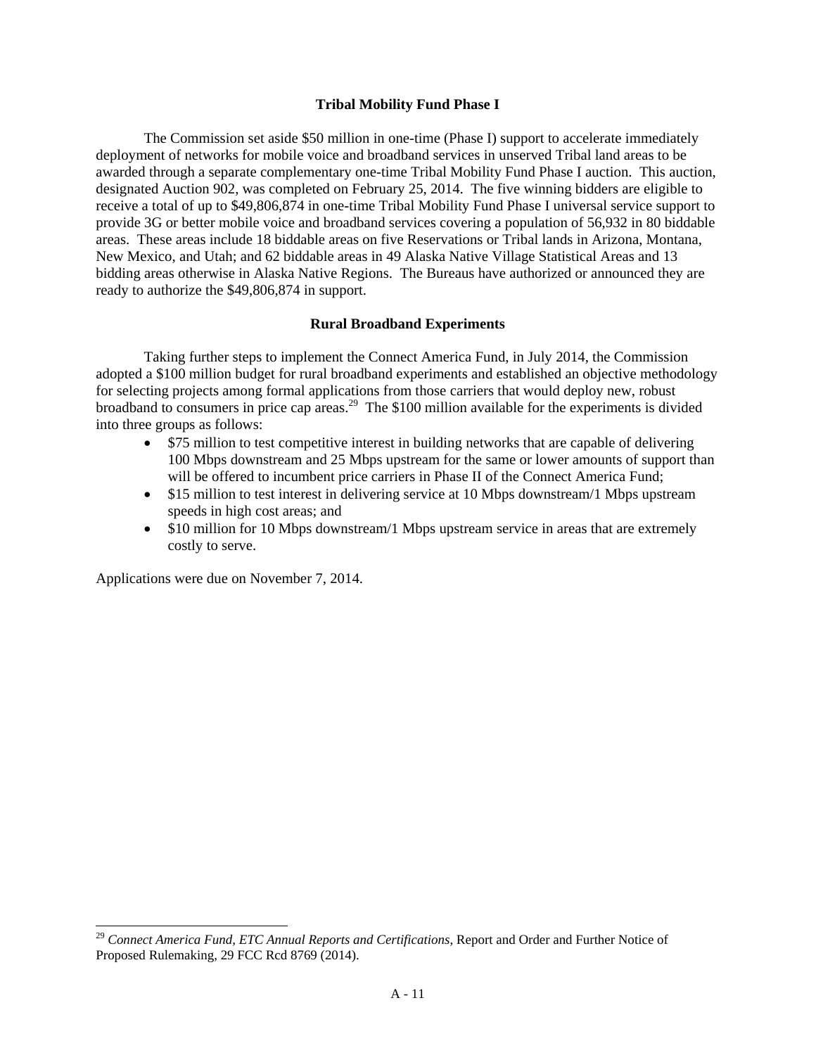### Tribal Mobility Fund Phase I

The Commission set aside $50 million in one-time (Phase I) support to accelerate immediately deployment of networks for mobile voice and broadband services in unserved Tribal land areas to be awarded through a separate complementary one-time Tribal Mobility Fund Phase I auction. This auction, designated Auction 902, was completed on February 25, 2014. The five winning bidders are eligible to receive a total of up to $49,806,874 in one-time Tribal Mobility Fund Phase I universal service support to provide 3G or better mobile voice and broadband services covering a population of 56,932 in 80 biddable areas. These areas include 18 biddable areas on five Reservations or Tribal lands in Arizona, Montana, New Mexico, and Utah; and 62 biddable areas in 49 Alaska Native Village Statistical Areas and 13 bidding areas otherwise in Alaska Native Regions. The Bureaus have authorized or announced they are ready to authorize the $49,806,874 in support.

### Rural Broadband Experiments

Taking further steps to implement the Connect America Fund, in July 2014, the Commission adopted a $100 million budget for rural broadband experiments and established an objective methodology for selecting projects among formal applications from those carriers that would deploy new, robust broadband to consumers in price cap areas.[29] The $100 million available for the experiments is divided into three groups as follows:

- $75 million to test competitive interest in building networks that are capable of delivering 100 Mbps downstream and 25 Mbps upstream for the same or lower amounts of support than will be offered to incumbent price carriers in Phase II of the Connect America Fund;
- $15 million to test interest in delivering service at 10 Mbps downstream/1 Mbps upstream speeds in high cost areas; and
- $10 million for 10 Mbps downstream/1 Mbps upstream service in areas that are extremely costly to serve.

Applications were due on November 7, 2014.

---

[29] *Connect America Fund, ETC Annual Reports and Certifications*, Report and Order and Further Notice of Proposed Rulemaking, 29 FCC Rcd 8769 (2014).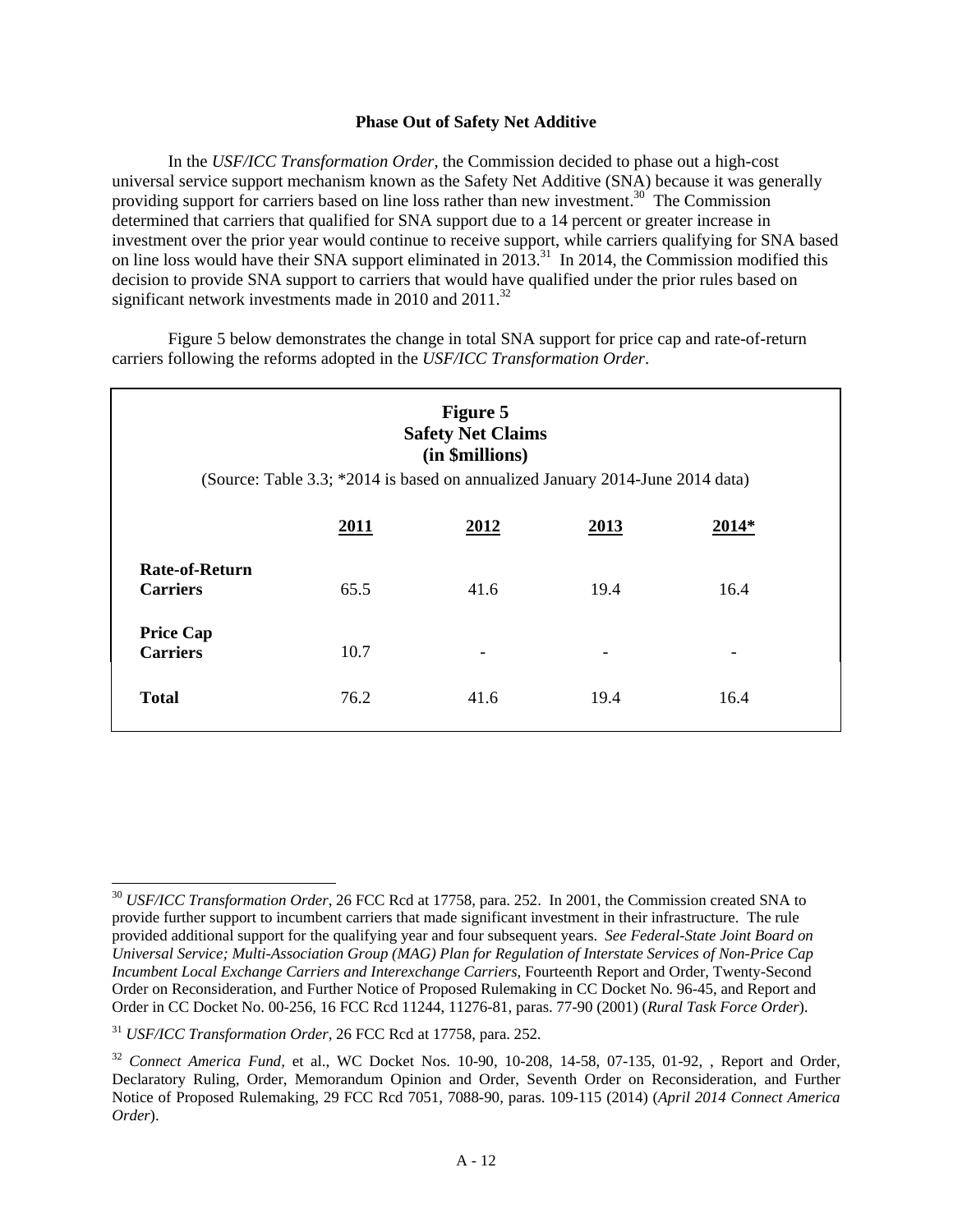### Phase Out of Safety Net Additive

In the *USF/ICC Transformation Order*, the Commission decided to phase out a high-cost universal service support mechanism known as the Safety Net Additive (SNA) because it was generally providing support for carriers based on line loss rather than new investment.[30] The Commission determined that carriers that qualified for SNA support due to a 14 percent or greater increase in investment over the prior year would continue to receive support, while carriers qualifying for SNA based on line loss would have their SNA support eliminated in 2013.[31] In 2014, the Commission modified this decision to provide SNA support to carriers that would have qualified under the prior rules based on significant network investments made in 2010 and 2011.[32]

Figure 5 below demonstrates the change in total SNA support for price cap and rate-of-return carriers following the reforms adopted in the *USF/ICC Transformation Order*.

**Figure 5**
**Safety Net Claims**
**(in $millions)**

(Source: Table 3.3; *2014 is based on annualized January 2014-June 2014 data)

| | 2011 | 2012 | 2013 | 2014* |
|---|---|---|---|---|
| **Rate-of-Return Carriers** | 65.5 | 41.6 | 19.4 | 16.4 |
| **Price Cap Carriers** | 10.7 | - | - | - |
| **Total** | 76.2 | 41.6 | 19.4 | 16.4 |

---

[30] *USF/ICC Transformation Order*, 26 FCC Rcd at 17758, para. 252. In 2001, the Commission created SNA to provide further support to incumbent carriers that made significant investment in their infrastructure. The rule provided additional support for the qualifying year and four subsequent years. *See Federal-State Joint Board on Universal Service; Multi-Association Group (MAG) Plan for Regulation of Interstate Services of Non-Price Cap Incumbent Local Exchange Carriers and Interexchange Carriers*, Fourteenth Report and Order, Twenty-Second Order on Reconsideration, and Further Notice of Proposed Rulemaking in CC Docket No. 96-45, and Report and Order in CC Docket No. 00-256, 16 FCC Rcd 11244, 11276-81, paras. 77-90 (2001) (*Rural Task Force Order*).

[31] *USF/ICC Transformation Order*, 26 FCC Rcd at 17758, para. 252.

[32] *Connect America Fund*, et al., WC Docket Nos. 10-90, 10-208, 14-58, 07-135, 01-92, , Report and Order, Declaratory Ruling, Order, Memorandum Opinion and Order, Seventh Order on Reconsideration, and Further Notice of Proposed Rulemaking, 29 FCC Rcd 7051, 7088-90, paras. 109-115 (2014) (*April 2014 Connect America Order*).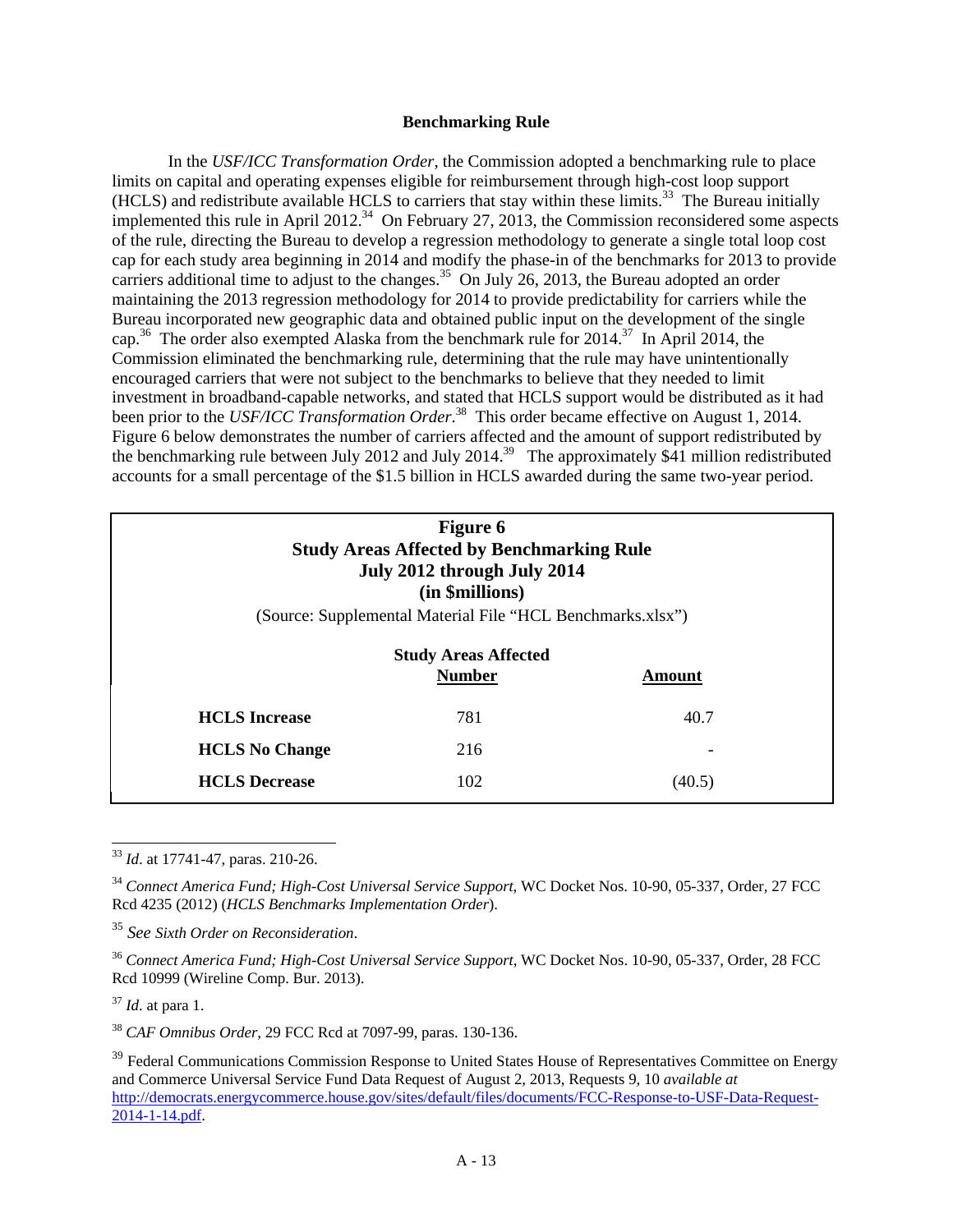**Benchmarking Rule**

In the *USF/ICC Transformation Order*, the Commission adopted a benchmarking rule to place limits on capital and operating expenses eligible for reimbursement through high-cost loop support (HCLS) and redistribute available HCLS to carriers that stay within these limits.[33] The Bureau initially implemented this rule in April 2012.[34] On February 27, 2013, the Commission reconsidered some aspects of the rule, directing the Bureau to develop a regression methodology to generate a single total loop cost cap for each study area beginning in 2014 and modify the phase-in of the benchmarks for 2013 to provide carriers additional time to adjust to the changes.[35] On July 26, 2013, the Bureau adopted an order maintaining the 2013 regression methodology for 2014 to provide predictability for carriers while the Bureau incorporated new geographic data and obtained public input on the development of the single cap.[36] The order also exempted Alaska from the benchmark rule for 2014.[37] In April 2014, the Commission eliminated the benchmarking rule, determining that the rule may have unintentionally encouraged carriers that were not subject to the benchmarks to believe that they needed to limit investment in broadband-capable networks, and stated that HCLS support would be distributed as it had been prior to the *USF/ICC Transformation Order*.[38] This order became effective on August 1, 2014. Figure 6 below demonstrates the number of carriers affected and the amount of support redistributed by the benchmarking rule between July 2012 and July 2014.[39] The approximately $41 million redistributed accounts for a small percentage of the $1.5 billion in HCLS awarded during the same two-year period.

**Figure 6**
**Study Areas Affected by Benchmarking Rule**
**July 2012 through July 2014**
**(in $millions)**

(Source: Supplemental Material File "HCL Benchmarks.xlsx")

| | Study Areas Affected | |
|---|---|---|
| | **Number** | **Amount** |
| **HCLS Increase** | 781 | 40.7 |
| **HCLS No Change** | 216 | - |
| **HCLS Decrease** | 102 | (40.5) |

---

[33] *Id*. at 17741-47, paras. 210-26.

[34] *Connect America Fund; High-Cost Universal Service Support*, WC Docket Nos. 10-90, 05-337, Order, 27 FCC Rcd 4235 (2012) (*HCLS Benchmarks Implementation Order*).

[35] *See Sixth Order on Reconsideration*.

[36] *Connect America Fund; High-Cost Universal Service Support*, WC Docket Nos. 10-90, 05-337, Order, 28 FCC Rcd 10999 (Wireline Comp. Bur. 2013).

[37] *Id*. at para 1.

[38] *CAF Omnibus Order*, 29 FCC Rcd at 7097-99, paras. 130-136.

[39] Federal Communications Commission Response to United States House of Representatives Committee on Energy and Commerce Universal Service Fund Data Request of August 2, 2013, Requests 9, 10 *available at* http://democrats.energycommerce.house.gov/sites/default/files/documents/FCC-Response-to-USF-Data-Request-2014-1-14.pdf.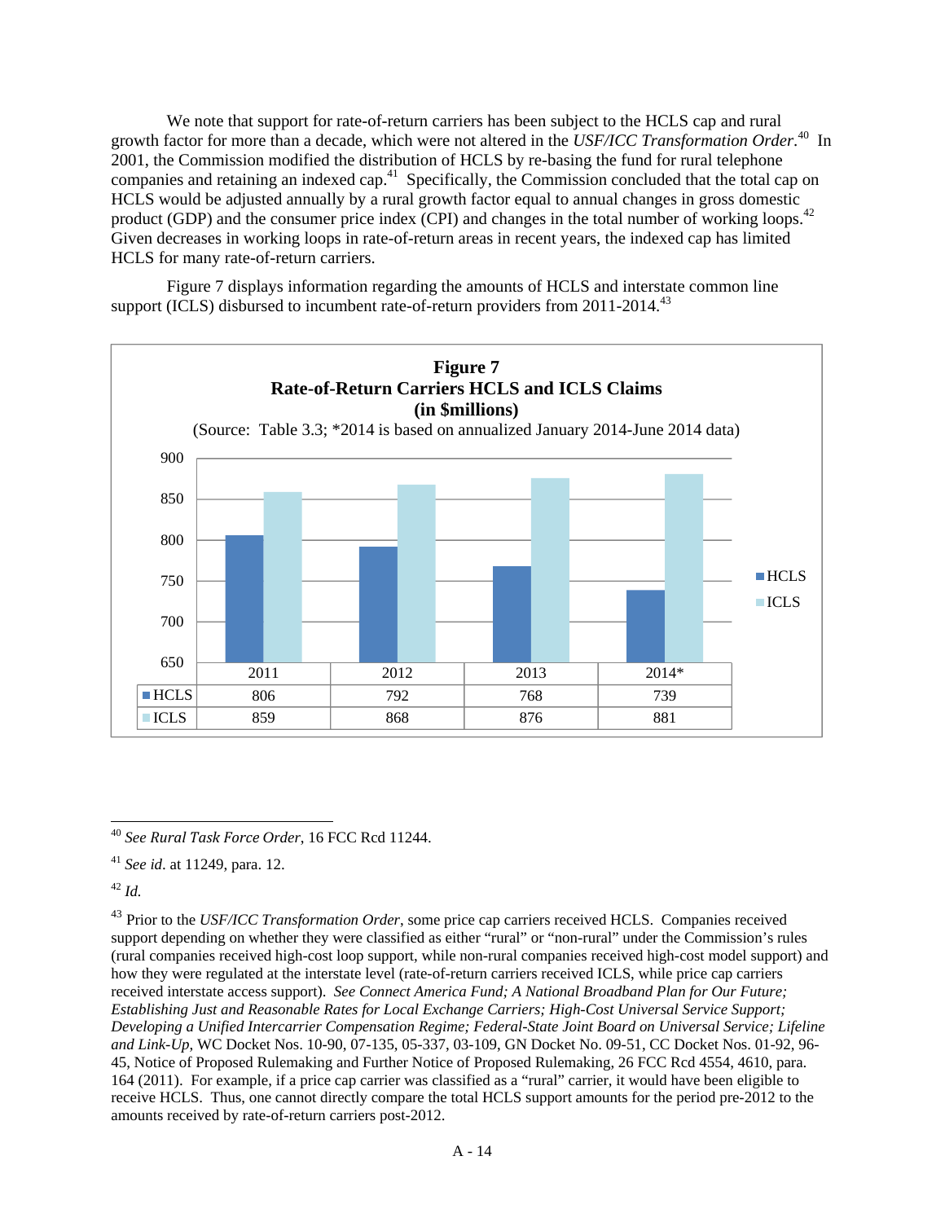We note that support for rate-of-return carriers has been subject to the HCLS cap and rural growth factor for more than a decade, which were not altered in the *USF/ICC Transformation Order*.[40] In 2001, the Commission modified the distribution of HCLS by re-basing the fund for rural telephone companies and retaining an indexed cap.[41] Specifically, the Commission concluded that the total cap on HCLS would be adjusted annually by a rural growth factor equal to annual changes in gross domestic product (GDP) and the consumer price index (CPI) and changes in the total number of working loops.[42] Given decreases in working loops in rate-of-return areas in recent years, the indexed cap has limited HCLS for many rate-of-return carriers.

Figure 7 displays information regarding the amounts of HCLS and interstate common line support (ICLS) disbursed to incumbent rate-of-return providers from 2011-2014.[43]

**Figure 7**
**Rate-of-Return Carriers HCLS and ICLS Claims**
**(in $millions)**
(Source: Table 3.3; *2014 is based on annualized January 2014-June 2014 data)

| | 2011 | 2012 | 2013 | 2014* |
|---|---|---|---|---|
| HCLS | 806 | 792 | 768 | 739 |
| ICLS | 859 | 868 | 876 | 881 |

---

[40] *See Rural Task Force Order*, 16 FCC Rcd 11244.

[41] *See id.* at 11249, para. 12.

[42] *Id.*

[43] Prior to the *USF/ICC Transformation Order*, some price cap carriers received HCLS. Companies received support depending on whether they were classified as either "rural" or "non-rural" under the Commission's rules (rural companies received high-cost loop support, while non-rural companies received high-cost model support) and how they were regulated at the interstate level (rate-of-return carriers received ICLS, while price cap carriers received interstate access support). *See Connect America Fund; A National Broadband Plan for Our Future; Establishing Just and Reasonable Rates for Local Exchange Carriers; High-Cost Universal Service Support; Developing a Unified Intercarrier Compensation Regime; Federal-State Joint Board on Universal Service; Lifeline and Link-Up*, WC Docket Nos. 10-90, 07-135, 05-337, 03-109, GN Docket No. 09-51, CC Docket Nos. 01-92, 96-45, Notice of Proposed Rulemaking and Further Notice of Proposed Rulemaking, 26 FCC Rcd 4554, 4610, para. 164 (2011). For example, if a price cap carrier was classified as a "rural" carrier, it would have been eligible to receive HCLS. Thus, one cannot directly compare the total HCLS support amounts for the period pre-2012 to the amounts received by rate-of-return carriers post-2012.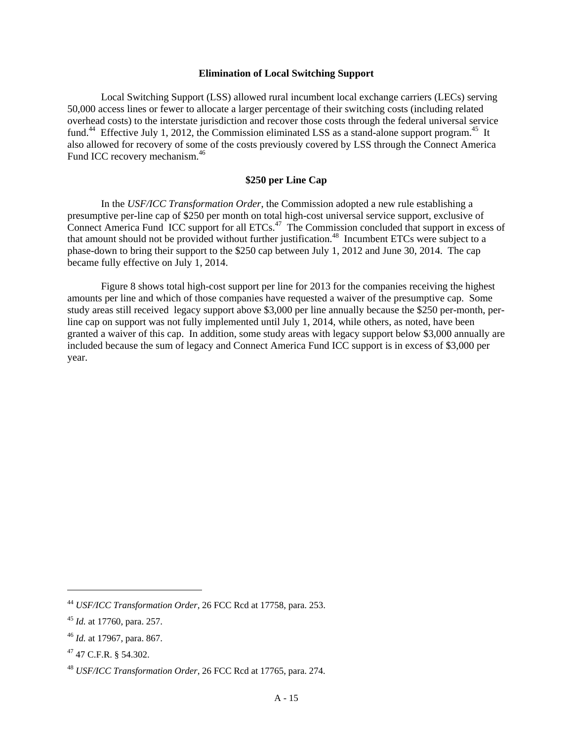## Elimination of Local Switching Support

Local Switching Support (LSS) allowed rural incumbent local exchange carriers (LECs) serving 50,000 access lines or fewer to allocate a larger percentage of their switching costs (including related overhead costs) to the interstate jurisdiction and recover those costs through the federal universal service fund.[44] Effective July 1, 2012, the Commission eliminated LSS as a stand-alone support program.[45] It also allowed for recovery of some of the costs previously covered by LSS through the Connect America Fund ICC recovery mechanism.[46]

## $250 per Line Cap

In the *USF/ICC Transformation Order*, the Commission adopted a new rule establishing a presumptive per-line cap of $250 per month on total high-cost universal service support, exclusive of Connect America Fund ICC support for all ETCs.[47] The Commission concluded that support in excess of that amount should not be provided without further justification.[48] Incumbent ETCs were subject to a phase-down to bring their support to the $250 cap between July 1, 2012 and June 30, 2014. The cap became fully effective on July 1, 2014.

Figure 8 shows total high-cost support per line for 2013 for the companies receiving the highest amounts per line and which of those companies have requested a waiver of the presumptive cap. Some study areas still received legacy support above $3,000 per line annually because the $250 per-month, per-line cap on support was not fully implemented until July 1, 2014, while others, as noted, have been granted a waiver of this cap. In addition, some study areas with legacy support below $3,000 annually are included because the sum of legacy and Connect America Fund ICC support is in excess of $3,000 per year.

---

[44] *USF/ICC Transformation Order*, 26 FCC Rcd at 17758, para. 253.

[45] *Id.* at 17760, para. 257.

[46] *Id.* at 17967, para. 867.

[47] 47 C.F.R. § 54.302.

[48] *USF/ICC Transformation Order*, 26 FCC Rcd at 17765, para. 274.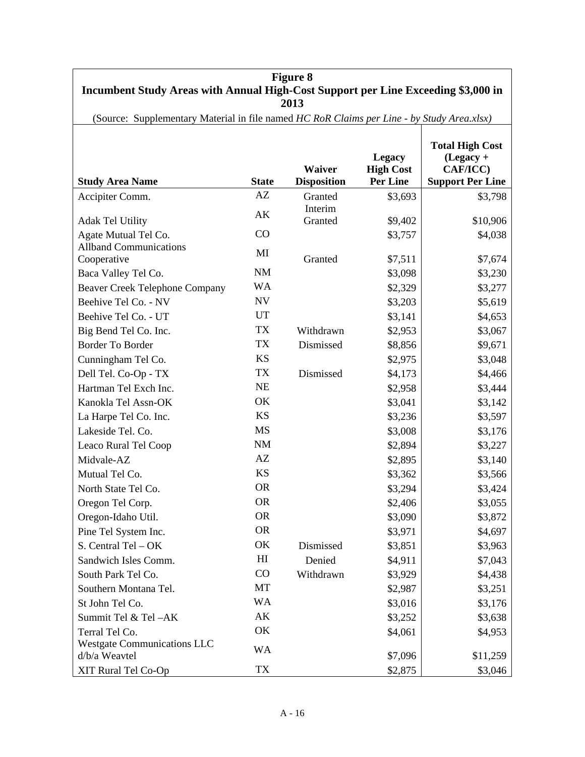**Figure 8**
**Incumbent Study Areas with Annual High-Cost Support per Line Exceeding $3,000 in 2013**

(Source: Supplementary Material in file named *HC RoR Claims per Line - by Study Area.xlsx)*

| Study Area Name | State | Waiver Disposition | Legacy High Cost Per Line | Total High Cost (Legacy + CAF/ICC) Support Per Line |
|---|---|---|---|---|
| Accipiter Comm. | AZ | Granted | $3,693 | $3,798 |
| Adak Tel Utility | AK | Interim Granted | $9,402 | $10,906 |
| Agate Mutual Tel Co. | CO | | $3,757 | $4,038 |
| Allband Communications Cooperative | MI | Granted | $7,511 | $7,674 |
| Baca Valley Tel Co. | NM | | $3,098 | $3,230 |
| Beaver Creek Telephone Company | WA | | $2,329 | $3,277 |
| Beehive Tel Co. - NV | NV | | $3,203 | $5,619 |
| Beehive Tel Co. - UT | UT | | $3,141 | $4,653 |
| Big Bend Tel Co. Inc. | TX | Withdrawn | $2,953 | $3,067 |
| Border To Border | TX | Dismissed | $8,856 | $9,671 |
| Cunningham Tel Co. | KS | | $2,975 | $3,048 |
| Dell Tel. Co-Op - TX | TX | Dismissed | $4,173 | $4,466 |
| Hartman Tel Exch Inc. | NE | | $2,958 | $3,444 |
| Kanokla Tel Assn-OK | OK | | $3,041 | $3,142 |
| La Harpe Tel Co. Inc. | KS | | $3,236 | $3,597 |
| Lakeside Tel. Co. | MS | | $3,008 | $3,176 |
| Leaco Rural Tel Coop | NM | | $2,894 | $3,227 |
| Midvale-AZ | AZ | | $2,895 | $3,140 |
| Mutual Tel Co. | KS | | $3,362 | $3,566 |
| North State Tel Co. | OR | | $3,294 | $3,424 |
| Oregon Tel Corp. | OR | | $2,406 | $3,055 |
| Oregon-Idaho Util. | OR | | $3,090 | $3,872 |
| Pine Tel System Inc. | OR | | $3,971 | $4,697 |
| S. Central Tel – OK | OK | Dismissed | $3,851 | $3,963 |
| Sandwich Isles Comm. | HI | Denied | $4,911 | $7,043 |
| South Park Tel Co. | CO | Withdrawn | $3,929 | $4,438 |
| Southern Montana Tel. | MT | | $2,987 | $3,251 |
| St John Tel Co. | WA | | $3,016 | $3,176 |
| Summit Tel & Tel –AK | AK | | $3,252 | $3,638 |
| Terral Tel Co. | OK | | $4,061 | $4,953 |
| Westgate Communications LLC d/b/a Weavtel | WA | | $7,096 | $11,259 |
| XIT Rural Tel Co-Op | TX | | $2,875 | $3,046 |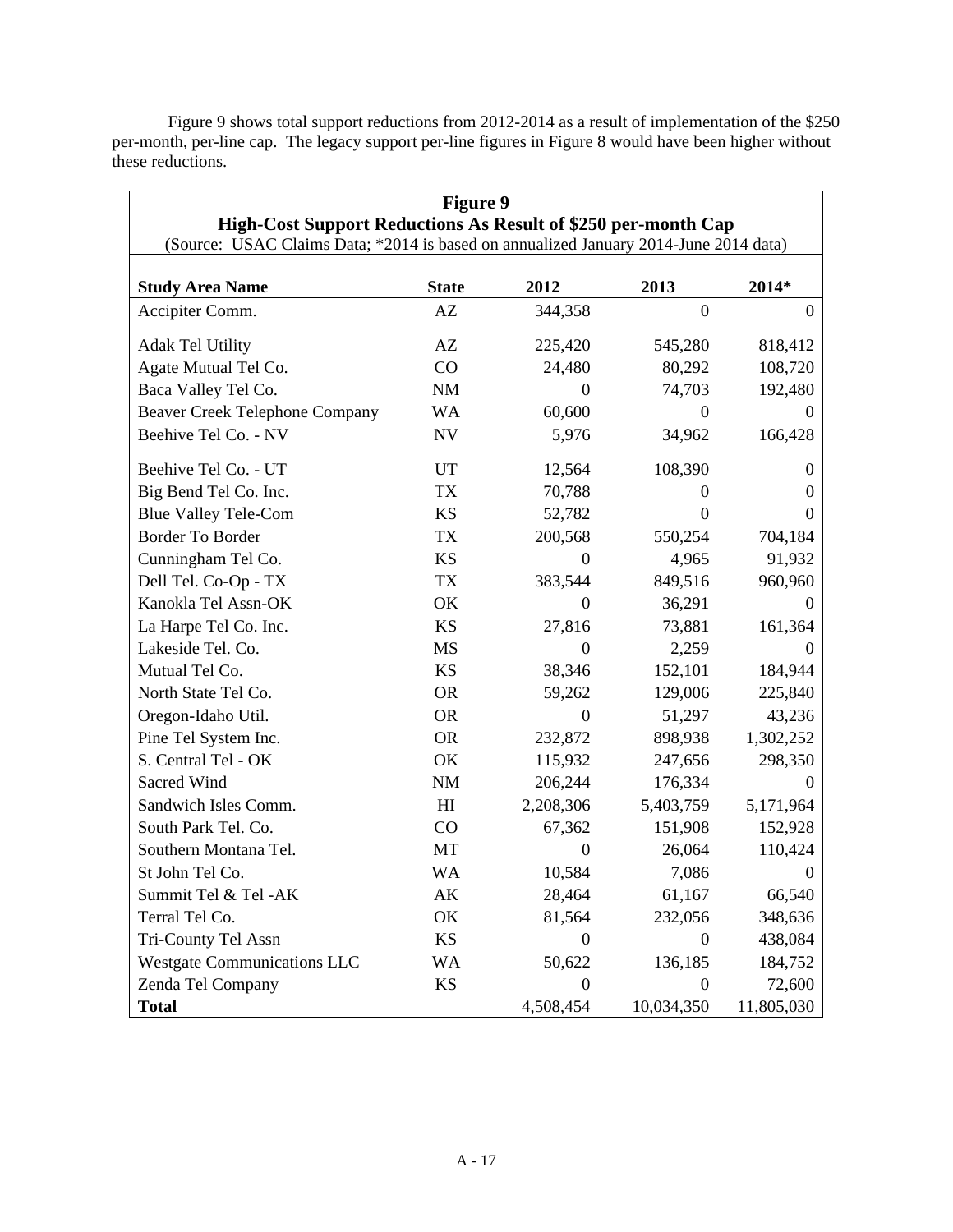Figure 9 shows total support reductions from 2012-2014 as a result of implementation of the $250 per-month, per-line cap. The legacy support per-line figures in Figure 8 would have been higher without these reductions.

**Figure 9**

**High-Cost Support Reductions As Result of $250 per-month Cap**

(Source: USAC Claims Data; *2014 is based on annualized January 2014-June 2014 data)

| Study Area Name | State | 2012 | 2013 | 2014* |
|---|---|---|---|---|
| Accipiter Comm. | AZ | 344,358 | 0 | 0 |
| Adak Tel Utility | AZ | 225,420 | 545,280 | 818,412 |
| Agate Mutual Tel Co. | CO | 24,480 | 80,292 | 108,720 |
| Baca Valley Tel Co. | NM | 0 | 74,703 | 192,480 |
| Beaver Creek Telephone Company | WA | 60,600 | 0 | 0 |
| Beehive Tel Co. - NV | NV | 5,976 | 34,962 | 166,428 |
| Beehive Tel Co. - UT | UT | 12,564 | 108,390 | 0 |
| Big Bend Tel Co. Inc. | TX | 70,788 | 0 | 0 |
| Blue Valley Tele-Com | KS | 52,782 | 0 | 0 |
| Border To Border | TX | 200,568 | 550,254 | 704,184 |
| Cunningham Tel Co. | KS | 0 | 4,965 | 91,932 |
| Dell Tel. Co-Op - TX | TX | 383,544 | 849,516 | 960,960 |
| Kanokla Tel Assn-OK | OK | 0 | 36,291 | 0 |
| La Harpe Tel Co. Inc. | KS | 27,816 | 73,881 | 161,364 |
| Lakeside Tel. Co. | MS | 0 | 2,259 | 0 |
| Mutual Tel Co. | KS | 38,346 | 152,101 | 184,944 |
| North State Tel Co. | OR | 59,262 | 129,006 | 225,840 |
| Oregon-Idaho Util. | OR | 0 | 51,297 | 43,236 |
| Pine Tel System Inc. | OR | 232,872 | 898,938 | 1,302,252 |
| S. Central Tel - OK | OK | 115,932 | 247,656 | 298,350 |
| Sacred Wind | NM | 206,244 | 176,334 | 0 |
| Sandwich Isles Comm. | HI | 2,208,306 | 5,403,759 | 5,171,964 |
| South Park Tel. Co. | CO | 67,362 | 151,908 | 152,928 |
| Southern Montana Tel. | MT | 0 | 26,064 | 110,424 |
| St John Tel Co. | WA | 10,584 | 7,086 | 0 |
| Summit Tel & Tel -AK | AK | 28,464 | 61,167 | 66,540 |
| Terral Tel Co. | OK | 81,564 | 232,056 | 348,636 |
| Tri-County Tel Assn | KS | 0 | 0 | 438,084 |
| Westgate Communications LLC | WA | 50,622 | 136,185 | 184,752 |
| Zenda Tel Company | KS | 0 | 0 | 72,600 |
| **Total** | | 4,508,454 | 10,034,350 | 11,805,030 |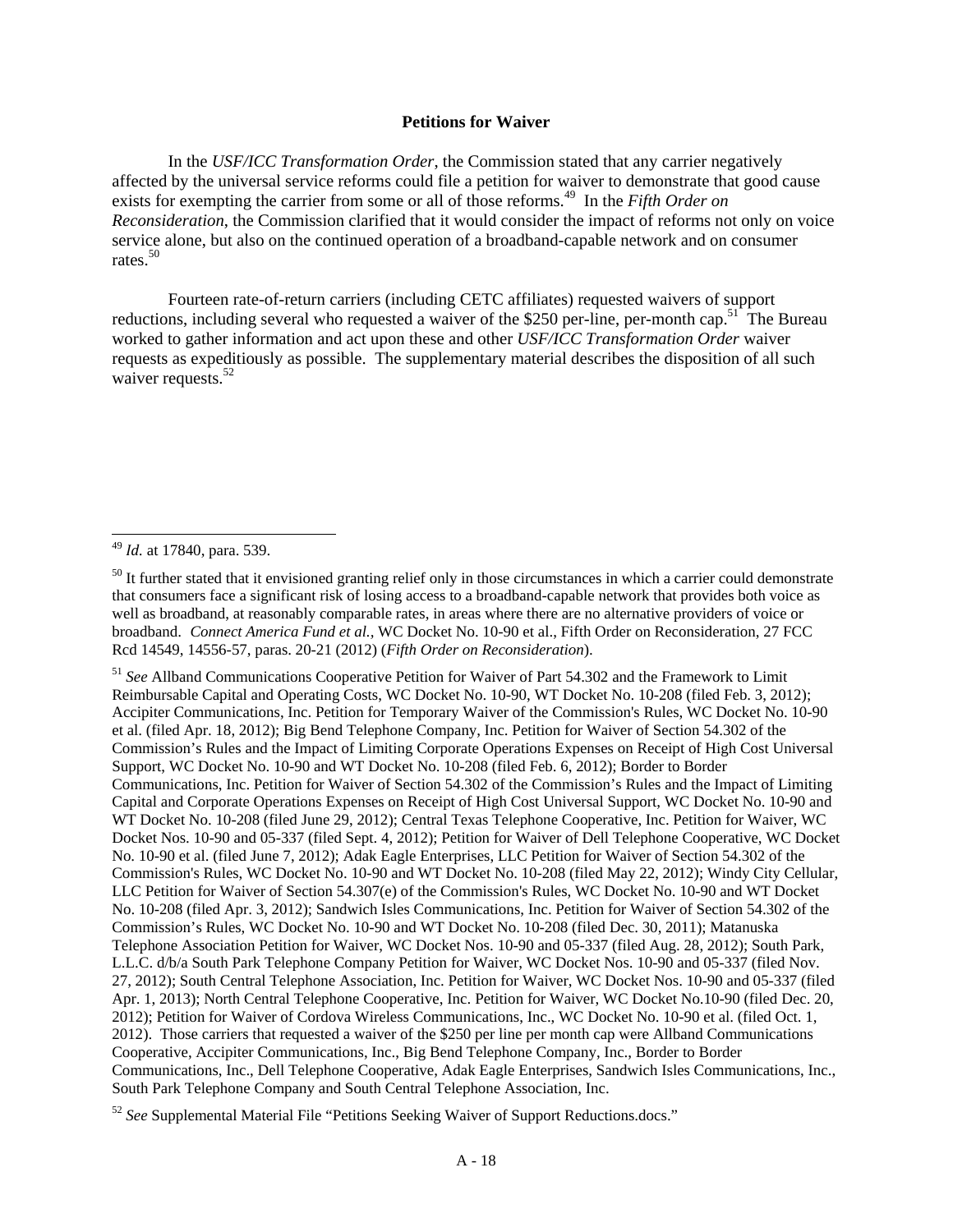**Petitions for Waiver**

In the *USF/ICC Transformation Order*, the Commission stated that any carrier negatively affected by the universal service reforms could file a petition for waiver to demonstrate that good cause exists for exempting the carrier from some or all of those reforms.[49] In the *Fifth Order on Reconsideration*, the Commission clarified that it would consider the impact of reforms not only on voice service alone, but also on the continued operation of a broadband-capable network and on consumer rates.[50]

Fourteen rate-of-return carriers (including CETC affiliates) requested waivers of support reductions, including several who requested a waiver of the $250 per-line, per-month cap.[51] The Bureau worked to gather information and act upon these and other *USF/ICC Transformation Order* waiver requests as expeditiously as possible. The supplementary material describes the disposition of all such waiver requests.[52]

---

[49] *Id.* at 17840, para. 539.

[50] It further stated that it envisioned granting relief only in those circumstances in which a carrier could demonstrate that consumers face a significant risk of losing access to a broadband-capable network that provides both voice as well as broadband, at reasonably comparable rates, in areas where there are no alternative providers of voice or broadband. *Connect America Fund et al.*, WC Docket No. 10-90 et al., Fifth Order on Reconsideration, 27 FCC Rcd 14549, 14556-57, paras. 20-21 (2012) (*Fifth Order on Reconsideration*).

[51] *See* Allband Communications Cooperative Petition for Waiver of Part 54.302 and the Framework to Limit Reimbursable Capital and Operating Costs, WC Docket No. 10-90, WT Docket No. 10-208 (filed Feb. 3, 2012); Accipiter Communications, Inc. Petition for Temporary Waiver of the Commission's Rules, WC Docket No. 10-90 et al. (filed Apr. 18, 2012); Big Bend Telephone Company, Inc. Petition for Waiver of Section 54.302 of the Commission's Rules and the Impact of Limiting Corporate Operations Expenses on Receipt of High Cost Universal Support, WC Docket No. 10-90 and WT Docket No. 10-208 (filed Feb. 6, 2012); Border to Border Communications, Inc. Petition for Waiver of Section 54.302 of the Commission's Rules and the Impact of Limiting Capital and Corporate Operations Expenses on Receipt of High Cost Universal Support, WC Docket No. 10-90 and WT Docket No. 10-208 (filed June 29, 2012); Central Texas Telephone Cooperative, Inc. Petition for Waiver, WC Docket Nos. 10-90 and 05-337 (filed Sept. 4, 2012); Petition for Waiver of Dell Telephone Cooperative, WC Docket No. 10-90 et al. (filed June 7, 2012); Adak Eagle Enterprises, LLC Petition for Waiver of Section 54.302 of the Commission's Rules, WC Docket No. 10-90 and WT Docket No. 10-208 (filed May 22, 2012); Windy City Cellular, LLC Petition for Waiver of Section 54.307(e) of the Commission's Rules, WC Docket No. 10-90 and WT Docket No. 10-208 (filed Apr. 3, 2012); Sandwich Isles Communications, Inc. Petition for Waiver of Section 54.302 of the Commission's Rules, WC Docket No. 10-90 and WT Docket No. 10-208 (filed Dec. 30, 2011); Matanuska Telephone Association Petition for Waiver, WC Docket Nos. 10-90 and 05-337 (filed Aug. 28, 2012); South Park, L.L.C. d/b/a South Park Telephone Company Petition for Waiver, WC Docket Nos. 10-90 and 05-337 (filed Nov. 27, 2012); South Central Telephone Association, Inc. Petition for Waiver, WC Docket Nos. 10-90 and 05-337 (filed Apr. 1, 2013); North Central Telephone Cooperative, Inc. Petition for Waiver, WC Docket No.10-90 (filed Dec. 20, 2012); Petition for Waiver of Cordova Wireless Communications, Inc., WC Docket No. 10-90 et al. (filed Oct. 1, 2012). Those carriers that requested a waiver of the $250 per line per month cap were Allband Communications Cooperative, Accipiter Communications, Inc., Big Bend Telephone Company, Inc., Border to Border Communications, Inc., Dell Telephone Cooperative, Adak Eagle Enterprises, Sandwich Isles Communications, Inc., South Park Telephone Company and South Central Telephone Association, Inc.

[52] *See* Supplemental Material File "Petitions Seeking Waiver of Support Reductions.docs."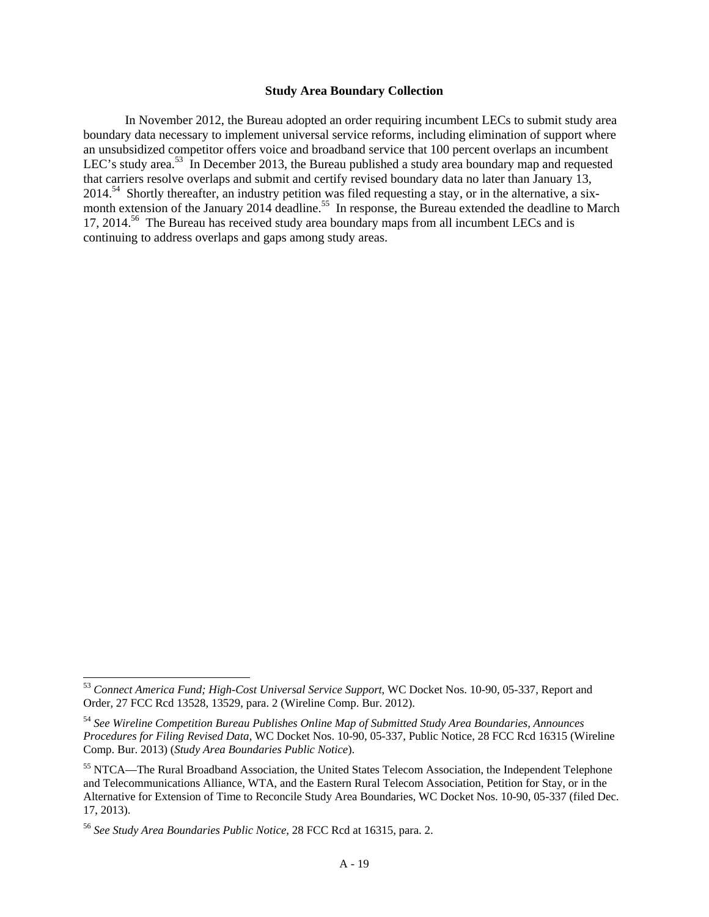**Study Area Boundary Collection**

In November 2012, the Bureau adopted an order requiring incumbent LECs to submit study area boundary data necessary to implement universal service reforms, including elimination of support where an unsubsidized competitor offers voice and broadband service that 100 percent overlaps an incumbent LEC's study area.[53] In December 2013, the Bureau published a study area boundary map and requested that carriers resolve overlaps and submit and certify revised boundary data no later than January 13, 2014.[54] Shortly thereafter, an industry petition was filed requesting a stay, or in the alternative, a six-month extension of the January 2014 deadline.[55] In response, the Bureau extended the deadline to March 17, 2014.[56] The Bureau has received study area boundary maps from all incumbent LECs and is continuing to address overlaps and gaps among study areas.

---

[53] *Connect America Fund; High-Cost Universal Service Support*, WC Docket Nos. 10-90, 05-337, Report and Order, 27 FCC Rcd 13528, 13529, para. 2 (Wireline Comp. Bur. 2012).

[54] *See Wireline Competition Bureau Publishes Online Map of Submitted Study Area Boundaries, Announces Procedures for Filing Revised Data*, WC Docket Nos. 10-90, 05-337, Public Notice, 28 FCC Rcd 16315 (Wireline Comp. Bur. 2013) (*Study Area Boundaries Public Notice*).

[55] NTCA—The Rural Broadband Association, the United States Telecom Association, the Independent Telephone and Telecommunications Alliance, WTA, and the Eastern Rural Telecom Association, Petition for Stay, or in the Alternative for Extension of Time to Reconcile Study Area Boundaries, WC Docket Nos. 10-90, 05-337 (filed Dec. 17, 2013).

[56] *See Study Area Boundaries Public Notice*, 28 FCC Rcd at 16315, para. 2.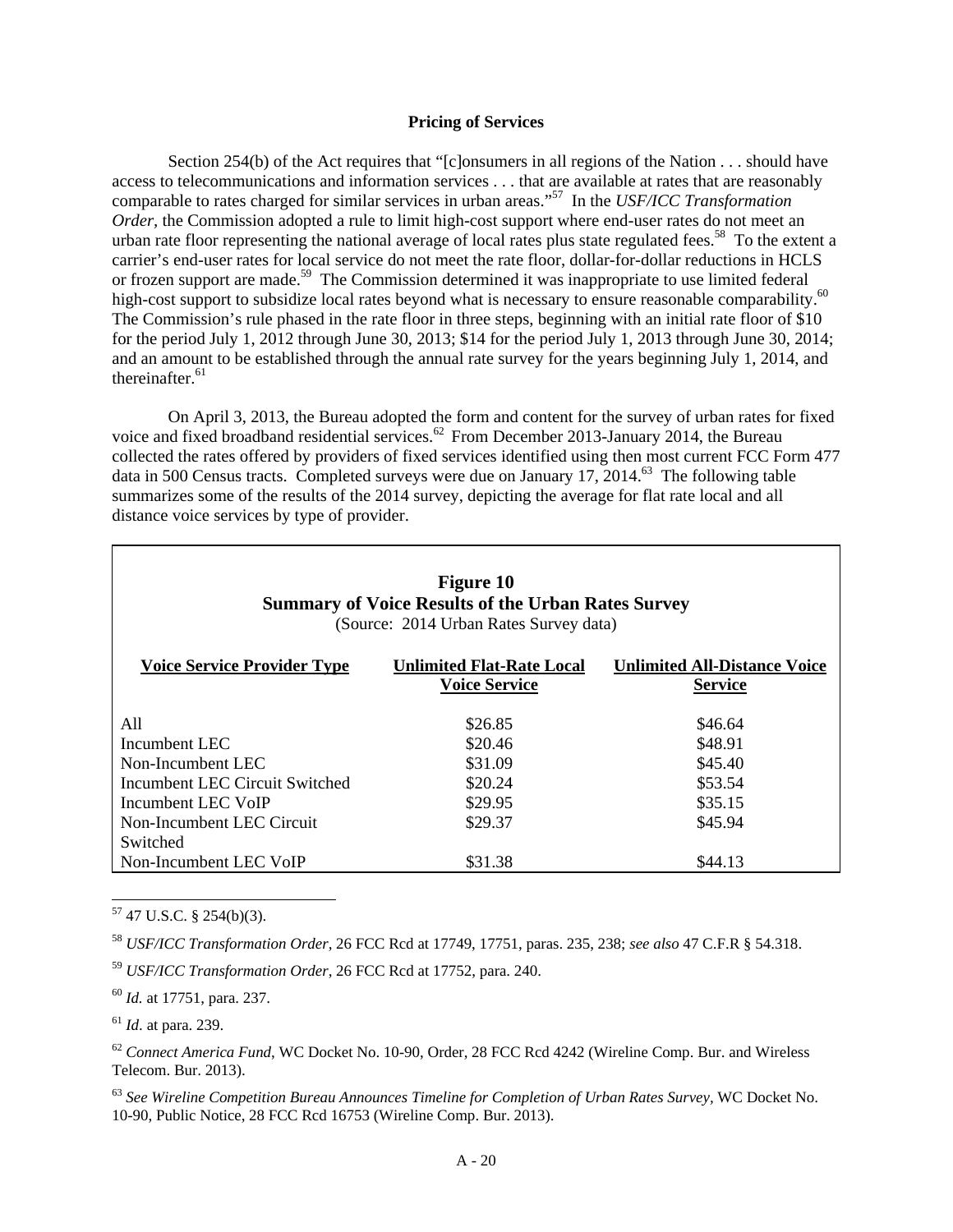### Pricing of Services

Section 254(b) of the Act requires that "[c]onsumers in all regions of the Nation . . . should have access to telecommunications and information services . . . that are available at rates that are reasonably comparable to rates charged for similar services in urban areas."[57] In the *USF/ICC Transformation Order*, the Commission adopted a rule to limit high-cost support where end-user rates do not meet an urban rate floor representing the national average of local rates plus state regulated fees.[58] To the extent a carrier's end-user rates for local service do not meet the rate floor, dollar-for-dollar reductions in HCLS or frozen support are made.[59] The Commission determined it was inappropriate to use limited federal high-cost support to subsidize local rates beyond what is necessary to ensure reasonable comparability.[60] The Commission's rule phased in the rate floor in three steps, beginning with an initial rate floor of $10 for the period July 1, 2012 through June 30, 2013; $14 for the period July 1, 2013 through June 30, 2014; and an amount to be established through the annual rate survey for the years beginning July 1, 2014, and thereinafter.[61]

On April 3, 2013, the Bureau adopted the form and content for the survey of urban rates for fixed voice and fixed broadband residential services.[62] From December 2013-January 2014, the Bureau collected the rates offered by providers of fixed services identified using then most current FCC Form 477 data in 500 Census tracts. Completed surveys were due on January 17, 2014.[63] The following table summarizes some of the results of the 2014 survey, depicting the average for flat rate local and all distance voice services by type of provider.

**Figure 10**
**Summary of Voice Results of the Urban Rates Survey**
(Source: 2014 Urban Rates Survey data)

| Voice Service Provider Type | Unlimited Flat-Rate Local Voice Service | Unlimited All-Distance Voice Service |
|---|---|---|
| All | $26.85 | $46.64 |
| Incumbent LEC | $20.46 | $48.91 |
| Non-Incumbent LEC | $31.09 | $45.40 |
| Incumbent LEC Circuit Switched | $20.24 | $53.54 |
| Incumbent LEC VoIP | $29.95 | $35.15 |
| Non-Incumbent LEC Circuit Switched | $29.37 | $45.94 |
| Non-Incumbent LEC VoIP | $31.38 | $44.13 |

---

[57] 47 U.S.C. § 254(b)(3).

[58] *USF/ICC Transformation Order*, 26 FCC Rcd at 17749, 17751, paras. 235, 238; *see also* 47 C.F.R § 54.318.

[59] *USF/ICC Transformation Order*, 26 FCC Rcd at 17752, para. 240.

[60] *Id.* at 17751, para. 237.

[61] *Id*. at para. 239.

[62] *Connect America Fund*, WC Docket No. 10-90, Order, 28 FCC Rcd 4242 (Wireline Comp. Bur. and Wireless Telecom. Bur. 2013).

[63] *See Wireline Competition Bureau Announces Timeline for Completion of Urban Rates Survey*, WC Docket No. 10-90, Public Notice, 28 FCC Rcd 16753 (Wireline Comp. Bur. 2013).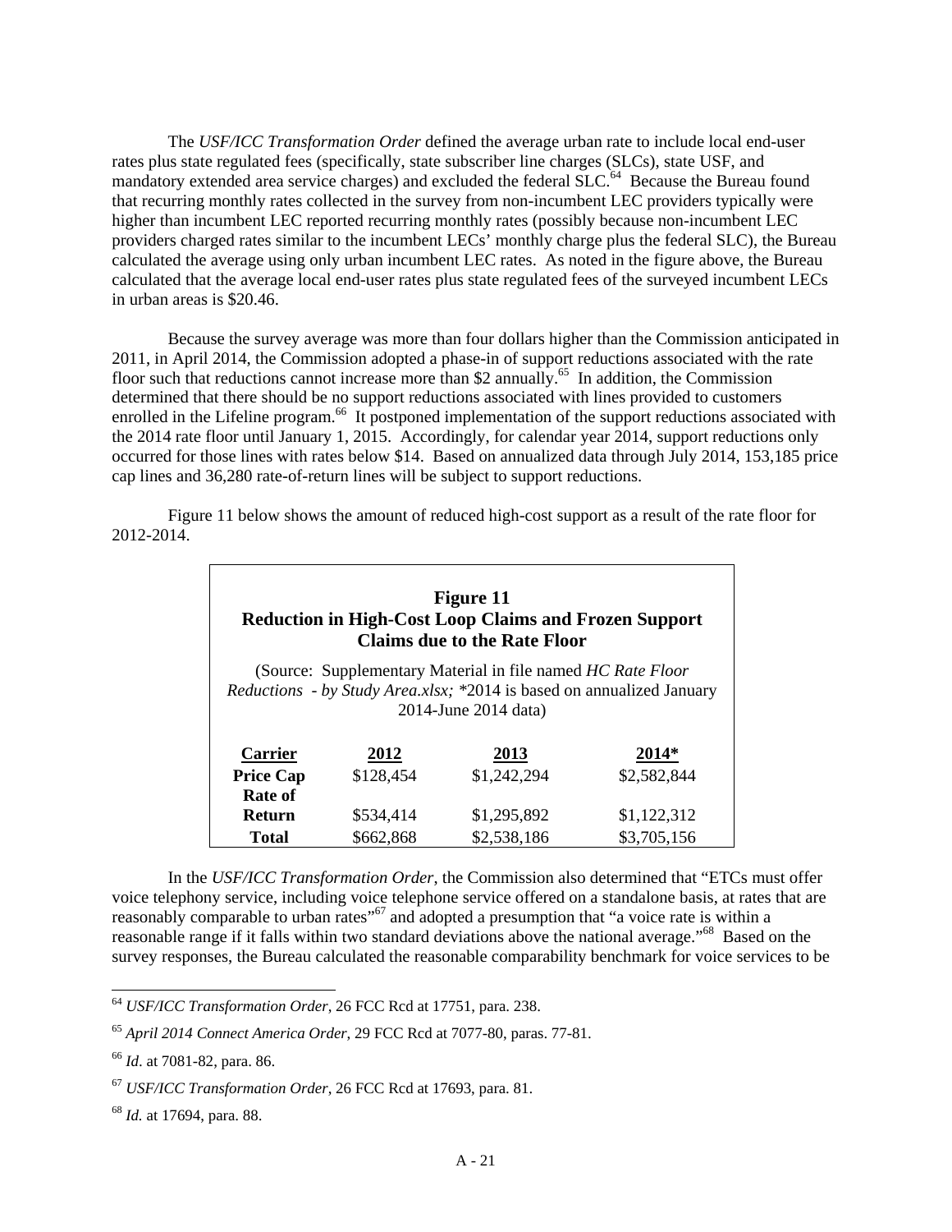The *USF/ICC Transformation Order* defined the average urban rate to include local end-user rates plus state regulated fees (specifically, state subscriber line charges (SLCs), state USF, and mandatory extended area service charges) and excluded the federal SLC.[64] Because the Bureau found that recurring monthly rates collected in the survey from non-incumbent LEC providers typically were higher than incumbent LEC reported recurring monthly rates (possibly because non-incumbent LEC providers charged rates similar to the incumbent LECs' monthly charge plus the federal SLC), the Bureau calculated the average using only urban incumbent LEC rates. As noted in the figure above, the Bureau calculated that the average local end-user rates plus state regulated fees of the surveyed incumbent LECs in urban areas is $20.46.

Because the survey average was more than four dollars higher than the Commission anticipated in 2011, in April 2014, the Commission adopted a phase-in of support reductions associated with the rate floor such that reductions cannot increase more than $2 annually.[65] In addition, the Commission determined that there should be no support reductions associated with lines provided to customers enrolled in the Lifeline program.[66] It postponed implementation of the support reductions associated with the 2014 rate floor until January 1, 2015. Accordingly, for calendar year 2014, support reductions only occurred for those lines with rates below $14. Based on annualized data through July 2014, 153,185 price cap lines and 36,280 rate-of-return lines will be subject to support reductions.

Figure 11 below shows the amount of reduced high-cost support as a result of the rate floor for 2012-2014.

**Figure 11**
**Reduction in High-Cost Loop Claims and Frozen Support Claims due to the Rate Floor**

(Source: Supplementary Material in file named *HC Rate Floor Reductions - by Study Area.xlsx;* *2014 is based on annualized January 2014-June 2014 data)

| Carrier | 2012 | 2013 | 2014* |
|---|---|---|---|
| **Price Cap** | $128,454 | $1,242,294 | $2,582,844 |
| **Rate of Return** | $534,414 | $1,295,892 | $1,122,312 |
| **Total** | $662,868 | $2,538,186 | $3,705,156 |

In the *USF/ICC Transformation Order*, the Commission also determined that "ETCs must offer voice telephony service, including voice telephone service offered on a standalone basis, at rates that are reasonably comparable to urban rates"[67] and adopted a presumption that "a voice rate is within a reasonable range if it falls within two standard deviations above the national average."[68] Based on the survey responses, the Bureau calculated the reasonable comparability benchmark for voice services to be

---

[64] *USF/ICC Transformation Order*, 26 FCC Rcd at 17751, para. 238.

[65] *April 2014 Connect America Order,* 29 FCC Rcd at 7077-80, paras. 77-81.

[66] *Id*. at 7081-82, para. 86.

[67] *USF/ICC Transformation Order*, 26 FCC Rcd at 17693, para. 81.

[68] *Id.* at 17694, para. 88.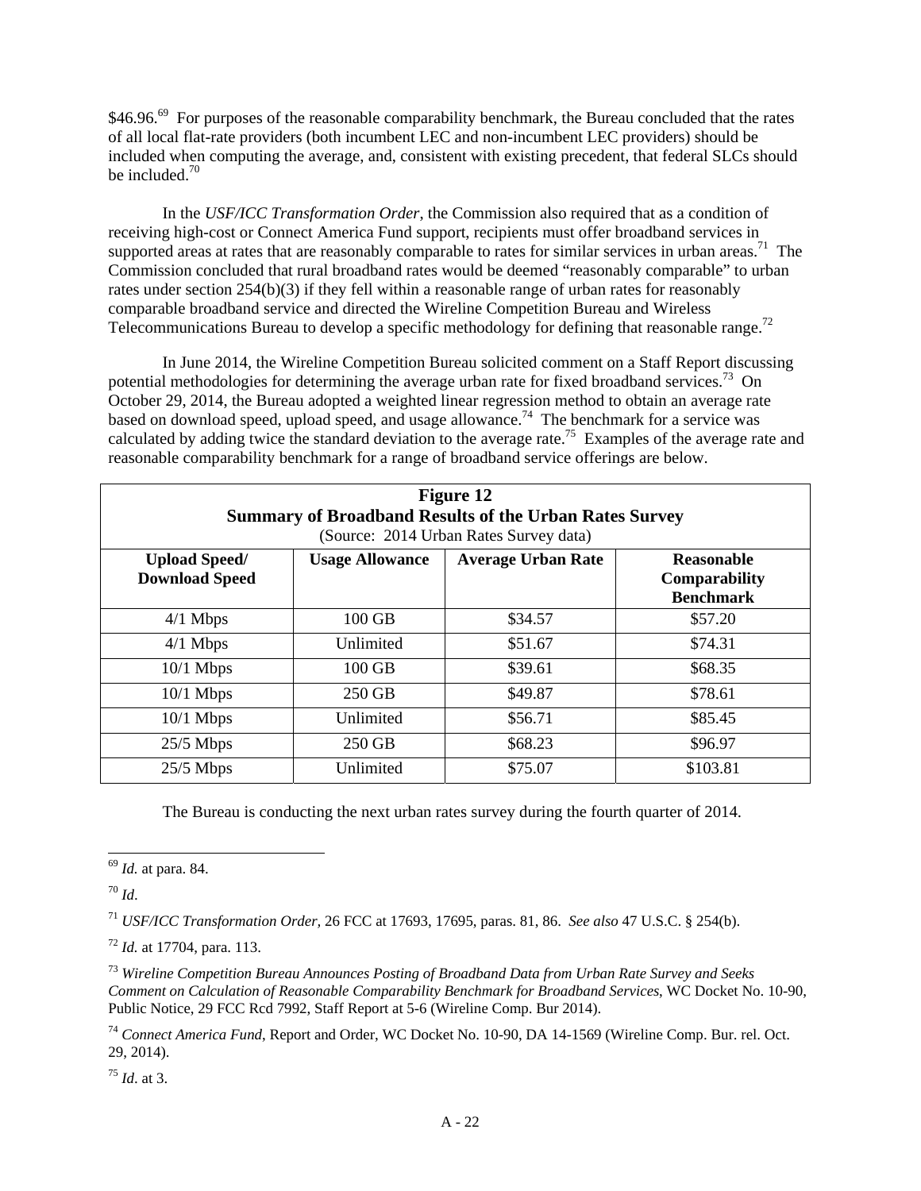$46.96.[69] For purposes of the reasonable comparability benchmark, the Bureau concluded that the rates of all local flat-rate providers (both incumbent LEC and non-incumbent LEC providers) should be included when computing the average, and, consistent with existing precedent, that federal SLCs should be included.[70]

In the *USF/ICC Transformation Order*, the Commission also required that as a condition of receiving high-cost or Connect America Fund support, recipients must offer broadband services in supported areas at rates that are reasonably comparable to rates for similar services in urban areas.[71] The Commission concluded that rural broadband rates would be deemed "reasonably comparable" to urban rates under section 254(b)(3) if they fell within a reasonable range of urban rates for reasonably comparable broadband service and directed the Wireline Competition Bureau and Wireless Telecommunications Bureau to develop a specific methodology for defining that reasonable range.[72]

In June 2014, the Wireline Competition Bureau solicited comment on a Staff Report discussing potential methodologies for determining the average urban rate for fixed broadband services.[73] On October 29, 2014, the Bureau adopted a weighted linear regression method to obtain an average rate based on download speed, upload speed, and usage allowance.[74] The benchmark for a service was calculated by adding twice the standard deviation to the average rate.[75] Examples of the average rate and reasonable comparability benchmark for a range of broadband service offerings are below.

**Figure 12**
**Summary of Broadband Results of the Urban Rates Survey**
(Source: 2014 Urban Rates Survey data)

| Upload Speed/ Download Speed | Usage Allowance | Average Urban Rate | Reasonable Comparability Benchmark |
|---|---|---|---|
| 4/1 Mbps | 100 GB | $34.57 | $57.20 |
| 4/1 Mbps | Unlimited | $51.67 | $74.31 |
| 10/1 Mbps | 100 GB | $39.61 | $68.35 |
| 10/1 Mbps | 250 GB | $49.87 | $78.61 |
| 10/1 Mbps | Unlimited | $56.71 | $85.45 |
| 25/5 Mbps | 250 GB | $68.23 | $96.97 |
| 25/5 Mbps | Unlimited | $75.07 | $103.81 |

The Bureau is conducting the next urban rates survey during the fourth quarter of 2014.

---

[69] *Id.* at para. 84.

[70] *Id*.

[71] *USF/ICC Transformation Order*, 26 FCC at 17693, 17695, paras. 81, 86. *See also* 47 U.S.C. § 254(b).

[72] *Id.* at 17704, para. 113.

[73] *Wireline Competition Bureau Announces Posting of Broadband Data from Urban Rate Survey and Seeks Comment on Calculation of Reasonable Comparability Benchmark for Broadband Services*, WC Docket No. 10-90, Public Notice, 29 FCC Rcd 7992, Staff Report at 5-6 (Wireline Comp. Bur 2014).

[74] *Connect America Fund*, Report and Order, WC Docket No. 10-90, DA 14-1569 (Wireline Comp. Bur. rel. Oct. 29, 2014).

[75] *Id*. at 3.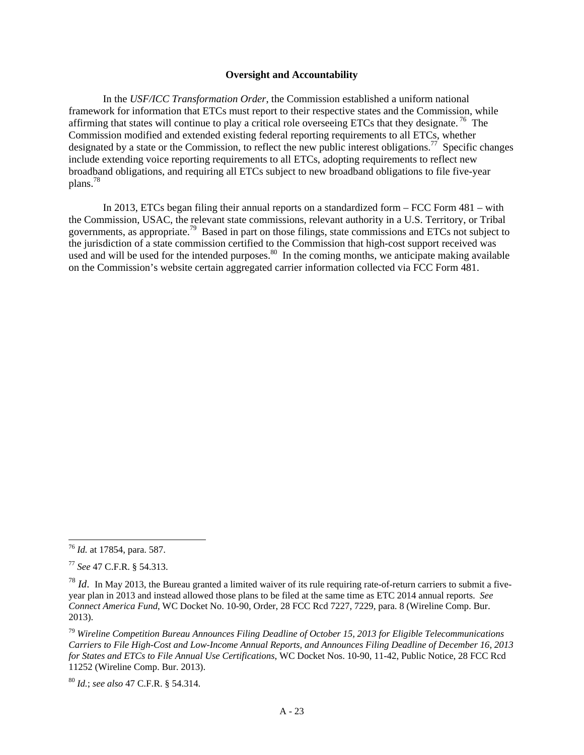## Oversight and Accountability

In the *USF/ICC Transformation Order*, the Commission established a uniform national framework for information that ETCs must report to their respective states and the Commission, while affirming that states will continue to play a critical role overseeing ETCs that they designate.[76] The Commission modified and extended existing federal reporting requirements to all ETCs, whether designated by a state or the Commission, to reflect the new public interest obligations.[77] Specific changes include extending voice reporting requirements to all ETCs, adopting requirements to reflect new broadband obligations, and requiring all ETCs subject to new broadband obligations to file five-year plans.[78]

In 2013, ETCs began filing their annual reports on a standardized form – FCC Form 481 – with the Commission, USAC, the relevant state commissions, relevant authority in a U.S. Territory, or Tribal governments, as appropriate.[79] Based in part on those filings, state commissions and ETCs not subject to the jurisdiction of a state commission certified to the Commission that high-cost support received was used and will be used for the intended purposes.[80] In the coming months, we anticipate making available on the Commission's website certain aggregated carrier information collected via FCC Form 481.

---

[76] *Id.* at 17854, para. 587.

[77] *See* 47 C.F.R. § 54.313.

[78] *Id*. In May 2013, the Bureau granted a limited waiver of its rule requiring rate-of-return carriers to submit a five-year plan in 2013 and instead allowed those plans to be filed at the same time as ETC 2014 annual reports. *See Connect America Fund*, WC Docket No. 10-90, Order, 28 FCC Rcd 7227, 7229, para. 8 (Wireline Comp. Bur. 2013).

[79] *Wireline Competition Bureau Announces Filing Deadline of October 15, 2013 for Eligible Telecommunications Carriers to File High-Cost and Low-Income Annual Reports, and Announces Filing Deadline of December 16, 2013 for States and ETCs to File Annual Use Certifications*, WC Docket Nos. 10-90, 11-42, Public Notice, 28 FCC Rcd 11252 (Wireline Comp. Bur. 2013).

[80] *Id.*; *see also* 47 C.F.R. § 54.314.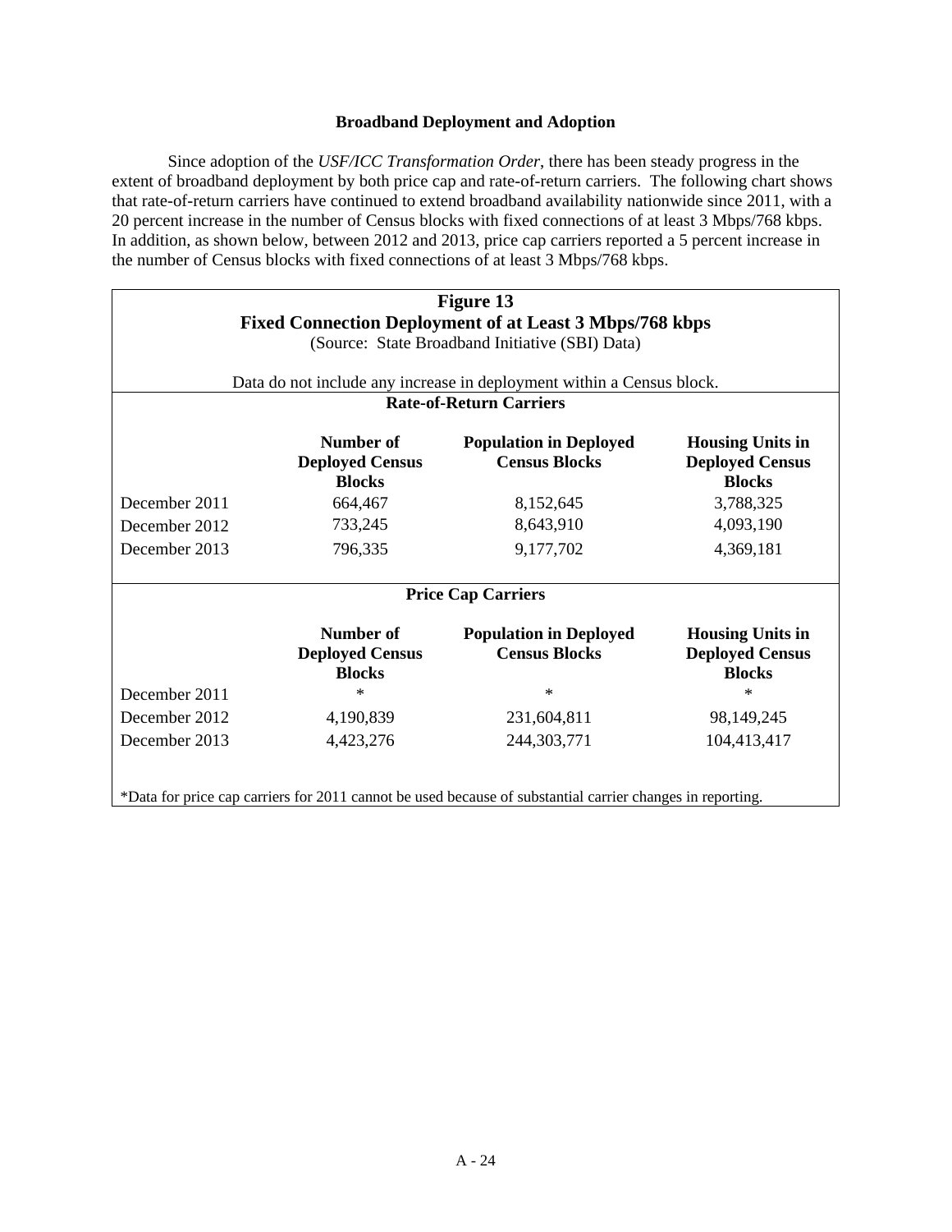**Broadband Deployment and Adoption**

Since adoption of the *USF/ICC Transformation Order*, there has been steady progress in the extent of broadband deployment by both price cap and rate-of-return carriers. The following chart shows that rate-of-return carriers have continued to extend broadband availability nationwide since 2011, with a 20 percent increase in the number of Census blocks with fixed connections of at least 3 Mbps/768 kbps. In addition, as shown below, between 2012 and 2013, price cap carriers reported a 5 percent increase in the number of Census blocks with fixed connections of at least 3 Mbps/768 kbps.

**Figure 13**
**Fixed Connection Deployment of at Least 3 Mbps/768 kbps**
(Source: State Broadband Initiative (SBI) Data)

Data do not include any increase in deployment within a Census block.

**Rate-of-Return Carriers**

| | Number of Deployed Census Blocks | Population in Deployed Census Blocks | Housing Units in Deployed Census Blocks |
|---|---|---|---|
| December 2011 | 664,467 | 8,152,645 | 3,788,325 |
| December 2012 | 733,245 | 8,643,910 | 4,093,190 |
| December 2013 | 796,335 | 9,177,702 | 4,369,181 |

**Price Cap Carriers**

| | Number of Deployed Census Blocks | Population in Deployed Census Blocks | Housing Units in Deployed Census Blocks |
|---|---|---|---|
| December 2011 | * | * | * |
| December 2012 | 4,190,839 | 231,604,811 | 98,149,245 |
| December 2013 | 4,423,276 | 244,303,771 | 104,413,417 |

*Data for price cap carriers for 2011 cannot be used because of substantial carrier changes in reporting.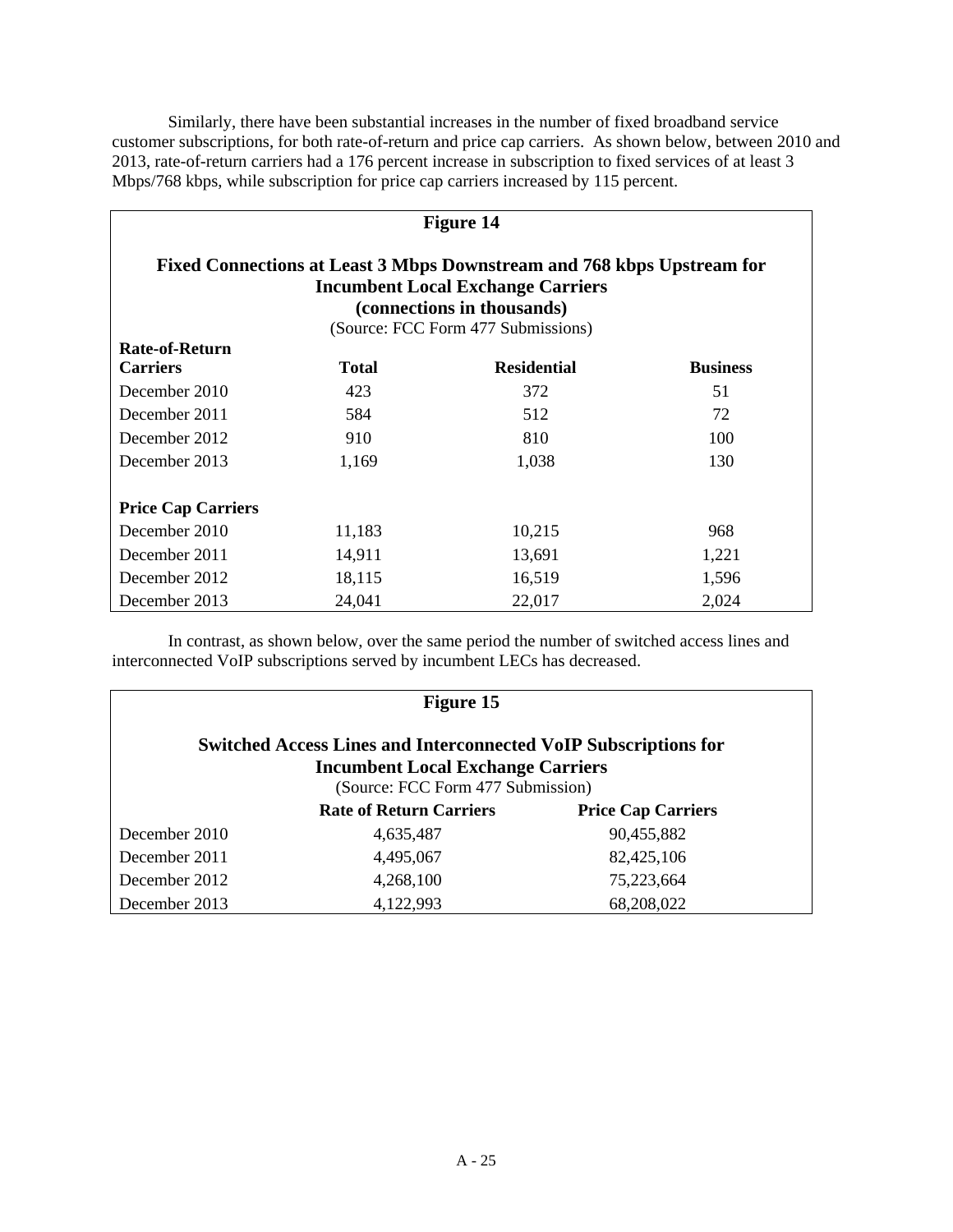Similarly, there have been substantial increases in the number of fixed broadband service customer subscriptions, for both rate-of-return and price cap carriers. As shown below, between 2010 and 2013, rate-of-return carriers had a 176 percent increase in subscription to fixed services of at least 3 Mbps/768 kbps, while subscription for price cap carriers increased by 115 percent.

**Figure 14**

**Fixed Connections at Least 3 Mbps Downstream and 768 kbps Upstream for Incumbent Local Exchange Carriers (connections in thousands)**

(Source: FCC Form 477 Submissions)

| **Rate-of-Return Carriers** | **Total** | **Residential** | **Business** |
|---|---|---|---|
| December 2010 | 423 | 372 | 51 |
| December 2011 | 584 | 512 | 72 |
| December 2012 | 910 | 810 | 100 |
| December 2013 | 1,169 | 1,038 | 130 |
| **Price Cap Carriers** | | | |
| December 2010 | 11,183 | 10,215 | 968 |
| December 2011 | 14,911 | 13,691 | 1,221 |
| December 2012 | 18,115 | 16,519 | 1,596 |
| December 2013 | 24,041 | 22,017 | 2,024 |

In contrast, as shown below, over the same period the number of switched access lines and interconnected VoIP subscriptions served by incumbent LECs has decreased.

**Figure 15**

**Switched Access Lines and Interconnected VoIP Subscriptions for Incumbent Local Exchange Carriers**

(Source: FCC Form 477 Submission)

| | **Rate of Return Carriers** | **Price Cap Carriers** |
|---|---|---|
| December 2010 | 4,635,487 | 90,455,882 |
| December 2011 | 4,495,067 | 82,425,106 |
| December 2012 | 4,268,100 | 75,223,664 |
| December 2013 | 4,122,993 | 68,208,022 |